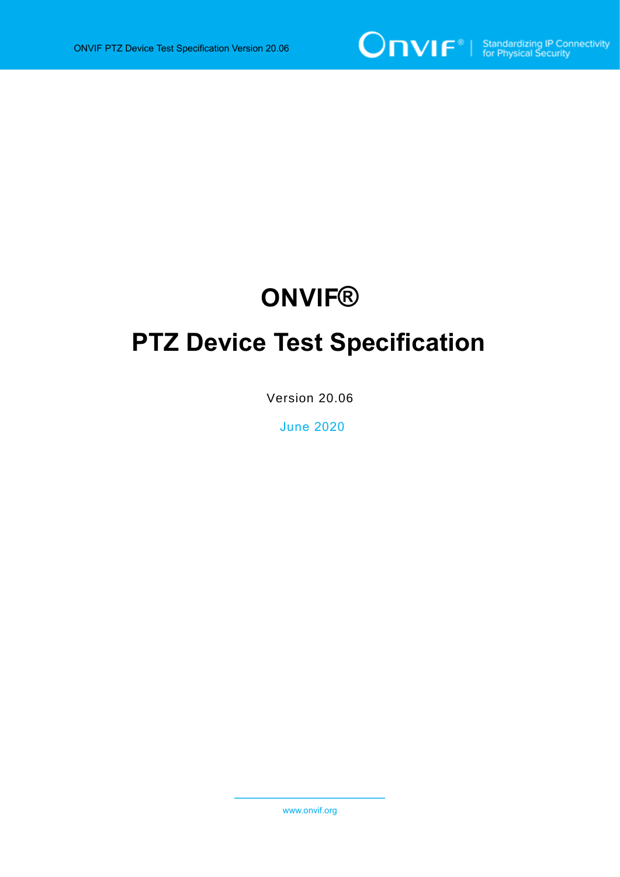# ONVIF®

# PTZ Device Test Specification

Version 20.06

June 2020

www.onvif.org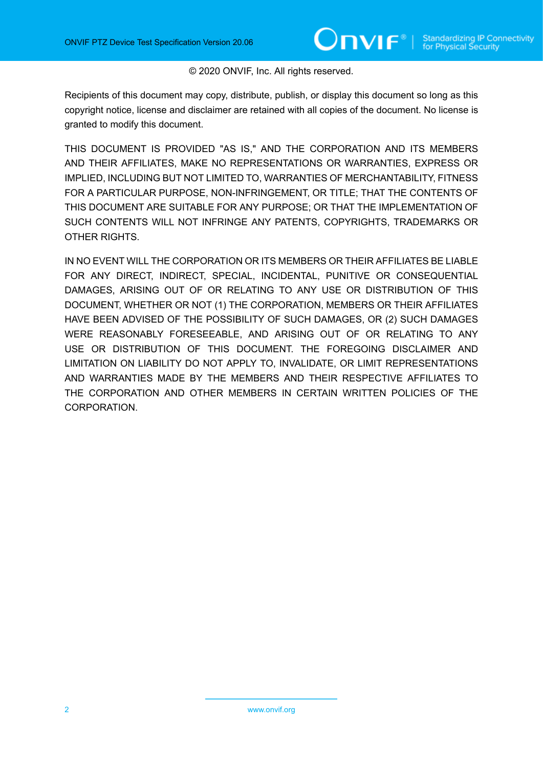© 2020 ONVIF, Inc. All rights reserved.

Recipients of this document may copy, distribute, publish, or display this document so long as this copyright notice, license and disclaimer are retained with all copies of the document. No license is granted to modify this document.

THIS DOCUMENT IS PROVIDED "AS IS," AND THE CORPORATION AND ITS MEMBERS AND THEIR AFFILIATES, MAKE NO REPRESENTATIONS OR WARRANTIES, EXPRESS OR IMPLIED, INCLUDING BUT NOT LIMITED TO, WARRANTIES OF MERCHANTABILITY, FITNESS FOR A PARTICULAR PURPOSE, NON-INFRINGEMENT, OR TITLE; THAT THE CONTENTS OF THIS DOCUMENT ARE SUITABLE FOR ANY PURPOSE; OR THAT THE IMPLEMENTATION OF SUCH CONTENTS WILL NOT INFRINGE ANY PATENTS, COPYRIGHTS, TRADEMARKS OR OTHER RIGHTS.

IN NO EVENT WILL THE CORPORATION OR ITS MEMBERS OR THEIR AFFILIATES BE LIABLE FOR ANY DIRECT, INDIRECT, SPECIAL, INCIDENTAL, PUNITIVE OR CONSEQUENTIAL DAMAGES, ARISING OUT OF OR RELATING TO ANY USE OR DISTRIBUTION OF THIS DOCUMENT, WHETHER OR NOT (1) THE CORPORATION, MEMBERS OR THEIR AFFILIATES HAVE BEEN ADVISED OF THE POSSIBILITY OF SUCH DAMAGES, OR (2) SUCH DAMAGES WERE REASONABLY FORESEEABLE, AND ARISING OUT OF OR RELATING TO ANY USE OR DISTRIBUTION OF THIS DOCUMENT. THE FOREGOING DISCLAIMER AND LIMITATION ON LIABILITY DO NOT APPLY TO, INVALIDATE, OR LIMIT REPRESENTATIONS AND WARRANTIES MADE BY THE MEMBERS AND THEIR RESPECTIVE AFFILIATES TO THE CORPORATION AND OTHER MEMBERS IN CERTAIN WRITTEN POLICIES OF THE CORPORATION.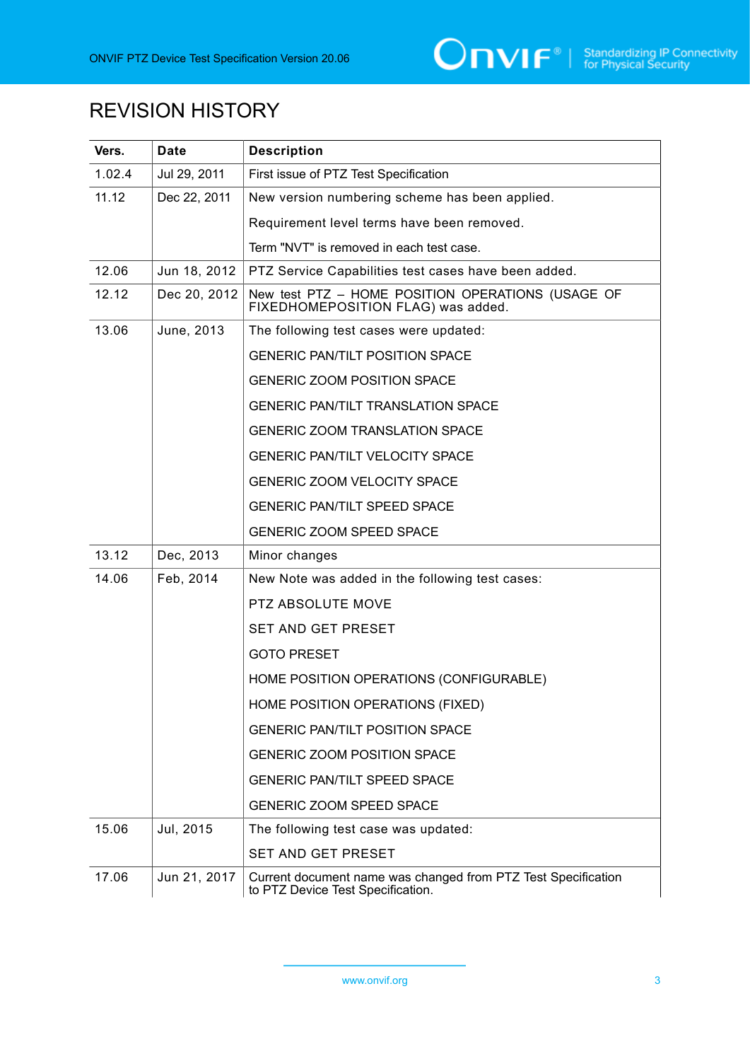# REVISION HISTORY

| Vers. | Date | Description |
| --- | --- | --- |
| 1.02.4 | Jul 29, 2011 | First issue of PTZ Test Specification |
| 11.12 | Dec 22, 2011 | New version numbering scheme has been applied.<br>Requirement level terms have been removed.<br>Term "NVT" is removed in each test case. |
| 12.06 | Jun 18, 2012 | PTZ Service Capabilities test cases have been added. |
| 12.12 | Dec 20, 2012 | New test PTZ – HOME POSITION OPERATIONS (USAGE OF FIXEDHOMEPOSITION FLAG) was added. |
| 13.06 | June, 2013 | The following test cases were updated:<br>GENERIC PAN/TILT POSITION SPACE<br>GENERIC ZOOM POSITION SPACE<br>GENERIC PAN/TILT TRANSLATION SPACE<br>GENERIC ZOOM TRANSLATION SPACE<br>GENERIC PAN/TILT VELOCITY SPACE<br>GENERIC ZOOM VELOCITY SPACE<br>GENERIC PAN/TILT SPEED SPACE<br>GENERIC ZOOM SPEED SPACE |
| 13.12 | Dec, 2013 | Minor changes |
| 14.06 | Feb, 2014 | New Note was added in the following test cases:<br>PTZ ABSOLUTE MOVE<br>SET AND GET PRESET<br>GOTO PRESET<br>HOME POSITION OPERATIONS (CONFIGURABLE)<br>HOME POSITION OPERATIONS (FIXED)<br>GENERIC PAN/TILT POSITION SPACE<br>GENERIC ZOOM POSITION SPACE<br>GENERIC PAN/TILT SPEED SPACE<br>GENERIC ZOOM SPEED SPACE |
| 15.06 | Jul, 2015 | The following test case was updated:<br>SET AND GET PRESET |
| 17.06 | Jun 21, 2017 | Current document name was changed from PTZ Test Specification to PTZ Device Test Specification. |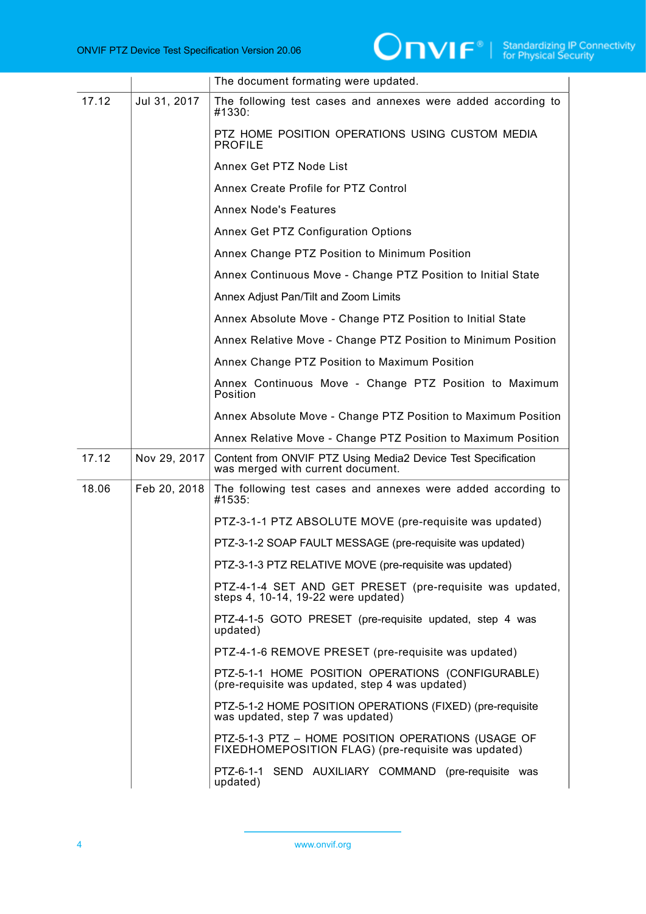| | | The document formating were updated. |
|---|---|---|
| 17.12 | Jul 31, 2017 | The following test cases and annexes were added according to #1330:<br><br>PTZ HOME POSITION OPERATIONS USING CUSTOM MEDIA PROFILE<br><br>Annex Get PTZ Node List<br><br>Annex Create Profile for PTZ Control<br><br>Annex Node's Features<br><br>Annex Get PTZ Configuration Options<br><br>Annex Change PTZ Position to Minimum Position<br><br>Annex Continuous Move - Change PTZ Position to Initial State<br><br>Annex Adjust Pan/Tilt and Zoom Limits<br><br>Annex Absolute Move - Change PTZ Position to Initial State<br><br>Annex Relative Move - Change PTZ Position to Minimum Position<br><br>Annex Change PTZ Position to Maximum Position<br><br>Annex Continuous Move - Change PTZ Position to Maximum Position<br><br>Annex Absolute Move - Change PTZ Position to Maximum Position<br><br>Annex Relative Move - Change PTZ Position to Maximum Position |
| 17.12 | Nov 29, 2017 | Content from ONVIF PTZ Using Media2 Device Test Specification was merged with current document. |
| 18.06 | Feb 20, 2018 | The following test cases and annexes were added according to #1535:<br><br>PTZ-3-1-1 PTZ ABSOLUTE MOVE (pre-requisite was updated)<br><br>PTZ-3-1-2 SOAP FAULT MESSAGE (pre-requisite was updated)<br><br>PTZ-3-1-3 PTZ RELATIVE MOVE (pre-requisite was updated)<br><br>PTZ-4-1-4 SET AND GET PRESET (pre-requisite was updated, steps 4, 10-14, 19-22 were updated)<br><br>PTZ-4-1-5 GOTO PRESET (pre-requisite updated, step 4 was updated)<br><br>PTZ-4-1-6 REMOVE PRESET (pre-requisite was updated)<br><br>PTZ-5-1-1 HOME POSITION OPERATIONS (CONFIGURABLE) (pre-requisite was updated, step 4 was updated)<br><br>PTZ-5-1-2 HOME POSITION OPERATIONS (FIXED) (pre-requisite was updated, step 7 was updated)<br><br>PTZ-5-1-3 PTZ – HOME POSITION OPERATIONS (USAGE OF FIXEDHOMEPOSITION FLAG) (pre-requisite was updated)<br><br>PTZ-6-1-1 SEND AUXILIARY COMMAND (pre-requisite was updated) |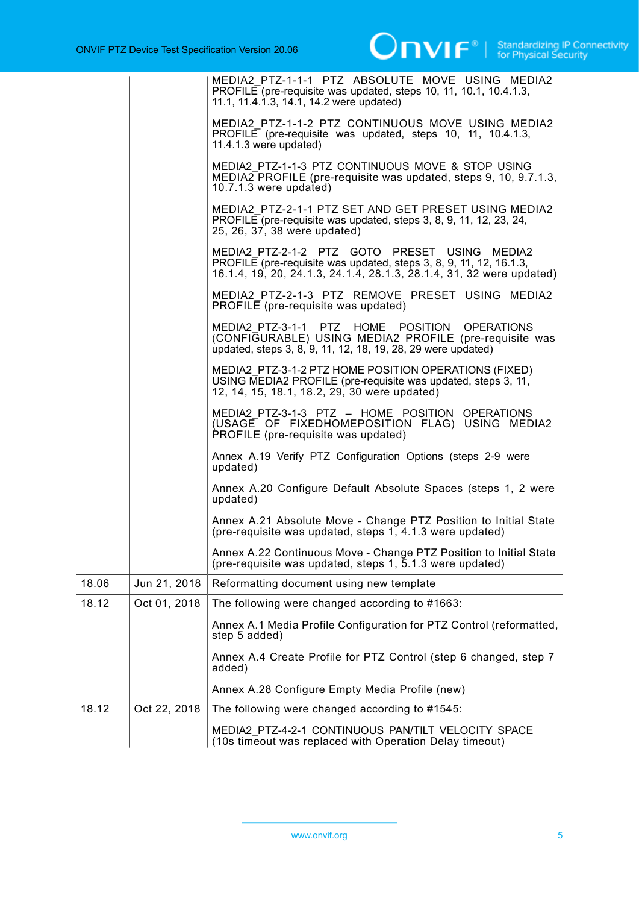| | | |
|---|---|---|
| | | MEDIA2_PTZ-1-1-1 PTZ ABSOLUTE MOVE USING MEDIA2 PROFILE (pre-requisite was updated, steps 10, 11, 10.1, 10.4.1.3, 11.1, 11.4.1.3, 14.1, 14.2 were updated)<br><br>MEDIA2_PTZ-1-1-2 PTZ CONTINUOUS MOVE USING MEDIA2 PROFILE (pre-requisite was updated, steps 10, 11, 10.4.1.3, 11.4.1.3 were updated)<br><br>MEDIA2_PTZ-1-1-3 PTZ CONTINUOUS MOVE & STOP USING MEDIA2 PROFILE (pre-requisite was updated, steps 9, 10, 9.7.1.3, 10.7.1.3 were updated)<br><br>MEDIA2_PTZ-2-1-1 PTZ SET AND GET PRESET USING MEDIA2 PROFILE (pre-requisite was updated, steps 3, 8, 9, 11, 12, 23, 24, 25, 26, 37, 38 were updated)<br><br>MEDIA2_PTZ-2-1-2 PTZ GOTO PRESET USING MEDIA2 PROFILE (pre-requisite was updated, steps 3, 8, 9, 11, 12, 16.1.3, 16.1.4, 19, 20, 24.1.3, 24.1.4, 28.1.3, 28.1.4, 31, 32 were updated)<br><br>MEDIA2_PTZ-2-1-3 PTZ REMOVE PRESET USING MEDIA2 PROFILE (pre-requisite was updated)<br><br>MEDIA2_PTZ-3-1-1 PTZ HOME POSITION OPERATIONS (CONFIGURABLE) USING MEDIA2 PROFILE (pre-requisite was updated, steps 3, 8, 9, 11, 12, 18, 19, 28, 29 were updated)<br><br>MEDIA2_PTZ-3-1-2 PTZ HOME POSITION OPERATIONS (FIXED) USING MEDIA2 PROFILE (pre-requisite was updated, steps 3, 11, 12, 14, 15, 18.1, 18.2, 29, 30 were updated)<br><br>MEDIA2_PTZ-3-1-3 PTZ – HOME POSITION OPERATIONS (USAGE OF FIXEDHOMEPOSITION FLAG) USING MEDIA2 PROFILE (pre-requisite was updated)<br><br>Annex A.19 Verify PTZ Configuration Options (steps 2-9 were updated)<br><br>Annex A.20 Configure Default Absolute Spaces (steps 1, 2 were updated)<br><br>Annex A.21 Absolute Move - Change PTZ Position to Initial State (pre-requisite was updated, steps 1, 4.1.3 were updated)<br><br>Annex A.22 Continuous Move - Change PTZ Position to Initial State (pre-requisite was updated, steps 1, 5.1.3 were updated) |
| 18.06 | Jun 21, 2018 | Reformatting document using new template |
| 18.12 | Oct 01, 2018 | The following were changed according to #1663:<br><br>Annex A.1 Media Profile Configuration for PTZ Control (reformatted, step 5 added)<br><br>Annex A.4 Create Profile for PTZ Control (step 6 changed, step 7 added)<br><br>Annex A.28 Configure Empty Media Profile (new) |
| 18.12 | Oct 22, 2018 | The following were changed according to #1545:<br><br>MEDIA2_PTZ-4-2-1 CONTINUOUS PAN/TILT VELOCITY SPACE (10s timeout was replaced with Operation Delay timeout) |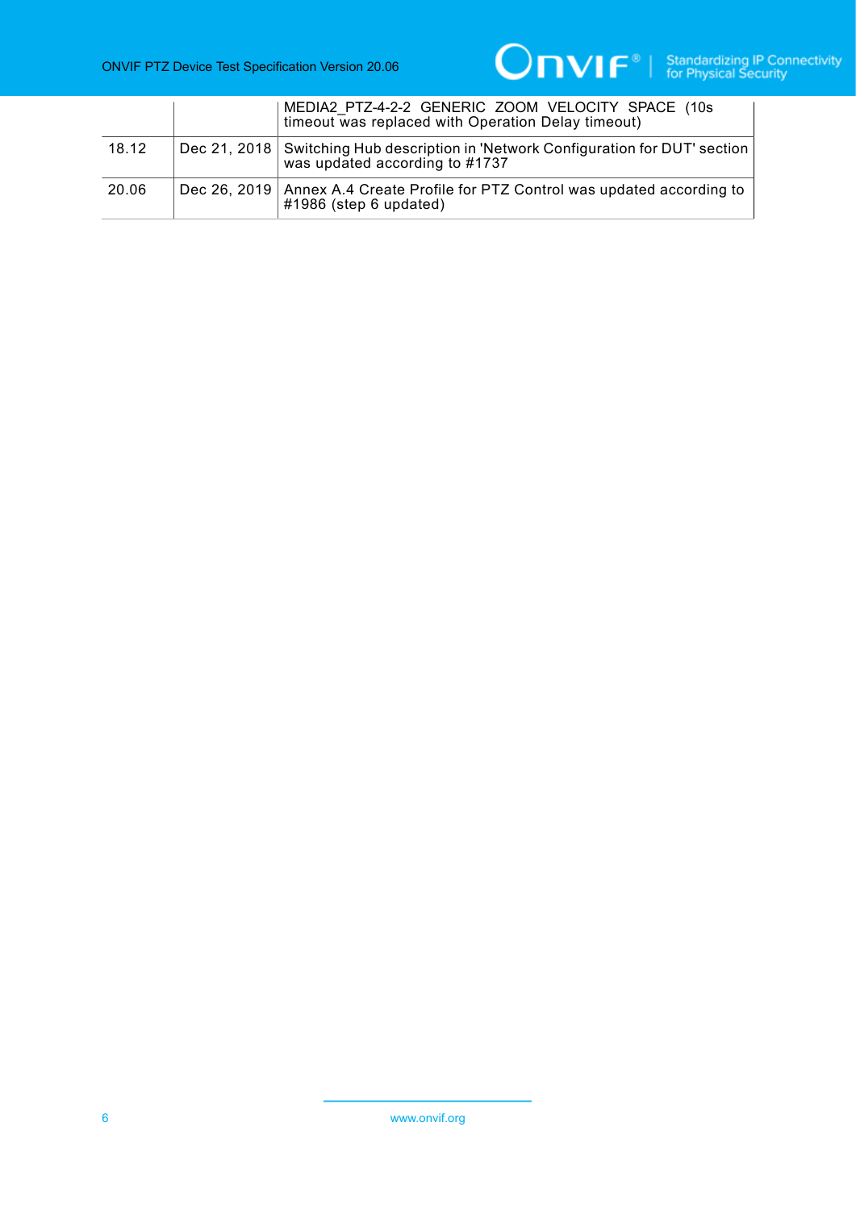| | | |
|---|---|---|
| | | MEDIA2_PTZ-4-2-2 GENERIC ZOOM VELOCITY SPACE (10s timeout was replaced with Operation Delay timeout) |
| 18.12 | Dec 21, 2018 | Switching Hub description in 'Network Configuration for DUT' section was updated according to #1737 |
| 20.06 | Dec 26, 2019 | Annex A.4 Create Profile for PTZ Control was updated according to #1986 (step 6 updated) |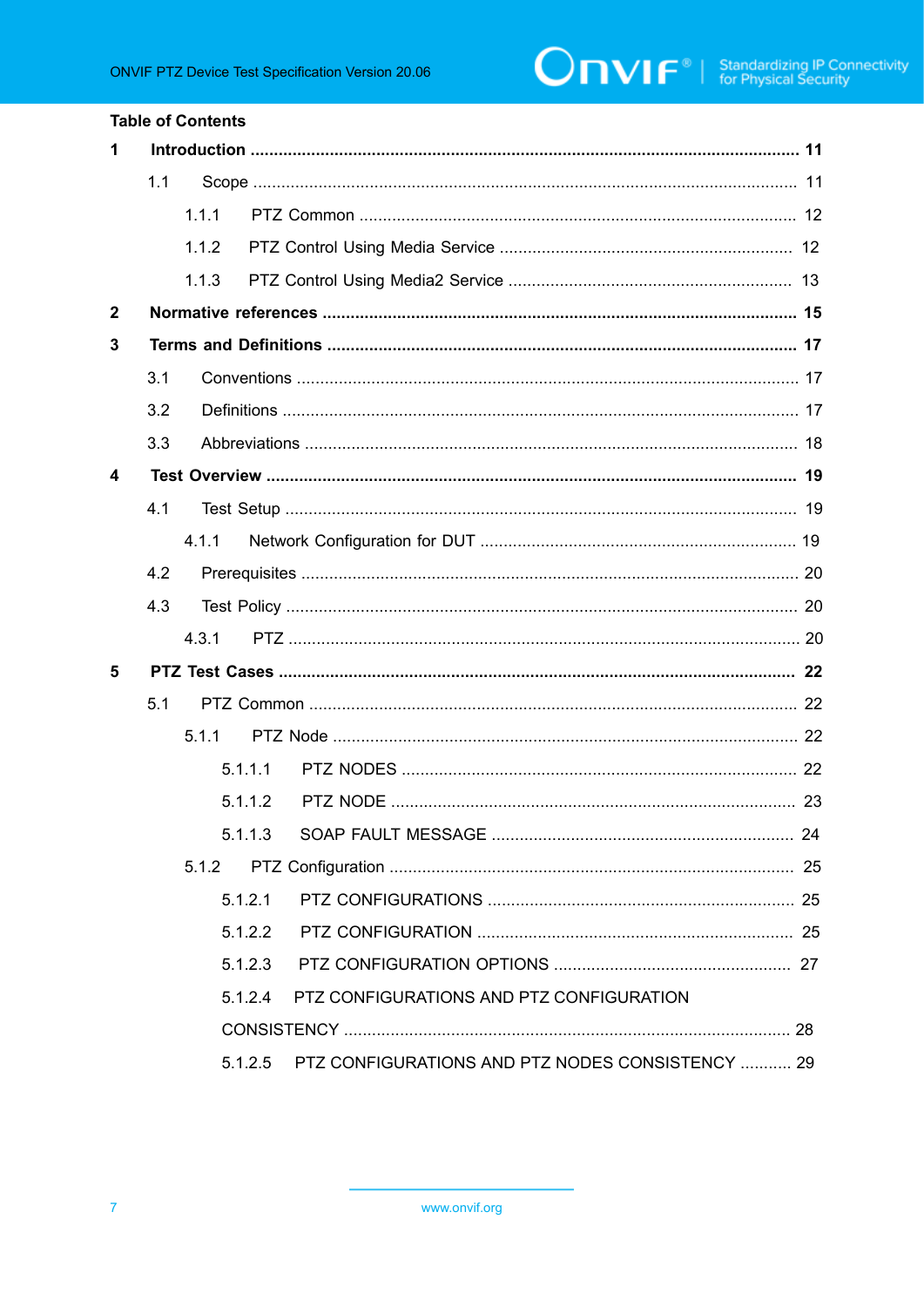**Table of Contents**

**1 Introduction ........................................................................................................ 11**

1.1 Scope .................................................................................................................. 11

1.1.1 PTZ Common ............................................................................................. 12

1.1.2 PTZ Control Using Media Service .............................................................. 12

1.1.3 PTZ Control Using Media2 Service ............................................................ 13

**2 Normative references ........................................................................................ 15**

**3 Terms and Definitions ....................................................................................... 17**

3.1 Conventions ......................................................................................................... 17

3.2 Definitions ............................................................................................................ 17

3.3 Abbreviations ....................................................................................................... 18

**4 Test Overview .................................................................................................... 19**

4.1 Test Setup ............................................................................................................ 19

4.1.1 Network Configuration for DUT ................................................................... 19

4.2 Prerequisites ........................................................................................................ 20

4.3 Test Policy ............................................................................................................ 20

4.3.1 PTZ ............................................................................................................. 20

**5 PTZ Test Cases ................................................................................................. 22**

5.1 PTZ Common ....................................................................................................... 22

5.1.1 PTZ Node ................................................................................................... 22

5.1.1.1 PTZ NODES ...................................................................................... 22

5.1.1.2 PTZ NODE ........................................................................................ 23

5.1.1.3 SOAP FAULT MESSAGE ................................................................. 24

5.1.2 PTZ Configuration ...................................................................................... 25

5.1.2.1 PTZ CONFIGURATIONS .................................................................. 25

5.1.2.2 PTZ CONFIGURATION .................................................................... 25

5.1.2.3 PTZ CONFIGURATION OPTIONS .................................................... 27

5.1.2.4 PTZ CONFIGURATIONS AND PTZ CONFIGURATION CONSISTENCY ................................................................................................ 28

5.1.2.5 PTZ CONFIGURATIONS AND PTZ NODES CONSISTENCY ........... 29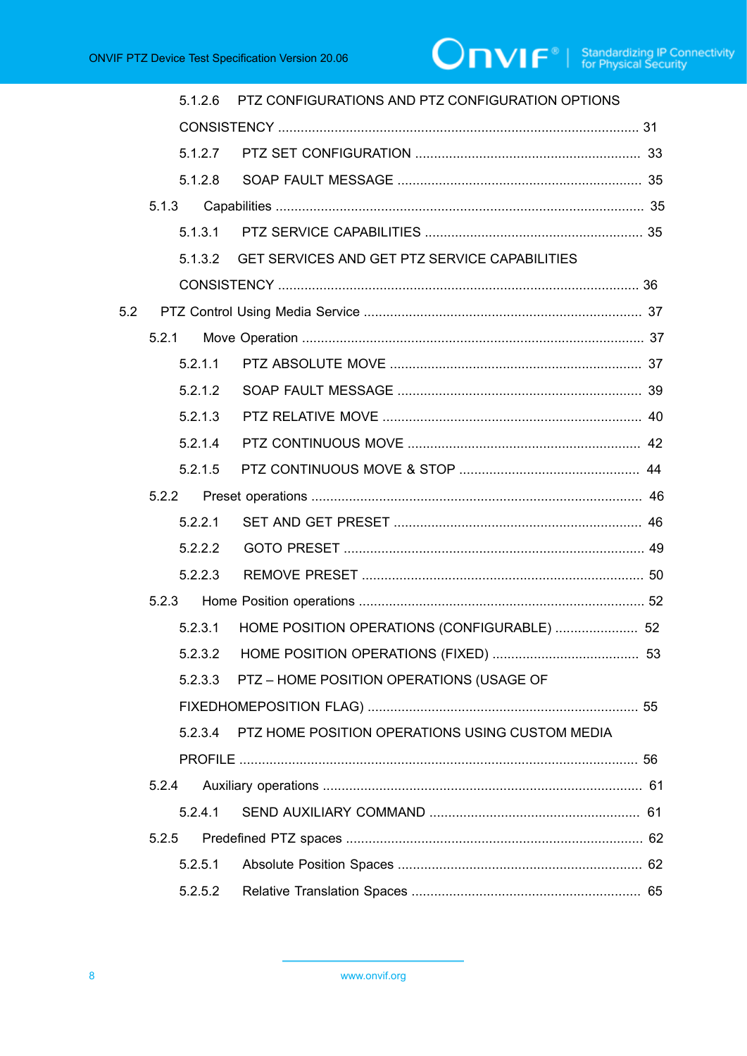5.1.2.6 PTZ CONFIGURATIONS AND PTZ CONFIGURATION OPTIONS CONSISTENCY ..... 31

5.1.2.7 PTZ SET CONFIGURATION ..... 33

5.1.2.8 SOAP FAULT MESSAGE ..... 35

5.1.3 Capabilities ..... 35

5.1.3.1 PTZ SERVICE CAPABILITIES ..... 35

5.1.3.2 GET SERVICES AND GET PTZ SERVICE CAPABILITIES CONSISTENCY ..... 36

5.2 PTZ Control Using Media Service ..... 37

5.2.1 Move Operation ..... 37

5.2.1.1 PTZ ABSOLUTE MOVE ..... 37

5.2.1.2 SOAP FAULT MESSAGE ..... 39

5.2.1.3 PTZ RELATIVE MOVE ..... 40

5.2.1.4 PTZ CONTINUOUS MOVE ..... 42

5.2.1.5 PTZ CONTINUOUS MOVE & STOP ..... 44

5.2.2 Preset operations ..... 46

5.2.2.1 SET AND GET PRESET ..... 46

5.2.2.2 GOTO PRESET ..... 49

5.2.2.3 REMOVE PRESET ..... 50

5.2.3 Home Position operations ..... 52

5.2.3.1 HOME POSITION OPERATIONS (CONFIGURABLE) ..... 52

5.2.3.2 HOME POSITION OPERATIONS (FIXED) ..... 53

5.2.3.3 PTZ – HOME POSITION OPERATIONS (USAGE OF FIXEDHOMEPOSITION FLAG) ..... 55

5.2.3.4 PTZ HOME POSITION OPERATIONS USING CUSTOM MEDIA PROFILE ..... 56

5.2.4 Auxiliary operations ..... 61

5.2.4.1 SEND AUXILIARY COMMAND ..... 61

5.2.5 Predefined PTZ spaces ..... 62

5.2.5.1 Absolute Position Spaces ..... 62

5.2.5.2 Relative Translation Spaces ..... 65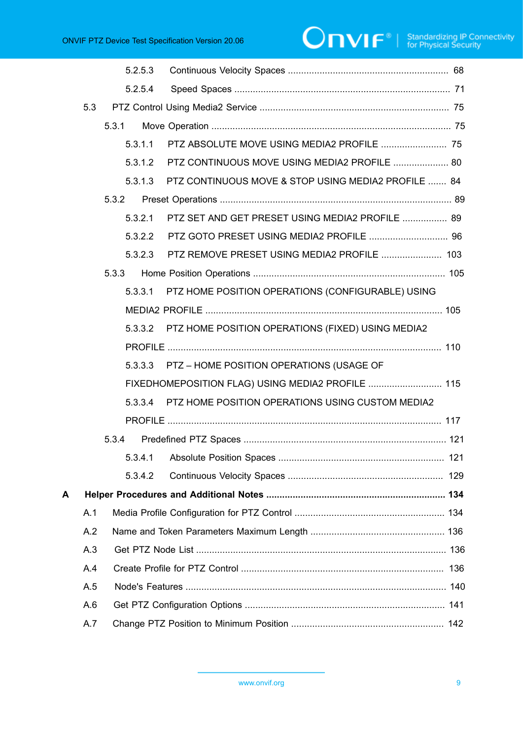5.2.5.3 Continuous Velocity Spaces ............................................................ 68

5.2.5.4 Speed Spaces ................................................................................ 71

5.3 PTZ Control Using Media2 Service ....................................................................... 75

5.3.1 Move Operation .......................................................................................... 75

5.3.1.1 PTZ ABSOLUTE MOVE USING MEDIA2 PROFILE ......................... 75

5.3.1.2 PTZ CONTINUOUS MOVE USING MEDIA2 PROFILE ..................... 80

5.3.1.3 PTZ CONTINUOUS MOVE & STOP USING MEDIA2 PROFILE ....... 84

5.3.2 Preset Operations ....................................................................................... 89

5.3.2.1 PTZ SET AND GET PRESET USING MEDIA2 PROFILE ................. 89

5.3.2.2 PTZ GOTO PRESET USING MEDIA2 PROFILE .............................. 96

5.3.2.3 PTZ REMOVE PRESET USING MEDIA2 PROFILE ....................... 103

5.3.3 Home Position Operations ........................................................................ 105

5.3.3.1 PTZ HOME POSITION OPERATIONS (CONFIGURABLE) USING MEDIA2 PROFILE ......................................................................................... 105

5.3.3.2 PTZ HOME POSITION OPERATIONS (FIXED) USING MEDIA2 PROFILE ...................................................................................................... 110

5.3.3.3 PTZ – HOME POSITION OPERATIONS (USAGE OF FIXEDHOMEPOSITION FLAG) USING MEDIA2 PROFILE ........................... 115

5.3.3.4 PTZ HOME POSITION OPERATIONS USING CUSTOM MEDIA2 PROFILE ...................................................................................................... 117

5.3.4 Predefined PTZ Spaces ............................................................................ 121

5.3.4.1 Absolute Position Spaces .............................................................. 121

5.3.4.2 Continuous Velocity Spaces .......................................................... 129

**A Helper Procedures and Additional Notes ................................................................... 134**

A.1 Media Profile Configuration for PTZ Control ........................................................ 134

A.2 Name and Token Parameters Maximum Length .................................................. 136

A.3 Get PTZ Node List ............................................................................................. 136

A.4 Create Profile for PTZ Control ............................................................................ 136

A.5 Node's Features ................................................................................................. 140

A.6 Get PTZ Configuration Options ........................................................................... 141

A.7 Change PTZ Position to Minimum Position ......................................................... 142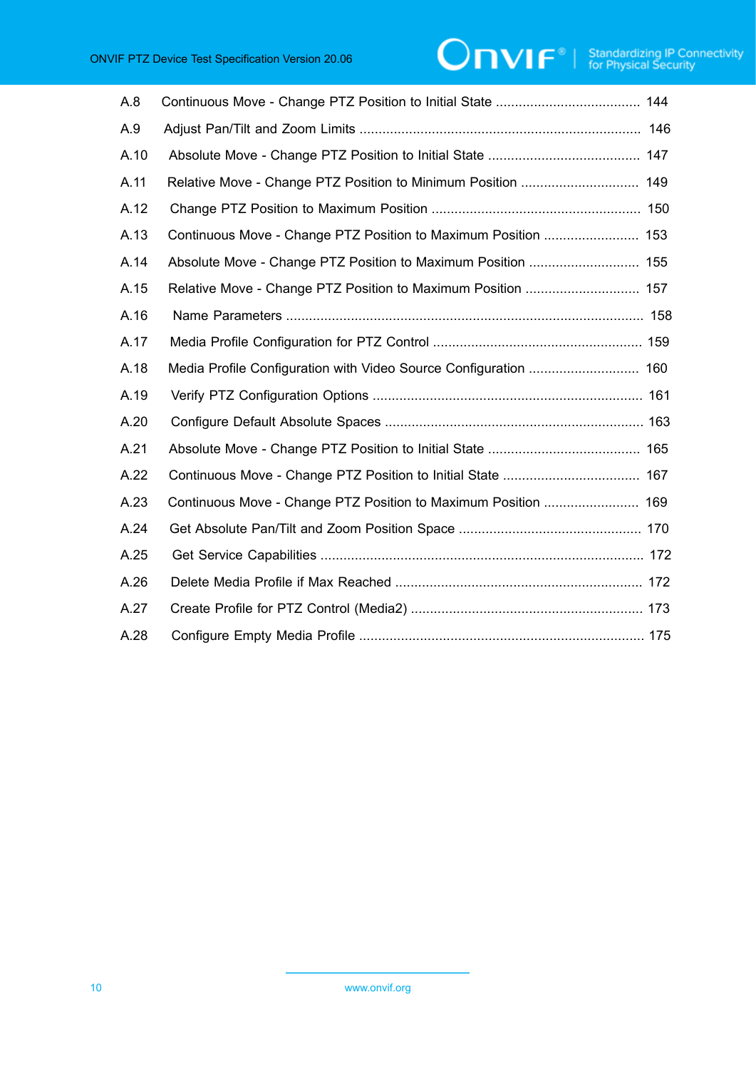A.8 Continuous Move - Change PTZ Position to Initial State ..................................... 144

A.9 Adjust Pan/Tilt and Zoom Limits ......................................................................... 146

A.10 Absolute Move - Change PTZ Position to Initial State ....................................... 147

A.11 Relative Move - Change PTZ Position to Minimum Position ............................... 149

A.12 Change PTZ Position to Maximum Position ...................................................... 150

A.13 Continuous Move - Change PTZ Position to Maximum Position ......................... 153

A.14 Absolute Move - Change PTZ Position to Maximum Position ............................. 155

A.15 Relative Move - Change PTZ Position to Maximum Position .............................. 157

A.16 Name Parameters ............................................................................................ 158

A.17 Media Profile Configuration for PTZ Control ...................................................... 159

A.18 Media Profile Configuration with Video Source Configuration ............................. 160

A.19 Verify PTZ Configuration Options ...................................................................... 161

A.20 Configure Default Absolute Spaces ................................................................... 163

A.21 Absolute Move - Change PTZ Position to Initial State ........................................ 165

A.22 Continuous Move - Change PTZ Position to Initial State .................................... 167

A.23 Continuous Move - Change PTZ Position to Maximum Position ......................... 169

A.24 Get Absolute Pan/Tilt and Zoom Position Space ............................................... 170

A.25 Get Service Capabilities .................................................................................... 172

A.26 Delete Media Profile if Max Reached ................................................................ 172

A.27 Create Profile for PTZ Control (Media2) ............................................................ 173

A.28 Configure Empty Media Profile .......................................................................... 175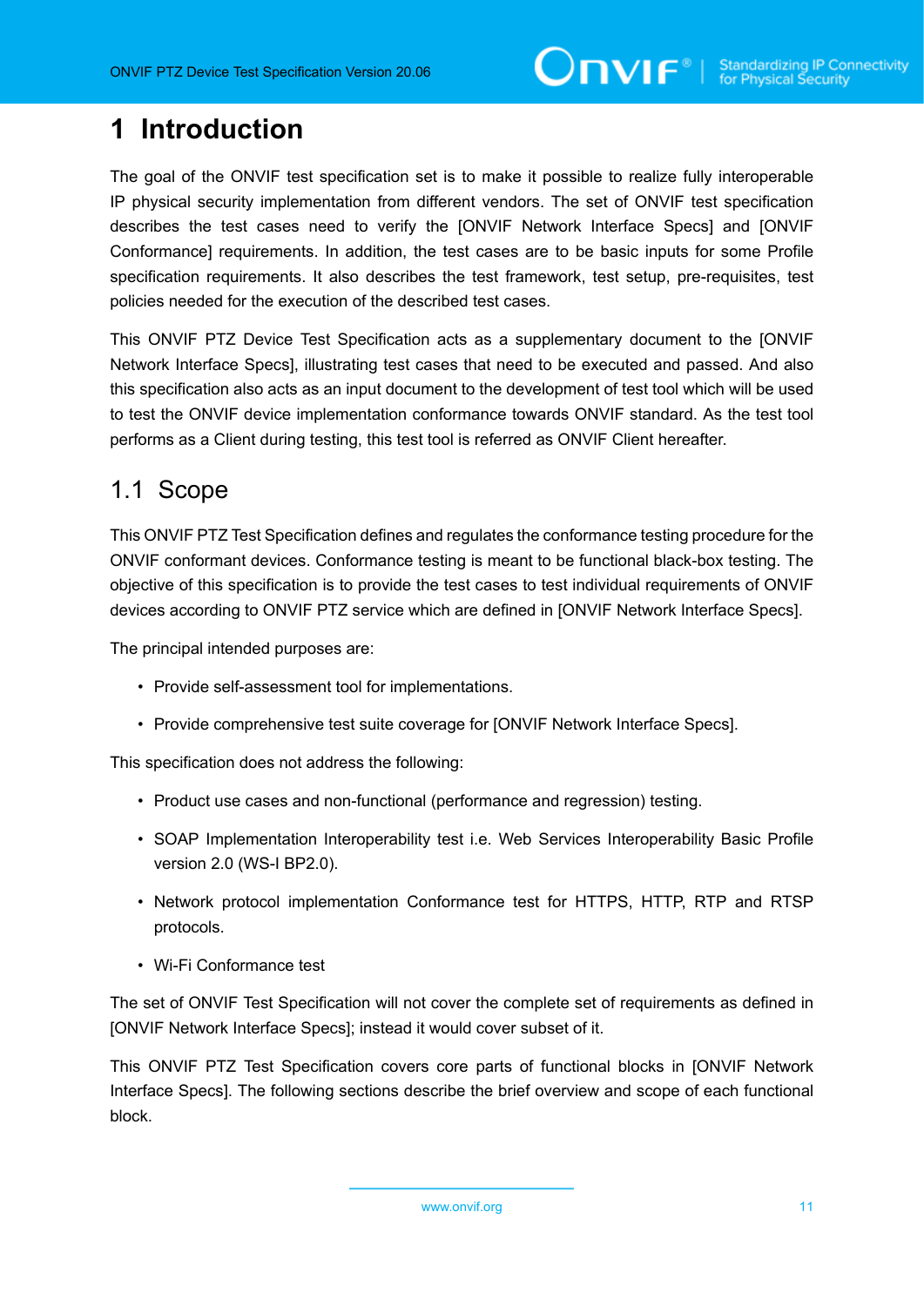# 1 Introduction

The goal of the ONVIF test specification set is to make it possible to realize fully interoperable IP physical security implementation from different vendors. The set of ONVIF test specification describes the test cases need to verify the [ONVIF Network Interface Specs] and [ONVIF Conformance] requirements. In addition, the test cases are to be basic inputs for some Profile specification requirements. It also describes the test framework, test setup, pre-requisites, test policies needed for the execution of the described test cases.

This ONVIF PTZ Device Test Specification acts as a supplementary document to the [ONVIF Network Interface Specs], illustrating test cases that need to be executed and passed. And also this specification also acts as an input document to the development of test tool which will be used to test the ONVIF device implementation conformance towards ONVIF standard. As the test tool performs as a Client during testing, this test tool is referred as ONVIF Client hereafter.

## 1.1 Scope

This ONVIF PTZ Test Specification defines and regulates the conformance testing procedure for the ONVIF conformant devices. Conformance testing is meant to be functional black-box testing. The objective of this specification is to provide the test cases to test individual requirements of ONVIF devices according to ONVIF PTZ service which are defined in [ONVIF Network Interface Specs].

The principal intended purposes are:

- Provide self-assessment tool for implementations.
- Provide comprehensive test suite coverage for [ONVIF Network Interface Specs].

This specification does not address the following:

- Product use cases and non-functional (performance and regression) testing.
- SOAP Implementation Interoperability test i.e. Web Services Interoperability Basic Profile version 2.0 (WS-I BP2.0).
- Network protocol implementation Conformance test for HTTPS, HTTP, RTP and RTSP protocols.
- Wi-Fi Conformance test

The set of ONVIF Test Specification will not cover the complete set of requirements as defined in [ONVIF Network Interface Specs]; instead it would cover subset of it.

This ONVIF PTZ Test Specification covers core parts of functional blocks in [ONVIF Network Interface Specs]. The following sections describe the brief overview and scope of each functional block.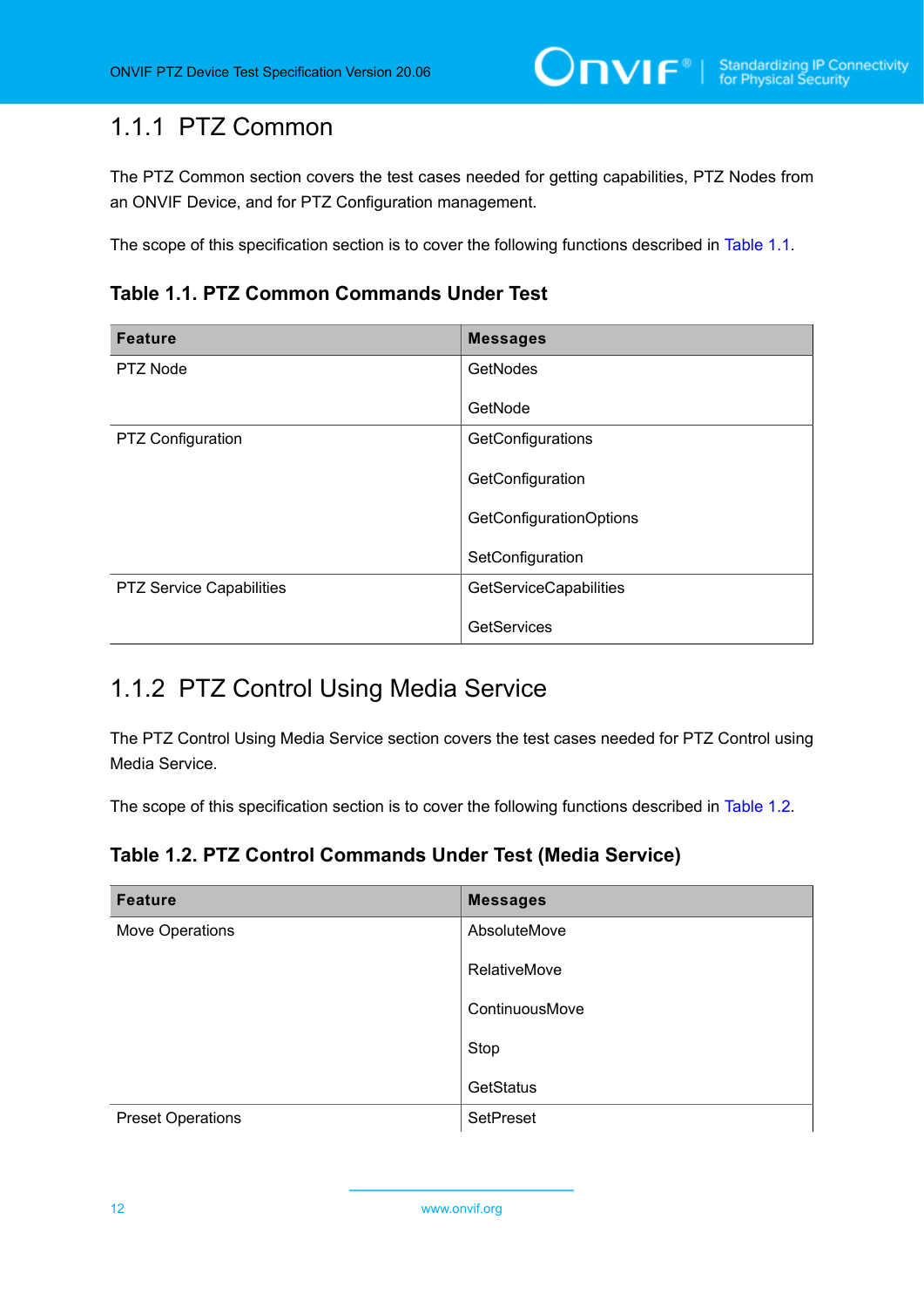### 1.1.1 PTZ Common

The PTZ Common section covers the test cases needed for getting capabilities, PTZ Nodes from an ONVIF Device, and for PTZ Configuration management.

The scope of this specification section is to cover the following functions described in Table 1.1.

**Table 1.1. PTZ Common Commands Under Test**

| Feature | Messages |
| --- | --- |
| PTZ Node | GetNodes<br><br>GetNode |
| PTZ Configuration | GetConfigurations<br><br>GetConfiguration<br><br>GetConfigurationOptions<br><br>SetConfiguration |
| PTZ Service Capabilities | GetServiceCapabilities<br><br>GetServices |

### 1.1.2 PTZ Control Using Media Service

The PTZ Control Using Media Service section covers the test cases needed for PTZ Control using Media Service.

The scope of this specification section is to cover the following functions described in Table 1.2.

**Table 1.2. PTZ Control Commands Under Test (Media Service)**

| Feature | Messages |
| --- | --- |
| Move Operations | AbsoluteMove<br><br>RelativeMove<br><br>ContinuousMove<br><br>Stop<br><br>GetStatus |
| Preset Operations | SetPreset |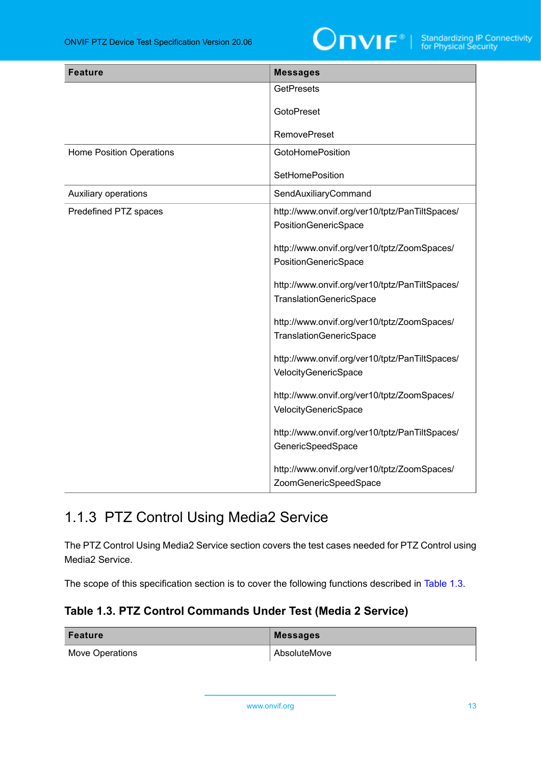| Feature | Messages |
| --- | --- |
| | GetPresets<br><br>GotoPreset<br><br>RemovePreset |
| Home Position Operations | GotoHomePosition<br><br>SetHomePosition |
| Auxiliary operations | SendAuxiliaryCommand |
| Predefined PTZ spaces | http://www.onvif.org/ver10/tptz/PanTiltSpaces/PositionGenericSpace<br><br>http://www.onvif.org/ver10/tptz/ZoomSpaces/PositionGenericSpace<br><br>http://www.onvif.org/ver10/tptz/PanTiltSpaces/TranslationGenericSpace<br><br>http://www.onvif.org/ver10/tptz/ZoomSpaces/TranslationGenericSpace<br><br>http://www.onvif.org/ver10/tptz/PanTiltSpaces/VelocityGenericSpace<br><br>http://www.onvif.org/ver10/tptz/ZoomSpaces/VelocityGenericSpace<br><br>http://www.onvif.org/ver10/tptz/PanTiltSpaces/GenericSpeedSpace<br><br>http://www.onvif.org/ver10/tptz/ZoomSpaces/ZoomGenericSpeedSpace |

### 1.1.3 PTZ Control Using Media2 Service

The PTZ Control Using Media2 Service section covers the test cases needed for PTZ Control using Media2 Service.

The scope of this specification section is to cover the following functions described in Table 1.3.

#### Table 1.3. PTZ Control Commands Under Test (Media 2 Service)

| Feature | Messages |
| --- | --- |
| Move Operations | AbsoluteMove |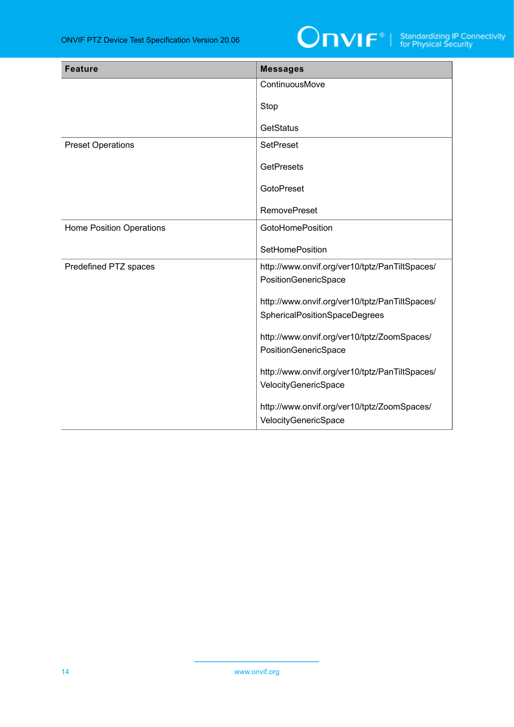| Feature | Messages |
| --- | --- |
| | ContinuousMove<br><br>Stop<br><br>GetStatus |
| Preset Operations | SetPreset<br><br>GetPresets<br><br>GotoPreset<br><br>RemovePreset |
| Home Position Operations | GotoHomePosition<br><br>SetHomePosition |
| Predefined PTZ spaces | http://www.onvif.org/ver10/tptz/PanTiltSpaces/PositionGenericSpace<br><br>http://www.onvif.org/ver10/tptz/PanTiltSpaces/SphericalPositionSpaceDegrees<br><br>http://www.onvif.org/ver10/tptz/ZoomSpaces/PositionGenericSpace<br><br>http://www.onvif.org/ver10/tptz/PanTiltSpaces/VelocityGenericSpace<br><br>http://www.onvif.org/ver10/tptz/ZoomSpaces/VelocityGenericSpace |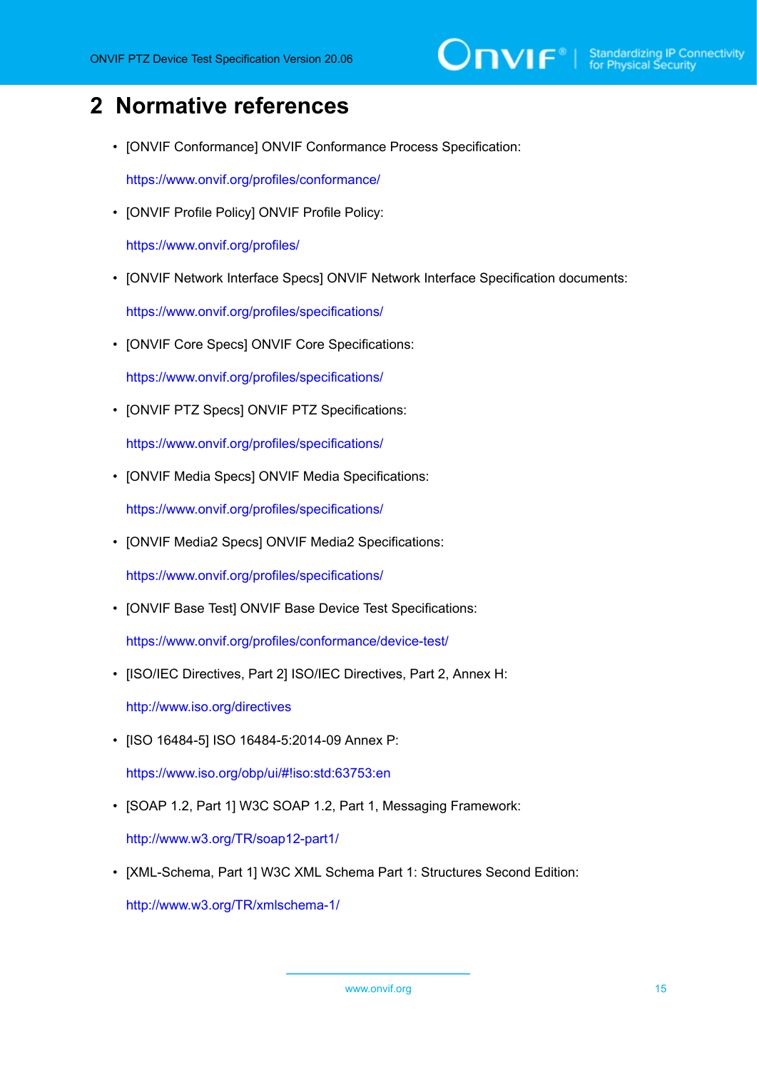# 2 Normative references

- [ONVIF Conformance] ONVIF Conformance Process Specification:

  https://www.onvif.org/profiles/conformance/

- [ONVIF Profile Policy] ONVIF Profile Policy:

  https://www.onvif.org/profiles/

- [ONVIF Network Interface Specs] ONVIF Network Interface Specification documents:

  https://www.onvif.org/profiles/specifications/

- [ONVIF Core Specs] ONVIF Core Specifications:

  https://www.onvif.org/profiles/specifications/

- [ONVIF PTZ Specs] ONVIF PTZ Specifications:

  https://www.onvif.org/profiles/specifications/

- [ONVIF Media Specs] ONVIF Media Specifications:

  https://www.onvif.org/profiles/specifications/

- [ONVIF Media2 Specs] ONVIF Media2 Specifications:

  https://www.onvif.org/profiles/specifications/

- [ONVIF Base Test] ONVIF Base Device Test Specifications:

  https://www.onvif.org/profiles/conformance/device-test/

- [ISO/IEC Directives, Part 2] ISO/IEC Directives, Part 2, Annex H:

  http://www.iso.org/directives

- [ISO 16484-5] ISO 16484-5:2014-09 Annex P:

  https://www.iso.org/obp/ui/#!iso:std:63753:en

- [SOAP 1.2, Part 1] W3C SOAP 1.2, Part 1, Messaging Framework:

  http://www.w3.org/TR/soap12-part1/

- [XML-Schema, Part 1] W3C XML Schema Part 1: Structures Second Edition:

  http://www.w3.org/TR/xmlschema-1/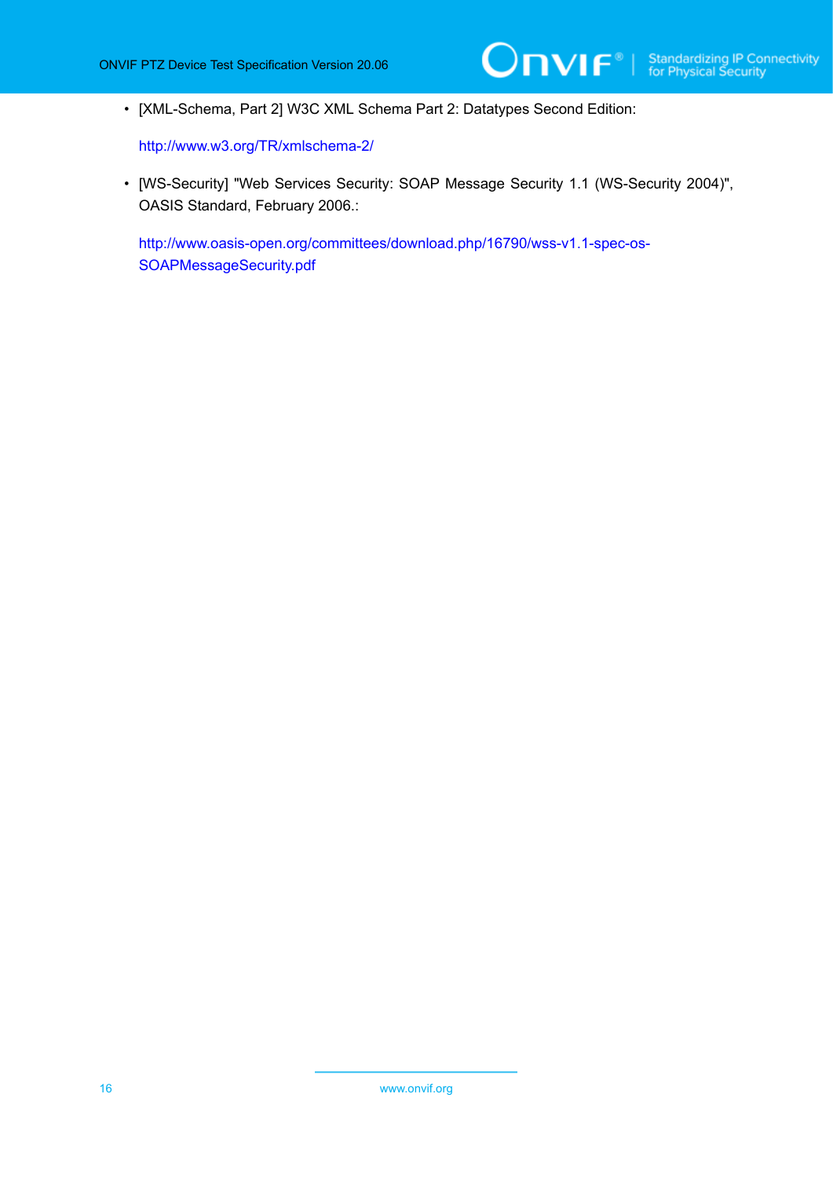- [XML-Schema, Part 2] W3C XML Schema Part 2: Datatypes Second Edition:

  http://www.w3.org/TR/xmlschema-2/

- [WS-Security] "Web Services Security: SOAP Message Security 1.1 (WS-Security 2004)", OASIS Standard, February 2006.:

  http://www.oasis-open.org/committees/download.php/16790/wss-v1.1-spec-os-SOAPMessageSecurity.pdf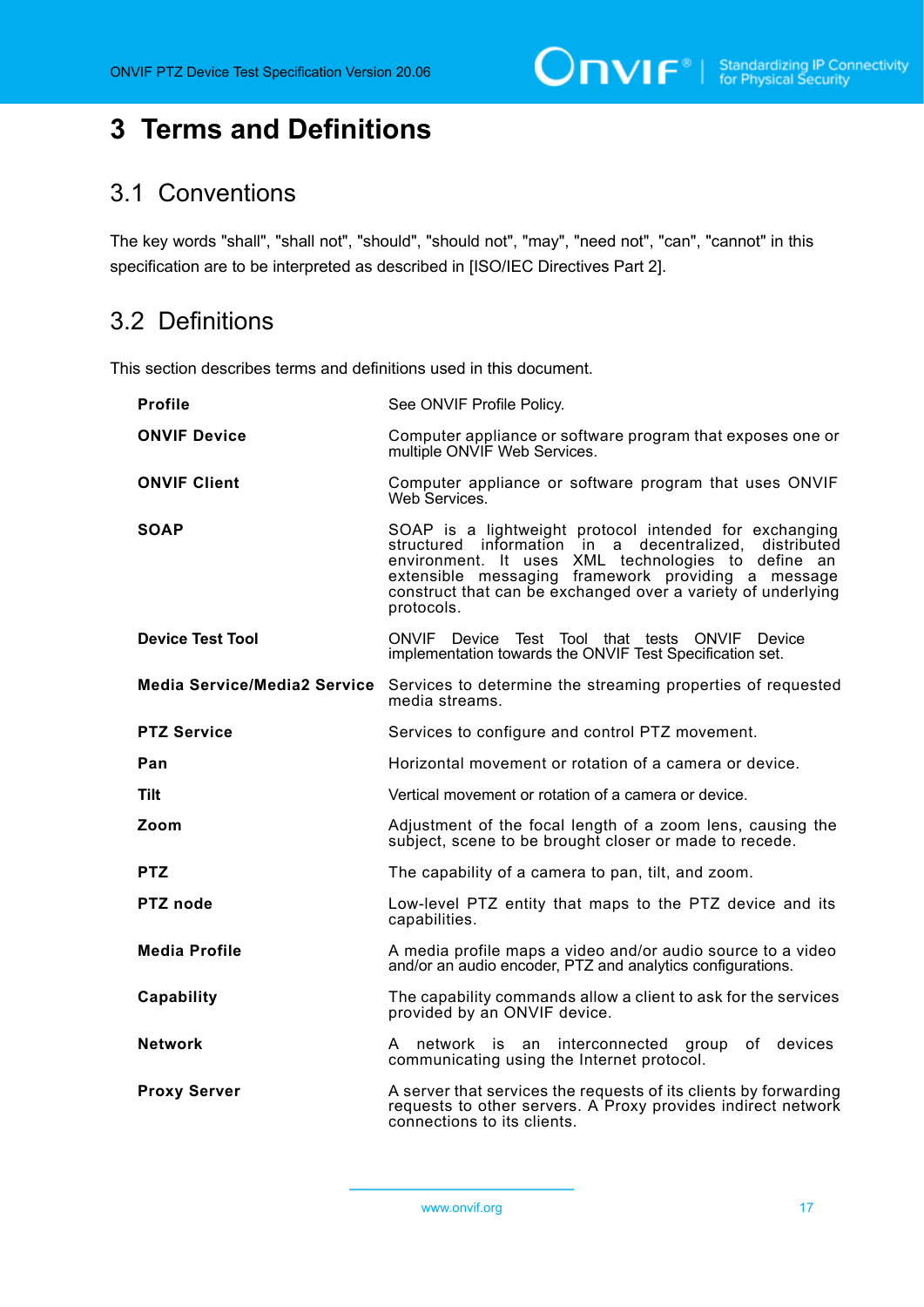# 3 Terms and Definitions

## 3.1 Conventions

The key words "shall", "shall not", "should", "should not", "may", "need not", "can", "cannot" in this specification are to be interpreted as described in [ISO/IEC Directives Part 2].

## 3.2 Definitions

This section describes terms and definitions used in this document.

| | |
|---|---|
| **Profile** | See ONVIF Profile Policy. |
| **ONVIF Device** | Computer appliance or software program that exposes one or multiple ONVIF Web Services. |
| **ONVIF Client** | Computer appliance or software program that uses ONVIF Web Services. |
| **SOAP** | SOAP is a lightweight protocol intended for exchanging structured information in a decentralized, distributed environment. It uses XML technologies to define an extensible messaging framework providing a message construct that can be exchanged over a variety of underlying protocols. |
| **Device Test Tool** | ONVIF Device Test Tool that tests ONVIF Device implementation towards the ONVIF Test Specification set. |
| **Media Service/Media2 Service** | Services to determine the streaming properties of requested media streams. |
| **PTZ Service** | Services to configure and control PTZ movement. |
| **Pan** | Horizontal movement or rotation of a camera or device. |
| **Tilt** | Vertical movement or rotation of a camera or device. |
| **Zoom** | Adjustment of the focal length of a zoom lens, causing the subject, scene to be brought closer or made to recede. |
| **PTZ** | The capability of a camera to pan, tilt, and zoom. |
| **PTZ node** | Low-level PTZ entity that maps to the PTZ device and its capabilities. |
| **Media Profile** | A media profile maps a video and/or audio source to a video and/or an audio encoder, PTZ and analytics configurations. |
| **Capability** | The capability commands allow a client to ask for the services provided by an ONVIF device. |
| **Network** | A network is an interconnected group of devices communicating using the Internet protocol. |
| **Proxy Server** | A server that services the requests of its clients by forwarding requests to other servers. A Proxy provides indirect network connections to its clients. |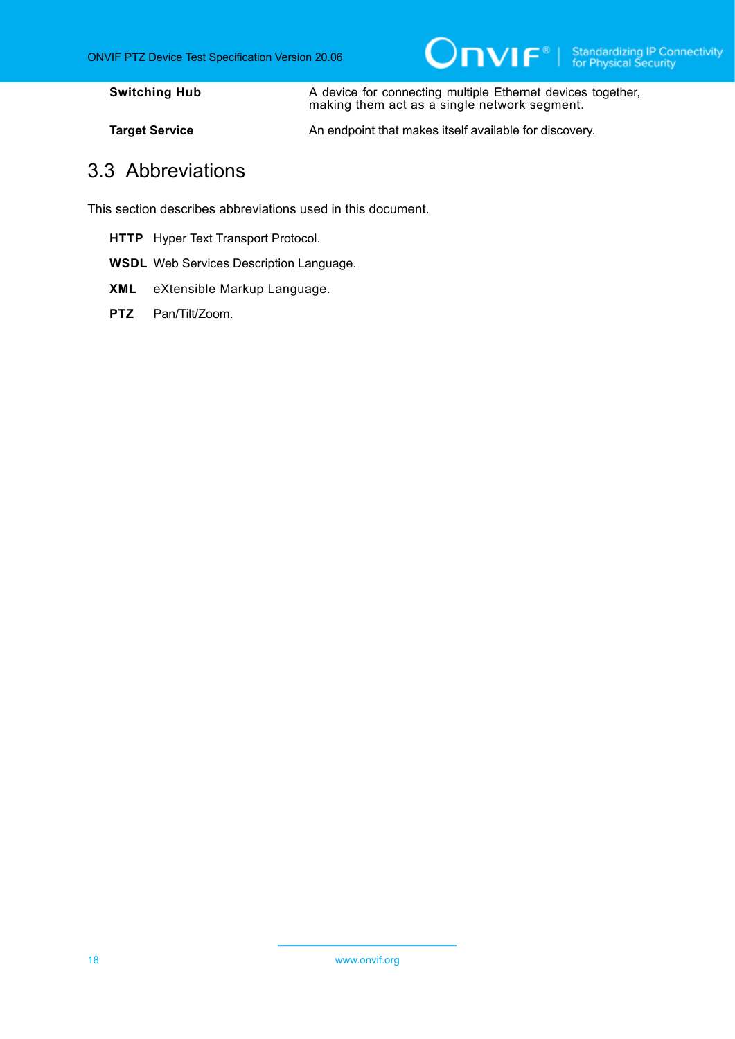| | |
|---|---|
| **Switching Hub** | A device for connecting multiple Ethernet devices together, making them act as a single network segment. |
| **Target Service** | An endpoint that makes itself available for discovery. |

## 3.3 Abbreviations

This section describes abbreviations used in this document.

**HTTP** Hyper Text Transport Protocol.

**WSDL** Web Services Description Language.

**XML** eXtensible Markup Language.

**PTZ** Pan/Tilt/Zoom.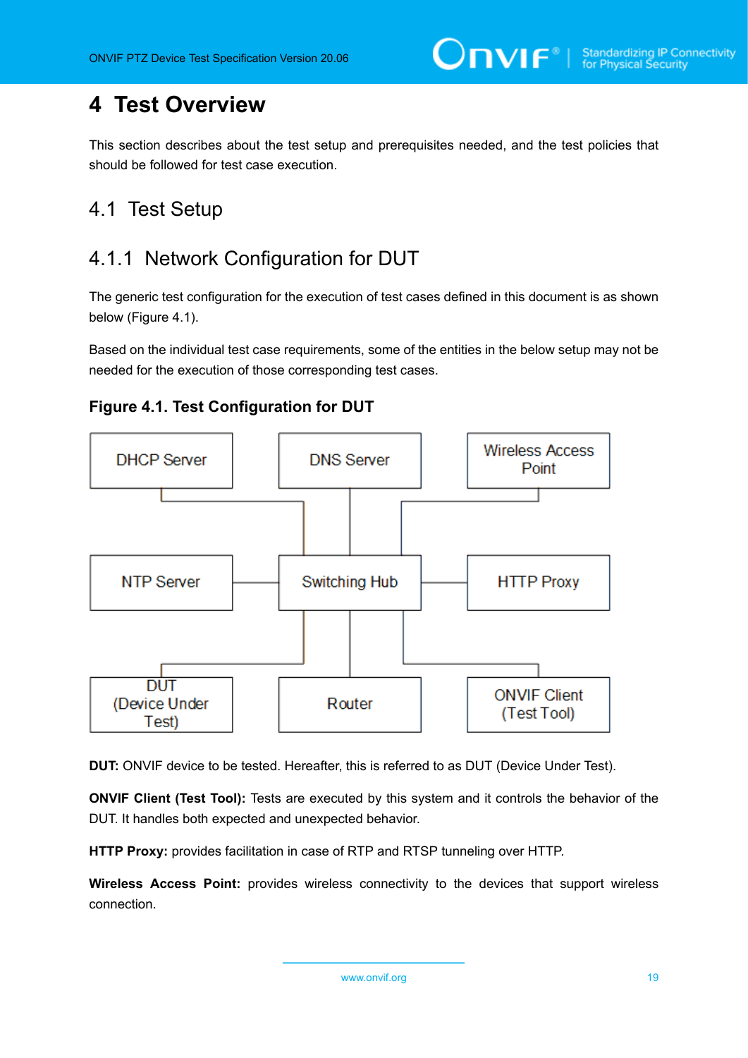# 4 Test Overview

This section describes about the test setup and prerequisites needed, and the test policies that should be followed for test case execution.

## 4.1 Test Setup

### 4.1.1 Network Configuration for DUT

The generic test configuration for the execution of test cases defined in this document is as shown below (Figure 4.1).

Based on the individual test case requirements, some of the entities in the below setup may not be needed for the execution of those corresponding test cases.

**Figure 4.1. Test Configuration for DUT**

**DUT:** ONVIF device to be tested. Hereafter, this is referred to as DUT (Device Under Test).

**ONVIF Client (Test Tool):** Tests are executed by this system and it controls the behavior of the DUT. It handles both expected and unexpected behavior.

**HTTP Proxy:** provides facilitation in case of RTP and RTSP tunneling over HTTP.

**Wireless Access Point:** provides wireless connectivity to the devices that support wireless connection.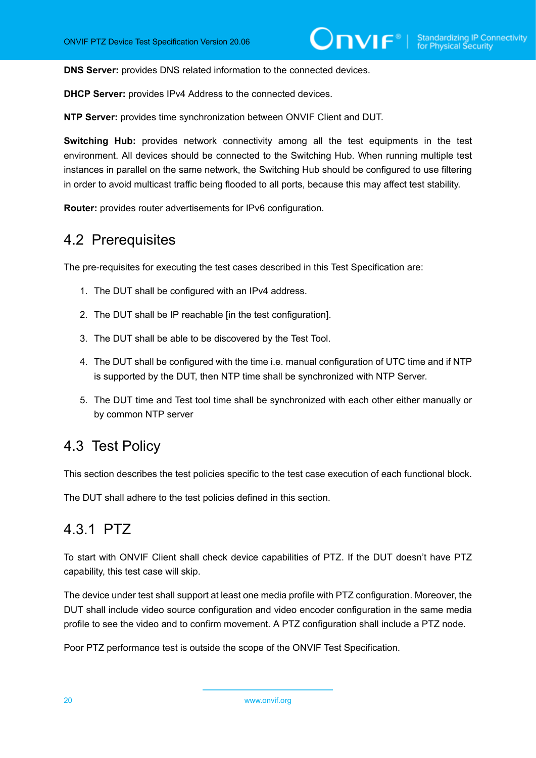**DNS Server:** provides DNS related information to the connected devices.

**DHCP Server:** provides IPv4 Address to the connected devices.

**NTP Server:** provides time synchronization between ONVIF Client and DUT.

**Switching Hub:** provides network connectivity among all the test equipments in the test environment. All devices should be connected to the Switching Hub. When running multiple test instances in parallel on the same network, the Switching Hub should be configured to use filtering in order to avoid multicast traffic being flooded to all ports, because this may affect test stability.

**Router:** provides router advertisements for IPv6 configuration.

## 4.2 Prerequisites

The pre-requisites for executing the test cases described in this Test Specification are:

1. The DUT shall be configured with an IPv4 address.
2. The DUT shall be IP reachable [in the test configuration].
3. The DUT shall be able to be discovered by the Test Tool.
4. The DUT shall be configured with the time i.e. manual configuration of UTC time and if NTP is supported by the DUT, then NTP time shall be synchronized with NTP Server.
5. The DUT time and Test tool time shall be synchronized with each other either manually or by common NTP server

## 4.3 Test Policy

This section describes the test policies specific to the test case execution of each functional block.

The DUT shall adhere to the test policies defined in this section.

### 4.3.1 PTZ

To start with ONVIF Client shall check device capabilities of PTZ. If the DUT doesn't have PTZ capability, this test case will skip.

The device under test shall support at least one media profile with PTZ configuration. Moreover, the DUT shall include video source configuration and video encoder configuration in the same media profile to see the video and to confirm movement. A PTZ configuration shall include a PTZ node.

Poor PTZ performance test is outside the scope of the ONVIF Test Specification.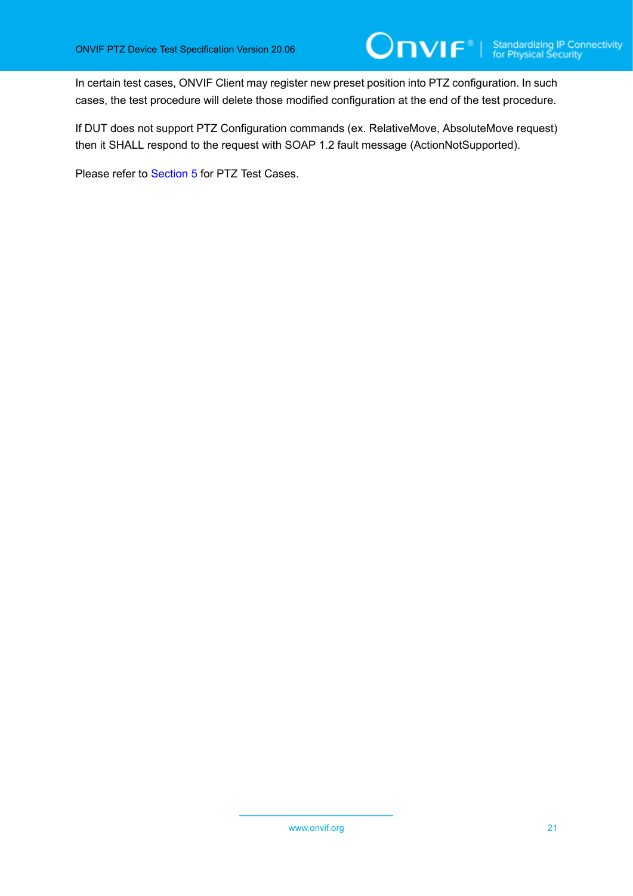In certain test cases, ONVIF Client may register new preset position into PTZ configuration. In such cases, the test procedure will delete those modified configuration at the end of the test procedure.

If DUT does not support PTZ Configuration commands (ex. RelativeMove, AbsoluteMove request) then it SHALL respond to the request with SOAP 1.2 fault message (ActionNotSupported).

Please refer to Section 5 for PTZ Test Cases.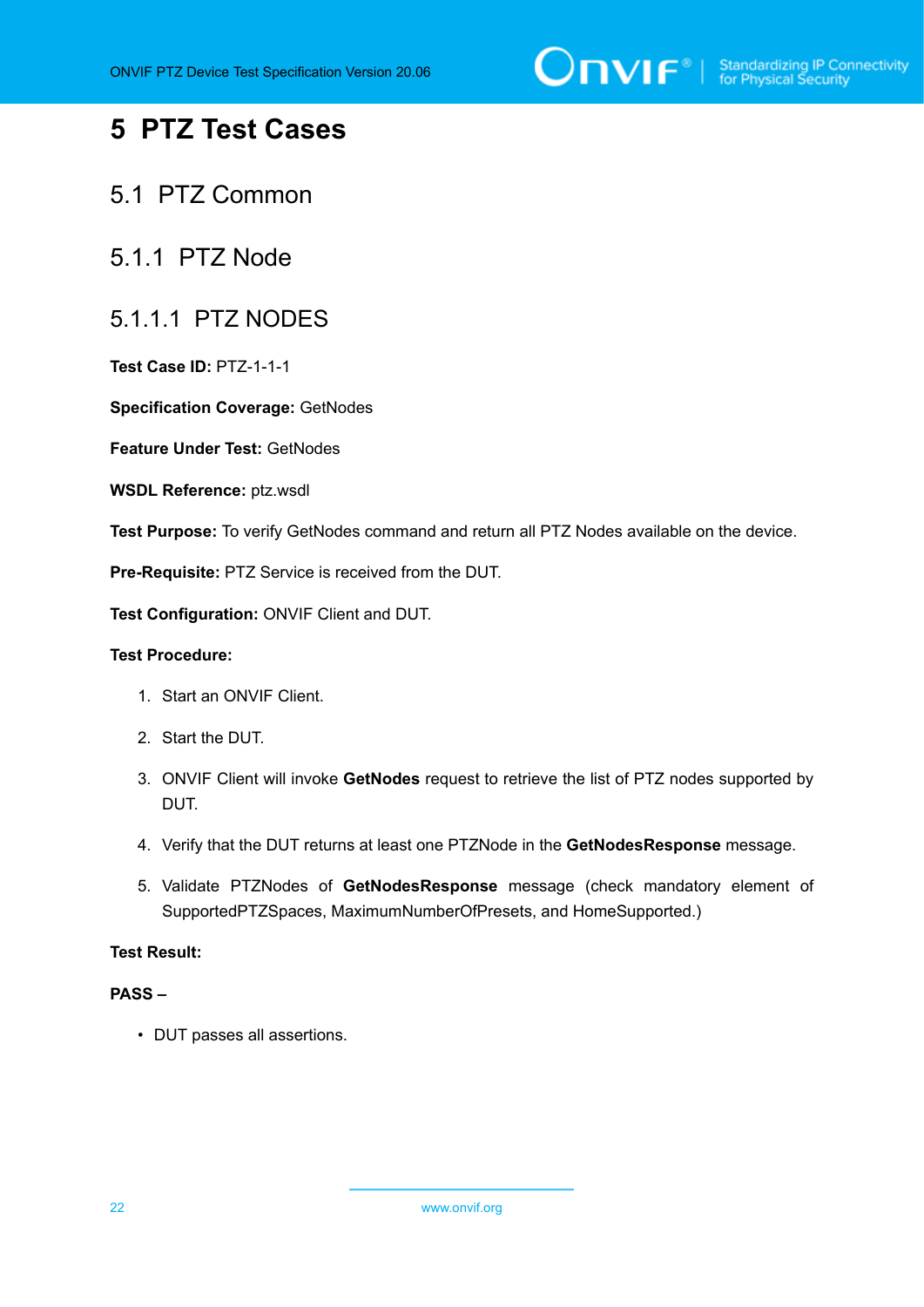# 5 PTZ Test Cases

## 5.1 PTZ Common

### 5.1.1 PTZ Node

#### 5.1.1.1 PTZ NODES

**Test Case ID:** PTZ-1-1-1

**Specification Coverage:** GetNodes

**Feature Under Test:** GetNodes

**WSDL Reference:** ptz.wsdl

**Test Purpose:** To verify GetNodes command and return all PTZ Nodes available on the device.

**Pre-Requisite:** PTZ Service is received from the DUT.

**Test Configuration:** ONVIF Client and DUT.

**Test Procedure:**

1. Start an ONVIF Client.
2. Start the DUT.
3. ONVIF Client will invoke **GetNodes** request to retrieve the list of PTZ nodes supported by DUT.
4. Verify that the DUT returns at least one PTZNode in the **GetNodesResponse** message.
5. Validate PTZNodes of **GetNodesResponse** message (check mandatory element of SupportedPTZSpaces, MaximumNumberOfPresets, and HomeSupported.)

**Test Result:**

**PASS –**

- DUT passes all assertions.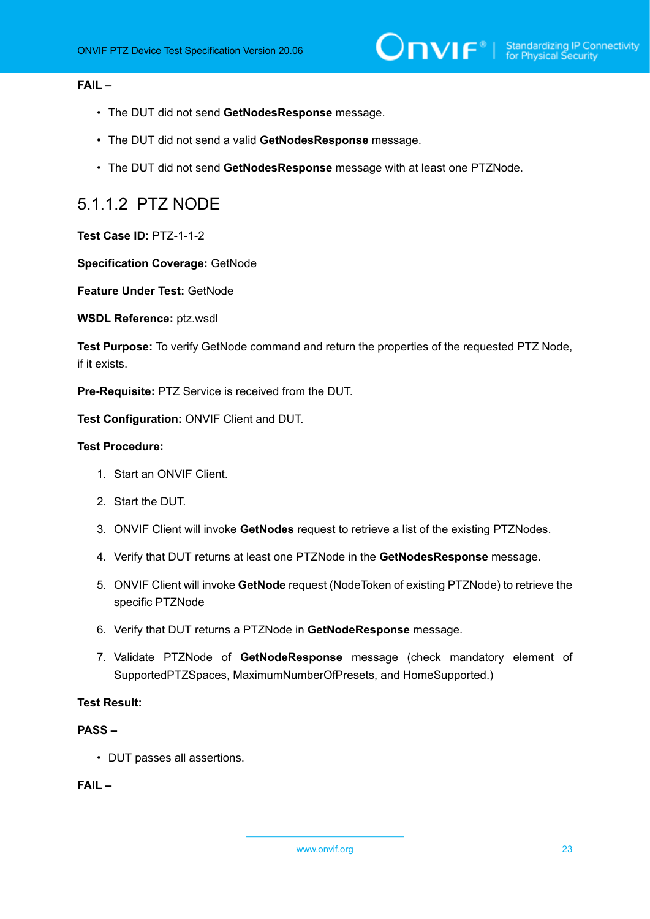**FAIL –**

- The DUT did not send **GetNodesResponse** message.
- The DUT did not send a valid **GetNodesResponse** message.
- The DUT did not send **GetNodesResponse** message with at least one PTZNode.

### 5.1.1.2 PTZ NODE

**Test Case ID:** PTZ-1-1-2

**Specification Coverage:** GetNode

**Feature Under Test:** GetNode

**WSDL Reference:** ptz.wsdl

**Test Purpose:** To verify GetNode command and return the properties of the requested PTZ Node, if it exists.

**Pre-Requisite:** PTZ Service is received from the DUT.

**Test Configuration:** ONVIF Client and DUT.

**Test Procedure:**

1. Start an ONVIF Client.
2. Start the DUT.
3. ONVIF Client will invoke **GetNodes** request to retrieve a list of the existing PTZNodes.
4. Verify that DUT returns at least one PTZNode in the **GetNodesResponse** message.
5. ONVIF Client will invoke **GetNode** request (NodeToken of existing PTZNode) to retrieve the specific PTZNode
6. Verify that DUT returns a PTZNode in **GetNodeResponse** message.
7. Validate PTZNode of **GetNodeResponse** message (check mandatory element of SupportedPTZSpaces, MaximumNumberOfPresets, and HomeSupported.)

**Test Result:**

**PASS –**

- DUT passes all assertions.

**FAIL –**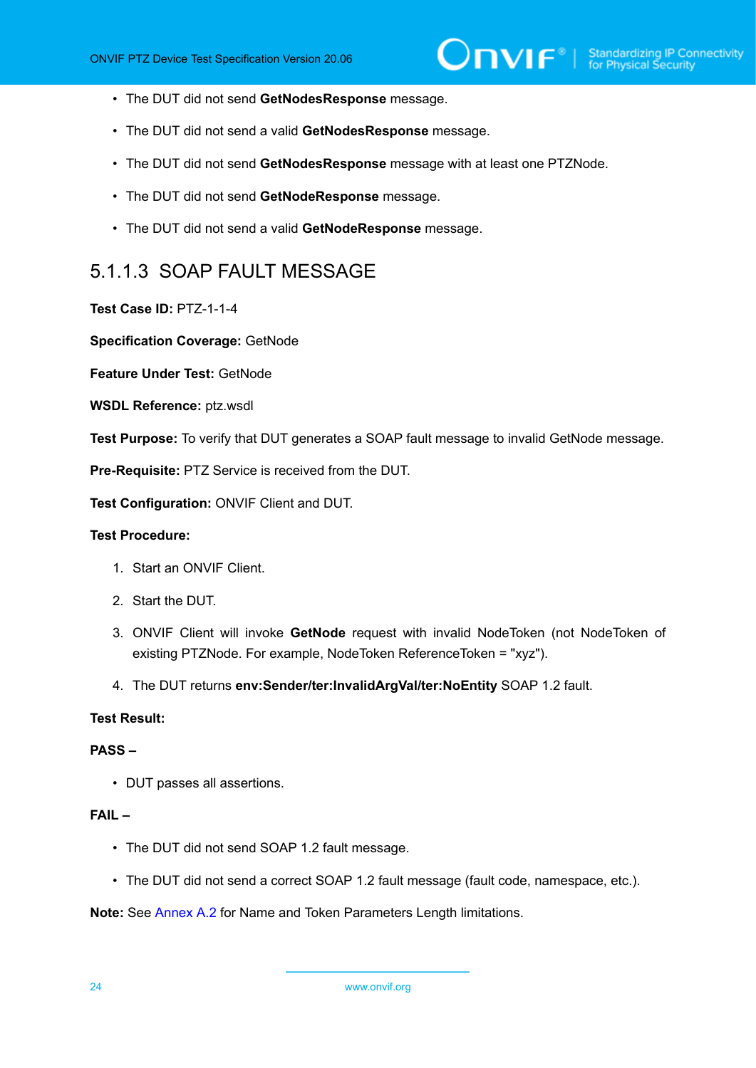- The DUT did not send **GetNodesResponse** message.
- The DUT did not send a valid **GetNodesResponse** message.
- The DUT did not send **GetNodesResponse** message with at least one PTZNode.
- The DUT did not send **GetNodeResponse** message.
- The DUT did not send a valid **GetNodeResponse** message.

### 5.1.1.3 SOAP FAULT MESSAGE

**Test Case ID:** PTZ-1-1-4

**Specification Coverage:** GetNode

**Feature Under Test:** GetNode

**WSDL Reference:** ptz.wsdl

**Test Purpose:** To verify that DUT generates a SOAP fault message to invalid GetNode message.

**Pre-Requisite:** PTZ Service is received from the DUT.

**Test Configuration:** ONVIF Client and DUT.

**Test Procedure:**

1. Start an ONVIF Client.
2. Start the DUT.
3. ONVIF Client will invoke **GetNode** request with invalid NodeToken (not NodeToken of existing PTZNode. For example, NodeToken ReferenceToken = "xyz").
4. The DUT returns **env:Sender/ter:InvalidArgVal/ter:NoEntity** SOAP 1.2 fault.

**Test Result:**

**PASS –**

- DUT passes all assertions.

**FAIL –**

- The DUT did not send SOAP 1.2 fault message.
- The DUT did not send a correct SOAP 1.2 fault message (fault code, namespace, etc.).

**Note:** See Annex A.2 for Name and Token Parameters Length limitations.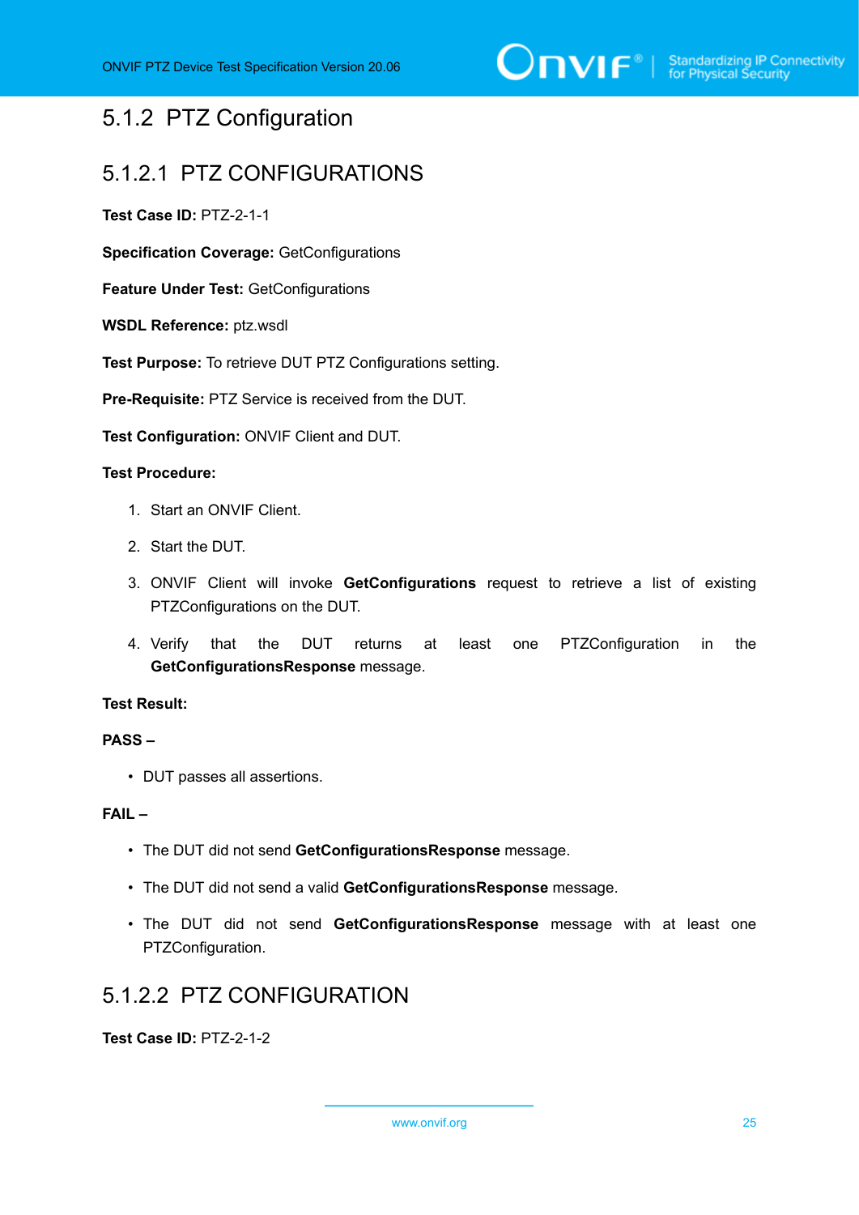### 5.1.2 PTZ Configuration

#### 5.1.2.1 PTZ CONFIGURATIONS

**Test Case ID:** PTZ-2-1-1

**Specification Coverage:** GetConfigurations

**Feature Under Test:** GetConfigurations

**WSDL Reference:** ptz.wsdl

**Test Purpose:** To retrieve DUT PTZ Configurations setting.

**Pre-Requisite:** PTZ Service is received from the DUT.

**Test Configuration:** ONVIF Client and DUT.

**Test Procedure:**

1. Start an ONVIF Client.
2. Start the DUT.
3. ONVIF Client will invoke **GetConfigurations** request to retrieve a list of existing PTZConfigurations on the DUT.
4. Verify that the DUT returns at least one PTZConfiguration in the **GetConfigurationsResponse** message.

**Test Result:**

**PASS –**

- DUT passes all assertions.

**FAIL –**

- The DUT did not send **GetConfigurationsResponse** message.
- The DUT did not send a valid **GetConfigurationsResponse** message.
- The DUT did not send **GetConfigurationsResponse** message with at least one PTZConfiguration.

#### 5.1.2.2 PTZ CONFIGURATION

**Test Case ID:** PTZ-2-1-2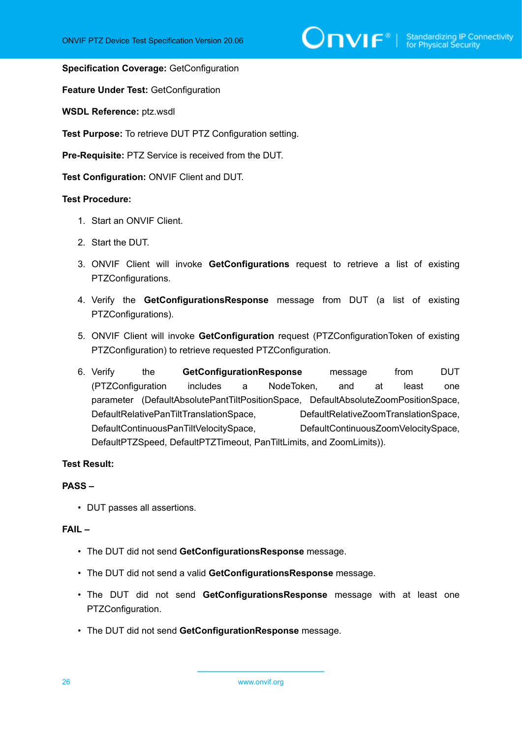**Specification Coverage:** GetConfiguration

**Feature Under Test:** GetConfiguration

**WSDL Reference:** ptz.wsdl

**Test Purpose:** To retrieve DUT PTZ Configuration setting.

**Pre-Requisite:** PTZ Service is received from the DUT.

**Test Configuration:** ONVIF Client and DUT.

**Test Procedure:**

1. Start an ONVIF Client.
2. Start the DUT.
3. ONVIF Client will invoke **GetConfigurations** request to retrieve a list of existing PTZConfigurations.
4. Verify the **GetConfigurationsResponse** message from DUT (a list of existing PTZConfigurations).
5. ONVIF Client will invoke **GetConfiguration** request (PTZConfigurationToken of existing PTZConfiguration) to retrieve requested PTZConfiguration.
6. Verify the **GetConfigurationResponse** message from DUT (PTZConfiguration includes a NodeToken, and at least one parameter (DefaultAbsolutePantTiltPositionSpace, DefaultAbsoluteZoomPositionSpace, DefaultRelativePanTiltTranslationSpace, DefaultRelativeZoomTranslationSpace, DefaultContinuousPanTiltVelocitySpace, DefaultContinuousZoomVelocitySpace, DefaultPTZSpeed, DefaultPTZTimeout, PanTiltLimits, and ZoomLimits)).

**Test Result:**

**PASS –**

- DUT passes all assertions.

**FAIL –**

- The DUT did not send **GetConfigurationsResponse** message.
- The DUT did not send a valid **GetConfigurationsResponse** message.
- The DUT did not send **GetConfigurationsResponse** message with at least one PTZConfiguration.
- The DUT did not send **GetConfigurationResponse** message.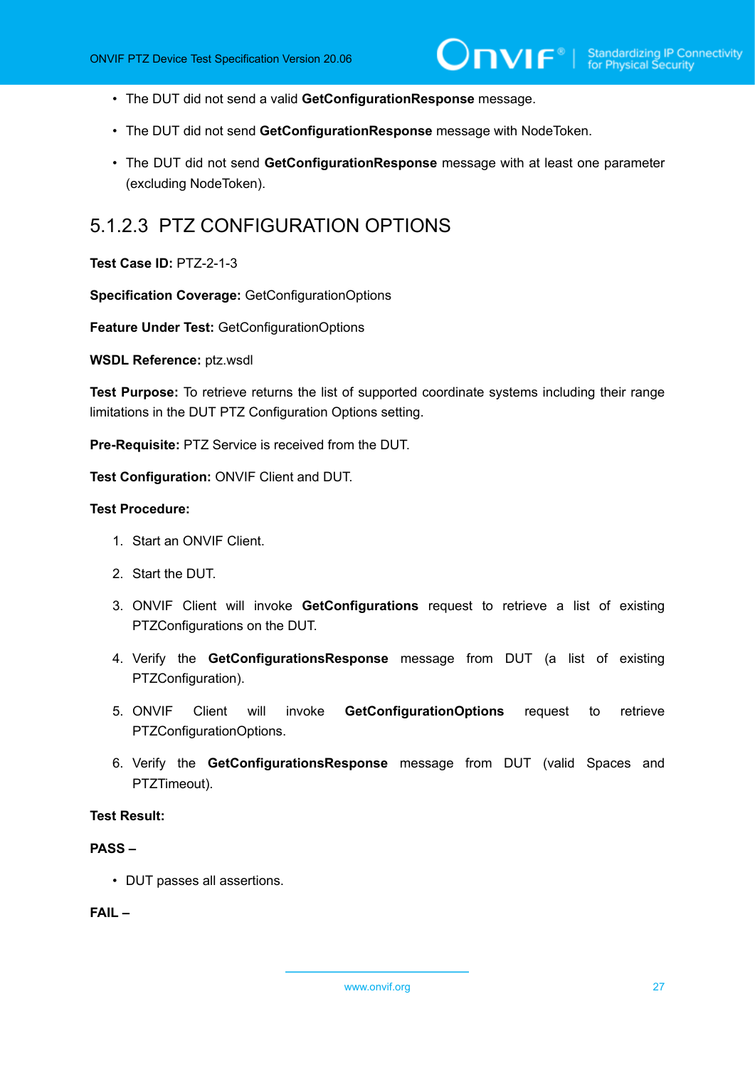- The DUT did not send a valid **GetConfigurationResponse** message.
- The DUT did not send **GetConfigurationResponse** message with NodeToken.
- The DUT did not send **GetConfigurationResponse** message with at least one parameter (excluding NodeToken).

### 5.1.2.3 PTZ CONFIGURATION OPTIONS

**Test Case ID:** PTZ-2-1-3

**Specification Coverage:** GetConfigurationOptions

**Feature Under Test:** GetConfigurationOptions

**WSDL Reference:** ptz.wsdl

**Test Purpose:** To retrieve returns the list of supported coordinate systems including their range limitations in the DUT PTZ Configuration Options setting.

**Pre-Requisite:** PTZ Service is received from the DUT.

**Test Configuration:** ONVIF Client and DUT.

**Test Procedure:**

1. Start an ONVIF Client.
2. Start the DUT.
3. ONVIF Client will invoke **GetConfigurations** request to retrieve a list of existing PTZConfigurations on the DUT.
4. Verify the **GetConfigurationsResponse** message from DUT (a list of existing PTZConfiguration).
5. ONVIF Client will invoke **GetConfigurationOptions** request to retrieve PTZConfigurationOptions.
6. Verify the **GetConfigurationsResponse** message from DUT (valid Spaces and PTZTimeout).

**Test Result:**

**PASS –**

- DUT passes all assertions.

**FAIL –**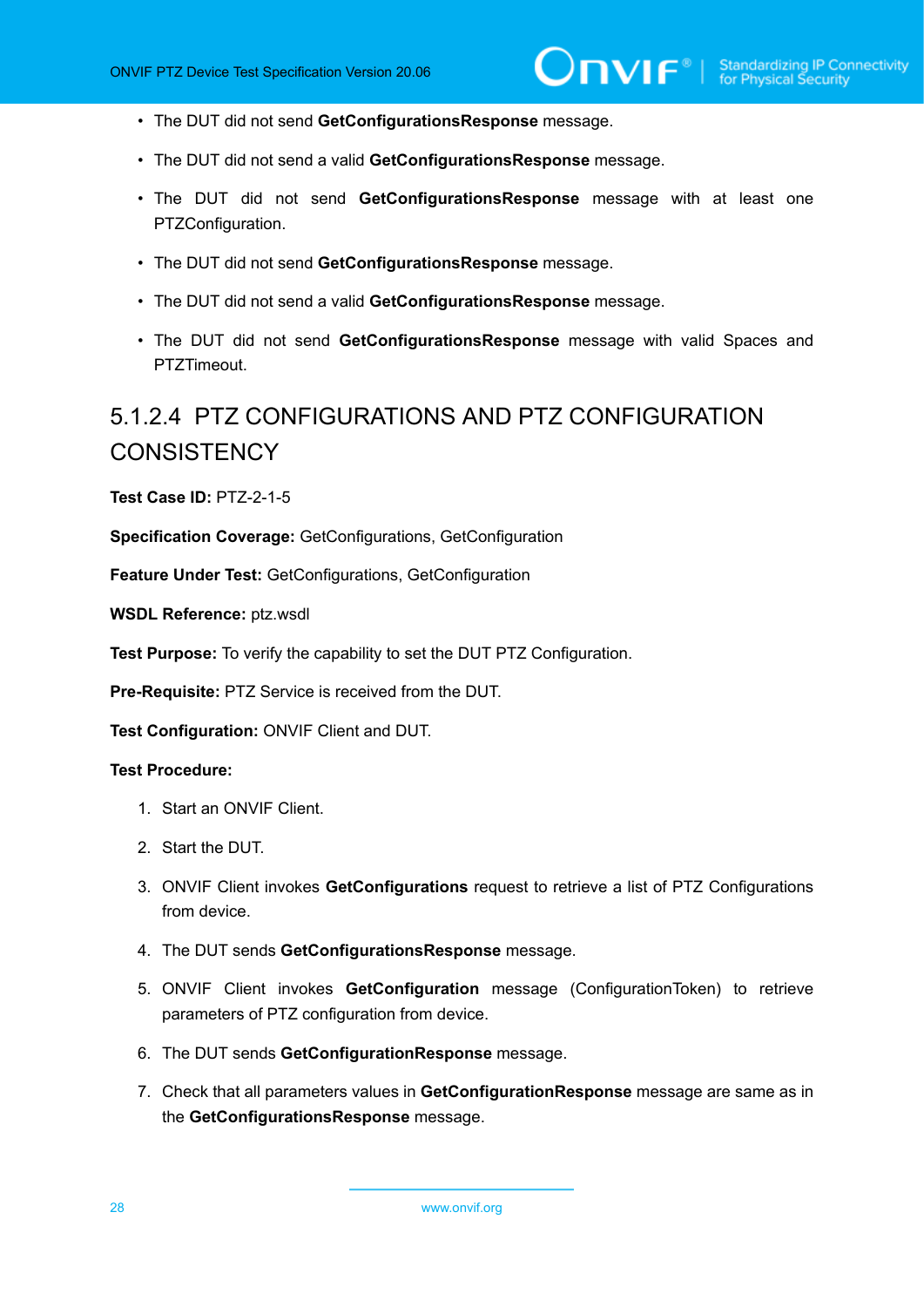- The DUT did not send **GetConfigurationsResponse** message.
- The DUT did not send a valid **GetConfigurationsResponse** message.
- The DUT did not send **GetConfigurationsResponse** message with at least one PTZConfiguration.
- The DUT did not send **GetConfigurationsResponse** message.
- The DUT did not send a valid **GetConfigurationsResponse** message.
- The DUT did not send **GetConfigurationsResponse** message with valid Spaces and PTZTimeout.

#### 5.1.2.4 PTZ CONFIGURATIONS AND PTZ CONFIGURATION CONSISTENCY

**Test Case ID:** PTZ-2-1-5

**Specification Coverage:** GetConfigurations, GetConfiguration

**Feature Under Test:** GetConfigurations, GetConfiguration

**WSDL Reference:** ptz.wsdl

**Test Purpose:** To verify the capability to set the DUT PTZ Configuration.

**Pre-Requisite:** PTZ Service is received from the DUT.

**Test Configuration:** ONVIF Client and DUT.

**Test Procedure:**

1. Start an ONVIF Client.
2. Start the DUT.
3. ONVIF Client invokes **GetConfigurations** request to retrieve a list of PTZ Configurations from device.
4. The DUT sends **GetConfigurationsResponse** message.
5. ONVIF Client invokes **GetConfiguration** message (ConfigurationToken) to retrieve parameters of PTZ configuration from device.
6. The DUT sends **GetConfigurationResponse** message.
7. Check that all parameters values in **GetConfigurationResponse** message are same as in the **GetConfigurationsResponse** message.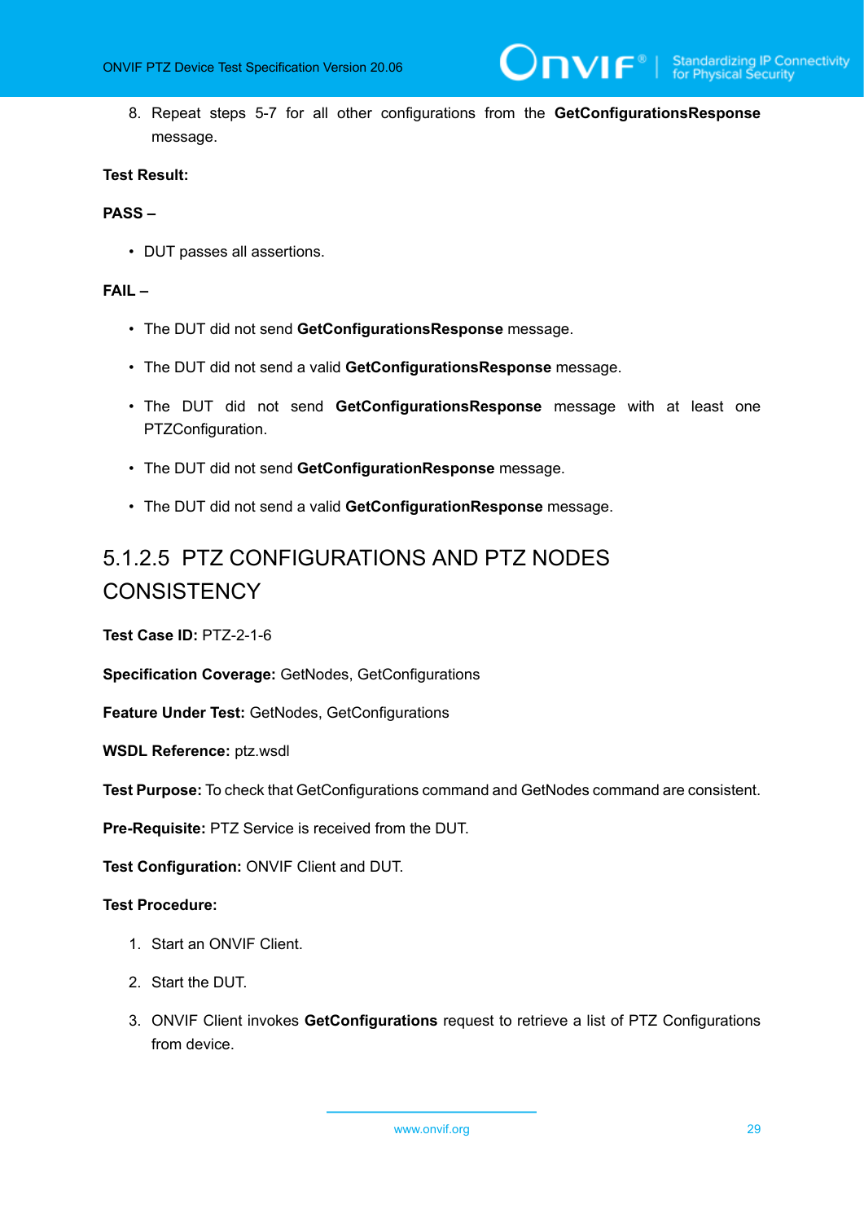8. Repeat steps 5-7 for all other configurations from the **GetConfigurationsResponse** message.

**Test Result:**

**PASS –**

- DUT passes all assertions.

**FAIL –**

- The DUT did not send **GetConfigurationsResponse** message.
- The DUT did not send a valid **GetConfigurationsResponse** message.
- The DUT did not send **GetConfigurationsResponse** message with at least one PTZConfiguration.
- The DUT did not send **GetConfigurationResponse** message.
- The DUT did not send a valid **GetConfigurationResponse** message.

### 5.1.2.5 PTZ CONFIGURATIONS AND PTZ NODES CONSISTENCY

**Test Case ID:** PTZ-2-1-6

**Specification Coverage:** GetNodes, GetConfigurations

**Feature Under Test:** GetNodes, GetConfigurations

**WSDL Reference:** ptz.wsdl

**Test Purpose:** To check that GetConfigurations command and GetNodes command are consistent.

**Pre-Requisite:** PTZ Service is received from the DUT.

**Test Configuration:** ONVIF Client and DUT.

**Test Procedure:**

1. Start an ONVIF Client.
2. Start the DUT.
3. ONVIF Client invokes **GetConfigurations** request to retrieve a list of PTZ Configurations from device.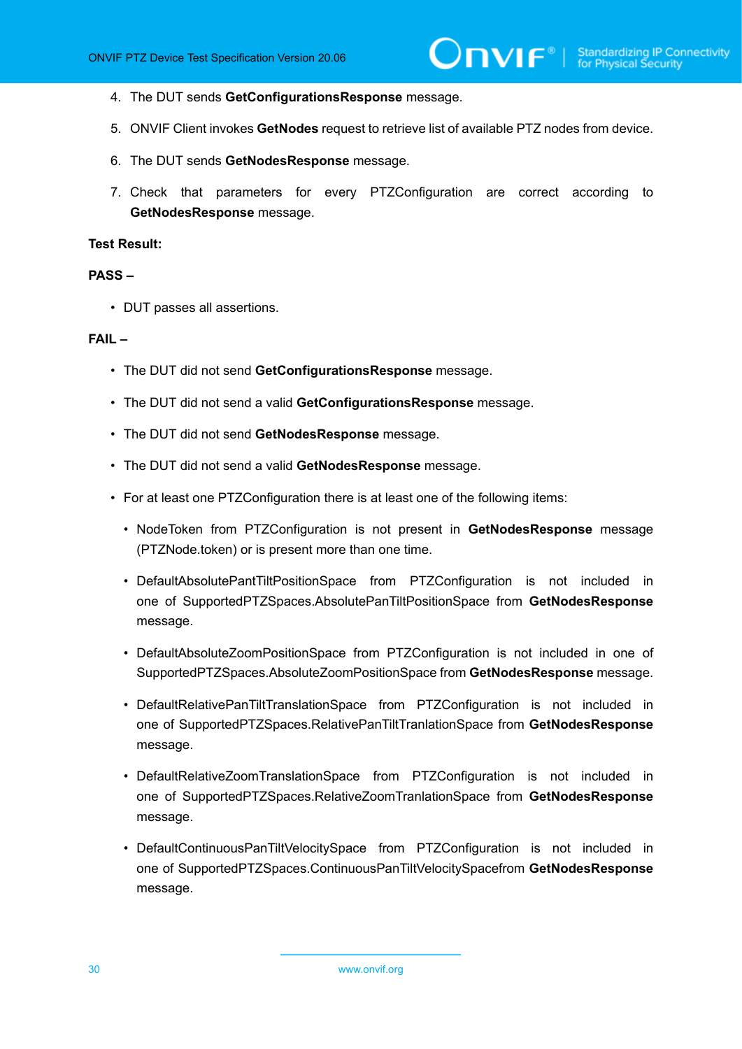4. The DUT sends **GetConfigurationsResponse** message.

5. ONVIF Client invokes **GetNodes** request to retrieve list of available PTZ nodes from device.

6. The DUT sends **GetNodesResponse** message.

7. Check that parameters for every PTZConfiguration are correct according to **GetNodesResponse** message.

**Test Result:**

**PASS –**

- DUT passes all assertions.

**FAIL –**

- The DUT did not send **GetConfigurationsResponse** message.
- The DUT did not send a valid **GetConfigurationsResponse** message.
- The DUT did not send **GetNodesResponse** message.
- The DUT did not send a valid **GetNodesResponse** message.
- For at least one PTZConfiguration there is at least one of the following items:
  - NodeToken from PTZConfiguration is not present in **GetNodesResponse** message (PTZNode.token) or is present more than one time.
  - DefaultAbsolutePantTiltPositionSpace from PTZConfiguration is not included in one of SupportedPTZSpaces.AbsolutePanTiltPositionSpace from **GetNodesResponse** message.
  - DefaultAbsoluteZoomPositionSpace from PTZConfiguration is not included in one of SupportedPTZSpaces.AbsoluteZoomPositionSpace from **GetNodesResponse** message.
  - DefaultRelativePanTiltTranslationSpace from PTZConfiguration is not included in one of SupportedPTZSpaces.RelativePanTiltTranlationSpace from **GetNodesResponse** message.
  - DefaultRelativeZoomTranslationSpace from PTZConfiguration is not included in one of SupportedPTZSpaces.RelativeZoomTranlationSpace from **GetNodesResponse** message.
  - DefaultContinuousPanTiltVelocitySpace from PTZConfiguration is not included in one of SupportedPTZSpaces.ContinuousPanTiltVelocitySpacefrom **GetNodesResponse** message.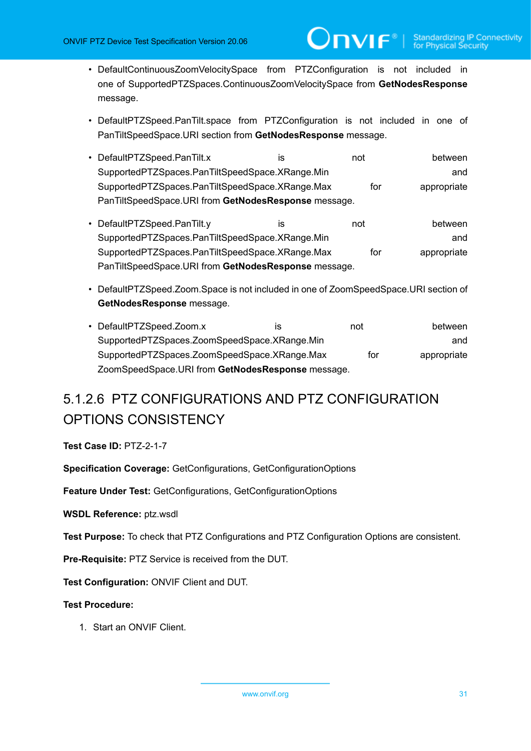- DefaultContinuousZoomVelocitySpace from PTZConfiguration is not included in one of SupportedPTZSpaces.ContinuousZoomVelocitySpace from **GetNodesResponse** message.

- DefaultPTZSpeed.PanTilt.space from PTZConfiguration is not included in one of PanTiltSpeedSpace.URI section from **GetNodesResponse** message.

- DefaultPTZSpeed.PanTilt.x is not between SupportedPTZSpaces.PanTiltSpeedSpace.XRange.Min and SupportedPTZSpaces.PanTiltSpeedSpace.XRange.Max for appropriate PanTiltSpeedSpace.URI from **GetNodesResponse** message.

- DefaultPTZSpeed.PanTilt.y is not between SupportedPTZSpaces.PanTiltSpeedSpace.XRange.Min and SupportedPTZSpaces.PanTiltSpeedSpace.XRange.Max for appropriate PanTiltSpeedSpace.URI from **GetNodesResponse** message.

- DefaultPTZSpeed.Zoom.Space is not included in one of ZoomSpeedSpace.URI section of **GetNodesResponse** message.

- DefaultPTZSpeed.Zoom.x is not between SupportedPTZSpaces.ZoomSpeedSpace.XRange.Min and SupportedPTZSpaces.ZoomSpeedSpace.XRange.Max for appropriate ZoomSpeedSpace.URI from **GetNodesResponse** message.

#### 5.1.2.6 PTZ CONFIGURATIONS AND PTZ CONFIGURATION OPTIONS CONSISTENCY

**Test Case ID:** PTZ-2-1-7

**Specification Coverage:** GetConfigurations, GetConfigurationOptions

**Feature Under Test:** GetConfigurations, GetConfigurationOptions

**WSDL Reference:** ptz.wsdl

**Test Purpose:** To check that PTZ Configurations and PTZ Configuration Options are consistent.

**Pre-Requisite:** PTZ Service is received from the DUT.

**Test Configuration:** ONVIF Client and DUT.

**Test Procedure:**

1. Start an ONVIF Client.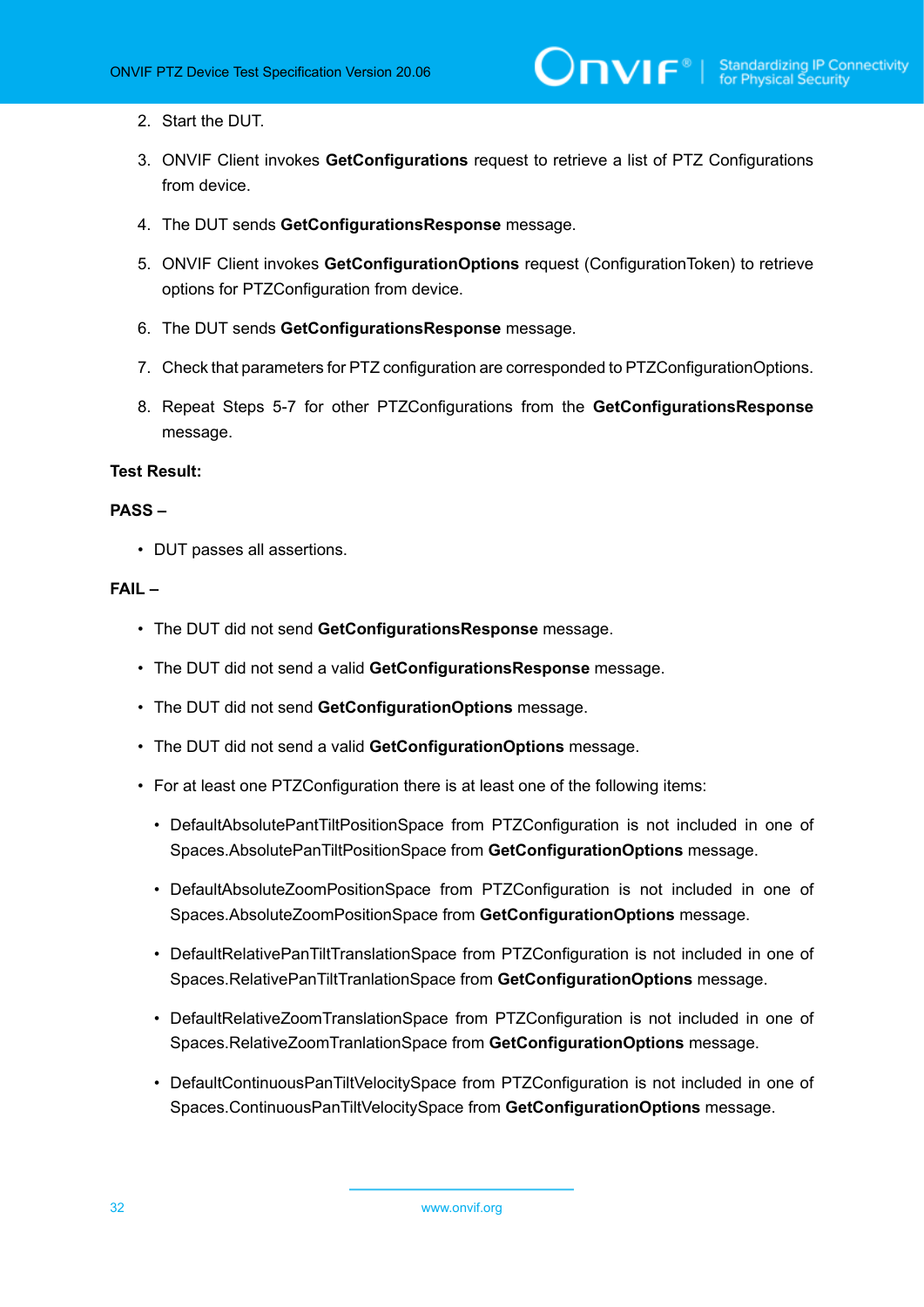2. Start the DUT.
3. ONVIF Client invokes **GetConfigurations** request to retrieve a list of PTZ Configurations from device.
4. The DUT sends **GetConfigurationsResponse** message.
5. ONVIF Client invokes **GetConfigurationOptions** request (ConfigurationToken) to retrieve options for PTZConfiguration from device.
6. The DUT sends **GetConfigurationsResponse** message.
7. Check that parameters for PTZ configuration are corresponded to PTZConfigurationOptions.
8. Repeat Steps 5-7 for other PTZConfigurations from the **GetConfigurationsResponse** message.

**Test Result:**

**PASS –**

- DUT passes all assertions.

**FAIL –**

- The DUT did not send **GetConfigurationsResponse** message.
- The DUT did not send a valid **GetConfigurationsResponse** message.
- The DUT did not send **GetConfigurationOptions** message.
- The DUT did not send a valid **GetConfigurationOptions** message.
- For at least one PTZConfiguration there is at least one of the following items:
  - DefaultAbsolutePantTiltPositionSpace from PTZConfiguration is not included in one of Spaces.AbsolutePanTiltPositionSpace from **GetConfigurationOptions** message.
  - DefaultAbsoluteZoomPositionSpace from PTZConfiguration is not included in one of Spaces.AbsoluteZoomPositionSpace from **GetConfigurationOptions** message.
  - DefaultRelativePanTiltTranslationSpace from PTZConfiguration is not included in one of Spaces.RelativePanTiltTranlationSpace from **GetConfigurationOptions** message.
  - DefaultRelativeZoomTranslationSpace from PTZConfiguration is not included in one of Spaces.RelativeZoomTranlationSpace from **GetConfigurationOptions** message.
  - DefaultContinuousPanTiltVelocitySpace from PTZConfiguration is not included in one of Spaces.ContinuousPanTiltVelocitySpace from **GetConfigurationOptions** message.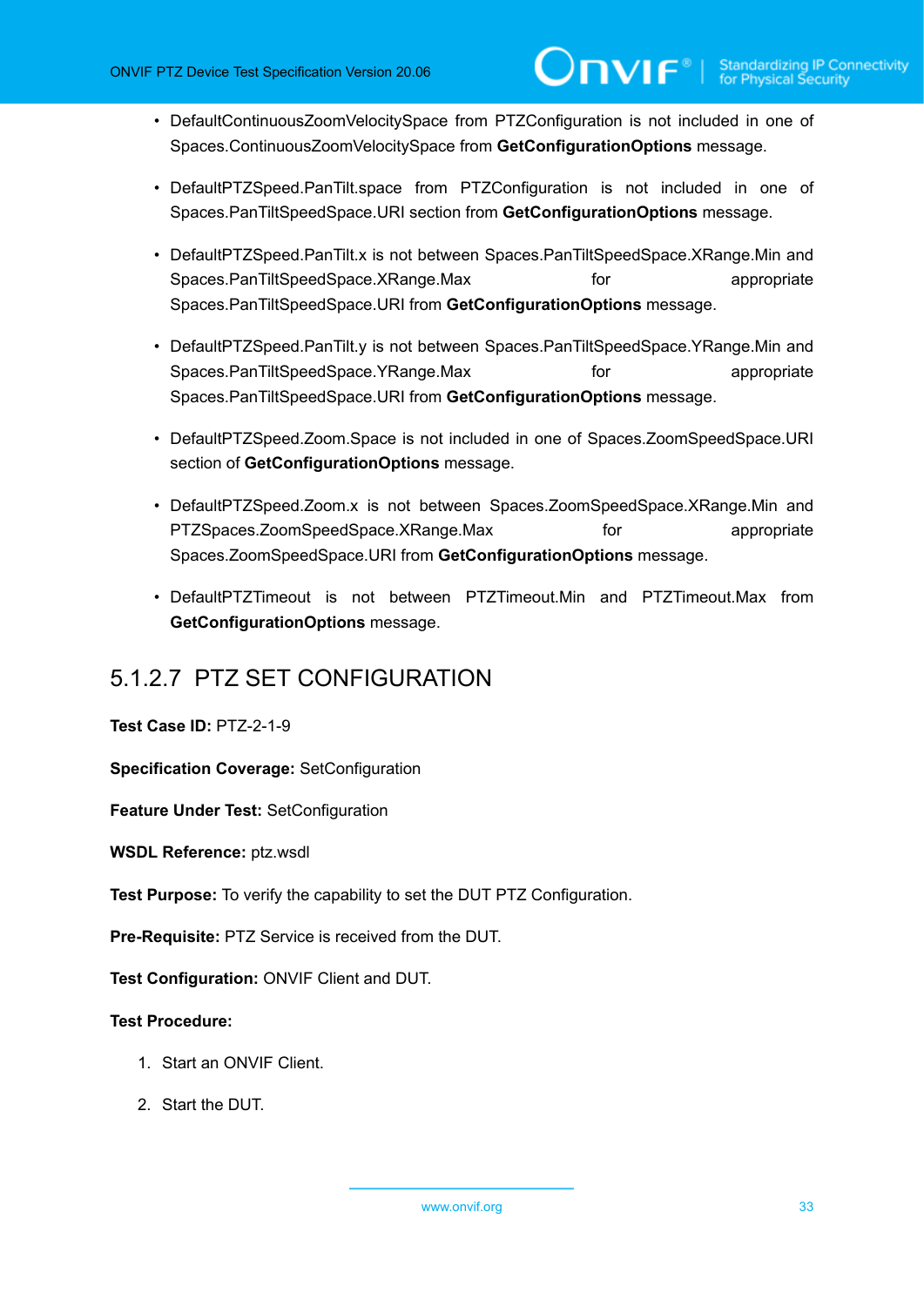- DefaultContinuousZoomVelocitySpace from PTZConfiguration is not included in one of Spaces.ContinuousZoomVelocitySpace from **GetConfigurationOptions** message.
- DefaultPTZSpeed.PanTilt.space from PTZConfiguration is not included in one of Spaces.PanTiltSpeedSpace.URI section from **GetConfigurationOptions** message.
- DefaultPTZSpeed.PanTilt.x is not between Spaces.PanTiltSpeedSpace.XRange.Min and Spaces.PanTiltSpeedSpace.XRange.Max for appropriate Spaces.PanTiltSpeedSpace.URI from **GetConfigurationOptions** message.
- DefaultPTZSpeed.PanTilt.y is not between Spaces.PanTiltSpeedSpace.YRange.Min and Spaces.PanTiltSpeedSpace.YRange.Max for appropriate Spaces.PanTiltSpeedSpace.URI from **GetConfigurationOptions** message.
- DefaultPTZSpeed.Zoom.Space is not included in one of Spaces.ZoomSpeedSpace.URI section of **GetConfigurationOptions** message.
- DefaultPTZSpeed.Zoom.x is not between Spaces.ZoomSpeedSpace.XRange.Min and PTZSpaces.ZoomSpeedSpace.XRange.Max for appropriate Spaces.ZoomSpeedSpace.URI from **GetConfigurationOptions** message.
- DefaultPTZTimeout is not between PTZTimeout.Min and PTZTimeout.Max from **GetConfigurationOptions** message.

### 5.1.2.7 PTZ SET CONFIGURATION

**Test Case ID:** PTZ-2-1-9

**Specification Coverage:** SetConfiguration

**Feature Under Test:** SetConfiguration

**WSDL Reference:** ptz.wsdl

**Test Purpose:** To verify the capability to set the DUT PTZ Configuration.

**Pre-Requisite:** PTZ Service is received from the DUT.

**Test Configuration:** ONVIF Client and DUT.

**Test Procedure:**

1. Start an ONVIF Client.
2. Start the DUT.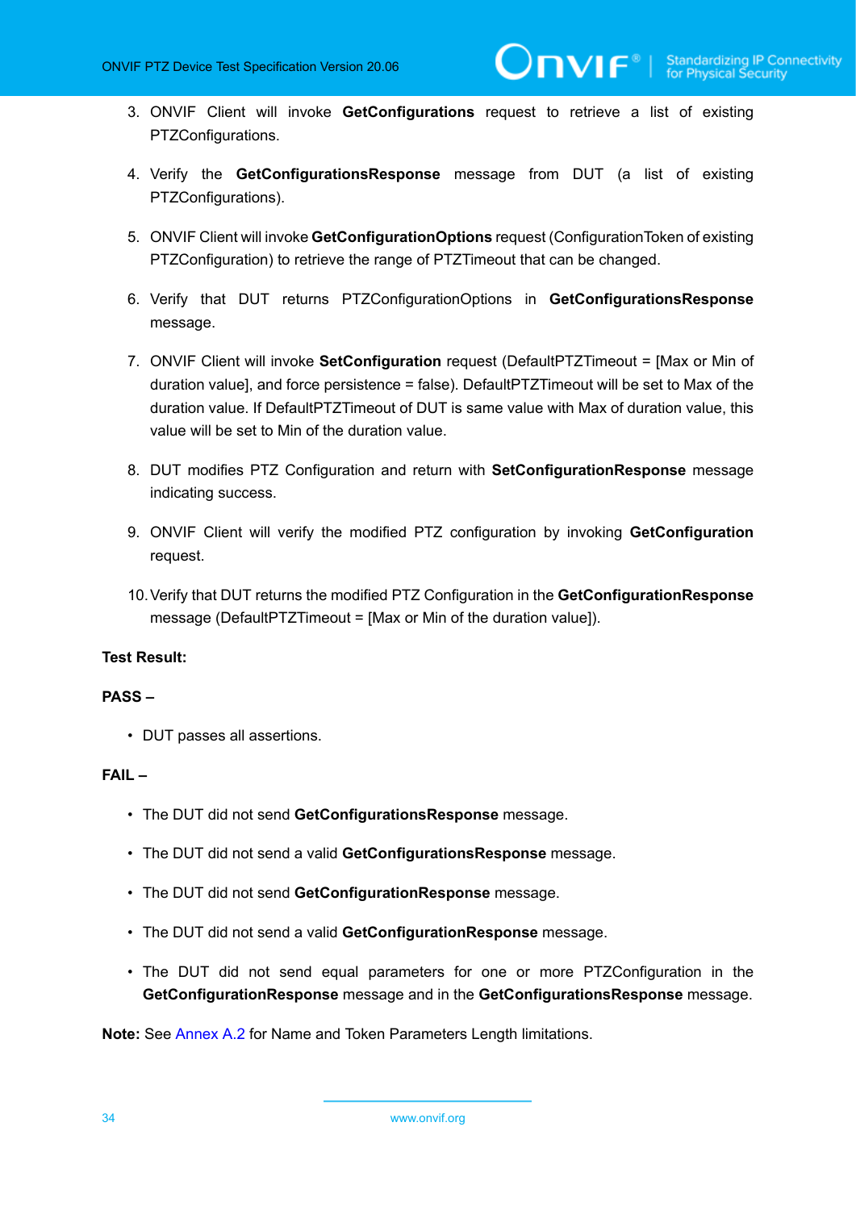3. ONVIF Client will invoke **GetConfigurations** request to retrieve a list of existing PTZConfigurations.

4. Verify the **GetConfigurationsResponse** message from DUT (a list of existing PTZConfigurations).

5. ONVIF Client will invoke **GetConfigurationOptions** request (ConfigurationToken of existing PTZConfiguration) to retrieve the range of PTZTimeout that can be changed.

6. Verify that DUT returns PTZConfigurationOptions in **GetConfigurationsResponse** message.

7. ONVIF Client will invoke **SetConfiguration** request (DefaultPTZTimeout = [Max or Min of duration value], and force persistence = false). DefaultPTZTimeout will be set to Max of the duration value. If DefaultPTZTimeout of DUT is same value with Max of duration value, this value will be set to Min of the duration value.

8. DUT modifies PTZ Configuration and return with **SetConfigurationResponse** message indicating success.

9. ONVIF Client will verify the modified PTZ configuration by invoking **GetConfiguration** request.

10. Verify that DUT returns the modified PTZ Configuration in the **GetConfigurationResponse** message (DefaultPTZTimeout = [Max or Min of the duration value]).

**Test Result:**

**PASS –**

- DUT passes all assertions.

**FAIL –**

- The DUT did not send **GetConfigurationsResponse** message.
- The DUT did not send a valid **GetConfigurationsResponse** message.
- The DUT did not send **GetConfigurationResponse** message.
- The DUT did not send a valid **GetConfigurationResponse** message.
- The DUT did not send equal parameters for one or more PTZConfiguration in the **GetConfigurationResponse** message and in the **GetConfigurationsResponse** message.

**Note:** See Annex A.2 for Name and Token Parameters Length limitations.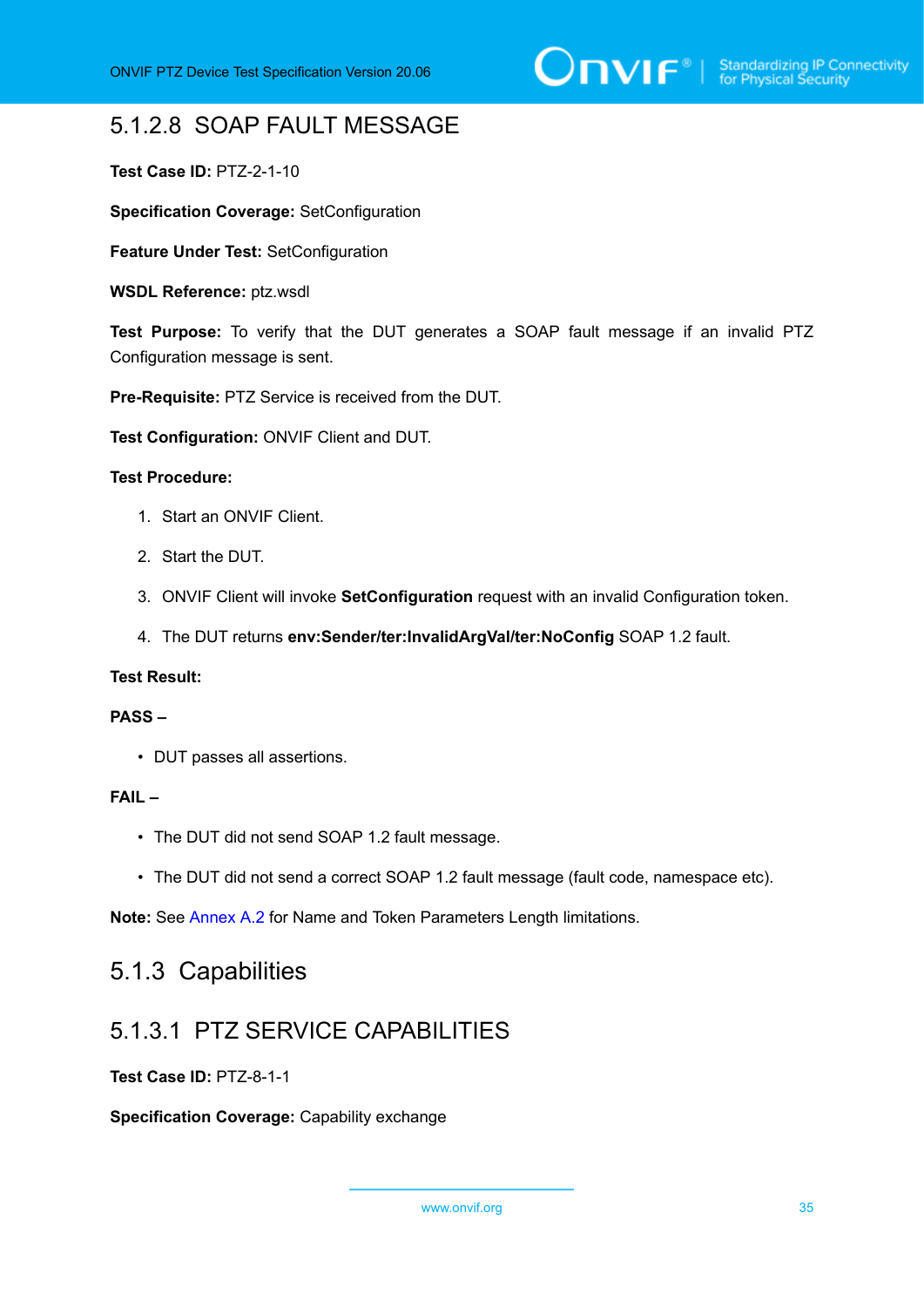#### 5.1.2.8 SOAP FAULT MESSAGE

**Test Case ID:** PTZ-2-1-10

**Specification Coverage:** SetConfiguration

**Feature Under Test:** SetConfiguration

**WSDL Reference:** ptz.wsdl

**Test Purpose:** To verify that the DUT generates a SOAP fault message if an invalid PTZ Configuration message is sent.

**Pre-Requisite:** PTZ Service is received from the DUT.

**Test Configuration:** ONVIF Client and DUT.

**Test Procedure:**

1. Start an ONVIF Client.
2. Start the DUT.
3. ONVIF Client will invoke **SetConfiguration** request with an invalid Configuration token.
4. The DUT returns **env:Sender/ter:InvalidArgVal/ter:NoConfig** SOAP 1.2 fault.

**Test Result:**

**PASS –**

- DUT passes all assertions.

**FAIL –**

- The DUT did not send SOAP 1.2 fault message.
- The DUT did not send a correct SOAP 1.2 fault message (fault code, namespace etc).

**Note:** See Annex A.2 for Name and Token Parameters Length limitations.

### 5.1.3 Capabilities

#### 5.1.3.1 PTZ SERVICE CAPABILITIES

**Test Case ID:** PTZ-8-1-1

**Specification Coverage:** Capability exchange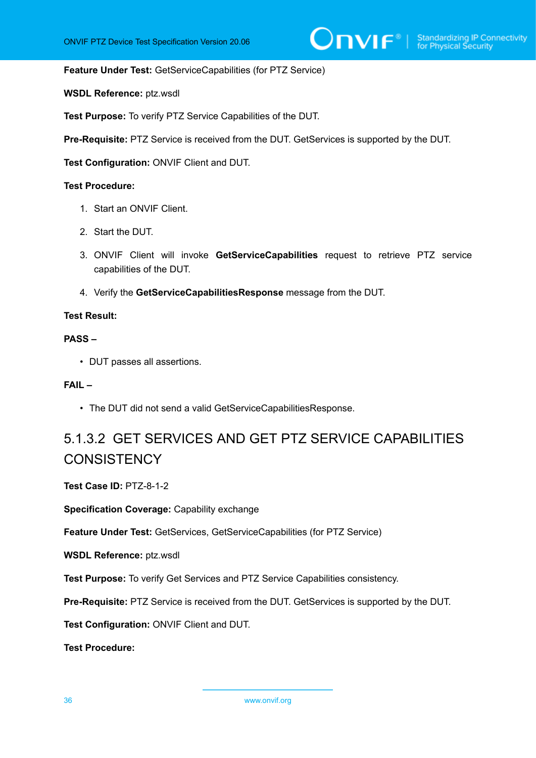**Feature Under Test:** GetServiceCapabilities (for PTZ Service)

**WSDL Reference:** ptz.wsdl

**Test Purpose:** To verify PTZ Service Capabilities of the DUT.

**Pre-Requisite:** PTZ Service is received from the DUT. GetServices is supported by the DUT.

**Test Configuration:** ONVIF Client and DUT.

**Test Procedure:**

1. Start an ONVIF Client.
2. Start the DUT.
3. ONVIF Client will invoke **GetServiceCapabilities** request to retrieve PTZ service capabilities of the DUT.
4. Verify the **GetServiceCapabilitiesResponse** message from the DUT.

**Test Result:**

**PASS –**

- DUT passes all assertions.

**FAIL –**

- The DUT did not send a valid GetServiceCapabilitiesResponse.

#### 5.1.3.2 GET SERVICES AND GET PTZ SERVICE CAPABILITIES CONSISTENCY

**Test Case ID:** PTZ-8-1-2

**Specification Coverage:** Capability exchange

**Feature Under Test:** GetServices, GetServiceCapabilities (for PTZ Service)

**WSDL Reference:** ptz.wsdl

**Test Purpose:** To verify Get Services and PTZ Service Capabilities consistency.

**Pre-Requisite:** PTZ Service is received from the DUT. GetServices is supported by the DUT.

**Test Configuration:** ONVIF Client and DUT.

**Test Procedure:**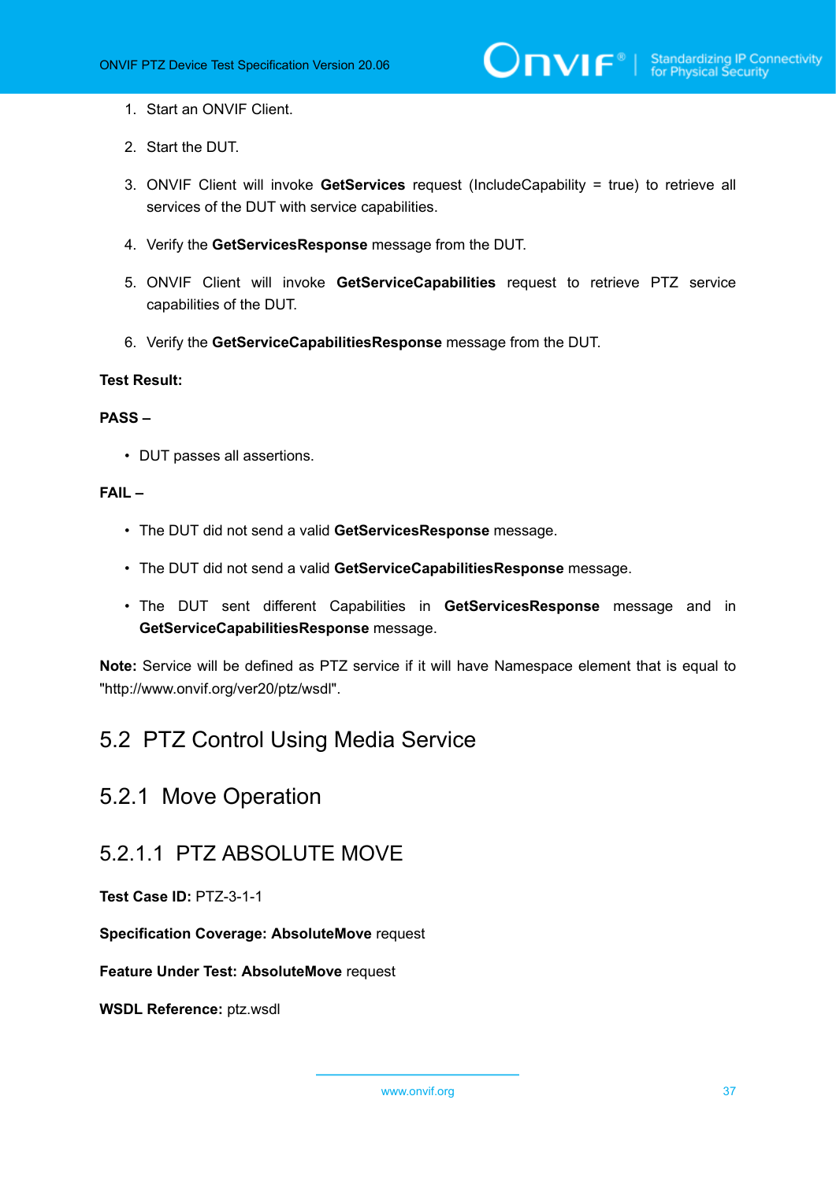1. Start an ONVIF Client.

2. Start the DUT.

3. ONVIF Client will invoke **GetServices** request (IncludeCapability = true) to retrieve all services of the DUT with service capabilities.

4. Verify the **GetServicesResponse** message from the DUT.

5. ONVIF Client will invoke **GetServiceCapabilities** request to retrieve PTZ service capabilities of the DUT.

6. Verify the **GetServiceCapabilitiesResponse** message from the DUT.

**Test Result:**

**PASS –**

- DUT passes all assertions.

**FAIL –**

- The DUT did not send a valid **GetServicesResponse** message.
- The DUT did not send a valid **GetServiceCapabilitiesResponse** message.
- The DUT sent different Capabilities in **GetServicesResponse** message and in **GetServiceCapabilitiesResponse** message.

**Note:** Service will be defined as PTZ service if it will have Namespace element that is equal to "http://www.onvif.org/ver20/ptz/wsdl".

## 5.2 PTZ Control Using Media Service

### 5.2.1 Move Operation

#### 5.2.1.1 PTZ ABSOLUTE MOVE

**Test Case ID:** PTZ-3-1-1

**Specification Coverage: AbsoluteMove** request

**Feature Under Test: AbsoluteMove** request

**WSDL Reference:** ptz.wsdl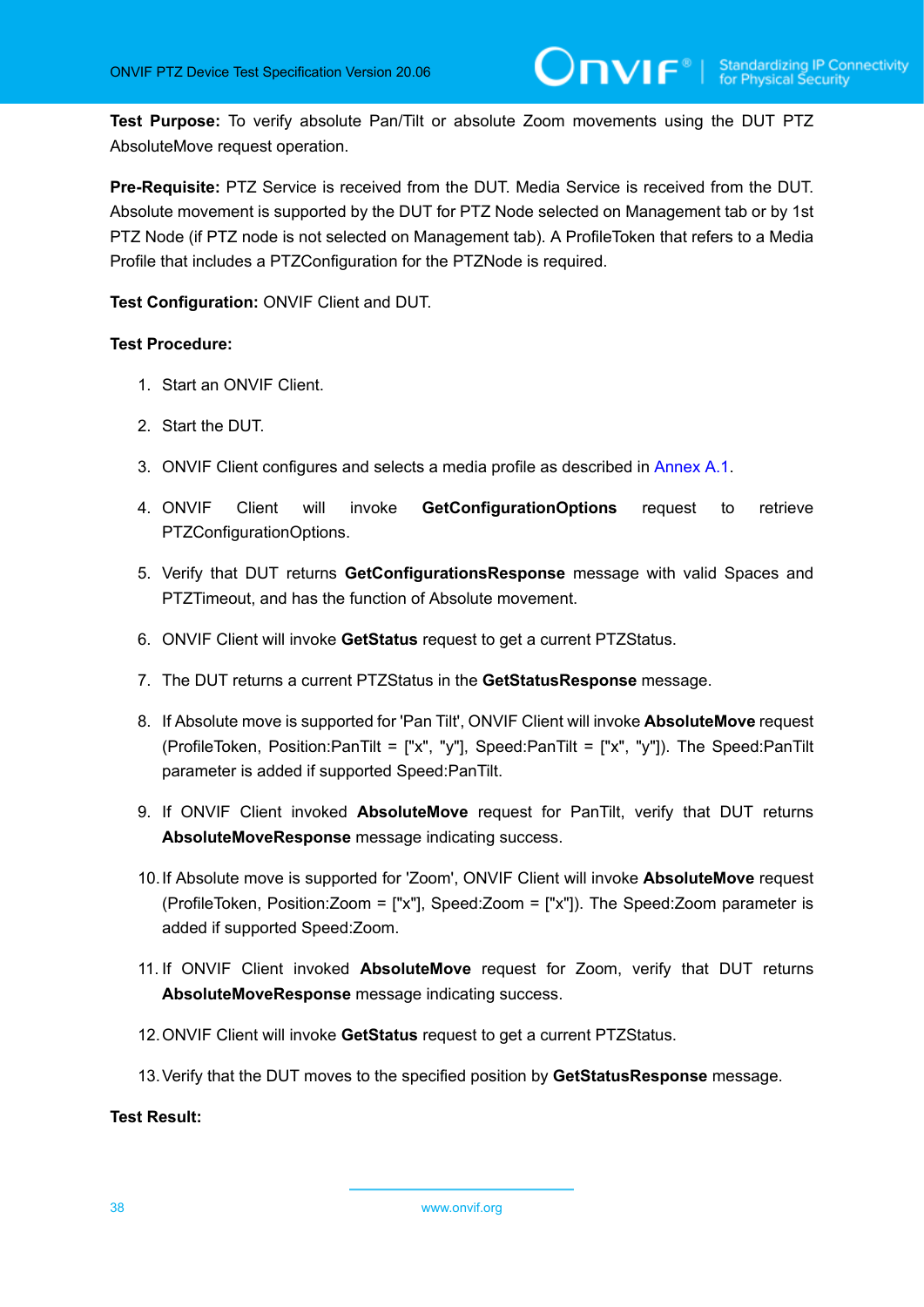**Test Purpose:** To verify absolute Pan/Tilt or absolute Zoom movements using the DUT PTZ AbsoluteMove request operation.

**Pre-Requisite:** PTZ Service is received from the DUT. Media Service is received from the DUT. Absolute movement is supported by the DUT for PTZ Node selected on Management tab or by 1st PTZ Node (if PTZ node is not selected on Management tab). A ProfileToken that refers to a Media Profile that includes a PTZConfiguration for the PTZNode is required.

**Test Configuration:** ONVIF Client and DUT.

**Test Procedure:**

1. Start an ONVIF Client.
2. Start the DUT.
3. ONVIF Client configures and selects a media profile as described in Annex A.1.
4. ONVIF Client will invoke **GetConfigurationOptions** request to retrieve PTZConfigurationOptions.
5. Verify that DUT returns **GetConfigurationsResponse** message with valid Spaces and PTZTimeout, and has the function of Absolute movement.
6. ONVIF Client will invoke **GetStatus** request to get a current PTZStatus.
7. The DUT returns a current PTZStatus in the **GetStatusResponse** message.
8. If Absolute move is supported for 'Pan Tilt', ONVIF Client will invoke **AbsoluteMove** request (ProfileToken, Position:PanTilt = ["x", "y"], Speed:PanTilt = ["x", "y"]). The Speed:PanTilt parameter is added if supported Speed:PanTilt.
9. If ONVIF Client invoked **AbsoluteMove** request for PanTilt, verify that DUT returns **AbsoluteMoveResponse** message indicating success.
10. If Absolute move is supported for 'Zoom', ONVIF Client will invoke **AbsoluteMove** request (ProfileToken, Position:Zoom = ["x"], Speed:Zoom = ["x"]). The Speed:Zoom parameter is added if supported Speed:Zoom.
11. If ONVIF Client invoked **AbsoluteMove** request for Zoom, verify that DUT returns **AbsoluteMoveResponse** message indicating success.
12. ONVIF Client will invoke **GetStatus** request to get a current PTZStatus.
13. Verify that the DUT moves to the specified position by **GetStatusResponse** message.

**Test Result:**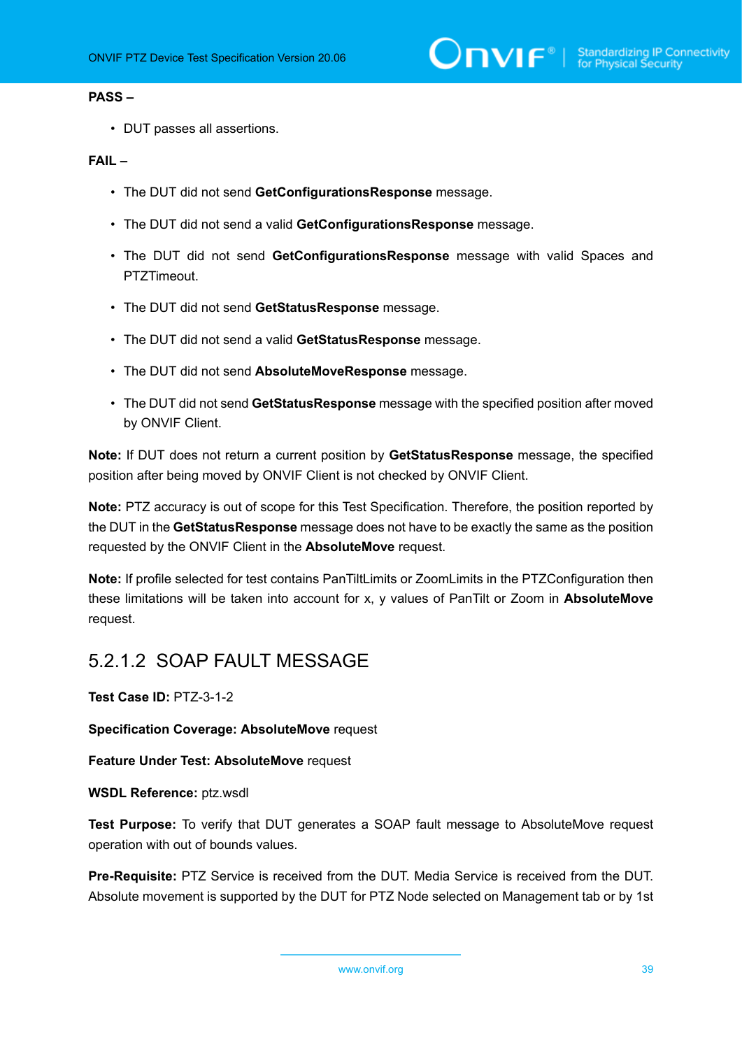**PASS –**

- DUT passes all assertions.

**FAIL –**

- The DUT did not send **GetConfigurationsResponse** message.
- The DUT did not send a valid **GetConfigurationsResponse** message.
- The DUT did not send **GetConfigurationsResponse** message with valid Spaces and PTZTimeout.
- The DUT did not send **GetStatusResponse** message.
- The DUT did not send a valid **GetStatusResponse** message.
- The DUT did not send **AbsoluteMoveResponse** message.
- The DUT did not send **GetStatusResponse** message with the specified position after moved by ONVIF Client.

**Note:** If DUT does not return a current position by **GetStatusResponse** message, the specified position after being moved by ONVIF Client is not checked by ONVIF Client.

**Note:** PTZ accuracy is out of scope for this Test Specification. Therefore, the position reported by the DUT in the **GetStatusResponse** message does not have to be exactly the same as the position requested by the ONVIF Client in the **AbsoluteMove** request.

**Note:** If profile selected for test contains PanTiltLimits or ZoomLimits in the PTZConfiguration then these limitations will be taken into account for x, y values of PanTilt or Zoom in **AbsoluteMove** request.

### 5.2.1.2 SOAP FAULT MESSAGE

**Test Case ID:** PTZ-3-1-2

**Specification Coverage: AbsoluteMove** request

**Feature Under Test: AbsoluteMove** request

**WSDL Reference:** ptz.wsdl

**Test Purpose:** To verify that DUT generates a SOAP fault message to AbsoluteMove request operation with out of bounds values.

**Pre-Requisite:** PTZ Service is received from the DUT. Media Service is received from the DUT. Absolute movement is supported by the DUT for PTZ Node selected on Management tab or by 1st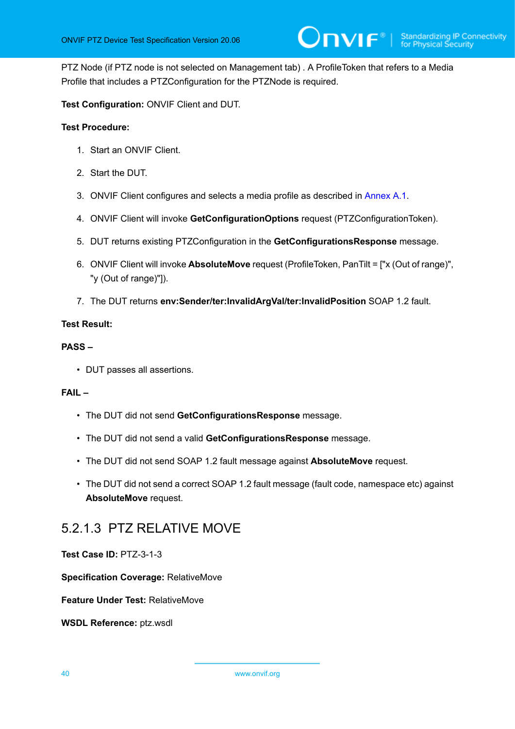PTZ Node (if PTZ node is not selected on Management tab) . A ProfileToken that refers to a Media Profile that includes a PTZConfiguration for the PTZNode is required.

**Test Configuration:** ONVIF Client and DUT.

**Test Procedure:**

1. Start an ONVIF Client.
2. Start the DUT.
3. ONVIF Client configures and selects a media profile as described in Annex A.1.
4. ONVIF Client will invoke **GetConfigurationOptions** request (PTZConfigurationToken).
5. DUT returns existing PTZConfiguration in the **GetConfigurationsResponse** message.
6. ONVIF Client will invoke **AbsoluteMove** request (ProfileToken, PanTilt = ["x (Out of range)", "y (Out of range)"]).
7. The DUT returns **env:Sender/ter:InvalidArgVal/ter:InvalidPosition** SOAP 1.2 fault.

**Test Result:**

**PASS –**

- DUT passes all assertions.

**FAIL –**

- The DUT did not send **GetConfigurationsResponse** message.
- The DUT did not send a valid **GetConfigurationsResponse** message.
- The DUT did not send SOAP 1.2 fault message against **AbsoluteMove** request.
- The DUT did not send a correct SOAP 1.2 fault message (fault code, namespace etc) against **AbsoluteMove** request.

### 5.2.1.3 PTZ RELATIVE MOVE

**Test Case ID:** PTZ-3-1-3

**Specification Coverage:** RelativeMove

**Feature Under Test:** RelativeMove

**WSDL Reference:** ptz.wsdl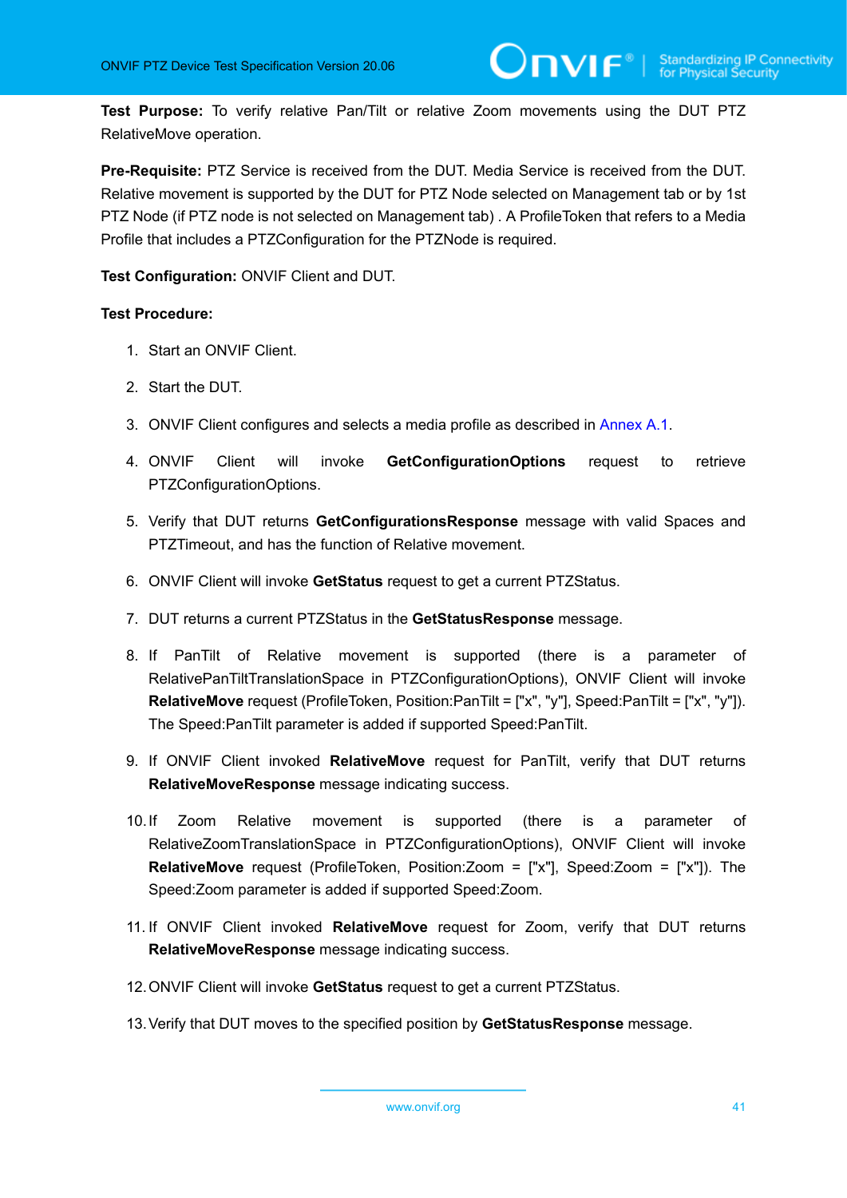**Test Purpose:** To verify relative Pan/Tilt or relative Zoom movements using the DUT PTZ RelativeMove operation.

**Pre-Requisite:** PTZ Service is received from the DUT. Media Service is received from the DUT. Relative movement is supported by the DUT for PTZ Node selected on Management tab or by 1st PTZ Node (if PTZ node is not selected on Management tab) . A ProfileToken that refers to a Media Profile that includes a PTZConfiguration for the PTZNode is required.

**Test Configuration:** ONVIF Client and DUT.

**Test Procedure:**

1. Start an ONVIF Client.
2. Start the DUT.
3. ONVIF Client configures and selects a media profile as described in Annex A.1.
4. ONVIF Client will invoke **GetConfigurationOptions** request to retrieve PTZConfigurationOptions.
5. Verify that DUT returns **GetConfigurationsResponse** message with valid Spaces and PTZTimeout, and has the function of Relative movement.
6. ONVIF Client will invoke **GetStatus** request to get a current PTZStatus.
7. DUT returns a current PTZStatus in the **GetStatusResponse** message.
8. If PanTilt of Relative movement is supported (there is a parameter of RelativePanTiltTranslationSpace in PTZConfigurationOptions), ONVIF Client will invoke **RelativeMove** request (ProfileToken, Position:PanTilt = ["x", "y"], Speed:PanTilt = ["x", "y"]). The Speed:PanTilt parameter is added if supported Speed:PanTilt.
9. If ONVIF Client invoked **RelativeMove** request for PanTilt, verify that DUT returns **RelativeMoveResponse** message indicating success.
10. If Zoom Relative movement is supported (there is a parameter of RelativeZoomTranslationSpace in PTZConfigurationOptions), ONVIF Client will invoke **RelativeMove** request (ProfileToken, Position:Zoom = ["x"], Speed:Zoom = ["x"]). The Speed:Zoom parameter is added if supported Speed:Zoom.
11. If ONVIF Client invoked **RelativeMove** request for Zoom, verify that DUT returns **RelativeMoveResponse** message indicating success.
12. ONVIF Client will invoke **GetStatus** request to get a current PTZStatus.
13. Verify that DUT moves to the specified position by **GetStatusResponse** message.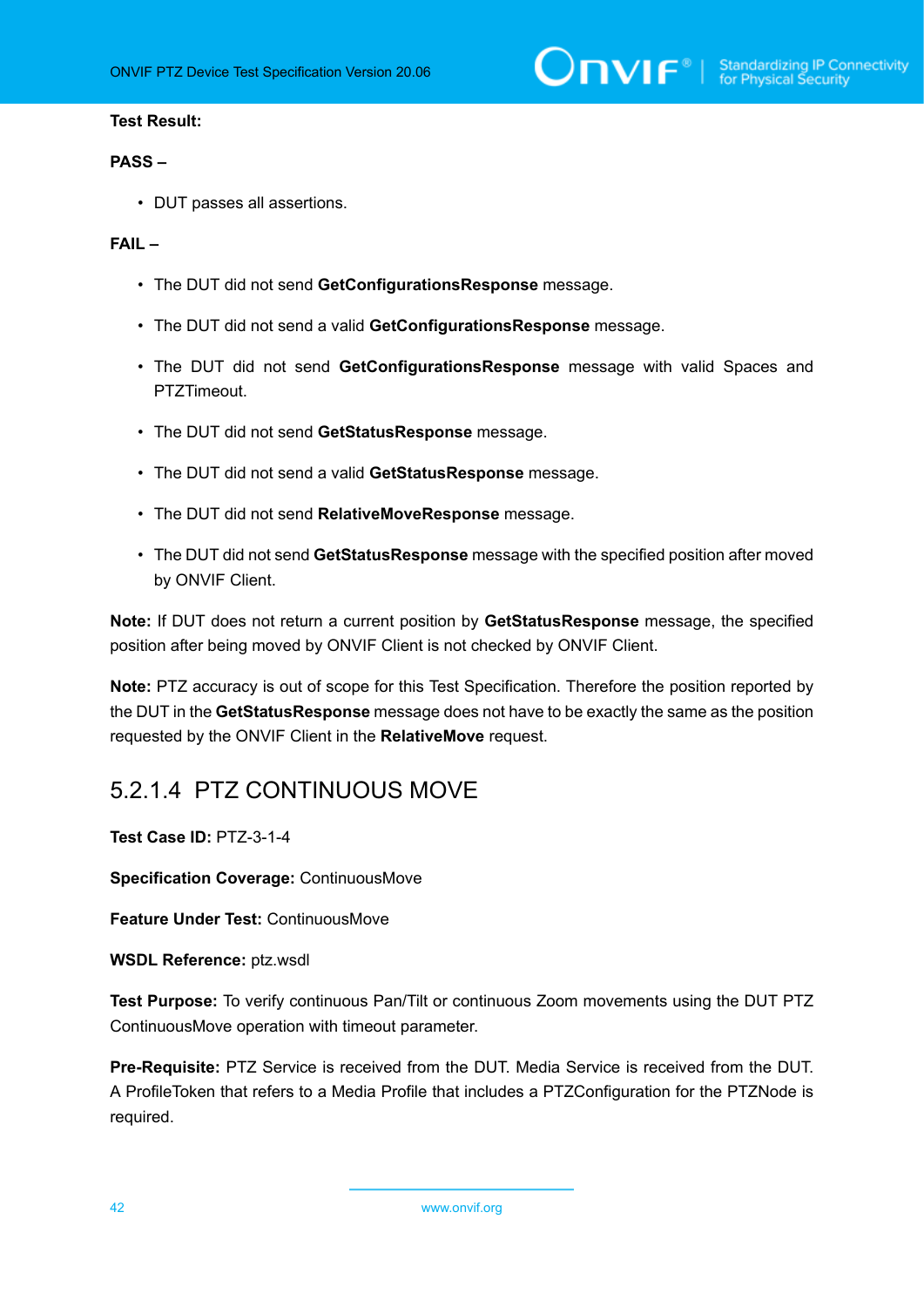**Test Result:**

**PASS –**

- DUT passes all assertions.

**FAIL –**

- The DUT did not send **GetConfigurationsResponse** message.
- The DUT did not send a valid **GetConfigurationsResponse** message.
- The DUT did not send **GetConfigurationsResponse** message with valid Spaces and PTZTimeout.
- The DUT did not send **GetStatusResponse** message.
- The DUT did not send a valid **GetStatusResponse** message.
- The DUT did not send **RelativeMoveResponse** message.
- The DUT did not send **GetStatusResponse** message with the specified position after moved by ONVIF Client.

**Note:** If DUT does not return a current position by **GetStatusResponse** message, the specified position after being moved by ONVIF Client is not checked by ONVIF Client.

**Note:** PTZ accuracy is out of scope for this Test Specification. Therefore the position reported by the DUT in the **GetStatusResponse** message does not have to be exactly the same as the position requested by the ONVIF Client in the **RelativeMove** request.

### 5.2.1.4 PTZ CONTINUOUS MOVE

**Test Case ID:** PTZ-3-1-4

**Specification Coverage:** ContinuousMove

**Feature Under Test:** ContinuousMove

**WSDL Reference:** ptz.wsdl

**Test Purpose:** To verify continuous Pan/Tilt or continuous Zoom movements using the DUT PTZ ContinuousMove operation with timeout parameter.

**Pre-Requisite:** PTZ Service is received from the DUT. Media Service is received from the DUT. A ProfileToken that refers to a Media Profile that includes a PTZConfiguration for the PTZNode is required.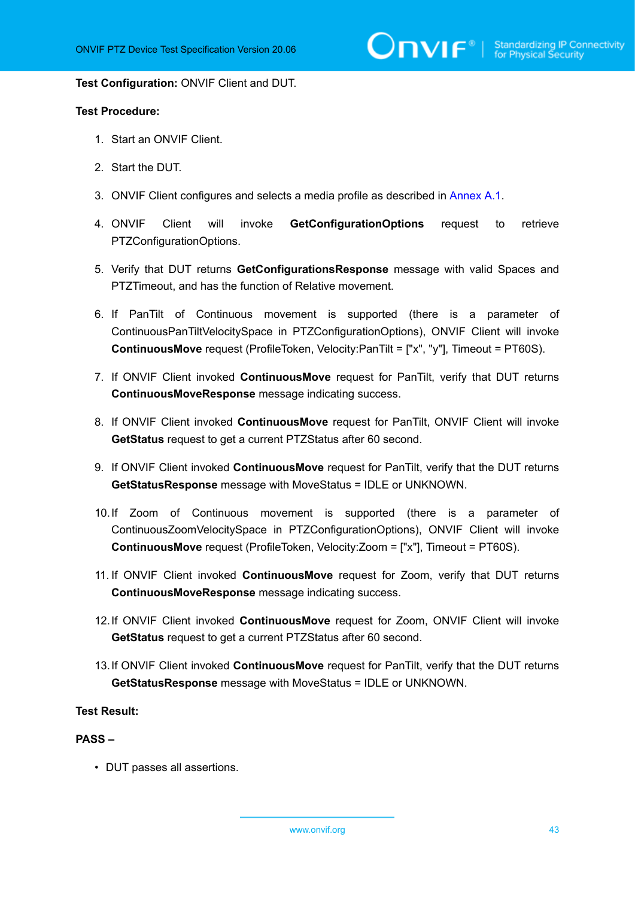**Test Configuration:** ONVIF Client and DUT.

**Test Procedure:**

1. Start an ONVIF Client.
2. Start the DUT.
3. ONVIF Client configures and selects a media profile as described in Annex A.1.
4. ONVIF Client will invoke **GetConfigurationOptions** request to retrieve PTZConfigurationOptions.
5. Verify that DUT returns **GetConfigurationsResponse** message with valid Spaces and PTZTimeout, and has the function of Relative movement.
6. If PanTilt of Continuous movement is supported (there is a parameter of ContinuousPanTiltVelocitySpace in PTZConfigurationOptions), ONVIF Client will invoke **ContinuousMove** request (ProfileToken, Velocity:PanTilt = ["x", "y"], Timeout = PT60S).
7. If ONVIF Client invoked **ContinuousMove** request for PanTilt, verify that DUT returns **ContinuousMoveResponse** message indicating success.
8. If ONVIF Client invoked **ContinuousMove** request for PanTilt, ONVIF Client will invoke **GetStatus** request to get a current PTZStatus after 60 second.
9. If ONVIF Client invoked **ContinuousMove** request for PanTilt, verify that the DUT returns **GetStatusResponse** message with MoveStatus = IDLE or UNKNOWN.
10. If Zoom of Continuous movement is supported (there is a parameter of ContinuousZoomVelocitySpace in PTZConfigurationOptions), ONVIF Client will invoke **ContinuousMove** request (ProfileToken, Velocity:Zoom = ["x"], Timeout = PT60S).
11. If ONVIF Client invoked **ContinuousMove** request for Zoom, verify that DUT returns **ContinuousMoveResponse** message indicating success.
12. If ONVIF Client invoked **ContinuousMove** request for Zoom, ONVIF Client will invoke **GetStatus** request to get a current PTZStatus after 60 second.
13. If ONVIF Client invoked **ContinuousMove** request for PanTilt, verify that the DUT returns **GetStatusResponse** message with MoveStatus = IDLE or UNKNOWN.

**Test Result:**

**PASS –**

- DUT passes all assertions.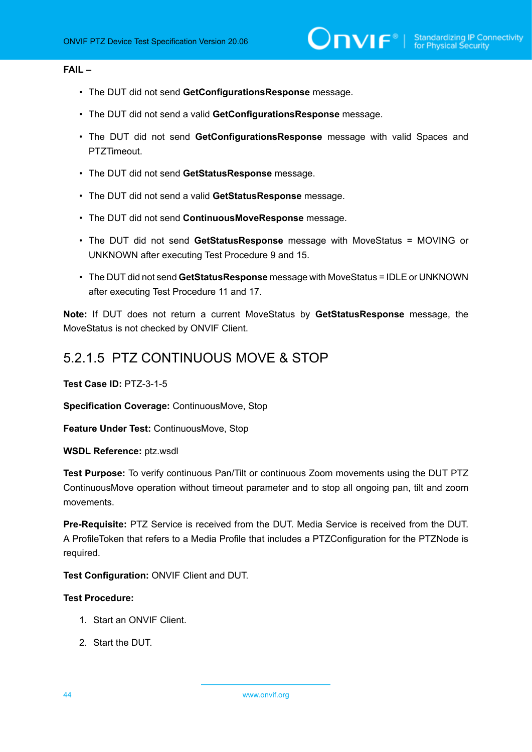**FAIL –**

- The DUT did not send **GetConfigurationsResponse** message.
- The DUT did not send a valid **GetConfigurationsResponse** message.
- The DUT did not send **GetConfigurationsResponse** message with valid Spaces and PTZTimeout.
- The DUT did not send **GetStatusResponse** message.
- The DUT did not send a valid **GetStatusResponse** message.
- The DUT did not send **ContinuousMoveResponse** message.
- The DUT did not send **GetStatusResponse** message with MoveStatus = MOVING or UNKNOWN after executing Test Procedure 9 and 15.
- The DUT did not send **GetStatusResponse** message with MoveStatus = IDLE or UNKNOWN after executing Test Procedure 11 and 17.

**Note:** If DUT does not return a current MoveStatus by **GetStatusResponse** message, the MoveStatus is not checked by ONVIF Client.

### 5.2.1.5 PTZ CONTINUOUS MOVE & STOP

**Test Case ID:** PTZ-3-1-5

**Specification Coverage:** ContinuousMove, Stop

**Feature Under Test:** ContinuousMove, Stop

**WSDL Reference:** ptz.wsdl

**Test Purpose:** To verify continuous Pan/Tilt or continuous Zoom movements using the DUT PTZ ContinuousMove operation without timeout parameter and to stop all ongoing pan, tilt and zoom movements.

**Pre-Requisite:** PTZ Service is received from the DUT. Media Service is received from the DUT. A ProfileToken that refers to a Media Profile that includes a PTZConfiguration for the PTZNode is required.

**Test Configuration:** ONVIF Client and DUT.

**Test Procedure:**

1. Start an ONVIF Client.
2. Start the DUT.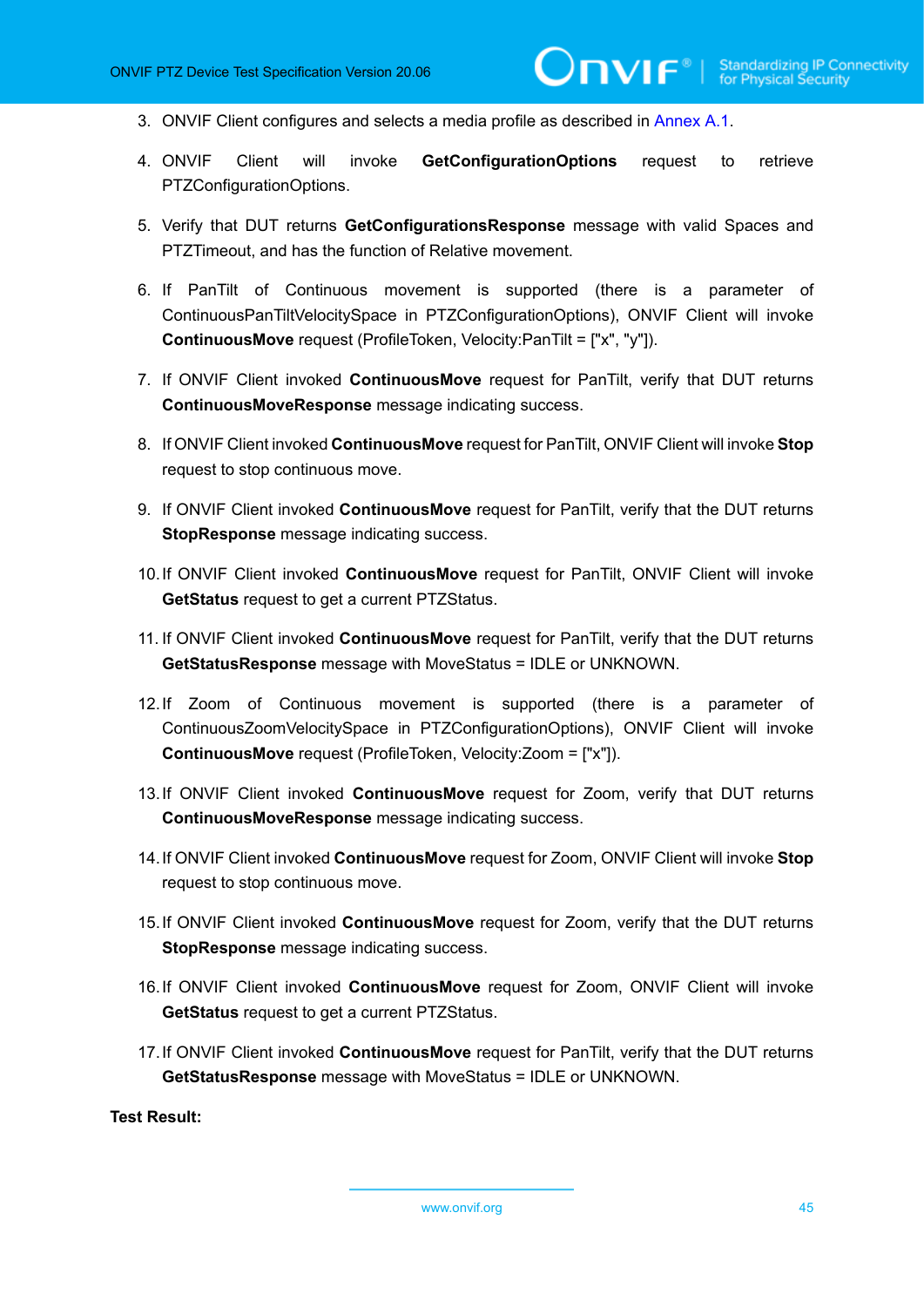3. ONVIF Client configures and selects a media profile as described in Annex A.1.

4. ONVIF Client will invoke **GetConfigurationOptions** request to retrieve PTZConfigurationOptions.

5. Verify that DUT returns **GetConfigurationsResponse** message with valid Spaces and PTZTimeout, and has the function of Relative movement.

6. If PanTilt of Continuous movement is supported (there is a parameter of ContinuousPanTiltVelocitySpace in PTZConfigurationOptions), ONVIF Client will invoke **ContinuousMove** request (ProfileToken, Velocity:PanTilt = ["x", "y"]).

7. If ONVIF Client invoked **ContinuousMove** request for PanTilt, verify that DUT returns **ContinuousMoveResponse** message indicating success.

8. If ONVIF Client invoked **ContinuousMove** request for PanTilt, ONVIF Client will invoke **Stop** request to stop continuous move.

9. If ONVIF Client invoked **ContinuousMove** request for PanTilt, verify that the DUT returns **StopResponse** message indicating success.

10. If ONVIF Client invoked **ContinuousMove** request for PanTilt, ONVIF Client will invoke **GetStatus** request to get a current PTZStatus.

11. If ONVIF Client invoked **ContinuousMove** request for PanTilt, verify that the DUT returns **GetStatusResponse** message with MoveStatus = IDLE or UNKNOWN.

12. If Zoom of Continuous movement is supported (there is a parameter of ContinuousZoomVelocitySpace in PTZConfigurationOptions), ONVIF Client will invoke **ContinuousMove** request (ProfileToken, Velocity:Zoom = ["x"]).

13. If ONVIF Client invoked **ContinuousMove** request for Zoom, verify that DUT returns **ContinuousMoveResponse** message indicating success.

14. If ONVIF Client invoked **ContinuousMove** request for Zoom, ONVIF Client will invoke **Stop** request to stop continuous move.

15. If ONVIF Client invoked **ContinuousMove** request for Zoom, verify that the DUT returns **StopResponse** message indicating success.

16. If ONVIF Client invoked **ContinuousMove** request for Zoom, ONVIF Client will invoke **GetStatus** request to get a current PTZStatus.

17. If ONVIF Client invoked **ContinuousMove** request for PanTilt, verify that the DUT returns **GetStatusResponse** message with MoveStatus = IDLE or UNKNOWN.

**Test Result:**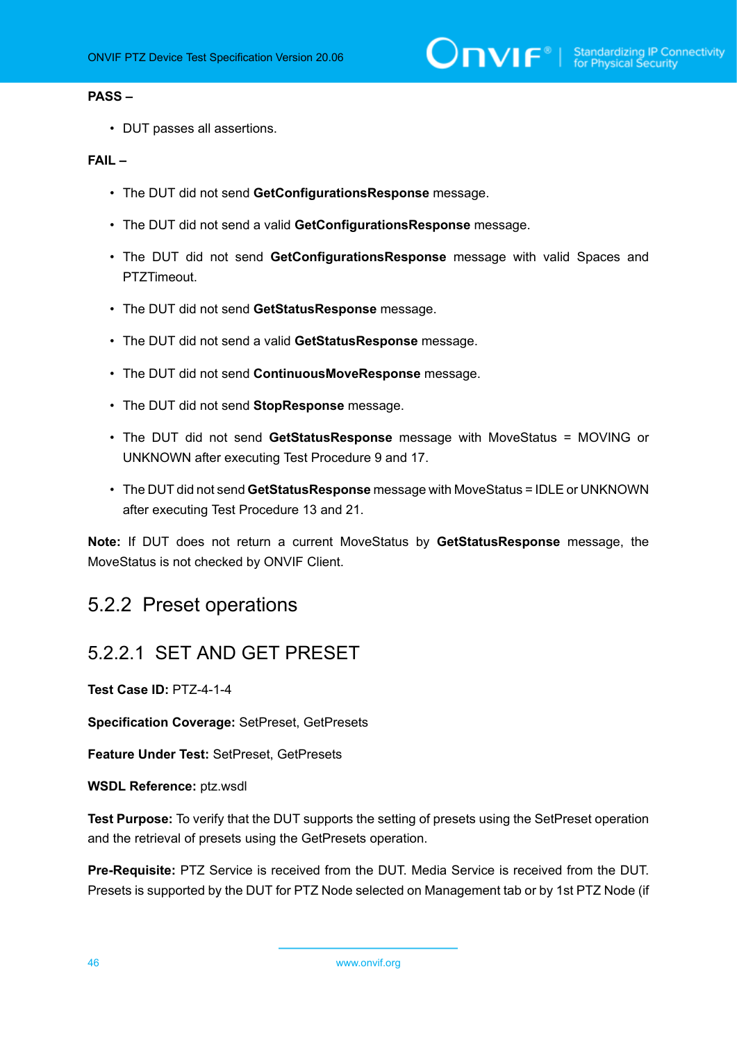**PASS –**

- DUT passes all assertions.

**FAIL –**

- The DUT did not send **GetConfigurationsResponse** message.
- The DUT did not send a valid **GetConfigurationsResponse** message.
- The DUT did not send **GetConfigurationsResponse** message with valid Spaces and PTZTimeout.
- The DUT did not send **GetStatusResponse** message.
- The DUT did not send a valid **GetStatusResponse** message.
- The DUT did not send **ContinuousMoveResponse** message.
- The DUT did not send **StopResponse** message.
- The DUT did not send **GetStatusResponse** message with MoveStatus = MOVING or UNKNOWN after executing Test Procedure 9 and 17.
- The DUT did not send **GetStatusResponse** message with MoveStatus = IDLE or UNKNOWN after executing Test Procedure 13 and 21.

**Note:** If DUT does not return a current MoveStatus by **GetStatusResponse** message, the MoveStatus is not checked by ONVIF Client.

## 5.2.2 Preset operations

### 5.2.2.1 SET AND GET PRESET

**Test Case ID:** PTZ-4-1-4

**Specification Coverage:** SetPreset, GetPresets

**Feature Under Test:** SetPreset, GetPresets

**WSDL Reference:** ptz.wsdl

**Test Purpose:** To verify that the DUT supports the setting of presets using the SetPreset operation and the retrieval of presets using the GetPresets operation.

**Pre-Requisite:** PTZ Service is received from the DUT. Media Service is received from the DUT. Presets is supported by the DUT for PTZ Node selected on Management tab or by 1st PTZ Node (if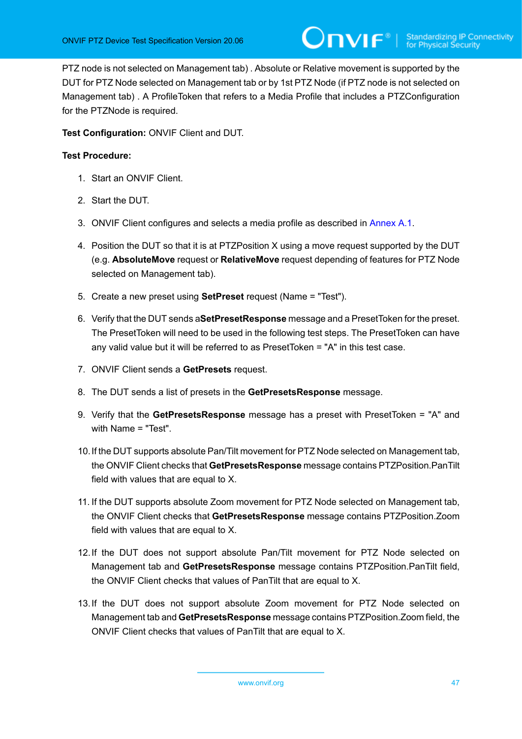PTZ node is not selected on Management tab) . Absolute or Relative movement is supported by the DUT for PTZ Node selected on Management tab or by 1st PTZ Node (if PTZ node is not selected on Management tab) . A ProfileToken that refers to a Media Profile that includes a PTZConfiguration for the PTZNode is required.

**Test Configuration:** ONVIF Client and DUT.

**Test Procedure:**

1. Start an ONVIF Client.
2. Start the DUT.
3. ONVIF Client configures and selects a media profile as described in Annex A.1.
4. Position the DUT so that it is at PTZPosition X using a move request supported by the DUT (e.g. **AbsoluteMove** request or **RelativeMove** request depending of features for PTZ Node selected on Management tab).
5. Create a new preset using **SetPreset** request (Name = "Test").
6. Verify that the DUT sends a**SetPresetResponse** message and a PresetToken for the preset. The PresetToken will need to be used in the following test steps. The PresetToken can have any valid value but it will be referred to as PresetToken = "A" in this test case.
7. ONVIF Client sends a **GetPresets** request.
8. The DUT sends a list of presets in the **GetPresetsResponse** message.
9. Verify that the **GetPresetsResponse** message has a preset with PresetToken = "A" and with Name = "Test".
10. If the DUT supports absolute Pan/Tilt movement for PTZ Node selected on Management tab, the ONVIF Client checks that **GetPresetsResponse** message contains PTZPosition.PanTilt field with values that are equal to X.
11. If the DUT supports absolute Zoom movement for PTZ Node selected on Management tab, the ONVIF Client checks that **GetPresetsResponse** message contains PTZPosition.Zoom field with values that are equal to X.
12. If the DUT does not support absolute Pan/Tilt movement for PTZ Node selected on Management tab and **GetPresetsResponse** message contains PTZPosition.PanTilt field, the ONVIF Client checks that values of PanTilt that are equal to X.
13. If the DUT does not support absolute Zoom movement for PTZ Node selected on Management tab and **GetPresetsResponse** message contains PTZPosition.Zoom field, the ONVIF Client checks that values of PanTilt that are equal to X.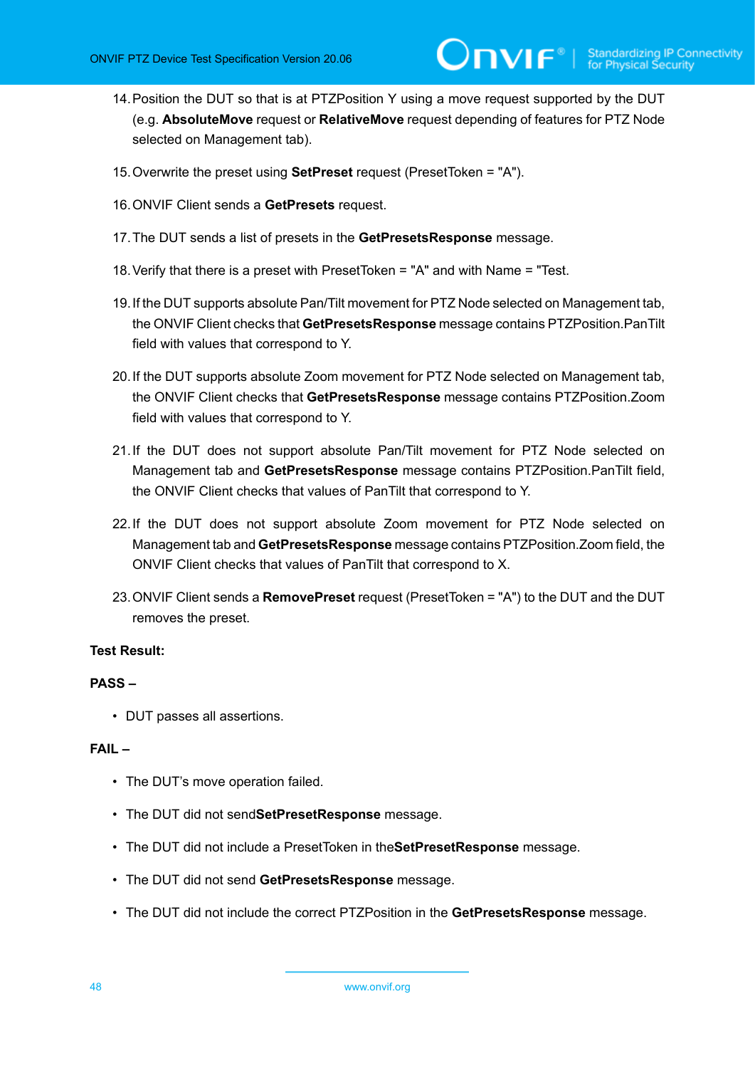14. Position the DUT so that is at PTZPosition Y using a move request supported by the DUT (e.g. **AbsoluteMove** request or **RelativeMove** request depending of features for PTZ Node selected on Management tab).

15. Overwrite the preset using **SetPreset** request (PresetToken = "A").

16. ONVIF Client sends a **GetPresets** request.

17. The DUT sends a list of presets in the **GetPresetsResponse** message.

18. Verify that there is a preset with PresetToken = "A" and with Name = "Test.

19. If the DUT supports absolute Pan/Tilt movement for PTZ Node selected on Management tab, the ONVIF Client checks that **GetPresetsResponse** message contains PTZPosition.PanTilt field with values that correspond to Y.

20. If the DUT supports absolute Zoom movement for PTZ Node selected on Management tab, the ONVIF Client checks that **GetPresetsResponse** message contains PTZPosition.Zoom field with values that correspond to Y.

21. If the DUT does not support absolute Pan/Tilt movement for PTZ Node selected on Management tab and **GetPresetsResponse** message contains PTZPosition.PanTilt field, the ONVIF Client checks that values of PanTilt that correspond to Y.

22. If the DUT does not support absolute Zoom movement for PTZ Node selected on Management tab and **GetPresetsResponse** message contains PTZPosition.Zoom field, the ONVIF Client checks that values of PanTilt that correspond to X.

23. ONVIF Client sends a **RemovePreset** request (PresetToken = "A") to the DUT and the DUT removes the preset.

**Test Result:**

**PASS –**

- DUT passes all assertions.

**FAIL –**

- The DUT's move operation failed.
- The DUT did not send**SetPresetResponse** message.
- The DUT did not include a PresetToken in the**SetPresetResponse** message.
- The DUT did not send **GetPresetsResponse** message.
- The DUT did not include the correct PTZPosition in the **GetPresetsResponse** message.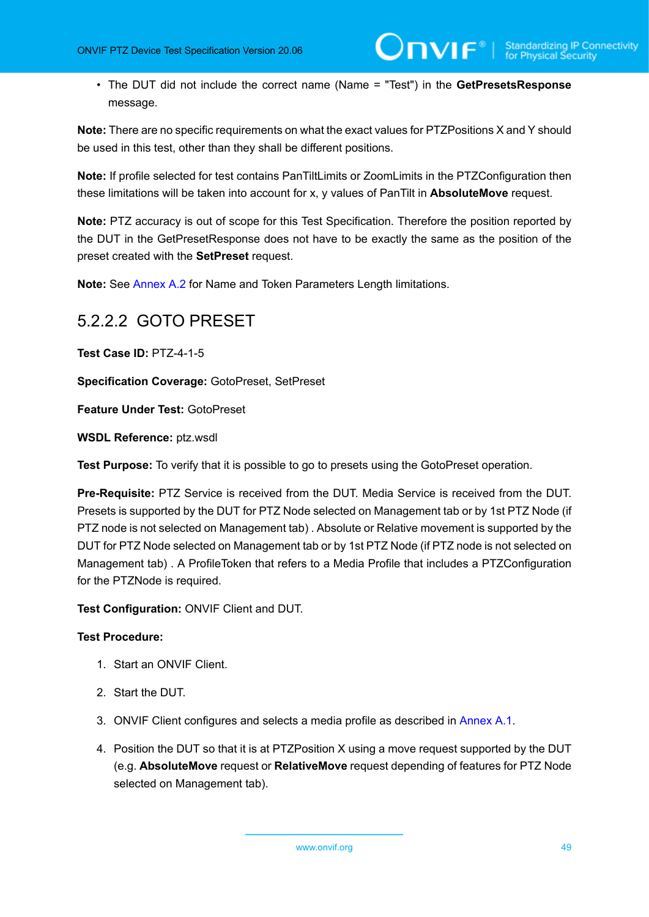- The DUT did not include the correct name (Name = "Test") in the **GetPresetsResponse** message.

**Note:** There are no specific requirements on what the exact values for PTZPositions X and Y should be used in this test, other than they shall be different positions.

**Note:** If profile selected for test contains PanTiltLimits or ZoomLimits in the PTZConfiguration then these limitations will be taken into account for x, y values of PanTilt in **AbsoluteMove** request.

**Note:** PTZ accuracy is out of scope for this Test Specification. Therefore the position reported by the DUT in the GetPresetResponse does not have to be exactly the same as the position of the preset created with the **SetPreset** request.

**Note:** See Annex A.2 for Name and Token Parameters Length limitations.

#### 5.2.2.2 GOTO PRESET

**Test Case ID:** PTZ-4-1-5

**Specification Coverage:** GotoPreset, SetPreset

**Feature Under Test:** GotoPreset

**WSDL Reference:** ptz.wsdl

**Test Purpose:** To verify that it is possible to go to presets using the GotoPreset operation.

**Pre-Requisite:** PTZ Service is received from the DUT. Media Service is received from the DUT. Presets is supported by the DUT for PTZ Node selected on Management tab or by 1st PTZ Node (if PTZ node is not selected on Management tab) . Absolute or Relative movement is supported by the DUT for PTZ Node selected on Management tab or by 1st PTZ Node (if PTZ node is not selected on Management tab) . A ProfileToken that refers to a Media Profile that includes a PTZConfiguration for the PTZNode is required.

**Test Configuration:** ONVIF Client and DUT.

**Test Procedure:**

1. Start an ONVIF Client.
2. Start the DUT.
3. ONVIF Client configures and selects a media profile as described in Annex A.1.
4. Position the DUT so that it is at PTZPosition X using a move request supported by the DUT (e.g. **AbsoluteMove** request or **RelativeMove** request depending of features for PTZ Node selected on Management tab).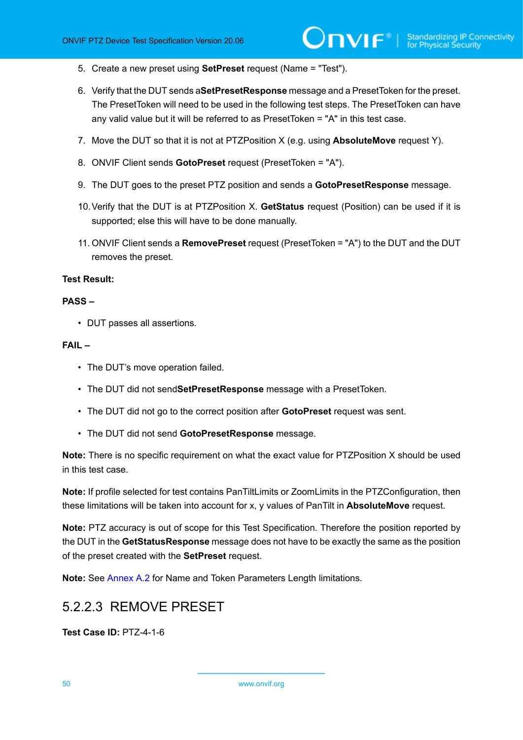5. Create a new preset using **SetPreset** request (Name = "Test").

6. Verify that the DUT sends a**SetPresetResponse** message and a PresetToken for the preset. The PresetToken will need to be used in the following test steps. The PresetToken can have any valid value but it will be referred to as PresetToken = "A" in this test case.

7. Move the DUT so that it is not at PTZPosition X (e.g. using **AbsoluteMove** request Y).

8. ONVIF Client sends **GotoPreset** request (PresetToken = "A").

9. The DUT goes to the preset PTZ position and sends a **GotoPresetResponse** message.

10. Verify that the DUT is at PTZPosition X. **GetStatus** request (Position) can be used if it is supported; else this will have to be done manually.

11. ONVIF Client sends a **RemovePreset** request (PresetToken = "A") to the DUT and the DUT removes the preset.

**Test Result:**

**PASS –**

- DUT passes all assertions.

**FAIL –**

- The DUT's move operation failed.
- The DUT did not send**SetPresetResponse** message with a PresetToken.
- The DUT did not go to the correct position after **GotoPreset** request was sent.
- The DUT did not send **GotoPresetResponse** message.

**Note:** There is no specific requirement on what the exact value for PTZPosition X should be used in this test case.

**Note:** If profile selected for test contains PanTiltLimits or ZoomLimits in the PTZConfiguration, then these limitations will be taken into account for x, y values of PanTilt in **AbsoluteMove** request.

**Note:** PTZ accuracy is out of scope for this Test Specification. Therefore the position reported by the DUT in the **GetStatusResponse** message does not have to be exactly the same as the position of the preset created with the **SetPreset** request.

**Note:** See Annex A.2 for Name and Token Parameters Length limitations.

### 5.2.2.3 REMOVE PRESET

**Test Case ID:** PTZ-4-1-6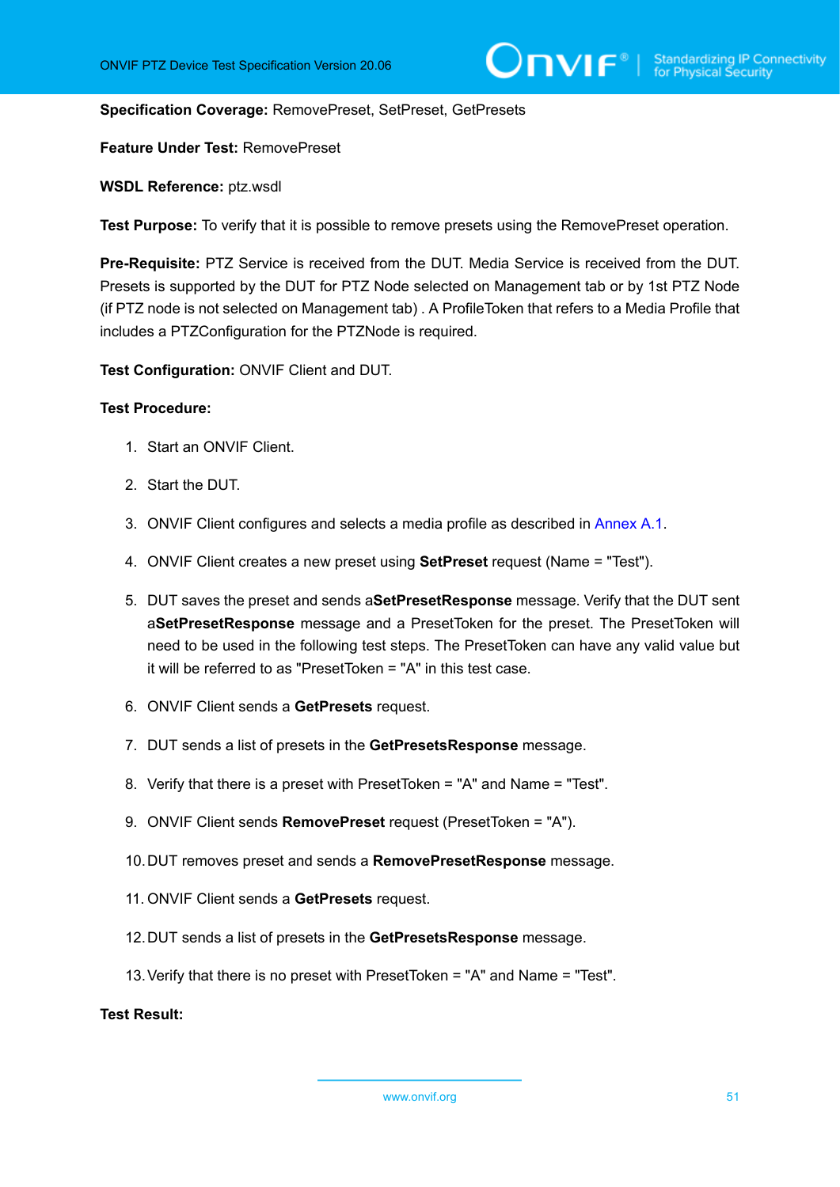**Specification Coverage:** RemovePreset, SetPreset, GetPresets

**Feature Under Test:** RemovePreset

**WSDL Reference:** ptz.wsdl

**Test Purpose:** To verify that it is possible to remove presets using the RemovePreset operation.

**Pre-Requisite:** PTZ Service is received from the DUT. Media Service is received from the DUT. Presets is supported by the DUT for PTZ Node selected on Management tab or by 1st PTZ Node (if PTZ node is not selected on Management tab) . A ProfileToken that refers to a Media Profile that includes a PTZConfiguration for the PTZNode is required.

**Test Configuration:** ONVIF Client and DUT.

**Test Procedure:**

1. Start an ONVIF Client.
2. Start the DUT.
3. ONVIF Client configures and selects a media profile as described in Annex A.1.
4. ONVIF Client creates a new preset using **SetPreset** request (Name = "Test").
5. DUT saves the preset and sends a**SetPresetResponse** message. Verify that the DUT sent a**SetPresetResponse** message and a PresetToken for the preset. The PresetToken will need to be used in the following test steps. The PresetToken can have any valid value but it will be referred to as "PresetToken = "A" in this test case.
6. ONVIF Client sends a **GetPresets** request.
7. DUT sends a list of presets in the **GetPresetsResponse** message.
8. Verify that there is a preset with PresetToken = "A" and Name = "Test".
9. ONVIF Client sends **RemovePreset** request (PresetToken = "A").
10. DUT removes preset and sends a **RemovePresetResponse** message.
11. ONVIF Client sends a **GetPresets** request.
12. DUT sends a list of presets in the **GetPresetsResponse** message.
13. Verify that there is no preset with PresetToken = "A" and Name = "Test".

**Test Result:**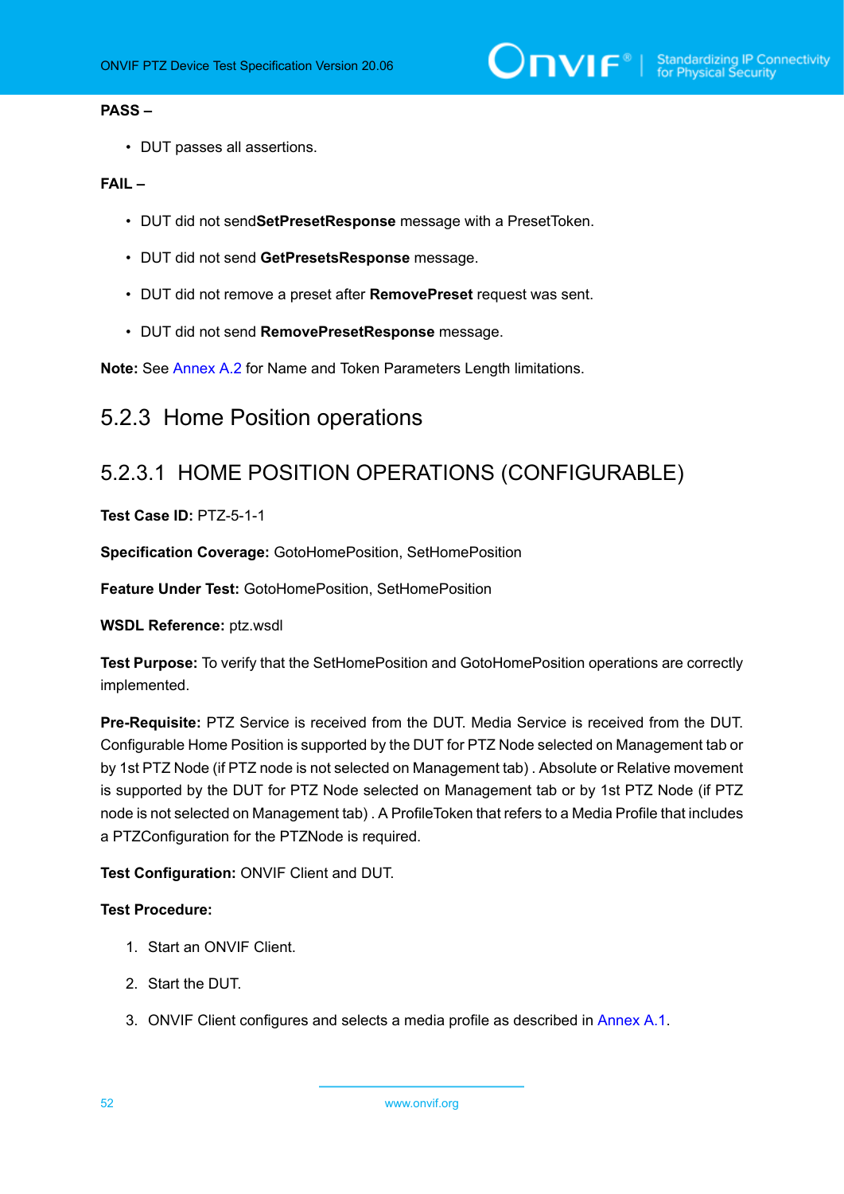**PASS –**

- DUT passes all assertions.

**FAIL –**

- DUT did not send**SetPresetResponse** message with a PresetToken.
- DUT did not send **GetPresetsResponse** message.
- DUT did not remove a preset after **RemovePreset** request was sent.
- DUT did not send **RemovePresetResponse** message.

**Note:** See Annex A.2 for Name and Token Parameters Length limitations.

## 5.2.3 Home Position operations

### 5.2.3.1 HOME POSITION OPERATIONS (CONFIGURABLE)

**Test Case ID:** PTZ-5-1-1

**Specification Coverage:** GotoHomePosition, SetHomePosition

**Feature Under Test:** GotoHomePosition, SetHomePosition

**WSDL Reference:** ptz.wsdl

**Test Purpose:** To verify that the SetHomePosition and GotoHomePosition operations are correctly implemented.

**Pre-Requisite:** PTZ Service is received from the DUT. Media Service is received from the DUT. Configurable Home Position is supported by the DUT for PTZ Node selected on Management tab or by 1st PTZ Node (if PTZ node is not selected on Management tab) . Absolute or Relative movement is supported by the DUT for PTZ Node selected on Management tab or by 1st PTZ Node (if PTZ node is not selected on Management tab) . A ProfileToken that refers to a Media Profile that includes a PTZConfiguration for the PTZNode is required.

**Test Configuration:** ONVIF Client and DUT.

**Test Procedure:**

1. Start an ONVIF Client.
2. Start the DUT.
3. ONVIF Client configures and selects a media profile as described in Annex A.1.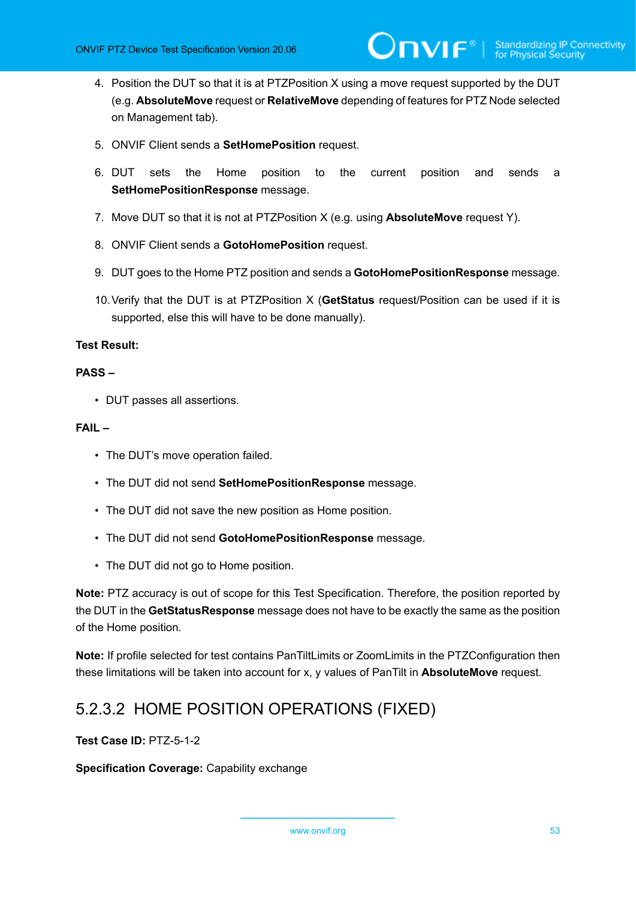4. Position the DUT so that it is at PTZPosition X using a move request supported by the DUT (e.g. **AbsoluteMove** request or **RelativeMove** depending of features for PTZ Node selected on Management tab).

5. ONVIF Client sends a **SetHomePosition** request.

6. DUT sets the Home position to the current position and sends a **SetHomePositionResponse** message.

7. Move DUT so that it is not at PTZPosition X (e.g. using **AbsoluteMove** request Y).

8. ONVIF Client sends a **GotoHomePosition** request.

9. DUT goes to the Home PTZ position and sends a **GotoHomePositionResponse** message.

10. Verify that the DUT is at PTZPosition X (**GetStatus** request/Position can be used if it is supported, else this will have to be done manually).

**Test Result:**

**PASS –**

- DUT passes all assertions.

**FAIL –**

- The DUT's move operation failed.
- The DUT did not send **SetHomePositionResponse** message.
- The DUT did not save the new position as Home position.
- The DUT did not send **GotoHomePositionResponse** message.
- The DUT did not go to Home position.

**Note:** PTZ accuracy is out of scope for this Test Specification. Therefore, the position reported by the DUT in the **GetStatusResponse** message does not have to be exactly the same as the position of the Home position.

**Note:** If profile selected for test contains PanTiltLimits or ZoomLimits in the PTZConfiguration then these limitations will be taken into account for x, y values of PanTilt in **AbsoluteMove** request.

### 5.2.3.2 HOME POSITION OPERATIONS (FIXED)

**Test Case ID:** PTZ-5-1-2

**Specification Coverage:** Capability exchange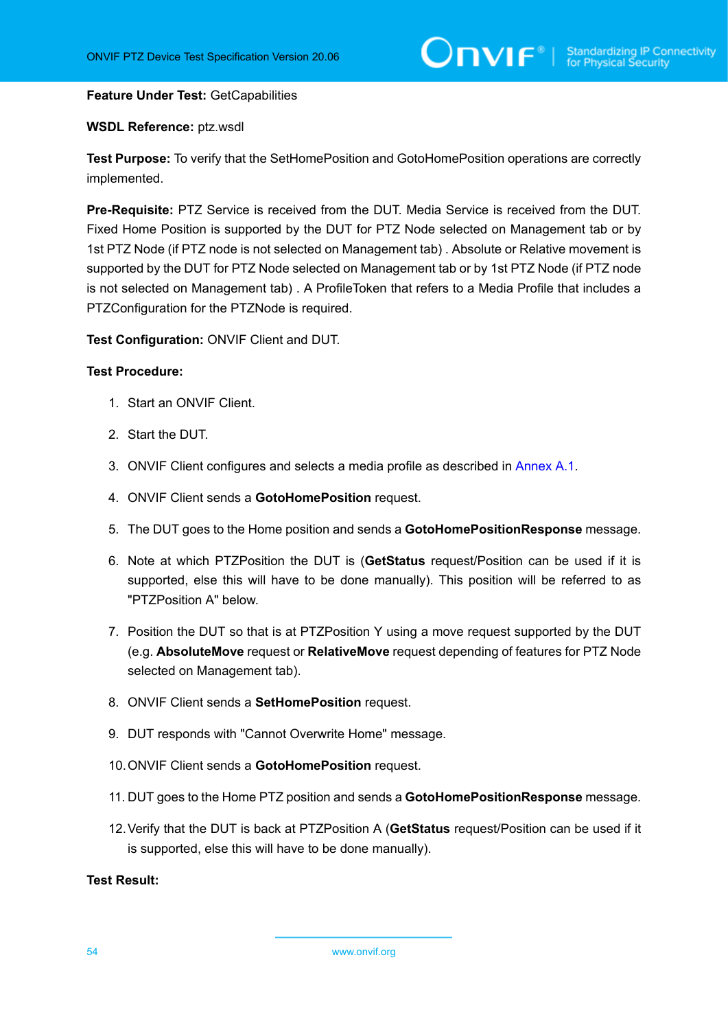**Feature Under Test:** GetCapabilities

**WSDL Reference:** ptz.wsdl

**Test Purpose:** To verify that the SetHomePosition and GotoHomePosition operations are correctly implemented.

**Pre-Requisite:** PTZ Service is received from the DUT. Media Service is received from the DUT. Fixed Home Position is supported by the DUT for PTZ Node selected on Management tab or by 1st PTZ Node (if PTZ node is not selected on Management tab) . Absolute or Relative movement is supported by the DUT for PTZ Node selected on Management tab or by 1st PTZ Node (if PTZ node is not selected on Management tab) . A ProfileToken that refers to a Media Profile that includes a PTZConfiguration for the PTZNode is required.

**Test Configuration:** ONVIF Client and DUT.

**Test Procedure:**

1. Start an ONVIF Client.
2. Start the DUT.
3. ONVIF Client configures and selects a media profile as described in Annex A.1.
4. ONVIF Client sends a **GotoHomePosition** request.
5. The DUT goes to the Home position and sends a **GotoHomePositionResponse** message.
6. Note at which PTZPosition the DUT is (**GetStatus** request/Position can be used if it is supported, else this will have to be done manually). This position will be referred to as "PTZPosition A" below.
7. Position the DUT so that is at PTZPosition Y using a move request supported by the DUT (e.g. **AbsoluteMove** request or **RelativeMove** request depending of features for PTZ Node selected on Management tab).
8. ONVIF Client sends a **SetHomePosition** request.
9. DUT responds with "Cannot Overwrite Home" message.
10. ONVIF Client sends a **GotoHomePosition** request.
11. DUT goes to the Home PTZ position and sends a **GotoHomePositionResponse** message.
12. Verify that the DUT is back at PTZPosition A (**GetStatus** request/Position can be used if it is supported, else this will have to be done manually).

**Test Result:**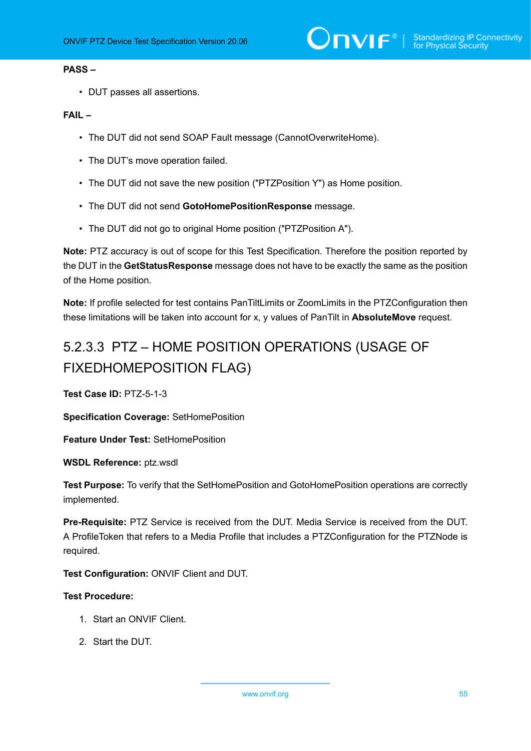**PASS –**

- DUT passes all assertions.

**FAIL –**

- The DUT did not send SOAP Fault message (CannotOverwriteHome).
- The DUT's move operation failed.
- The DUT did not save the new position ("PTZPosition Y") as Home position.
- The DUT did not send **GotoHomePositionResponse** message.
- The DUT did not go to original Home position ("PTZPosition A").

**Note:** PTZ accuracy is out of scope for this Test Specification. Therefore the position reported by the DUT in the **GetStatusResponse** message does not have to be exactly the same as the position of the Home position.

**Note:** If profile selected for test contains PanTiltLimits or ZoomLimits in the PTZConfiguration then these limitations will be taken into account for x, y values of PanTilt in **AbsoluteMove** request.

### 5.2.3.3 PTZ – HOME POSITION OPERATIONS (USAGE OF FIXEDHOMEPOSITION FLAG)

**Test Case ID:** PTZ-5-1-3

**Specification Coverage:** SetHomePosition

**Feature Under Test:** SetHomePosition

**WSDL Reference:** ptz.wsdl

**Test Purpose:** To verify that the SetHomePosition and GotoHomePosition operations are correctly implemented.

**Pre-Requisite:** PTZ Service is received from the DUT. Media Service is received from the DUT. A ProfileToken that refers to a Media Profile that includes a PTZConfiguration for the PTZNode is required.

**Test Configuration:** ONVIF Client and DUT.

**Test Procedure:**

1. Start an ONVIF Client.
2. Start the DUT.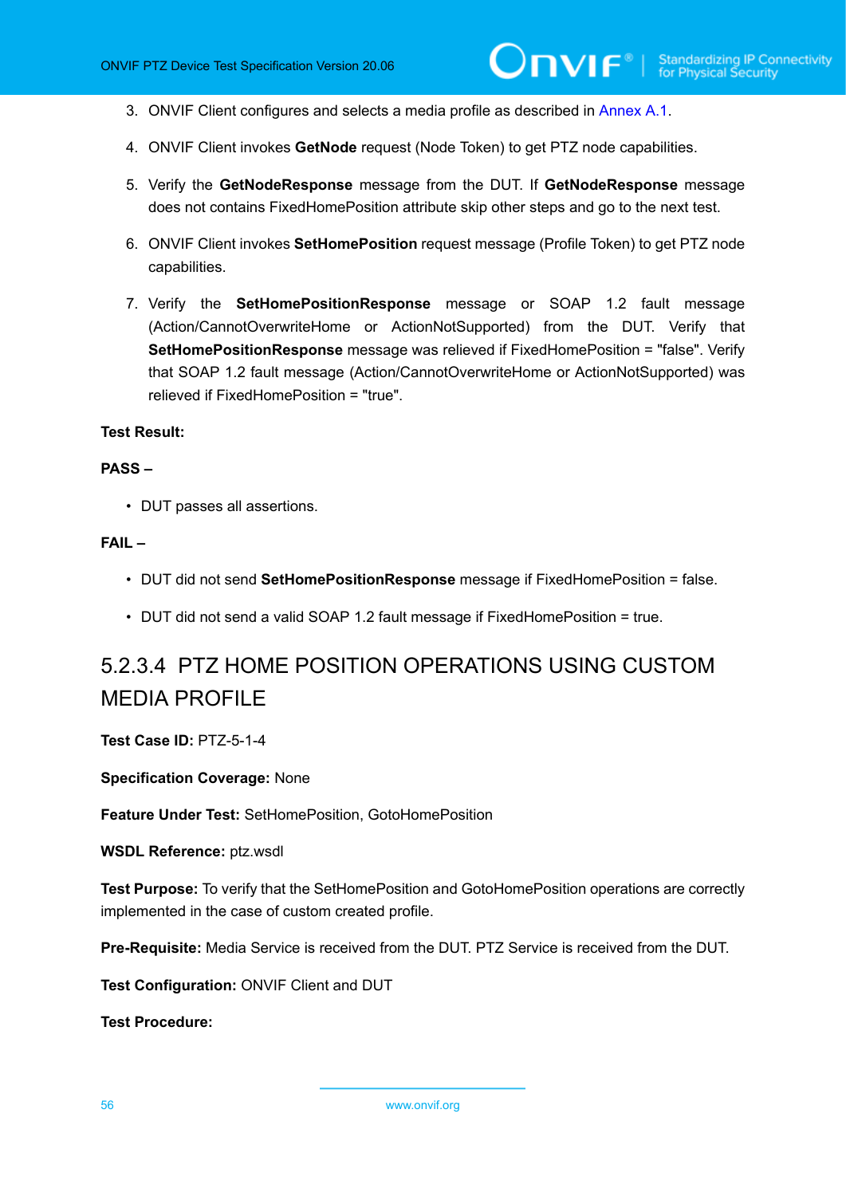3. ONVIF Client configures and selects a media profile as described in Annex A.1.

4. ONVIF Client invokes **GetNode** request (Node Token) to get PTZ node capabilities.

5. Verify the **GetNodeResponse** message from the DUT. If **GetNodeResponse** message does not contains FixedHomePosition attribute skip other steps and go to the next test.

6. ONVIF Client invokes **SetHomePosition** request message (Profile Token) to get PTZ node capabilities.

7. Verify the **SetHomePositionResponse** message or SOAP 1.2 fault message (Action/CannotOverwriteHome or ActionNotSupported) from the DUT. Verify that **SetHomePositionResponse** message was relieved if FixedHomePosition = "false". Verify that SOAP 1.2 fault message (Action/CannotOverwriteHome or ActionNotSupported) was relieved if FixedHomePosition = "true".

**Test Result:**

**PASS –**

- DUT passes all assertions.

**FAIL –**

- DUT did not send **SetHomePositionResponse** message if FixedHomePosition = false.
- DUT did not send a valid SOAP 1.2 fault message if FixedHomePosition = true.

#### 5.2.3.4 PTZ HOME POSITION OPERATIONS USING CUSTOM MEDIA PROFILE

**Test Case ID:** PTZ-5-1-4

**Specification Coverage:** None

**Feature Under Test:** SetHomePosition, GotoHomePosition

**WSDL Reference:** ptz.wsdl

**Test Purpose:** To verify that the SetHomePosition and GotoHomePosition operations are correctly implemented in the case of custom created profile.

**Pre-Requisite:** Media Service is received from the DUT. PTZ Service is received from the DUT.

**Test Configuration:** ONVIF Client and DUT

**Test Procedure:**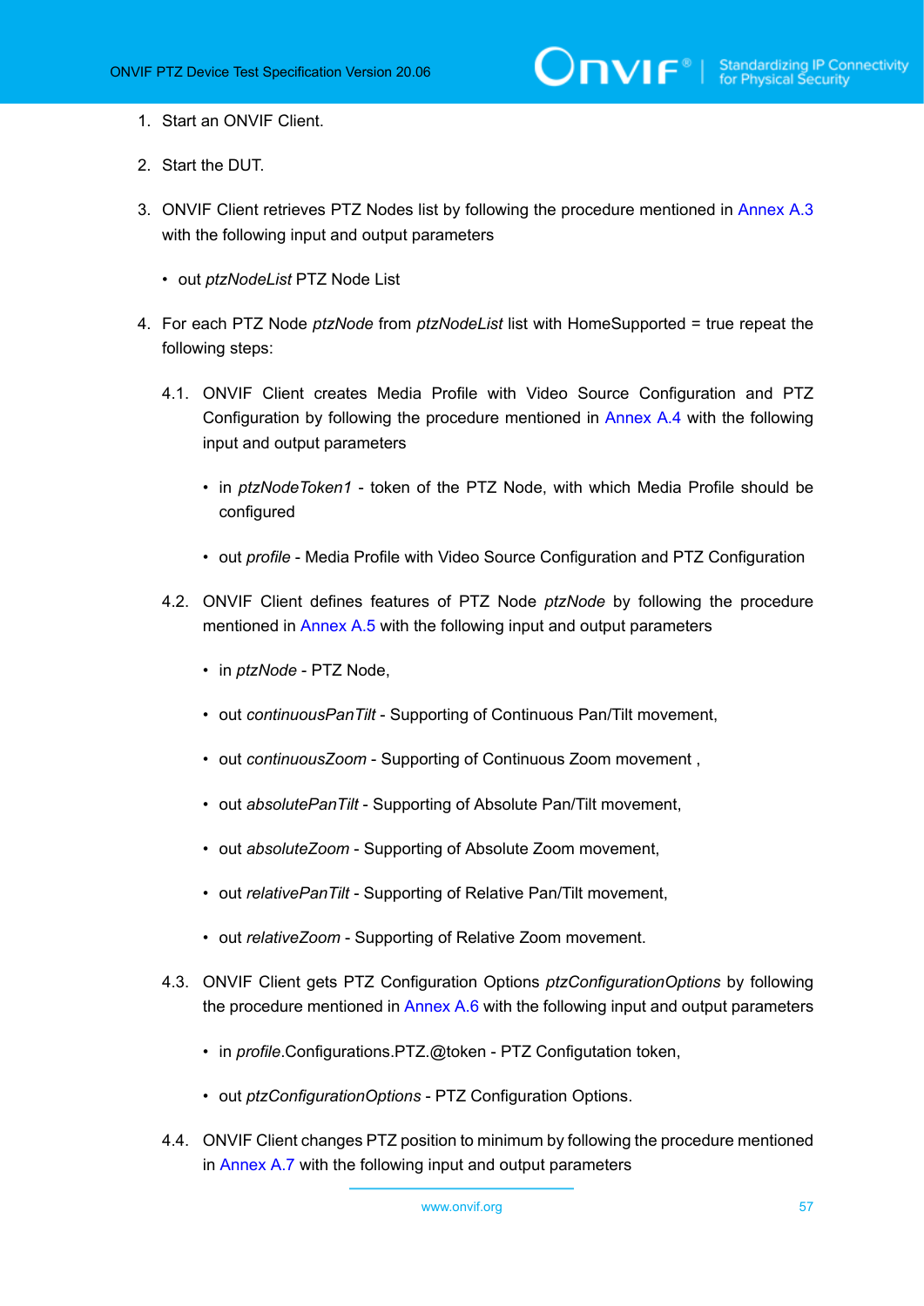1. Start an ONVIF Client.

2. Start the DUT.

3. ONVIF Client retrieves PTZ Nodes list by following the procedure mentioned in Annex A.3 with the following input and output parameters

   - out *ptzNodeList* PTZ Node List

4. For each PTZ Node *ptzNode* from *ptzNodeList* list with HomeSupported = true repeat the following steps:

   4.1. ONVIF Client creates Media Profile with Video Source Configuration and PTZ Configuration by following the procedure mentioned in Annex A.4 with the following input and output parameters

   - in *ptzNodeToken1* - token of the PTZ Node, with which Media Profile should be configured
   - out *profile* - Media Profile with Video Source Configuration and PTZ Configuration

   4.2. ONVIF Client defines features of PTZ Node *ptzNode* by following the procedure mentioned in Annex A.5 with the following input and output parameters

   - in *ptzNode* - PTZ Node,
   - out *continuousPanTilt* - Supporting of Continuous Pan/Tilt movement,
   - out *continuousZoom* - Supporting of Continuous Zoom movement ,
   - out *absolutePanTilt* - Supporting of Absolute Pan/Tilt movement,
   - out *absoluteZoom* - Supporting of Absolute Zoom movement,
   - out *relativePanTilt* - Supporting of Relative Pan/Tilt movement,
   - out *relativeZoom* - Supporting of Relative Zoom movement.

   4.3. ONVIF Client gets PTZ Configuration Options *ptzConfigurationOptions* by following the procedure mentioned in Annex A.6 with the following input and output parameters

   - in *profile*.Configurations.PTZ.@token - PTZ Configutation token,
   - out *ptzConfigurationOptions* - PTZ Configuration Options.

   4.4. ONVIF Client changes PTZ position to minimum by following the procedure mentioned in Annex A.7 with the following input and output parameters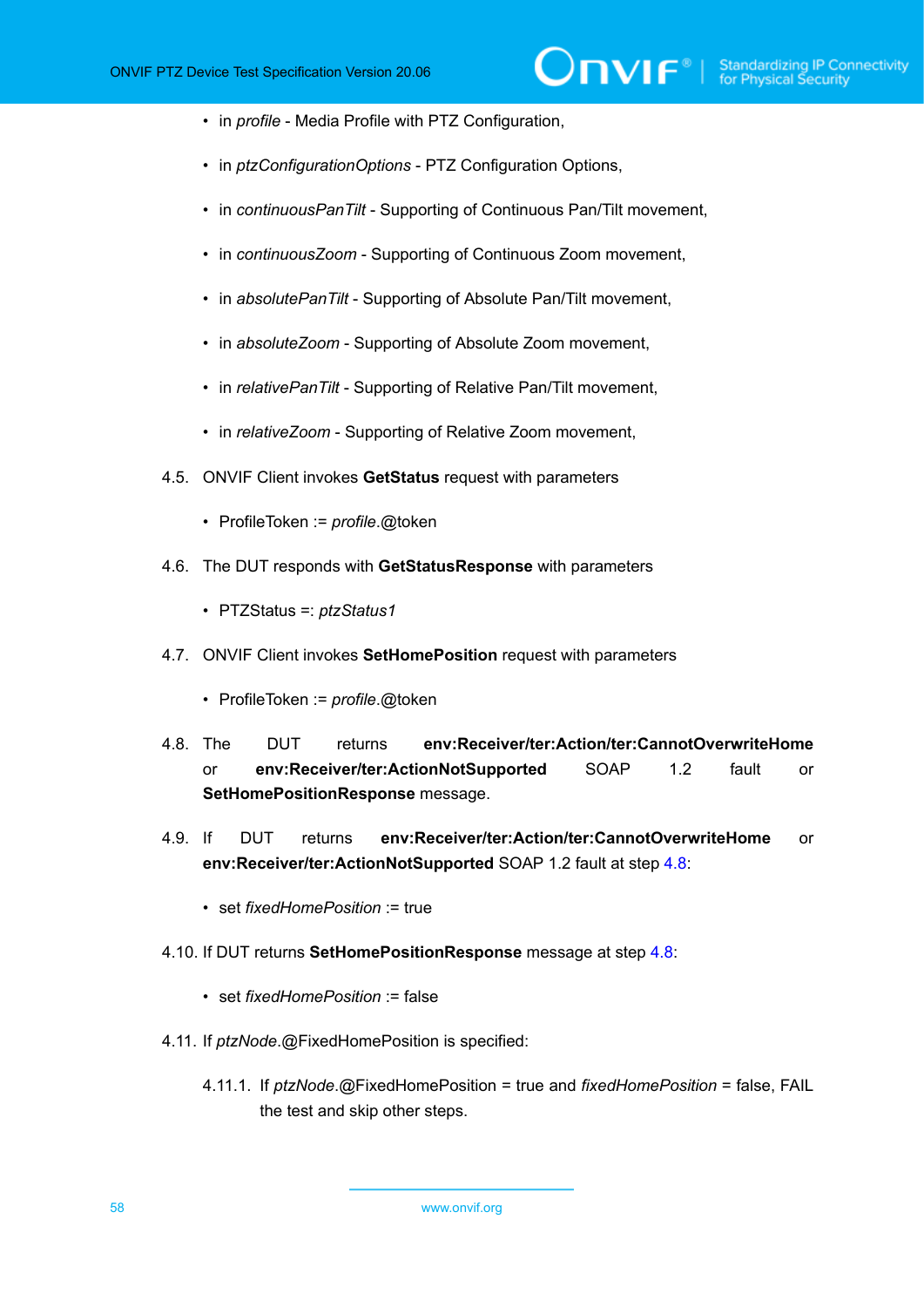- in *profile* - Media Profile with PTZ Configuration,
- in *ptzConfigurationOptions* - PTZ Configuration Options,
- in *continuousPanTilt* - Supporting of Continuous Pan/Tilt movement,
- in *continuousZoom* - Supporting of Continuous Zoom movement,
- in *absolutePanTilt* - Supporting of Absolute Pan/Tilt movement,
- in *absoluteZoom* - Supporting of Absolute Zoom movement,
- in *relativePanTilt* - Supporting of Relative Pan/Tilt movement,
- in *relativeZoom* - Supporting of Relative Zoom movement,

4.5. ONVIF Client invokes **GetStatus** request with parameters

- ProfileToken := *profile*.@token

4.6. The DUT responds with **GetStatusResponse** with parameters

- PTZStatus =: *ptzStatus1*

4.7. ONVIF Client invokes **SetHomePosition** request with parameters

- ProfileToken := *profile*.@token

4.8. The DUT returns **env:Receiver/ter:Action/ter:CannotOverwriteHome** or **env:Receiver/ter:ActionNotSupported** SOAP 1.2 fault or **SetHomePositionResponse** message.

4.9. If DUT returns **env:Receiver/ter:Action/ter:CannotOverwriteHome** or **env:Receiver/ter:ActionNotSupported** SOAP 1.2 fault at step 4.8:

- set *fixedHomePosition* := true

4.10. If DUT returns **SetHomePositionResponse** message at step 4.8:

- set *fixedHomePosition* := false

4.11. If *ptzNode*.@FixedHomePosition is specified:

4.11.1. If *ptzNode*.@FixedHomePosition = true and *fixedHomePosition* = false, FAIL the test and skip other steps.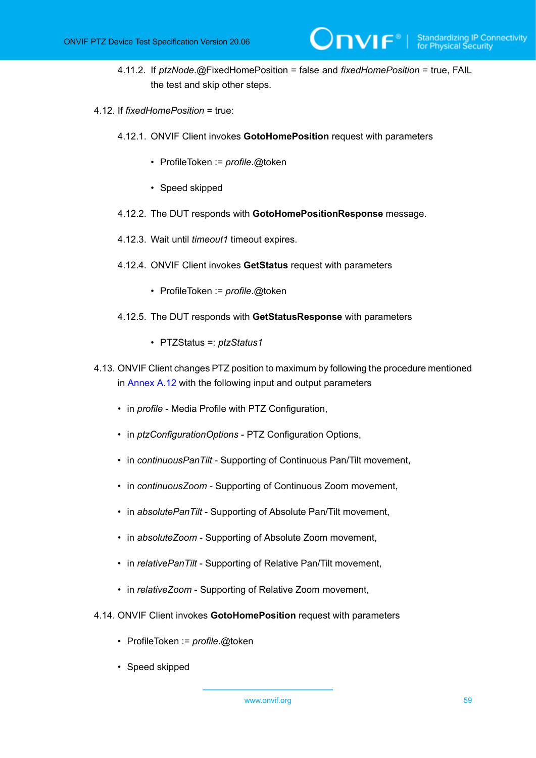4.11.2. If *ptzNode*.@FixedHomePosition = false and *fixedHomePosition* = true, FAIL the test and skip other steps.

4.12. If *fixedHomePosition* = true:

4.12.1. ONVIF Client invokes **GotoHomePosition** request with parameters

- ProfileToken := *profile*.@token
- Speed skipped

4.12.2. The DUT responds with **GotoHomePositionResponse** message.

4.12.3. Wait until *timeout1* timeout expires.

4.12.4. ONVIF Client invokes **GetStatus** request with parameters

- ProfileToken := *profile*.@token

4.12.5. The DUT responds with **GetStatusResponse** with parameters

- PTZStatus =: *ptzStatus1*

4.13. ONVIF Client changes PTZ position to maximum by following the procedure mentioned in Annex A.12 with the following input and output parameters

- in *profile* - Media Profile with PTZ Configuration,
- in *ptzConfigurationOptions* - PTZ Configuration Options,
- in *continuousPanTilt* - Supporting of Continuous Pan/Tilt movement,
- in *continuousZoom* - Supporting of Continuous Zoom movement,
- in *absolutePanTilt* - Supporting of Absolute Pan/Tilt movement,
- in *absoluteZoom* - Supporting of Absolute Zoom movement,
- in *relativePanTilt* - Supporting of Relative Pan/Tilt movement,
- in *relativeZoom* - Supporting of Relative Zoom movement,

4.14. ONVIF Client invokes **GotoHomePosition** request with parameters

- ProfileToken := *profile*.@token
- Speed skipped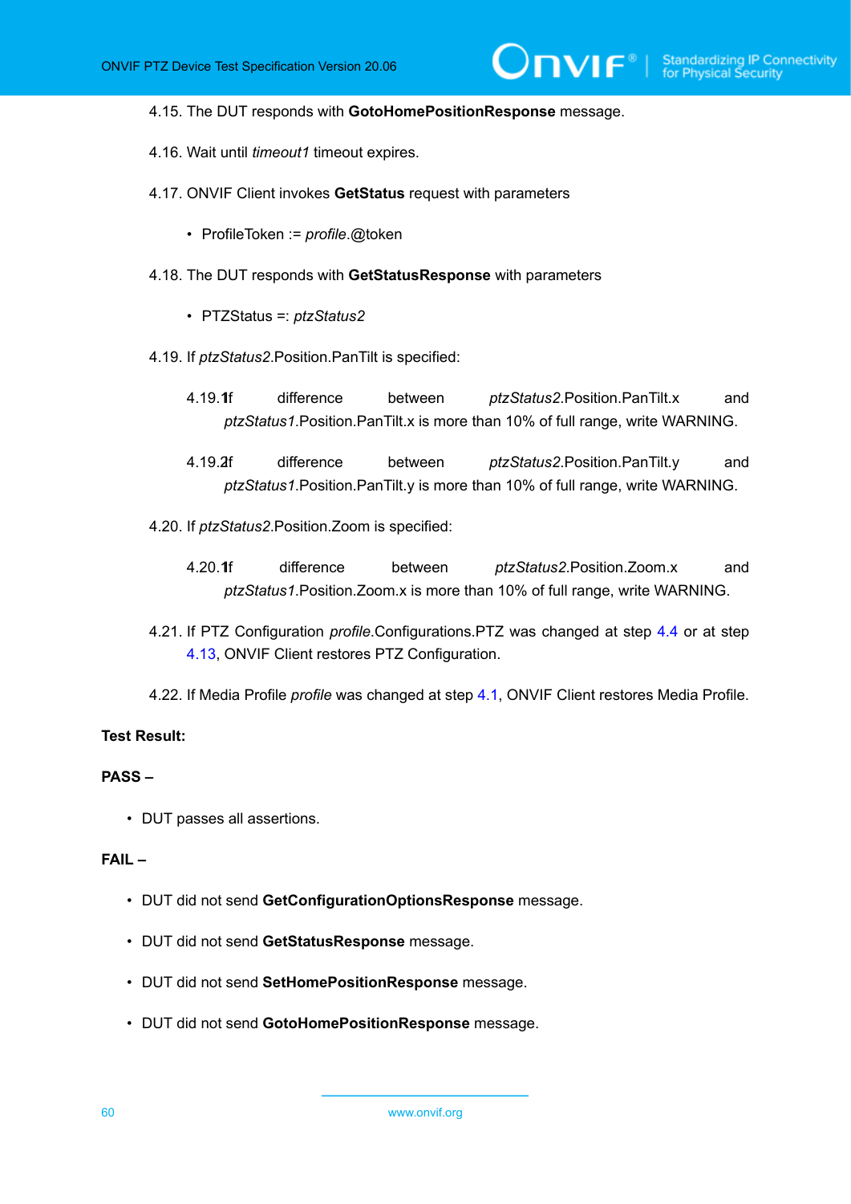4.15. The DUT responds with **GotoHomePositionResponse** message.

4.16. Wait until *timeout1* timeout expires.

4.17. ONVIF Client invokes **GetStatus** request with parameters

- ProfileToken := *profile*.@token

4.18. The DUT responds with **GetStatusResponse** with parameters

- PTZStatus =: *ptzStatus2*

4.19. If *ptzStatus2*.Position.PanTilt is specified:

4.19.1. If difference between *ptzStatus2*.Position.PanTilt.x and *ptzStatus1*.Position.PanTilt.x is more than 10% of full range, write WARNING.

4.19.2. If difference between *ptzStatus2*.Position.PanTilt.y and *ptzStatus1*.Position.PanTilt.y is more than 10% of full range, write WARNING.

4.20. If *ptzStatus2*.Position.Zoom is specified:

4.20.1. If difference between *ptzStatus2*.Position.Zoom.x and *ptzStatus1*.Position.Zoom.x is more than 10% of full range, write WARNING.

4.21. If PTZ Configuration *profile*.Configurations.PTZ was changed at step 4.4 or at step 4.13, ONVIF Client restores PTZ Configuration.

4.22. If Media Profile *profile* was changed at step 4.1, ONVIF Client restores Media Profile.

**Test Result:**

**PASS –**

- DUT passes all assertions.

**FAIL –**

- DUT did not send **GetConfigurationOptionsResponse** message.
- DUT did not send **GetStatusResponse** message.
- DUT did not send **SetHomePositionResponse** message.
- DUT did not send **GotoHomePositionResponse** message.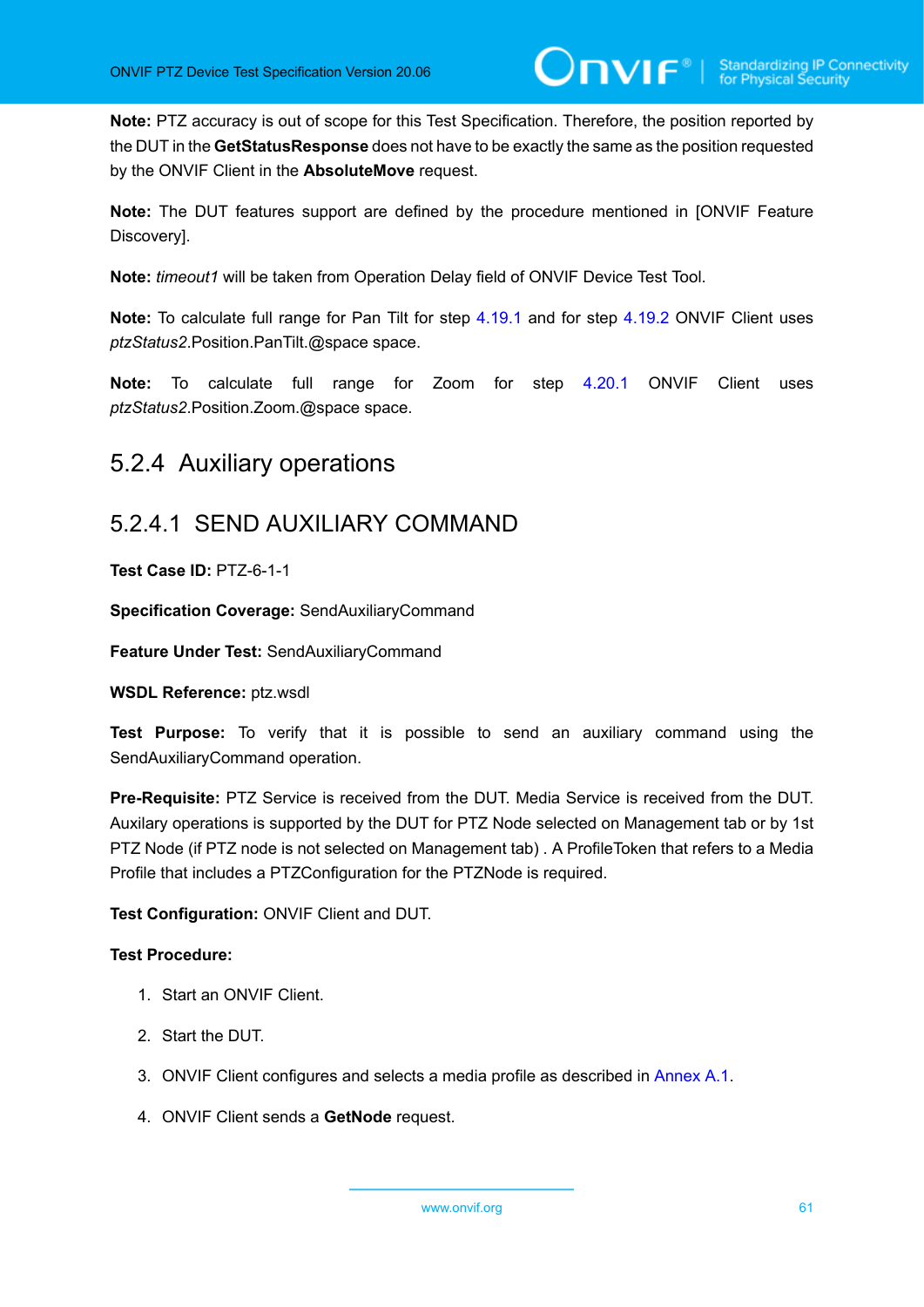**Note:** PTZ accuracy is out of scope for this Test Specification. Therefore, the position reported by the DUT in the **GetStatusResponse** does not have to be exactly the same as the position requested by the ONVIF Client in the **AbsoluteMove** request.

**Note:** The DUT features support are defined by the procedure mentioned in [ONVIF Feature Discovery].

**Note:** *timeout1* will be taken from Operation Delay field of ONVIF Device Test Tool.

**Note:** To calculate full range for Pan Tilt for step 4.19.1 and for step 4.19.2 ONVIF Client uses *ptzStatus2*.Position.PanTilt.@space space.

**Note:** To calculate full range for Zoom for step 4.20.1 ONVIF Client uses *ptzStatus2*.Position.Zoom.@space space.

### 5.2.4 Auxiliary operations

#### 5.2.4.1 SEND AUXILIARY COMMAND

**Test Case ID:** PTZ-6-1-1

**Specification Coverage:** SendAuxiliaryCommand

**Feature Under Test:** SendAuxiliaryCommand

**WSDL Reference:** ptz.wsdl

**Test Purpose:** To verify that it is possible to send an auxiliary command using the SendAuxiliaryCommand operation.

**Pre-Requisite:** PTZ Service is received from the DUT. Media Service is received from the DUT. Auxilary operations is supported by the DUT for PTZ Node selected on Management tab or by 1st PTZ Node (if PTZ node is not selected on Management tab) . A ProfileToken that refers to a Media Profile that includes a PTZConfiguration for the PTZNode is required.

**Test Configuration:** ONVIF Client and DUT.

**Test Procedure:**

1. Start an ONVIF Client.
2. Start the DUT.
3. ONVIF Client configures and selects a media profile as described in Annex A.1.
4. ONVIF Client sends a **GetNode** request.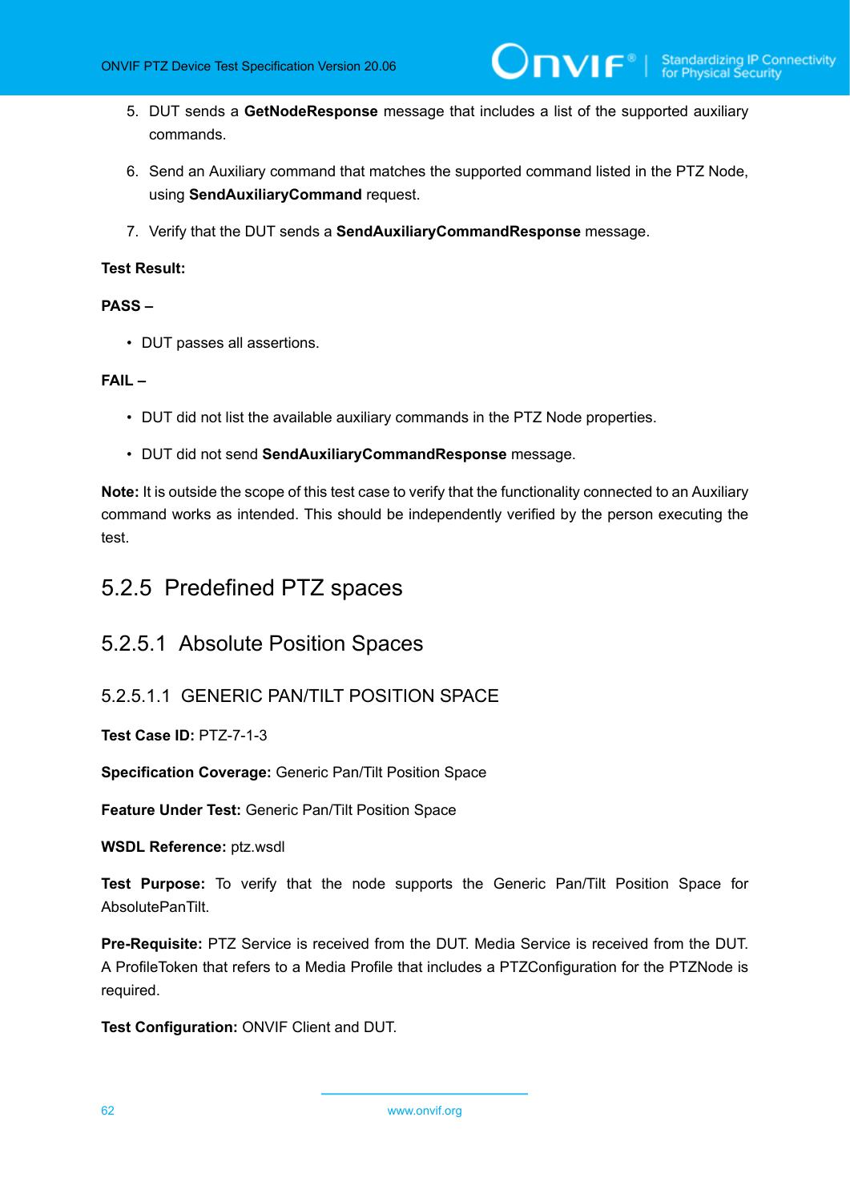5. DUT sends a **GetNodeResponse** message that includes a list of the supported auxiliary commands.

6. Send an Auxiliary command that matches the supported command listed in the PTZ Node, using **SendAuxiliaryCommand** request.

7. Verify that the DUT sends a **SendAuxiliaryCommandResponse** message.

**Test Result:**

**PASS –**

- DUT passes all assertions.

**FAIL –**

- DUT did not list the available auxiliary commands in the PTZ Node properties.
- DUT did not send **SendAuxiliaryCommandResponse** message.

**Note:** It is outside the scope of this test case to verify that the functionality connected to an Auxiliary command works as intended. This should be independently verified by the person executing the test.

## 5.2.5 Predefined PTZ spaces

### 5.2.5.1 Absolute Position Spaces

#### 5.2.5.1.1 GENERIC PAN/TILT POSITION SPACE

**Test Case ID:** PTZ-7-1-3

**Specification Coverage:** Generic Pan/Tilt Position Space

**Feature Under Test:** Generic Pan/Tilt Position Space

**WSDL Reference:** ptz.wsdl

**Test Purpose:** To verify that the node supports the Generic Pan/Tilt Position Space for AbsolutePanTilt.

**Pre-Requisite:** PTZ Service is received from the DUT. Media Service is received from the DUT. A ProfileToken that refers to a Media Profile that includes a PTZConfiguration for the PTZNode is required.

**Test Configuration:** ONVIF Client and DUT.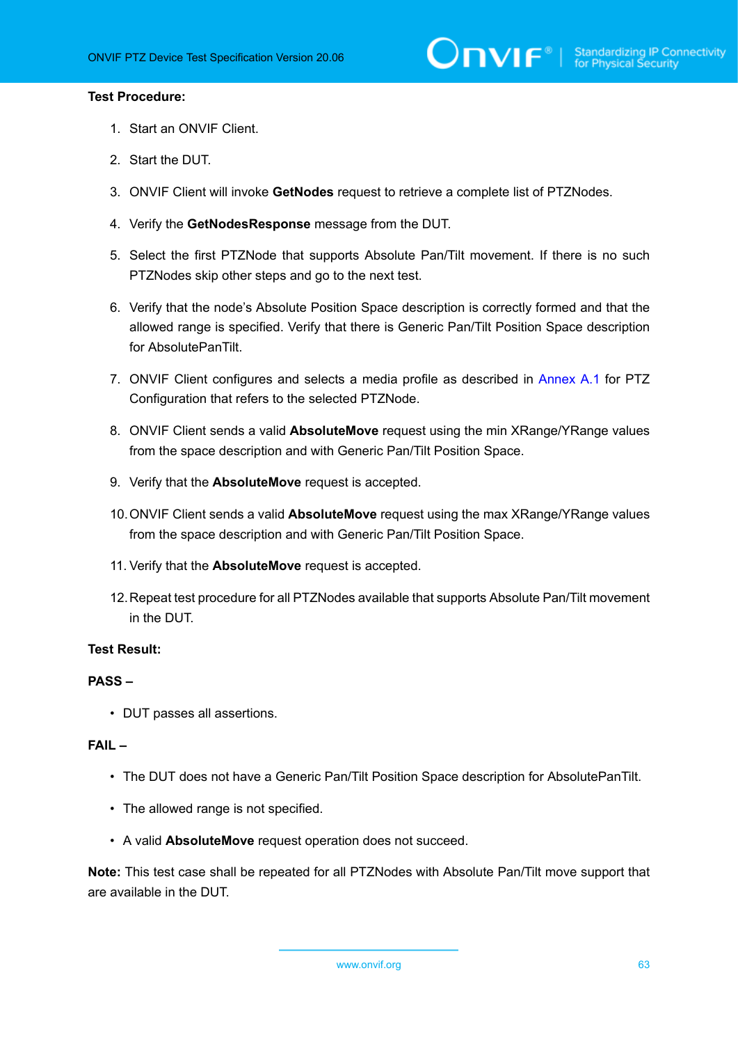**Test Procedure:**

1. Start an ONVIF Client.
2. Start the DUT.
3. ONVIF Client will invoke **GetNodes** request to retrieve a complete list of PTZNodes.
4. Verify the **GetNodesResponse** message from the DUT.
5. Select the first PTZNode that supports Absolute Pan/Tilt movement. If there is no such PTZNodes skip other steps and go to the next test.
6. Verify that the node's Absolute Position Space description is correctly formed and that the allowed range is specified. Verify that there is Generic Pan/Tilt Position Space description for AbsolutePanTilt.
7. ONVIF Client configures and selects a media profile as described in Annex A.1 for PTZ Configuration that refers to the selected PTZNode.
8. ONVIF Client sends a valid **AbsoluteMove** request using the min XRange/YRange values from the space description and with Generic Pan/Tilt Position Space.
9. Verify that the **AbsoluteMove** request is accepted.
10. ONVIF Client sends a valid **AbsoluteMove** request using the max XRange/YRange values from the space description and with Generic Pan/Tilt Position Space.
11. Verify that the **AbsoluteMove** request is accepted.
12. Repeat test procedure for all PTZNodes available that supports Absolute Pan/Tilt movement in the DUT.

**Test Result:**

**PASS –**

- DUT passes all assertions.

**FAIL –**

- The DUT does not have a Generic Pan/Tilt Position Space description for AbsolutePanTilt.
- The allowed range is not specified.
- A valid **AbsoluteMove** request operation does not succeed.

**Note:** This test case shall be repeated for all PTZNodes with Absolute Pan/Tilt move support that are available in the DUT.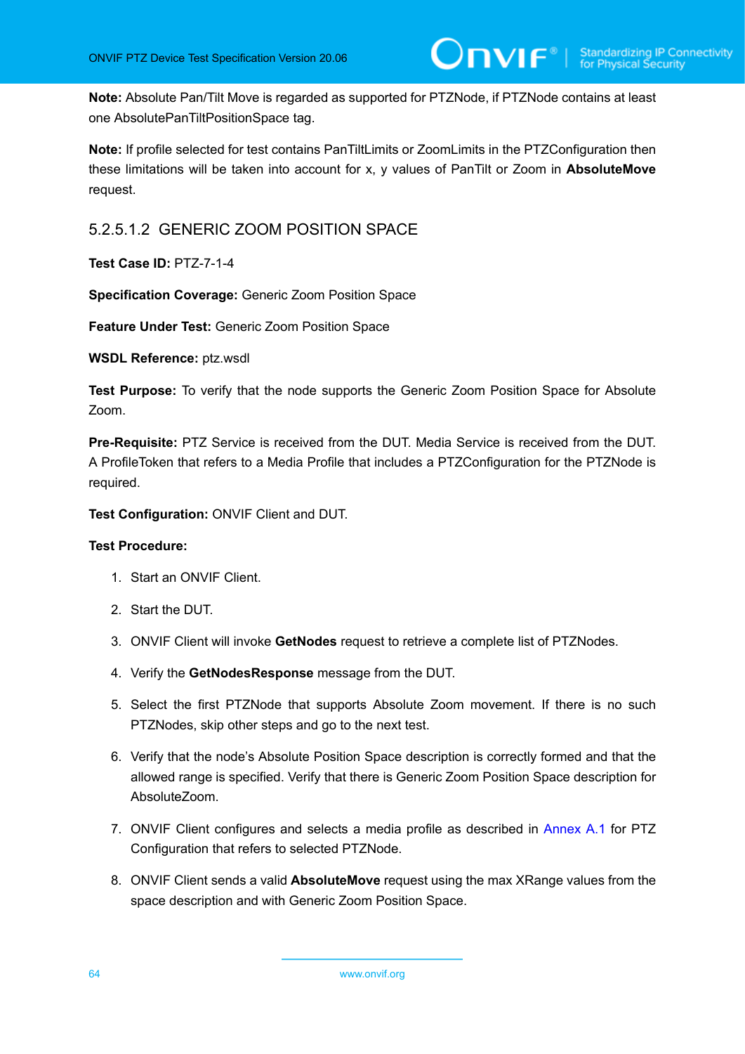**Note:** Absolute Pan/Tilt Move is regarded as supported for PTZNode, if PTZNode contains at least one AbsolutePanTiltPositionSpace tag.

**Note:** If profile selected for test contains PanTiltLimits or ZoomLimits in the PTZConfiguration then these limitations will be taken into account for x, y values of PanTilt or Zoom in **AbsoluteMove** request.

#### 5.2.5.1.2 GENERIC ZOOM POSITION SPACE

**Test Case ID:** PTZ-7-1-4

**Specification Coverage:** Generic Zoom Position Space

**Feature Under Test:** Generic Zoom Position Space

**WSDL Reference:** ptz.wsdl

**Test Purpose:** To verify that the node supports the Generic Zoom Position Space for Absolute Zoom.

**Pre-Requisite:** PTZ Service is received from the DUT. Media Service is received from the DUT. A ProfileToken that refers to a Media Profile that includes a PTZConfiguration for the PTZNode is required.

**Test Configuration:** ONVIF Client and DUT.

**Test Procedure:**

1. Start an ONVIF Client.
2. Start the DUT.
3. ONVIF Client will invoke **GetNodes** request to retrieve a complete list of PTZNodes.
4. Verify the **GetNodesResponse** message from the DUT.
5. Select the first PTZNode that supports Absolute Zoom movement. If there is no such PTZNodes, skip other steps and go to the next test.
6. Verify that the node's Absolute Position Space description is correctly formed and that the allowed range is specified. Verify that there is Generic Zoom Position Space description for AbsoluteZoom.
7. ONVIF Client configures and selects a media profile as described in Annex A.1 for PTZ Configuration that refers to selected PTZNode.
8. ONVIF Client sends a valid **AbsoluteMove** request using the max XRange values from the space description and with Generic Zoom Position Space.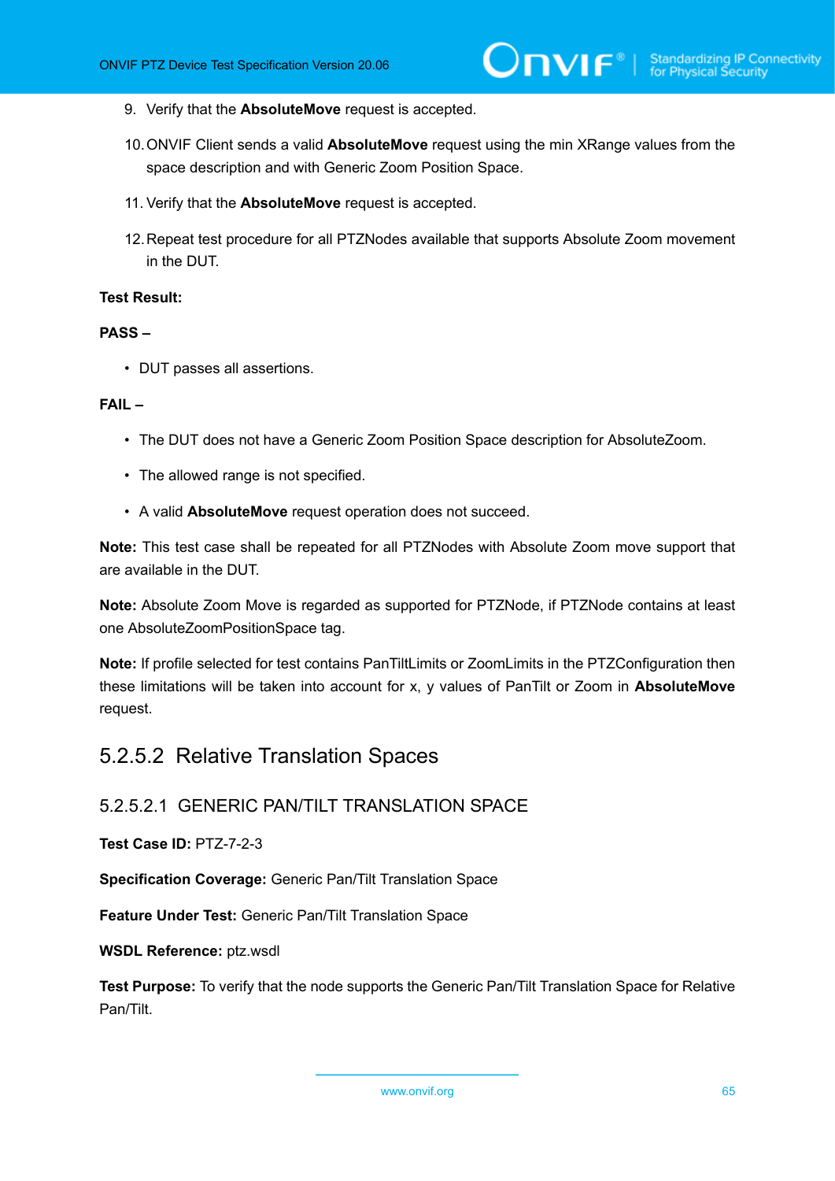9. Verify that the **AbsoluteMove** request is accepted.

10. ONVIF Client sends a valid **AbsoluteMove** request using the min XRange values from the space description and with Generic Zoom Position Space.

11. Verify that the **AbsoluteMove** request is accepted.

12. Repeat test procedure for all PTZNodes available that supports Absolute Zoom movement in the DUT.

**Test Result:**

**PASS –**

- DUT passes all assertions.

**FAIL –**

- The DUT does not have a Generic Zoom Position Space description for AbsoluteZoom.
- The allowed range is not specified.
- A valid **AbsoluteMove** request operation does not succeed.

**Note:** This test case shall be repeated for all PTZNodes with Absolute Zoom move support that are available in the DUT.

**Note:** Absolute Zoom Move is regarded as supported for PTZNode, if PTZNode contains at least one AbsoluteZoomPositionSpace tag.

**Note:** If profile selected for test contains PanTiltLimits or ZoomLimits in the PTZConfiguration then these limitations will be taken into account for x, y values of PanTilt or Zoom in **AbsoluteMove** request.

### 5.2.5.2 Relative Translation Spaces

#### 5.2.5.2.1 GENERIC PAN/TILT TRANSLATION SPACE

**Test Case ID:** PTZ-7-2-3

**Specification Coverage:** Generic Pan/Tilt Translation Space

**Feature Under Test:** Generic Pan/Tilt Translation Space

**WSDL Reference:** ptz.wsdl

**Test Purpose:** To verify that the node supports the Generic Pan/Tilt Translation Space for Relative Pan/Tilt.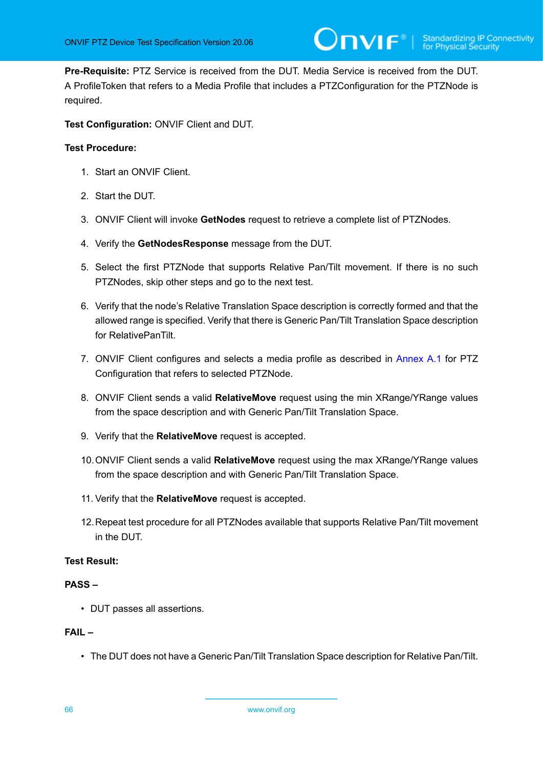**Pre-Requisite:** PTZ Service is received from the DUT. Media Service is received from the DUT. A ProfileToken that refers to a Media Profile that includes a PTZConfiguration for the PTZNode is required.

**Test Configuration:** ONVIF Client and DUT.

**Test Procedure:**

1. Start an ONVIF Client.
2. Start the DUT.
3. ONVIF Client will invoke **GetNodes** request to retrieve a complete list of PTZNodes.
4. Verify the **GetNodesResponse** message from the DUT.
5. Select the first PTZNode that supports Relative Pan/Tilt movement. If there is no such PTZNodes, skip other steps and go to the next test.
6. Verify that the node's Relative Translation Space description is correctly formed and that the allowed range is specified. Verify that there is Generic Pan/Tilt Translation Space description for RelativePanTilt.
7. ONVIF Client configures and selects a media profile as described in Annex A.1 for PTZ Configuration that refers to selected PTZNode.
8. ONVIF Client sends a valid **RelativeMove** request using the min XRange/YRange values from the space description and with Generic Pan/Tilt Translation Space.
9. Verify that the **RelativeMove** request is accepted.
10. ONVIF Client sends a valid **RelativeMove** request using the max XRange/YRange values from the space description and with Generic Pan/Tilt Translation Space.
11. Verify that the **RelativeMove** request is accepted.
12. Repeat test procedure for all PTZNodes available that supports Relative Pan/Tilt movement in the DUT.

**Test Result:**

**PASS –**

- DUT passes all assertions.

**FAIL –**

- The DUT does not have a Generic Pan/Tilt Translation Space description for Relative Pan/Tilt.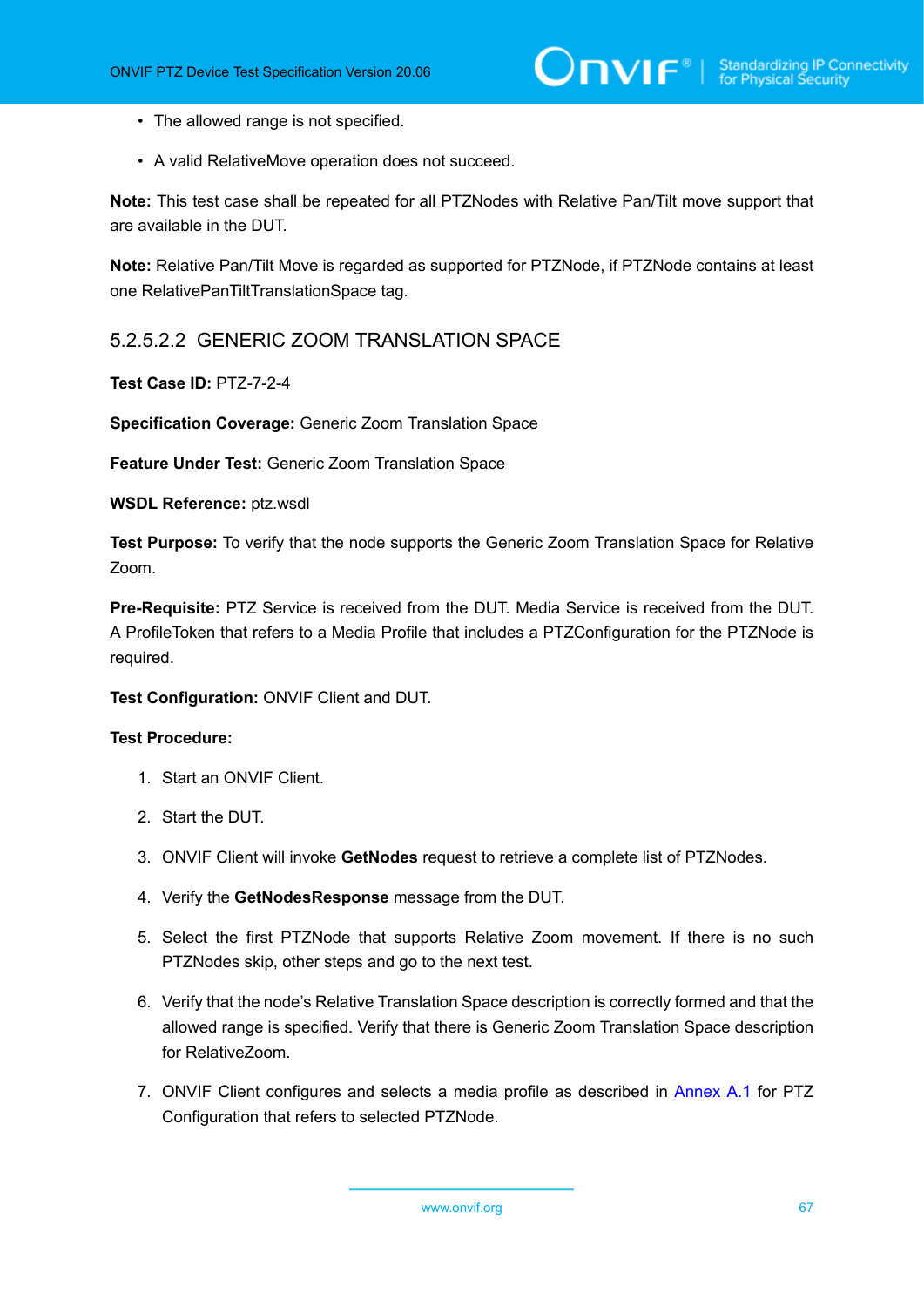- The allowed range is not specified.
- A valid RelativeMove operation does not succeed.

**Note:** This test case shall be repeated for all PTZNodes with Relative Pan/Tilt move support that are available in the DUT.

**Note:** Relative Pan/Tilt Move is regarded as supported for PTZNode, if PTZNode contains at least one RelativePanTiltTranslationSpace tag.

### 5.2.5.2.2 GENERIC ZOOM TRANSLATION SPACE

**Test Case ID:** PTZ-7-2-4

**Specification Coverage:** Generic Zoom Translation Space

**Feature Under Test:** Generic Zoom Translation Space

**WSDL Reference:** ptz.wsdl

**Test Purpose:** To verify that the node supports the Generic Zoom Translation Space for Relative Zoom.

**Pre-Requisite:** PTZ Service is received from the DUT. Media Service is received from the DUT. A ProfileToken that refers to a Media Profile that includes a PTZConfiguration for the PTZNode is required.

**Test Configuration:** ONVIF Client and DUT.

**Test Procedure:**

1. Start an ONVIF Client.
2. Start the DUT.
3. ONVIF Client will invoke **GetNodes** request to retrieve a complete list of PTZNodes.
4. Verify the **GetNodesResponse** message from the DUT.
5. Select the first PTZNode that supports Relative Zoom movement. If there is no such PTZNodes skip, other steps and go to the next test.
6. Verify that the node's Relative Translation Space description is correctly formed and that the allowed range is specified. Verify that there is Generic Zoom Translation Space description for RelativeZoom.
7. ONVIF Client configures and selects a media profile as described in Annex A.1 for PTZ Configuration that refers to selected PTZNode.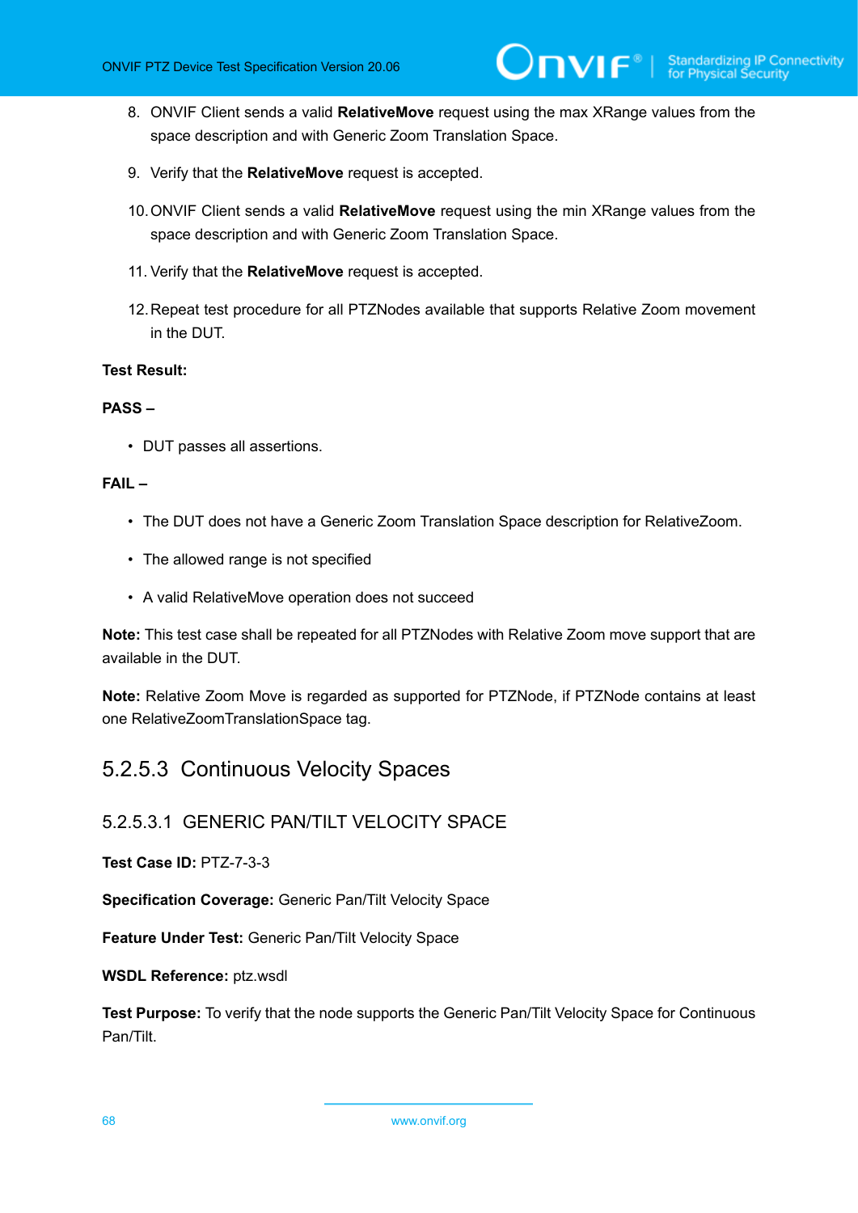8. ONVIF Client sends a valid **RelativeMove** request using the max XRange values from the space description and with Generic Zoom Translation Space.

9. Verify that the **RelativeMove** request is accepted.

10. ONVIF Client sends a valid **RelativeMove** request using the min XRange values from the space description and with Generic Zoom Translation Space.

11. Verify that the **RelativeMove** request is accepted.

12. Repeat test procedure for all PTZNodes available that supports Relative Zoom movement in the DUT.

**Test Result:**

**PASS –**

- DUT passes all assertions.

**FAIL –**

- The DUT does not have a Generic Zoom Translation Space description for RelativeZoom.
- The allowed range is not specified
- A valid RelativeMove operation does not succeed

**Note:** This test case shall be repeated for all PTZNodes with Relative Zoom move support that are available in the DUT.

**Note:** Relative Zoom Move is regarded as supported for PTZNode, if PTZNode contains at least one RelativeZoomTranslationSpace tag.

### 5.2.5.3 Continuous Velocity Spaces

#### 5.2.5.3.1 GENERIC PAN/TILT VELOCITY SPACE

**Test Case ID:** PTZ-7-3-3

**Specification Coverage:** Generic Pan/Tilt Velocity Space

**Feature Under Test:** Generic Pan/Tilt Velocity Space

**WSDL Reference:** ptz.wsdl

**Test Purpose:** To verify that the node supports the Generic Pan/Tilt Velocity Space for Continuous Pan/Tilt.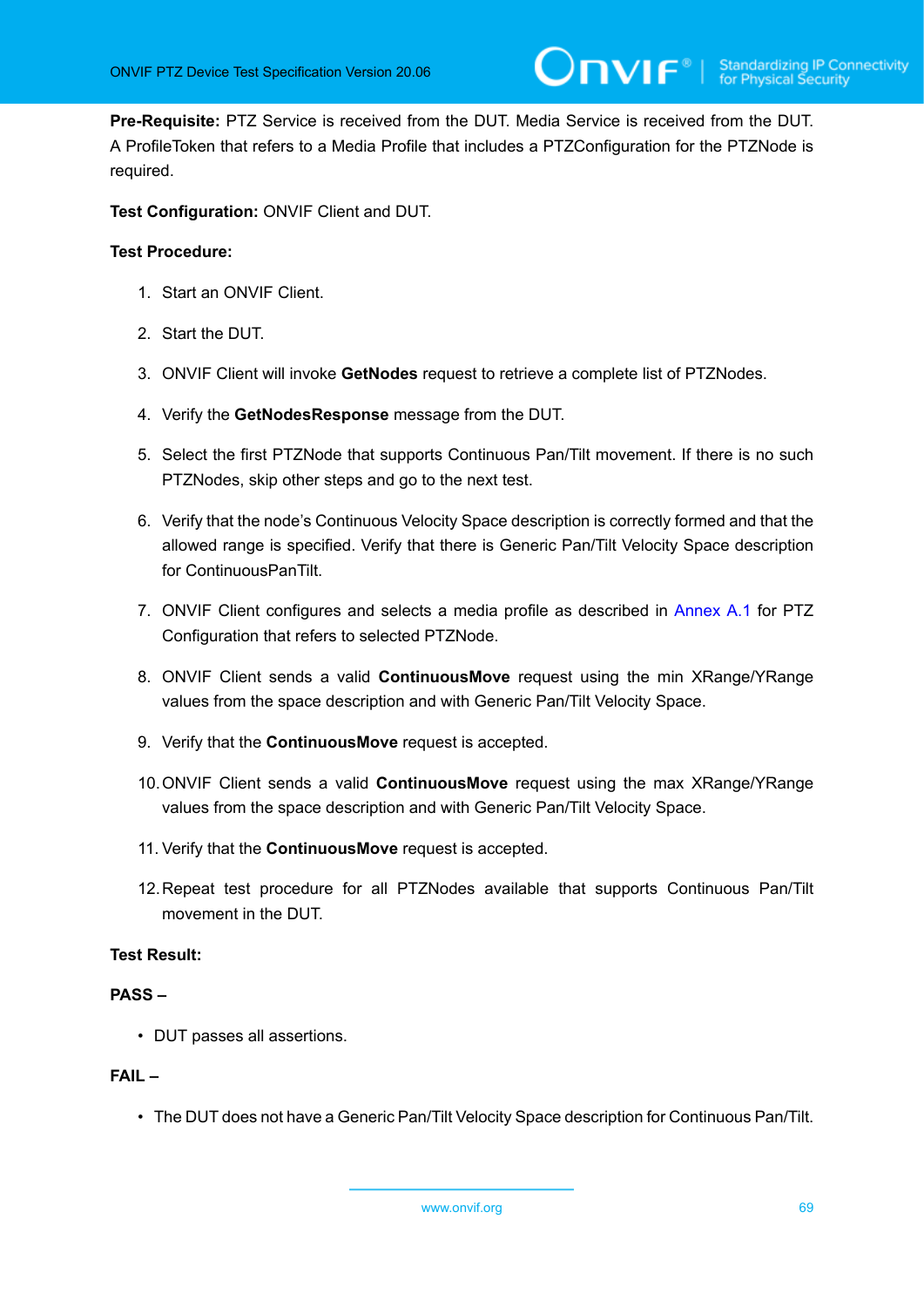**Pre-Requisite:** PTZ Service is received from the DUT. Media Service is received from the DUT. A ProfileToken that refers to a Media Profile that includes a PTZConfiguration for the PTZNode is required.

**Test Configuration:** ONVIF Client and DUT.

**Test Procedure:**

1. Start an ONVIF Client.
2. Start the DUT.
3. ONVIF Client will invoke **GetNodes** request to retrieve a complete list of PTZNodes.
4. Verify the **GetNodesResponse** message from the DUT.
5. Select the first PTZNode that supports Continuous Pan/Tilt movement. If there is no such PTZNodes, skip other steps and go to the next test.
6. Verify that the node's Continuous Velocity Space description is correctly formed and that the allowed range is specified. Verify that there is Generic Pan/Tilt Velocity Space description for ContinuousPanTilt.
7. ONVIF Client configures and selects a media profile as described in Annex A.1 for PTZ Configuration that refers to selected PTZNode.
8. ONVIF Client sends a valid **ContinuousMove** request using the min XRange/YRange values from the space description and with Generic Pan/Tilt Velocity Space.
9. Verify that the **ContinuousMove** request is accepted.
10. ONVIF Client sends a valid **ContinuousMove** request using the max XRange/YRange values from the space description and with Generic Pan/Tilt Velocity Space.
11. Verify that the **ContinuousMove** request is accepted.
12. Repeat test procedure for all PTZNodes available that supports Continuous Pan/Tilt movement in the DUT.

**Test Result:**

**PASS –**

- DUT passes all assertions.

**FAIL –**

- The DUT does not have a Generic Pan/Tilt Velocity Space description for Continuous Pan/Tilt.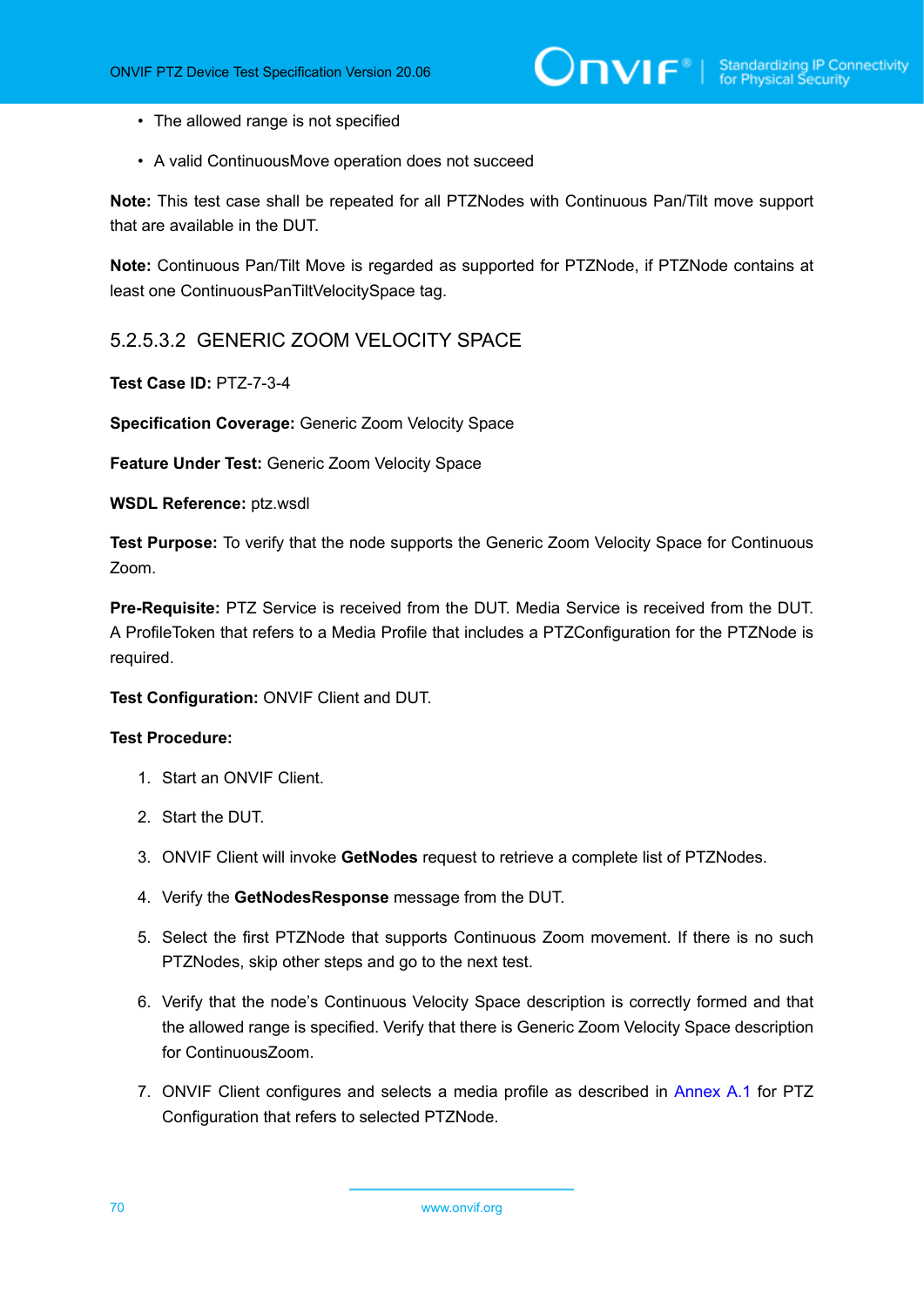- The allowed range is not specified
- A valid ContinuousMove operation does not succeed

**Note:** This test case shall be repeated for all PTZNodes with Continuous Pan/Tilt move support that are available in the DUT.

**Note:** Continuous Pan/Tilt Move is regarded as supported for PTZNode, if PTZNode contains at least one ContinuousPanTiltVelocitySpace tag.

#### 5.2.5.3.2 GENERIC ZOOM VELOCITY SPACE

**Test Case ID:** PTZ-7-3-4

**Specification Coverage:** Generic Zoom Velocity Space

**Feature Under Test:** Generic Zoom Velocity Space

**WSDL Reference:** ptz.wsdl

**Test Purpose:** To verify that the node supports the Generic Zoom Velocity Space for Continuous Zoom.

**Pre-Requisite:** PTZ Service is received from the DUT. Media Service is received from the DUT. A ProfileToken that refers to a Media Profile that includes a PTZConfiguration for the PTZNode is required.

**Test Configuration:** ONVIF Client and DUT.

**Test Procedure:**

1. Start an ONVIF Client.
2. Start the DUT.
3. ONVIF Client will invoke **GetNodes** request to retrieve a complete list of PTZNodes.
4. Verify the **GetNodesResponse** message from the DUT.
5. Select the first PTZNode that supports Continuous Zoom movement. If there is no such PTZNodes, skip other steps and go to the next test.
6. Verify that the node's Continuous Velocity Space description is correctly formed and that the allowed range is specified. Verify that there is Generic Zoom Velocity Space description for ContinuousZoom.
7. ONVIF Client configures and selects a media profile as described in Annex A.1 for PTZ Configuration that refers to selected PTZNode.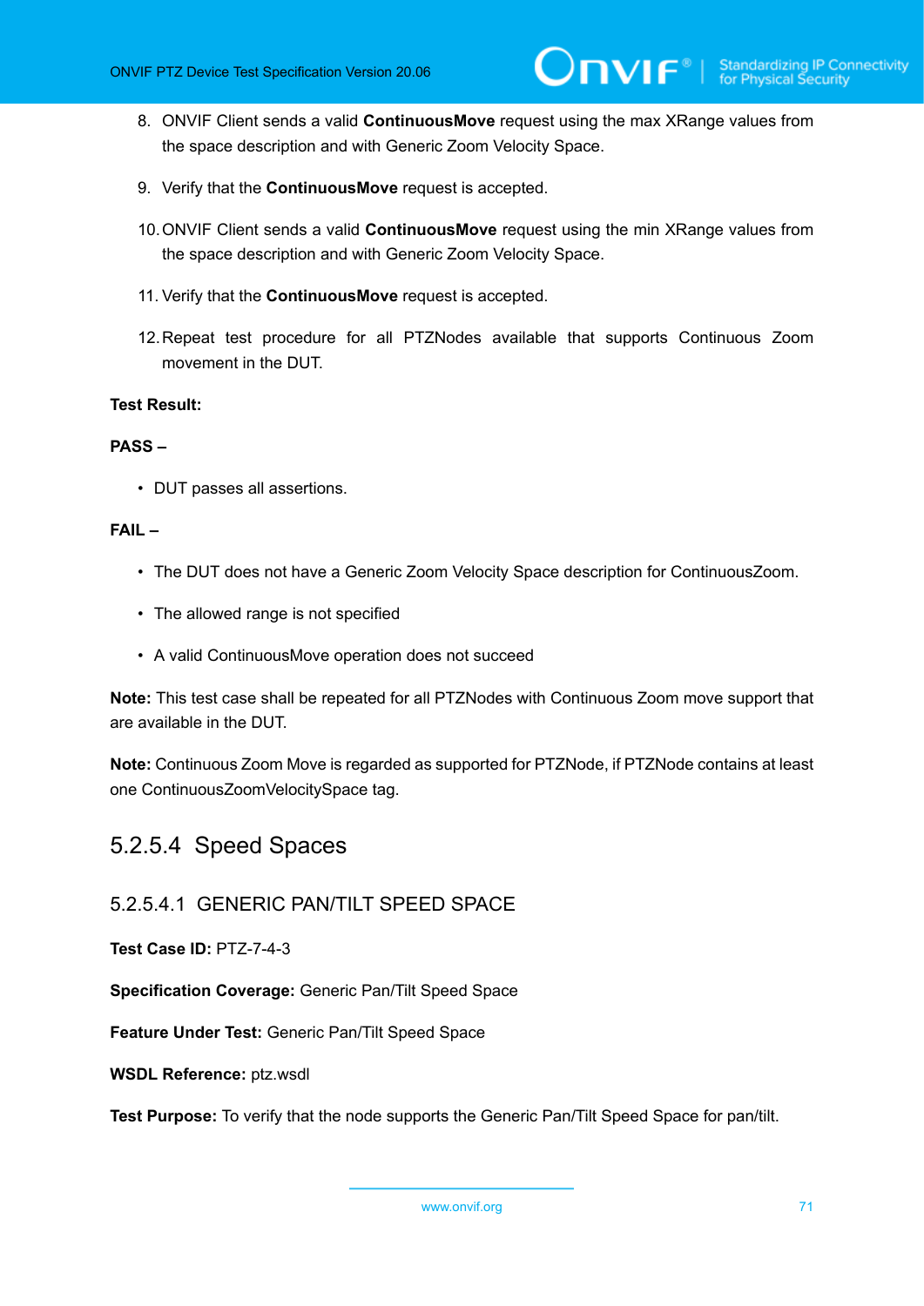8. ONVIF Client sends a valid **ContinuousMove** request using the max XRange values from the space description and with Generic Zoom Velocity Space.

9. Verify that the **ContinuousMove** request is accepted.

10. ONVIF Client sends a valid **ContinuousMove** request using the min XRange values from the space description and with Generic Zoom Velocity Space.

11. Verify that the **ContinuousMove** request is accepted.

12. Repeat test procedure for all PTZNodes available that supports Continuous Zoom movement in the DUT.

**Test Result:**

**PASS –**

- DUT passes all assertions.

**FAIL –**

- The DUT does not have a Generic Zoom Velocity Space description for ContinuousZoom.
- The allowed range is not specified
- A valid ContinuousMove operation does not succeed

**Note:** This test case shall be repeated for all PTZNodes with Continuous Zoom move support that are available in the DUT.

**Note:** Continuous Zoom Move is regarded as supported for PTZNode, if PTZNode contains at least one ContinuousZoomVelocitySpace tag.

### 5.2.5.4 Speed Spaces

#### 5.2.5.4.1 GENERIC PAN/TILT SPEED SPACE

**Test Case ID:** PTZ-7-4-3

**Specification Coverage:** Generic Pan/Tilt Speed Space

**Feature Under Test:** Generic Pan/Tilt Speed Space

**WSDL Reference:** ptz.wsdl

**Test Purpose:** To verify that the node supports the Generic Pan/Tilt Speed Space for pan/tilt.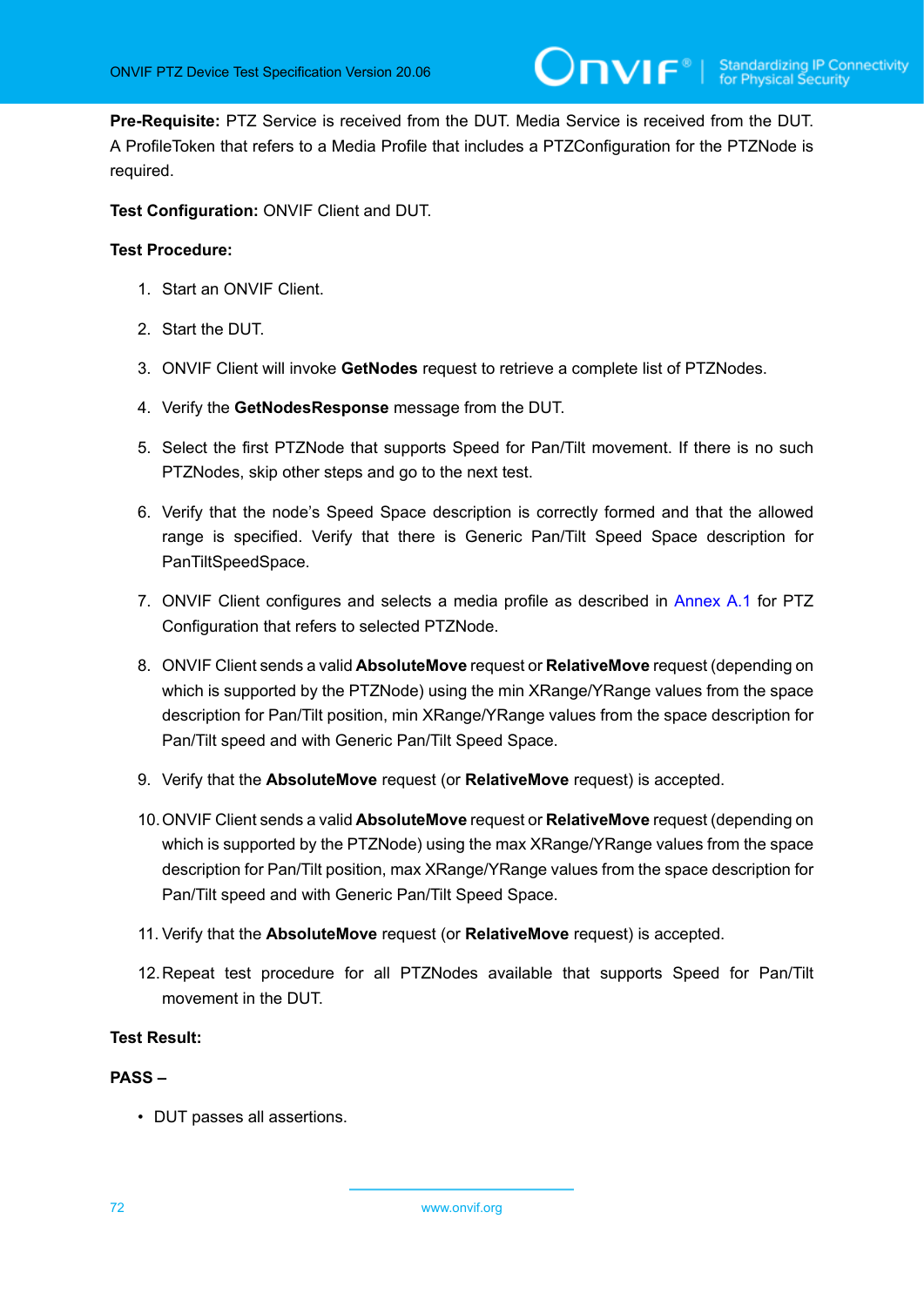**Pre-Requisite:** PTZ Service is received from the DUT. Media Service is received from the DUT. A ProfileToken that refers to a Media Profile that includes a PTZConfiguration for the PTZNode is required.

**Test Configuration:** ONVIF Client and DUT.

**Test Procedure:**

1. Start an ONVIF Client.
2. Start the DUT.
3. ONVIF Client will invoke **GetNodes** request to retrieve a complete list of PTZNodes.
4. Verify the **GetNodesResponse** message from the DUT.
5. Select the first PTZNode that supports Speed for Pan/Tilt movement. If there is no such PTZNodes, skip other steps and go to the next test.
6. Verify that the node's Speed Space description is correctly formed and that the allowed range is specified. Verify that there is Generic Pan/Tilt Speed Space description for PanTiltSpeedSpace.
7. ONVIF Client configures and selects a media profile as described in Annex A.1 for PTZ Configuration that refers to selected PTZNode.
8. ONVIF Client sends a valid **AbsoluteMove** request or **RelativeMove** request (depending on which is supported by the PTZNode) using the min XRange/YRange values from the space description for Pan/Tilt position, min XRange/YRange values from the space description for Pan/Tilt speed and with Generic Pan/Tilt Speed Space.
9. Verify that the **AbsoluteMove** request (or **RelativeMove** request) is accepted.
10. ONVIF Client sends a valid **AbsoluteMove** request or **RelativeMove** request (depending on which is supported by the PTZNode) using the max XRange/YRange values from the space description for Pan/Tilt position, max XRange/YRange values from the space description for Pan/Tilt speed and with Generic Pan/Tilt Speed Space.
11. Verify that the **AbsoluteMove** request (or **RelativeMove** request) is accepted.
12. Repeat test procedure for all PTZNodes available that supports Speed for Pan/Tilt movement in the DUT.

**Test Result:**

**PASS –**

- DUT passes all assertions.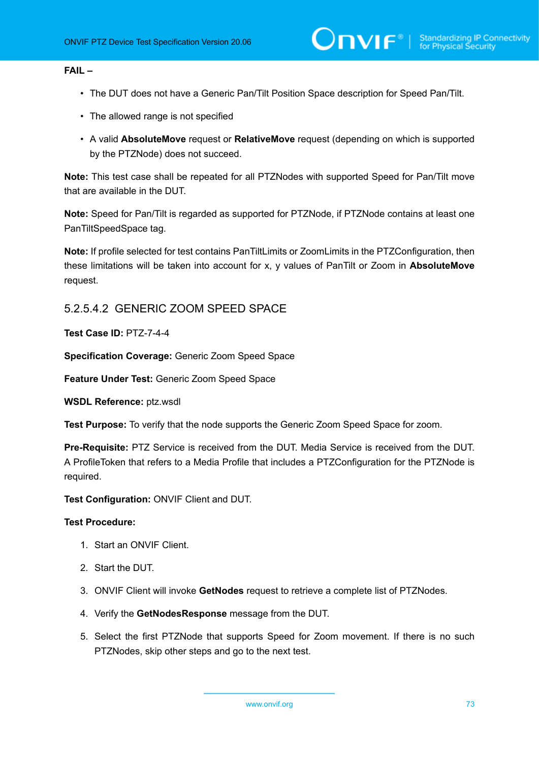**FAIL –**

- The DUT does not have a Generic Pan/Tilt Position Space description for Speed Pan/Tilt.
- The allowed range is not specified
- A valid **AbsoluteMove** request or **RelativeMove** request (depending on which is supported by the PTZNode) does not succeed.

**Note:** This test case shall be repeated for all PTZNodes with supported Speed for Pan/Tilt move that are available in the DUT.

**Note:** Speed for Pan/Tilt is regarded as supported for PTZNode, if PTZNode contains at least one PanTiltSpeedSpace tag.

**Note:** If profile selected for test contains PanTiltLimits or ZoomLimits in the PTZConfiguration, then these limitations will be taken into account for x, y values of PanTilt or Zoom in **AbsoluteMove** request.

### 5.2.5.4.2 GENERIC ZOOM SPEED SPACE

**Test Case ID:** PTZ-7-4-4

**Specification Coverage:** Generic Zoom Speed Space

**Feature Under Test:** Generic Zoom Speed Space

**WSDL Reference:** ptz.wsdl

**Test Purpose:** To verify that the node supports the Generic Zoom Speed Space for zoom.

**Pre-Requisite:** PTZ Service is received from the DUT. Media Service is received from the DUT. A ProfileToken that refers to a Media Profile that includes a PTZConfiguration for the PTZNode is required.

**Test Configuration:** ONVIF Client and DUT.

**Test Procedure:**

1. Start an ONVIF Client.
2. Start the DUT.
3. ONVIF Client will invoke **GetNodes** request to retrieve a complete list of PTZNodes.
4. Verify the **GetNodesResponse** message from the DUT.
5. Select the first PTZNode that supports Speed for Zoom movement. If there is no such PTZNodes, skip other steps and go to the next test.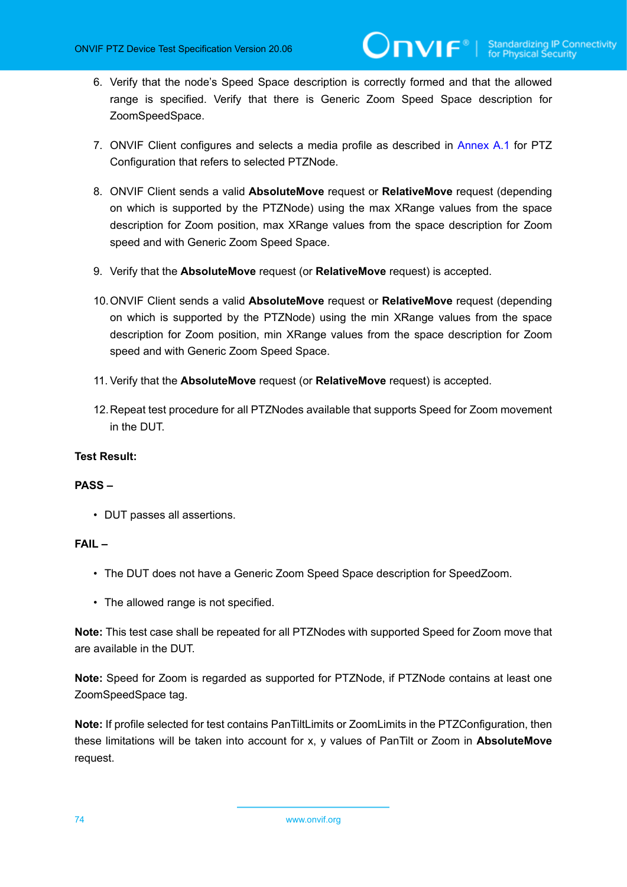6. Verify that the node's Speed Space description is correctly formed and that the allowed range is specified. Verify that there is Generic Zoom Speed Space description for ZoomSpeedSpace.

7. ONVIF Client configures and selects a media profile as described in Annex A.1 for PTZ Configuration that refers to selected PTZNode.

8. ONVIF Client sends a valid **AbsoluteMove** request or **RelativeMove** request (depending on which is supported by the PTZNode) using the max XRange values from the space description for Zoom position, max XRange values from the space description for Zoom speed and with Generic Zoom Speed Space.

9. Verify that the **AbsoluteMove** request (or **RelativeMove** request) is accepted.

10. ONVIF Client sends a valid **AbsoluteMove** request or **RelativeMove** request (depending on which is supported by the PTZNode) using the min XRange values from the space description for Zoom position, min XRange values from the space description for Zoom speed and with Generic Zoom Speed Space.

11. Verify that the **AbsoluteMove** request (or **RelativeMove** request) is accepted.

12. Repeat test procedure for all PTZNodes available that supports Speed for Zoom movement in the DUT.

**Test Result:**

**PASS –**

- DUT passes all assertions.

**FAIL –**

- The DUT does not have a Generic Zoom Speed Space description for SpeedZoom.
- The allowed range is not specified.

**Note:** This test case shall be repeated for all PTZNodes with supported Speed for Zoom move that are available in the DUT.

**Note:** Speed for Zoom is regarded as supported for PTZNode, if PTZNode contains at least one ZoomSpeedSpace tag.

**Note:** If profile selected for test contains PanTiltLimits or ZoomLimits in the PTZConfiguration, then these limitations will be taken into account for x, y values of PanTilt or Zoom in **AbsoluteMove** request.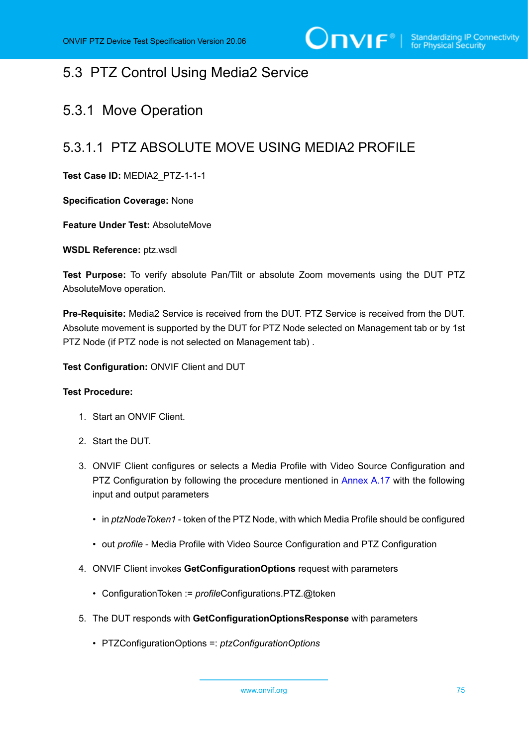## 5.3 PTZ Control Using Media2 Service

### 5.3.1 Move Operation

#### 5.3.1.1 PTZ ABSOLUTE MOVE USING MEDIA2 PROFILE

**Test Case ID:** MEDIA2_PTZ-1-1-1

**Specification Coverage:** None

**Feature Under Test:** AbsoluteMove

**WSDL Reference:** ptz.wsdl

**Test Purpose:** To verify absolute Pan/Tilt or absolute Zoom movements using the DUT PTZ AbsoluteMove operation.

**Pre-Requisite:** Media2 Service is received from the DUT. PTZ Service is received from the DUT. Absolute movement is supported by the DUT for PTZ Node selected on Management tab or by 1st PTZ Node (if PTZ node is not selected on Management tab) .

**Test Configuration:** ONVIF Client and DUT

**Test Procedure:**

1. Start an ONVIF Client.
2. Start the DUT.
3. ONVIF Client configures or selects a Media Profile with Video Source Configuration and PTZ Configuration by following the procedure mentioned in Annex A.17 with the following input and output parameters
   - in *ptzNodeToken1* - token of the PTZ Node, with which Media Profile should be configured
   - out *profile* - Media Profile with Video Source Configuration and PTZ Configuration
4. ONVIF Client invokes **GetConfigurationOptions** request with parameters
   - ConfigurationToken := *profile*Configurations.PTZ.@token
5. The DUT responds with **GetConfigurationOptionsResponse** with parameters
   - PTZConfigurationOptions =: *ptzConfigurationOptions*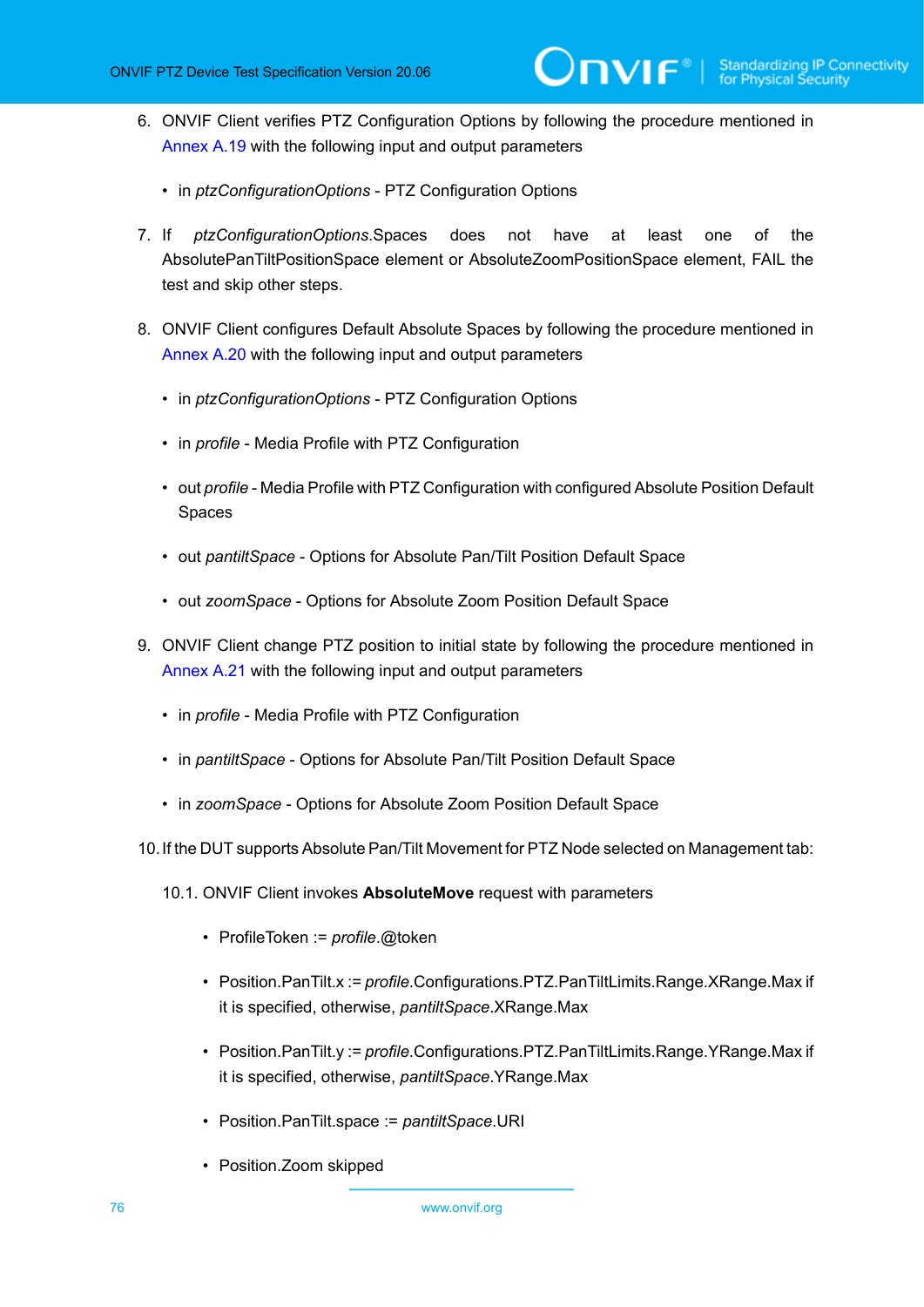6. ONVIF Client verifies PTZ Configuration Options by following the procedure mentioned in Annex A.19 with the following input and output parameters

   - in *ptzConfigurationOptions* - PTZ Configuration Options

7. If *ptzConfigurationOptions*.Spaces does not have at least one of the AbsolutePanTiltPositionSpace element or AbsoluteZoomPositionSpace element, FAIL the test and skip other steps.

8. ONVIF Client configures Default Absolute Spaces by following the procedure mentioned in Annex A.20 with the following input and output parameters

   - in *ptzConfigurationOptions* - PTZ Configuration Options
   - in *profile* - Media Profile with PTZ Configuration
   - out *profile* - Media Profile with PTZ Configuration with configured Absolute Position Default Spaces
   - out *pantiltSpace* - Options for Absolute Pan/Tilt Position Default Space
   - out *zoomSpace* - Options for Absolute Zoom Position Default Space

9. ONVIF Client change PTZ position to initial state by following the procedure mentioned in Annex A.21 with the following input and output parameters

   - in *profile* - Media Profile with PTZ Configuration
   - in *pantiltSpace* - Options for Absolute Pan/Tilt Position Default Space
   - in *zoomSpace* - Options for Absolute Zoom Position Default Space

10. If the DUT supports Absolute Pan/Tilt Movement for PTZ Node selected on Management tab:

    10.1. ONVIF Client invokes **AbsoluteMove** request with parameters

    - ProfileToken := *profile*.@token
    - Position.PanTilt.x := *profile*.Configurations.PTZ.PanTiltLimits.Range.XRange.Max if it is specified, otherwise, *pantiltSpace*.XRange.Max
    - Position.PanTilt.y := *profile*.Configurations.PTZ.PanTiltLimits.Range.YRange.Max if it is specified, otherwise, *pantiltSpace*.YRange.Max
    - Position.PanTilt.space := *pantiltSpace*.URI
    - Position.Zoom skipped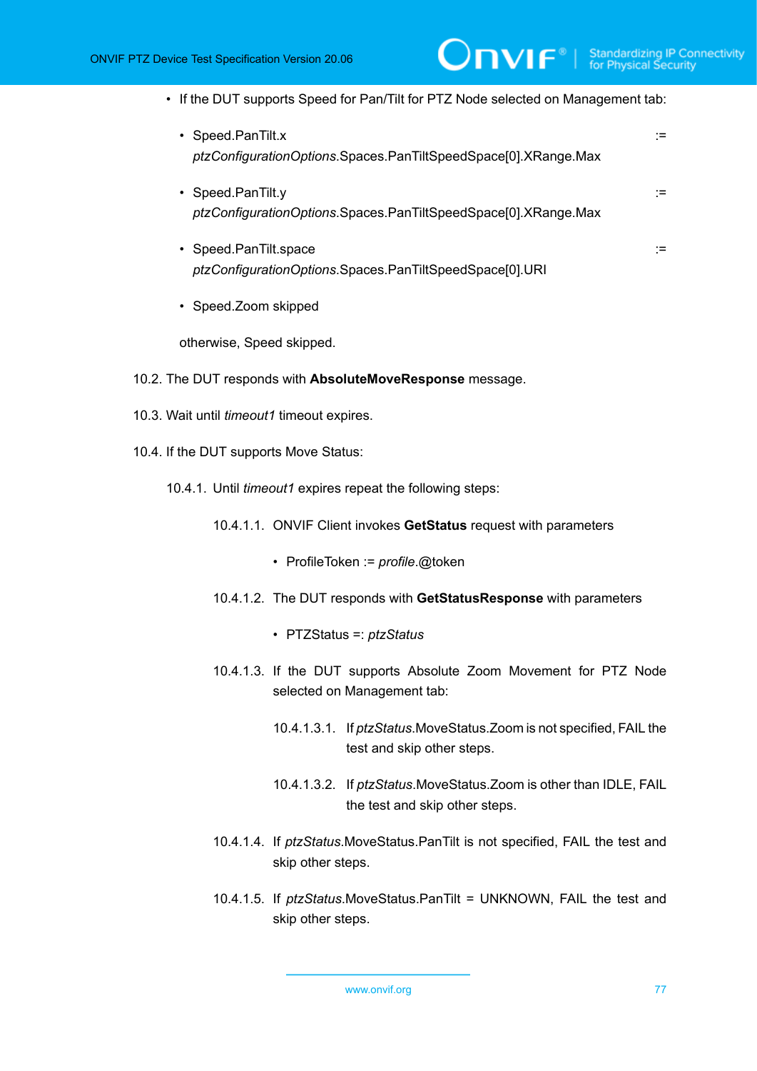- If the DUT supports Speed for Pan/Tilt for PTZ Node selected on Management tab:
  - Speed.PanTilt.x := *ptzConfigurationOptions*.Spaces.PanTiltSpeedSpace[0].XRange.Max
  - Speed.PanTilt.y := *ptzConfigurationOptions*.Spaces.PanTiltSpeedSpace[0].XRange.Max
  - Speed.PanTilt.space := *ptzConfigurationOptions*.Spaces.PanTiltSpeedSpace[0].URI
  - Speed.Zoom skipped

  otherwise, Speed skipped.

10.2. The DUT responds with **AbsoluteMoveResponse** message.

10.3. Wait until *timeout1* timeout expires.

10.4. If the DUT supports Move Status:

10.4.1. Until *timeout1* expires repeat the following steps:

10.4.1.1. ONVIF Client invokes **GetStatus** request with parameters

- ProfileToken := *profile*.@token

10.4.1.2. The DUT responds with **GetStatusResponse** with parameters

- PTZStatus =: *ptzStatus*

10.4.1.3. If the DUT supports Absolute Zoom Movement for PTZ Node selected on Management tab:

10.4.1.3.1. If *ptzStatus*.MoveStatus.Zoom is not specified, FAIL the test and skip other steps.

10.4.1.3.2. If *ptzStatus*.MoveStatus.Zoom is other than IDLE, FAIL the test and skip other steps.

10.4.1.4. If *ptzStatus*.MoveStatus.PanTilt is not specified, FAIL the test and skip other steps.

10.4.1.5. If *ptzStatus*.MoveStatus.PanTilt = UNKNOWN, FAIL the test and skip other steps.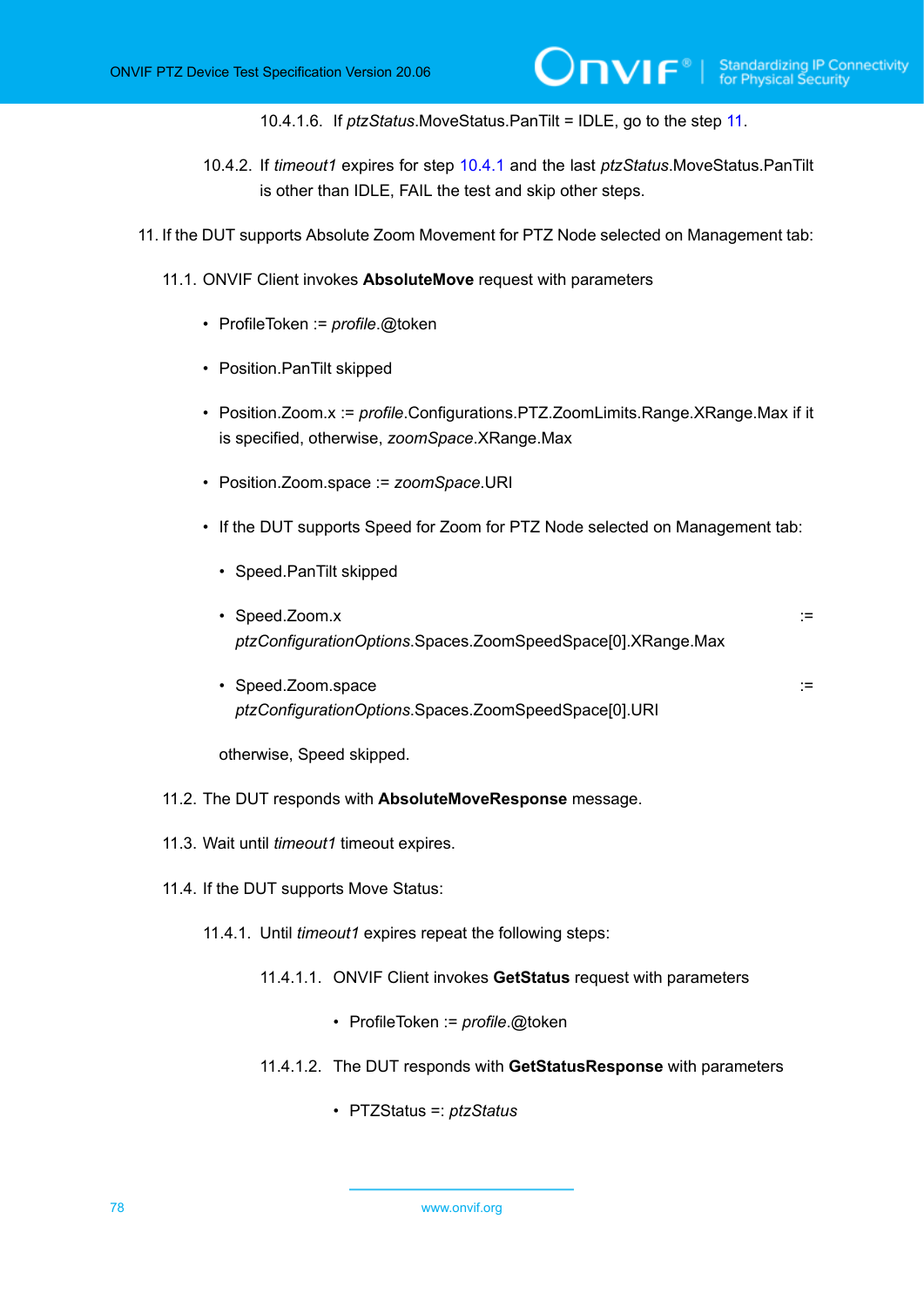10.4.1.6. If *ptzStatus*.MoveStatus.PanTilt = IDLE, go to the step 11.

10.4.2. If *timeout1* expires for step 10.4.1 and the last *ptzStatus*.MoveStatus.PanTilt is other than IDLE, FAIL the test and skip other steps.

11. If the DUT supports Absolute Zoom Movement for PTZ Node selected on Management tab:

11.1. ONVIF Client invokes **AbsoluteMove** request with parameters

- ProfileToken := *profile*.@token
- Position.PanTilt skipped
- Position.Zoom.x := *profile*.Configurations.PTZ.ZoomLimits.Range.XRange.Max if it is specified, otherwise, *zoomSpace*.XRange.Max
- Position.Zoom.space := *zoomSpace*.URI
- If the DUT supports Speed for Zoom for PTZ Node selected on Management tab:
  - Speed.PanTilt skipped
  - Speed.Zoom.x := *ptzConfigurationOptions*.Spaces.ZoomSpeedSpace[0].XRange.Max
  - Speed.Zoom.space := *ptzConfigurationOptions*.Spaces.ZoomSpeedSpace[0].URI

  otherwise, Speed skipped.

11.2. The DUT responds with **AbsoluteMoveResponse** message.

11.3. Wait until *timeout1* timeout expires.

11.4. If the DUT supports Move Status:

11.4.1. Until *timeout1* expires repeat the following steps:

11.4.1.1. ONVIF Client invokes **GetStatus** request with parameters

- ProfileToken := *profile*.@token

11.4.1.2. The DUT responds with **GetStatusResponse** with parameters

- PTZStatus =: *ptzStatus*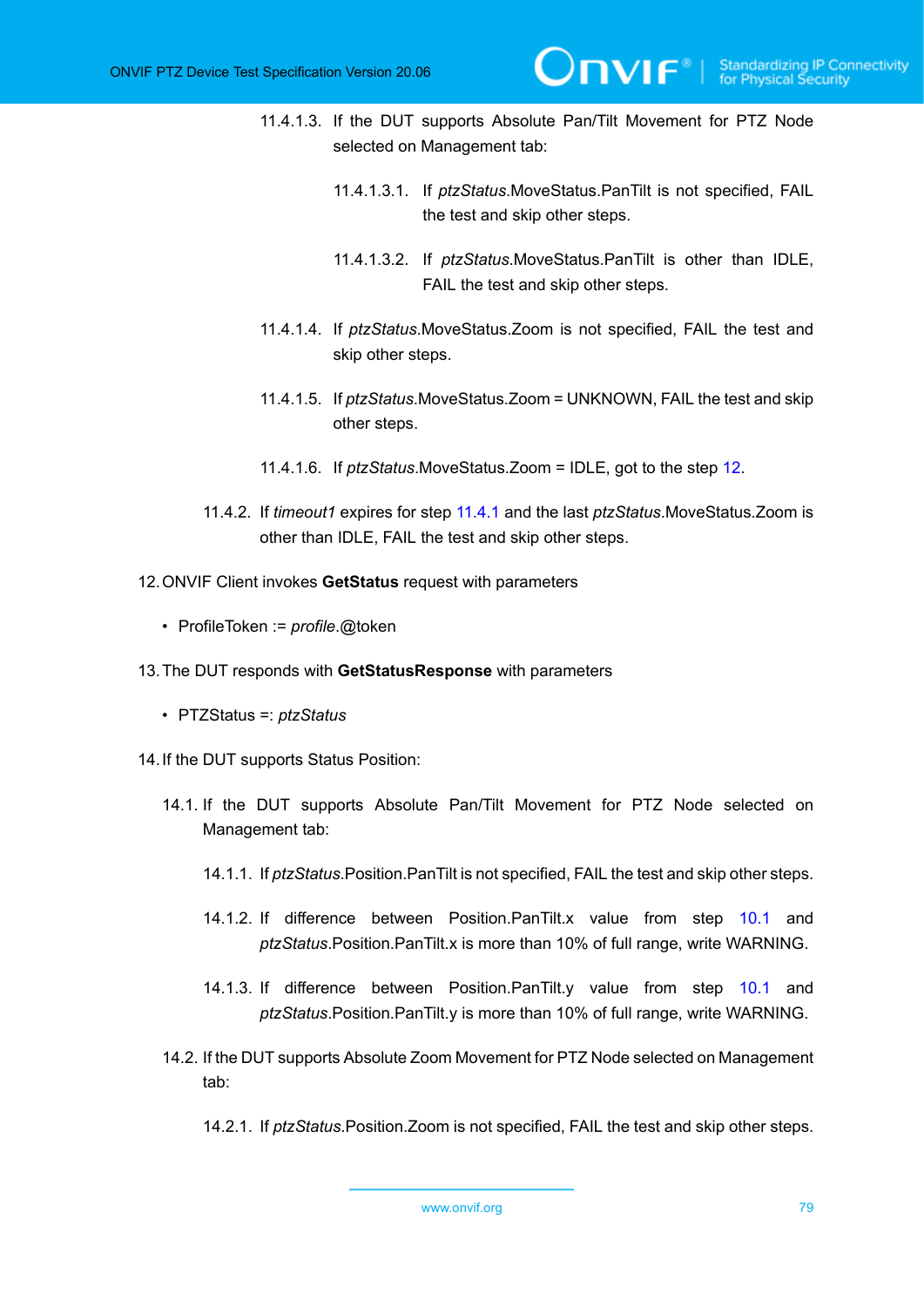11.4.1.3. If the DUT supports Absolute Pan/Tilt Movement for PTZ Node selected on Management tab:

11.4.1.3.1. If *ptzStatus*.MoveStatus.PanTilt is not specified, FAIL the test and skip other steps.

11.4.1.3.2. If *ptzStatus*.MoveStatus.PanTilt is other than IDLE, FAIL the test and skip other steps.

11.4.1.4. If *ptzStatus*.MoveStatus.Zoom is not specified, FAIL the test and skip other steps.

11.4.1.5. If *ptzStatus*.MoveStatus.Zoom = UNKNOWN, FAIL the test and skip other steps.

11.4.1.6. If *ptzStatus*.MoveStatus.Zoom = IDLE, got to the step 12.

11.4.2. If *timeout1* expires for step 11.4.1 and the last *ptzStatus*.MoveStatus.Zoom is other than IDLE, FAIL the test and skip other steps.

12. ONVIF Client invokes **GetStatus** request with parameters

- ProfileToken := *profile*.@token

13. The DUT responds with **GetStatusResponse** with parameters

- PTZStatus =: *ptzStatus*

14. If the DUT supports Status Position:

14.1. If the DUT supports Absolute Pan/Tilt Movement for PTZ Node selected on Management tab:

14.1.1. If *ptzStatus*.Position.PanTilt is not specified, FAIL the test and skip other steps.

14.1.2. If difference between Position.PanTilt.x value from step 10.1 and *ptzStatus*.Position.PanTilt.x is more than 10% of full range, write WARNING.

14.1.3. If difference between Position.PanTilt.y value from step 10.1 and *ptzStatus*.Position.PanTilt.y is more than 10% of full range, write WARNING.

14.2. If the DUT supports Absolute Zoom Movement for PTZ Node selected on Management tab:

14.2.1. If *ptzStatus*.Position.Zoom is not specified, FAIL the test and skip other steps.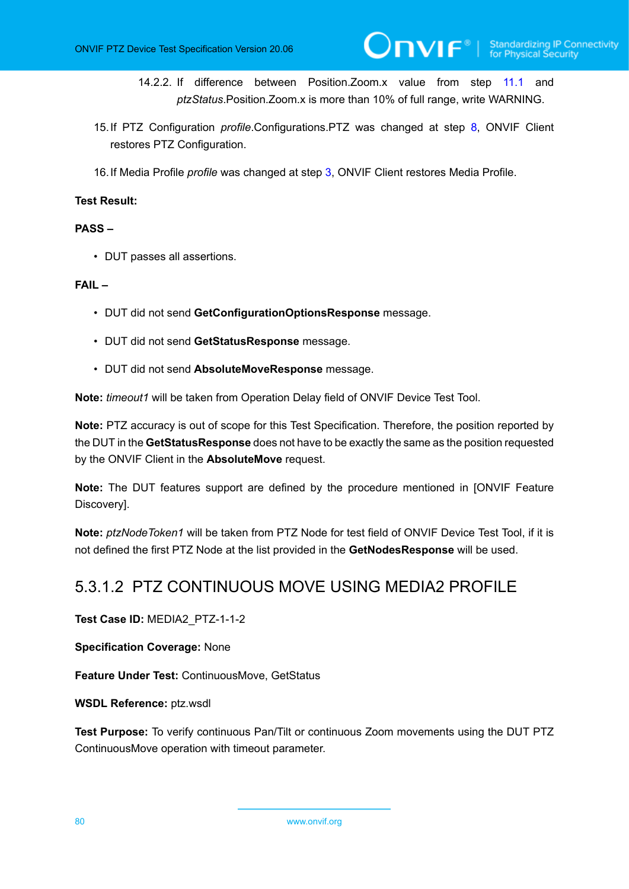14.2.2. If difference between Position.Zoom.x value from step 11.1 and *ptzStatus*.Position.Zoom.x is more than 10% of full range, write WARNING.

15. If PTZ Configuration *profile*.Configurations.PTZ was changed at step 8, ONVIF Client restores PTZ Configuration.

16. If Media Profile *profile* was changed at step 3, ONVIF Client restores Media Profile.

**Test Result:**

**PASS –**

- DUT passes all assertions.

**FAIL –**

- DUT did not send **GetConfigurationOptionsResponse** message.
- DUT did not send **GetStatusResponse** message.
- DUT did not send **AbsoluteMoveResponse** message.

**Note:** *timeout1* will be taken from Operation Delay field of ONVIF Device Test Tool.

**Note:** PTZ accuracy is out of scope for this Test Specification. Therefore, the position reported by the DUT in the **GetStatusResponse** does not have to be exactly the same as the position requested by the ONVIF Client in the **AbsoluteMove** request.

**Note:** The DUT features support are defined by the procedure mentioned in [ONVIF Feature Discovery].

**Note:** *ptzNodeToken1* will be taken from PTZ Node for test field of ONVIF Device Test Tool, if it is not defined the first PTZ Node at the list provided in the **GetNodesResponse** will be used.

### 5.3.1.2 PTZ CONTINUOUS MOVE USING MEDIA2 PROFILE

**Test Case ID:** MEDIA2_PTZ-1-1-2

**Specification Coverage:** None

**Feature Under Test:** ContinuousMove, GetStatus

**WSDL Reference:** ptz.wsdl

**Test Purpose:** To verify continuous Pan/Tilt or continuous Zoom movements using the DUT PTZ ContinuousMove operation with timeout parameter.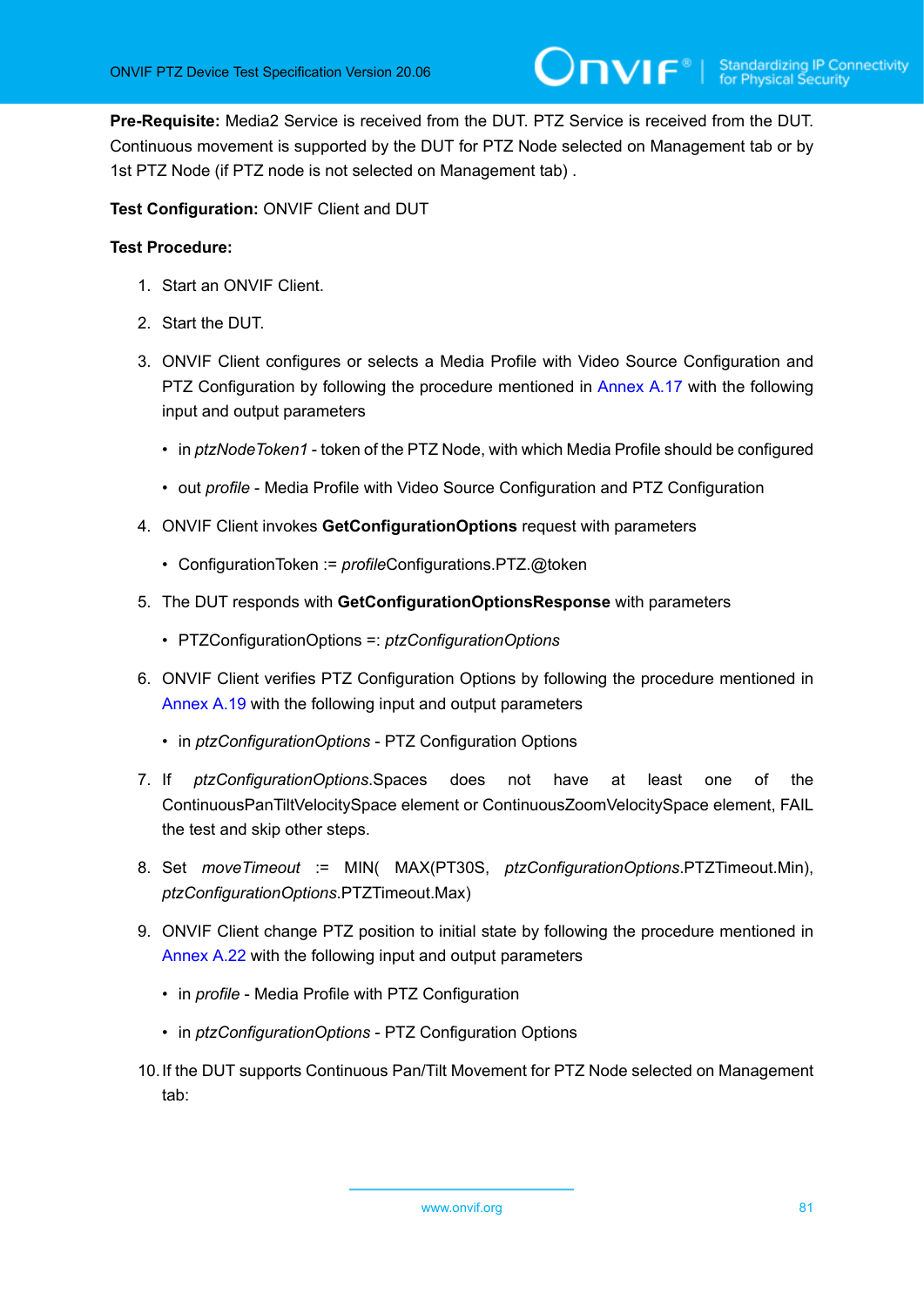**Pre-Requisite:** Media2 Service is received from the DUT. PTZ Service is received from the DUT. Continuous movement is supported by the DUT for PTZ Node selected on Management tab or by 1st PTZ Node (if PTZ node is not selected on Management tab) .

**Test Configuration:** ONVIF Client and DUT

**Test Procedure:**

1. Start an ONVIF Client.
2. Start the DUT.
3. ONVIF Client configures or selects a Media Profile with Video Source Configuration and PTZ Configuration by following the procedure mentioned in Annex A.17 with the following input and output parameters
   - in *ptzNodeToken1* - token of the PTZ Node, with which Media Profile should be configured
   - out *profile* - Media Profile with Video Source Configuration and PTZ Configuration
4. ONVIF Client invokes **GetConfigurationOptions** request with parameters
   - ConfigurationToken := *profile*Configurations.PTZ.@token
5. The DUT responds with **GetConfigurationOptionsResponse** with parameters
   - PTZConfigurationOptions =: *ptzConfigurationOptions*
6. ONVIF Client verifies PTZ Configuration Options by following the procedure mentioned in Annex A.19 with the following input and output parameters
   - in *ptzConfigurationOptions* - PTZ Configuration Options
7. If *ptzConfigurationOptions*.Spaces does not have at least one of the ContinuousPanTiltVelocitySpace element or ContinuousZoomVelocitySpace element, FAIL the test and skip other steps.
8. Set *moveTimeout* := MIN( MAX(PT30S, *ptzConfigurationOptions*.PTZTimeout.Min), *ptzConfigurationOptions*.PTZTimeout.Max)
9. ONVIF Client change PTZ position to initial state by following the procedure mentioned in Annex A.22 with the following input and output parameters
   - in *profile* - Media Profile with PTZ Configuration
   - in *ptzConfigurationOptions* - PTZ Configuration Options
10. If the DUT supports Continuous Pan/Tilt Movement for PTZ Node selected on Management tab: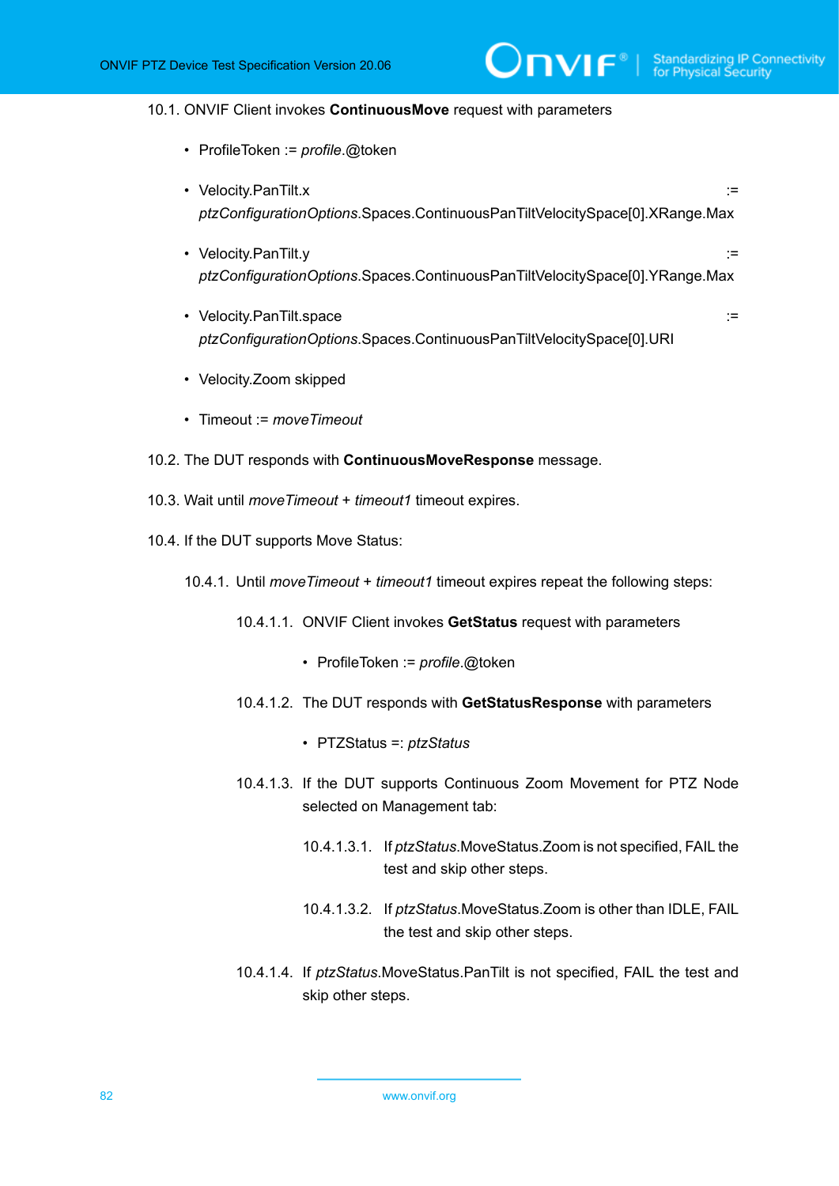10.1. ONVIF Client invokes **ContinuousMove** request with parameters

- ProfileToken := *profile*.@token
- Velocity.PanTilt.x := *ptzConfigurationOptions*.Spaces.ContinuousPanTiltVelocitySpace[0].XRange.Max
- Velocity.PanTilt.y := *ptzConfigurationOptions*.Spaces.ContinuousPanTiltVelocitySpace[0].YRange.Max
- Velocity.PanTilt.space := *ptzConfigurationOptions*.Spaces.ContinuousPanTiltVelocitySpace[0].URI
- Velocity.Zoom skipped
- Timeout := *moveTimeout*

10.2. The DUT responds with **ContinuousMoveResponse** message.

10.3. Wait until *moveTimeout* + *timeout1* timeout expires.

10.4. If the DUT supports Move Status:

10.4.1. Until *moveTimeout* + *timeout1* timeout expires repeat the following steps:

10.4.1.1. ONVIF Client invokes **GetStatus** request with parameters

- ProfileToken := *profile*.@token

10.4.1.2. The DUT responds with **GetStatusResponse** with parameters

- PTZStatus =: *ptzStatus*

10.4.1.3. If the DUT supports Continuous Zoom Movement for PTZ Node selected on Management tab:

10.4.1.3.1. If *ptzStatus*.MoveStatus.Zoom is not specified, FAIL the test and skip other steps.

10.4.1.3.2. If *ptzStatus*.MoveStatus.Zoom is other than IDLE, FAIL the test and skip other steps.

10.4.1.4. If *ptzStatus*.MoveStatus.PanTilt is not specified, FAIL the test and skip other steps.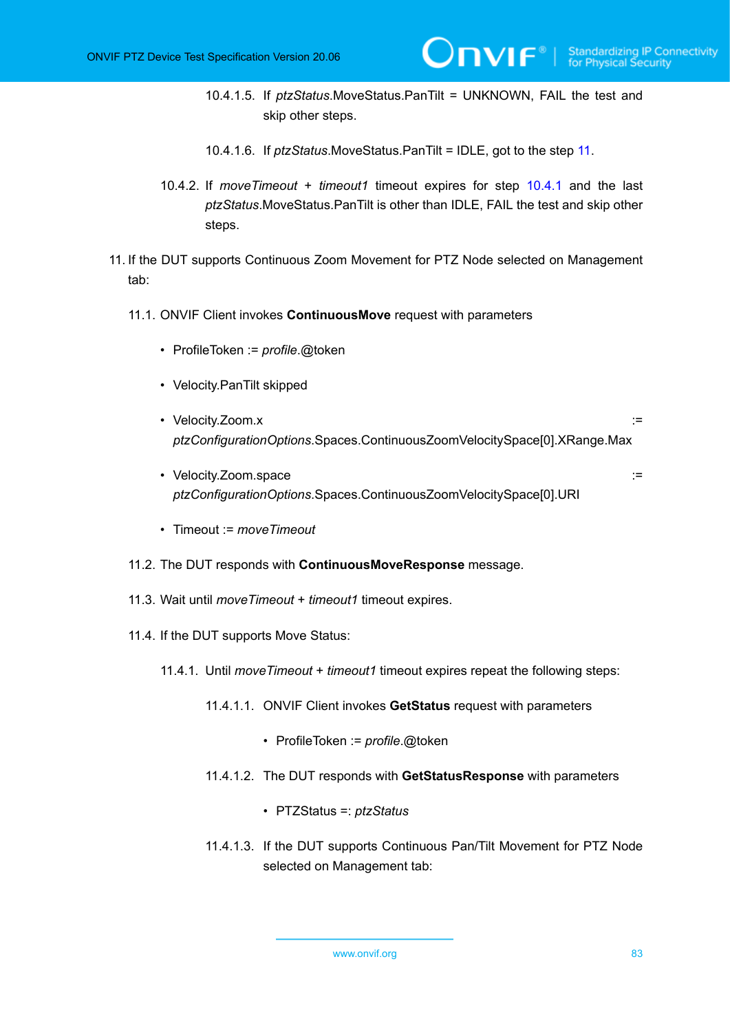10.4.1.5. If *ptzStatus*.MoveStatus.PanTilt = UNKNOWN, FAIL the test and skip other steps.

10.4.1.6. If *ptzStatus*.MoveStatus.PanTilt = IDLE, got to the step 11.

10.4.2. If *moveTimeout* + *timeout1* timeout expires for step 10.4.1 and the last *ptzStatus*.MoveStatus.PanTilt is other than IDLE, FAIL the test and skip other steps.

11. If the DUT supports Continuous Zoom Movement for PTZ Node selected on Management tab:

11.1. ONVIF Client invokes **ContinuousMove** request with parameters

- ProfileToken := *profile*.@token
- Velocity.PanTilt skipped
- Velocity.Zoom.x := *ptzConfigurationOptions*.Spaces.ContinuousZoomVelocitySpace[0].XRange.Max
- Velocity.Zoom.space := *ptzConfigurationOptions*.Spaces.ContinuousZoomVelocitySpace[0].URI
- Timeout := *moveTimeout*

11.2. The DUT responds with **ContinuousMoveResponse** message.

11.3. Wait until *moveTimeout* + *timeout1* timeout expires.

11.4. If the DUT supports Move Status:

11.4.1. Until *moveTimeout* + *timeout1* timeout expires repeat the following steps:

11.4.1.1. ONVIF Client invokes **GetStatus** request with parameters

- ProfileToken := *profile*.@token

11.4.1.2. The DUT responds with **GetStatusResponse** with parameters

- PTZStatus =: *ptzStatus*

11.4.1.3. If the DUT supports Continuous Pan/Tilt Movement for PTZ Node selected on Management tab: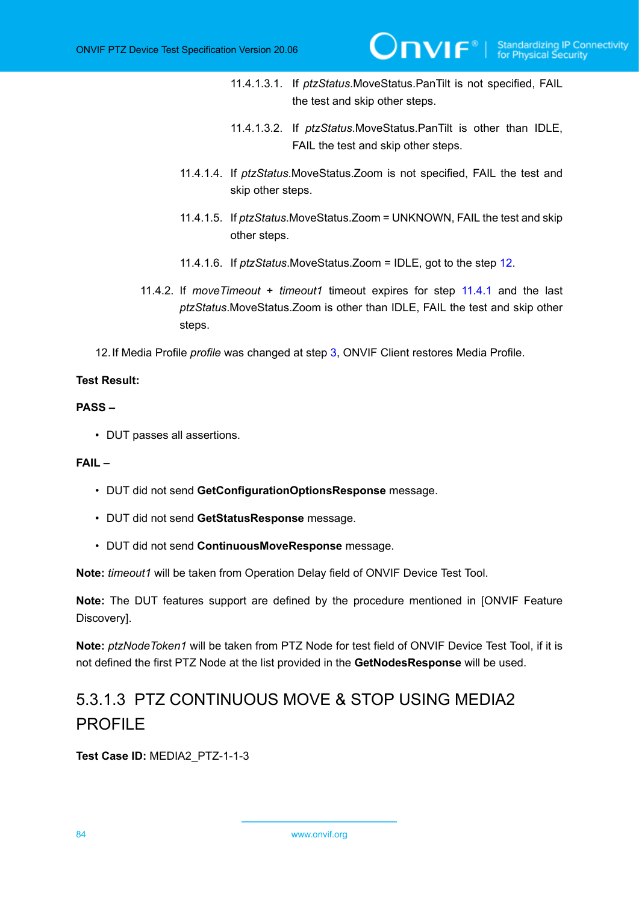11.4.1.3.1. If *ptzStatus*.MoveStatus.PanTilt is not specified, FAIL the test and skip other steps.

11.4.1.3.2. If *ptzStatus*.MoveStatus.PanTilt is other than IDLE, FAIL the test and skip other steps.

11.4.1.4. If *ptzStatus*.MoveStatus.Zoom is not specified, FAIL the test and skip other steps.

11.4.1.5. If *ptzStatus*.MoveStatus.Zoom = UNKNOWN, FAIL the test and skip other steps.

11.4.1.6. If *ptzStatus*.MoveStatus.Zoom = IDLE, got to the step 12.

11.4.2. If *moveTimeout* + *timeout1* timeout expires for step 11.4.1 and the last *ptzStatus*.MoveStatus.Zoom is other than IDLE, FAIL the test and skip other steps.

12. If Media Profile *profile* was changed at step 3, ONVIF Client restores Media Profile.

**Test Result:**

**PASS –**

- DUT passes all assertions.

**FAIL –**

- DUT did not send **GetConfigurationOptionsResponse** message.
- DUT did not send **GetStatusResponse** message.
- DUT did not send **ContinuousMoveResponse** message.

**Note:** *timeout1* will be taken from Operation Delay field of ONVIF Device Test Tool.

**Note:** The DUT features support are defined by the procedure mentioned in [ONVIF Feature Discovery].

**Note:** *ptzNodeToken1* will be taken from PTZ Node for test field of ONVIF Device Test Tool, if it is not defined the first PTZ Node at the list provided in the **GetNodesResponse** will be used.

### 5.3.1.3 PTZ CONTINUOUS MOVE & STOP USING MEDIA2 PROFILE

**Test Case ID:** MEDIA2_PTZ-1-1-3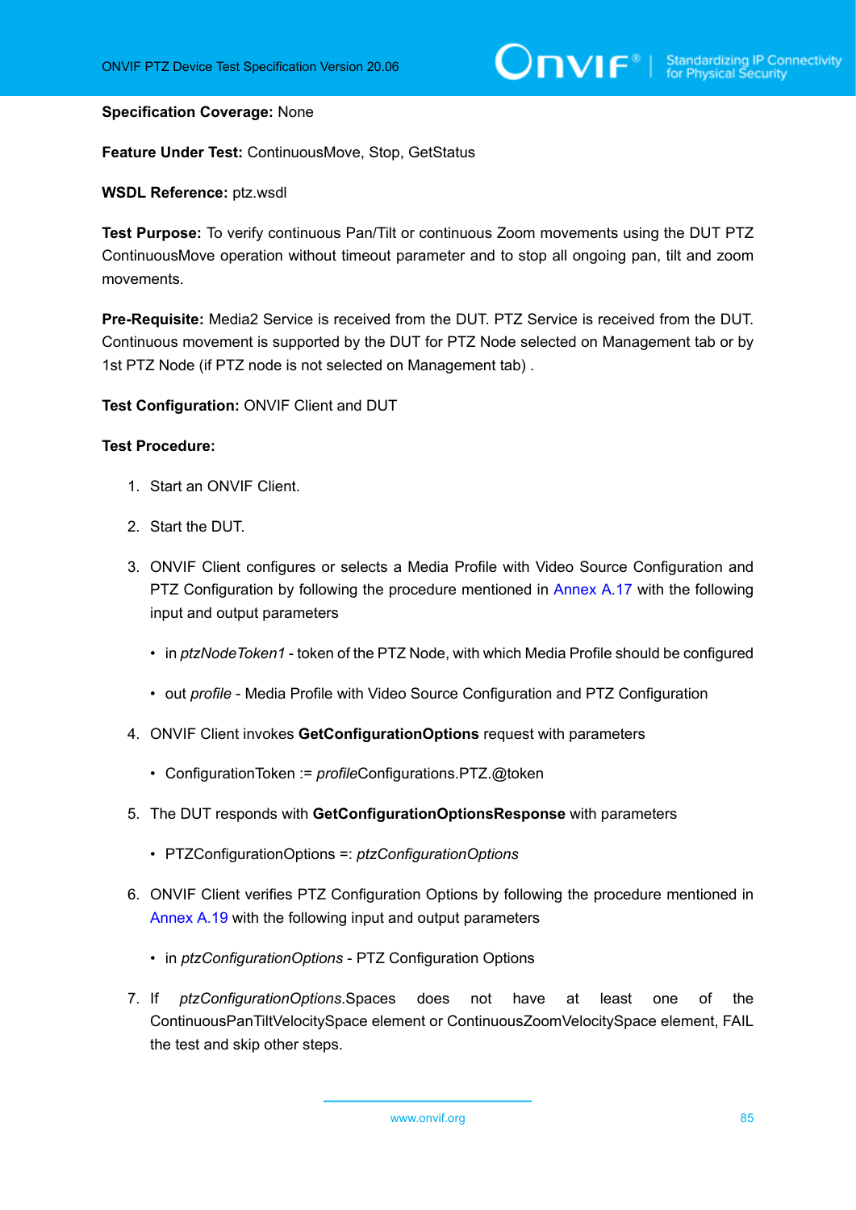**Specification Coverage:** None

**Feature Under Test:** ContinuousMove, Stop, GetStatus

**WSDL Reference:** ptz.wsdl

**Test Purpose:** To verify continuous Pan/Tilt or continuous Zoom movements using the DUT PTZ ContinuousMove operation without timeout parameter and to stop all ongoing pan, tilt and zoom movements.

**Pre-Requisite:** Media2 Service is received from the DUT. PTZ Service is received from the DUT. Continuous movement is supported by the DUT for PTZ Node selected on Management tab or by 1st PTZ Node (if PTZ node is not selected on Management tab) .

**Test Configuration:** ONVIF Client and DUT

**Test Procedure:**

1. Start an ONVIF Client.
2. Start the DUT.
3. ONVIF Client configures or selects a Media Profile with Video Source Configuration and PTZ Configuration by following the procedure mentioned in Annex A.17 with the following input and output parameters
   - in *ptzNodeToken1* - token of the PTZ Node, with which Media Profile should be configured
   - out *profile* - Media Profile with Video Source Configuration and PTZ Configuration
4. ONVIF Client invokes **GetConfigurationOptions** request with parameters
   - ConfigurationToken := *profile*Configurations.PTZ.@token
5. The DUT responds with **GetConfigurationOptionsResponse** with parameters
   - PTZConfigurationOptions =: *ptzConfigurationOptions*
6. ONVIF Client verifies PTZ Configuration Options by following the procedure mentioned in Annex A.19 with the following input and output parameters
   - in *ptzConfigurationOptions* - PTZ Configuration Options
7. If *ptzConfigurationOptions*.Spaces does not have at least one of the ContinuousPanTiltVelocitySpace element or ContinuousZoomVelocitySpace element, FAIL the test and skip other steps.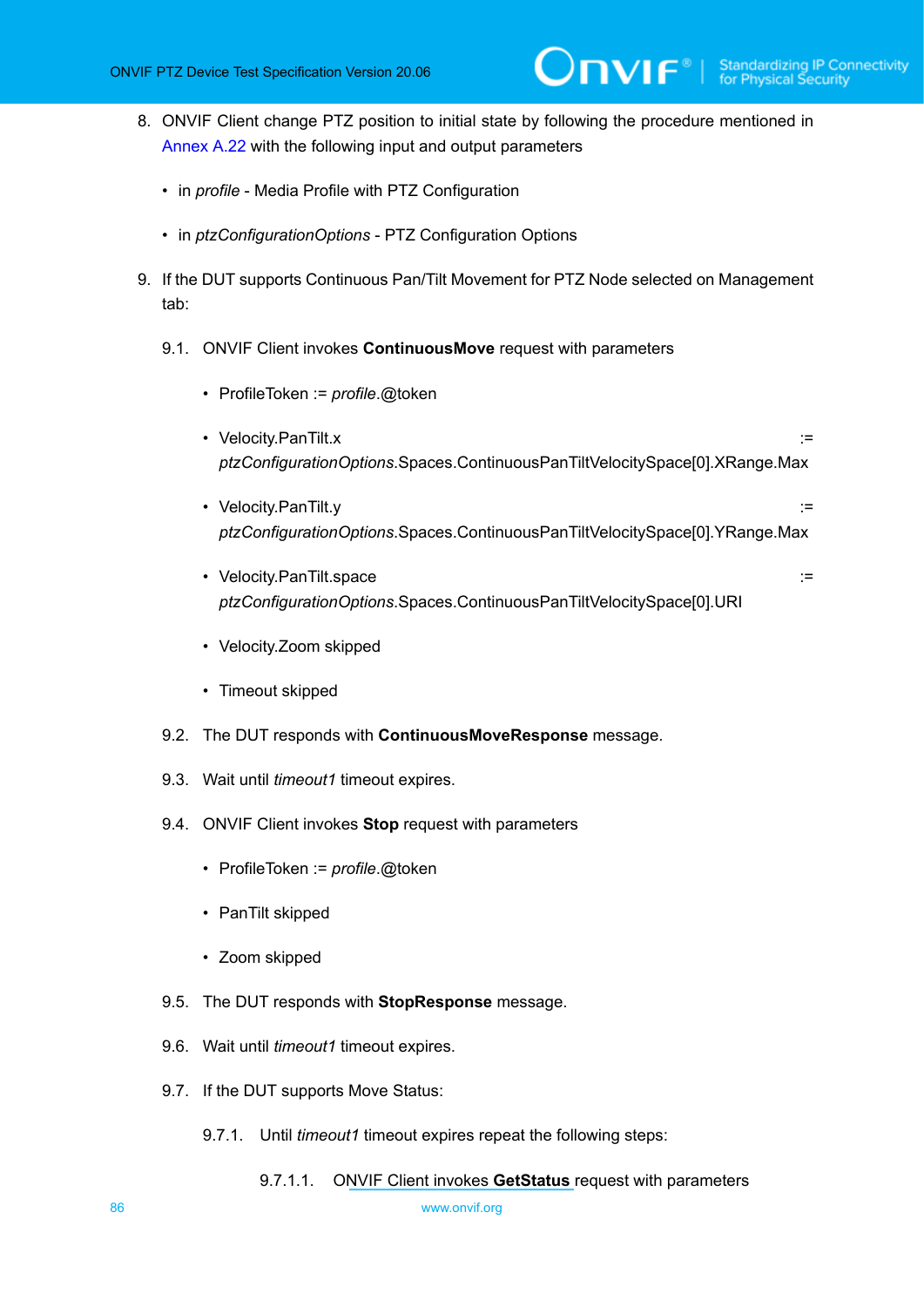8. ONVIF Client change PTZ position to initial state by following the procedure mentioned in Annex A.22 with the following input and output parameters

   - in *profile* - Media Profile with PTZ Configuration
   - in *ptzConfigurationOptions* - PTZ Configuration Options

9. If the DUT supports Continuous Pan/Tilt Movement for PTZ Node selected on Management tab:

   9.1. ONVIF Client invokes **ContinuousMove** request with parameters

   - ProfileToken := *profile*.@token
   - Velocity.PanTilt.x := *ptzConfigurationOptions*.Spaces.ContinuousPanTiltVelocitySpace[0].XRange.Max
   - Velocity.PanTilt.y := *ptzConfigurationOptions*.Spaces.ContinuousPanTiltVelocitySpace[0].YRange.Max
   - Velocity.PanTilt.space := *ptzConfigurationOptions*.Spaces.ContinuousPanTiltVelocitySpace[0].URI
   - Velocity.Zoom skipped
   - Timeout skipped

   9.2. The DUT responds with **ContinuousMoveResponse** message.

   9.3. Wait until *timeout1* timeout expires.

   9.4. ONVIF Client invokes **Stop** request with parameters

   - ProfileToken := *profile*.@token
   - PanTilt skipped
   - Zoom skipped

   9.5. The DUT responds with **StopResponse** message.

   9.6. Wait until *timeout1* timeout expires.

   9.7. If the DUT supports Move Status:

   9.7.1. Until *timeout1* timeout expires repeat the following steps:

   9.7.1.1. ONVIF Client invokes **GetStatus** request with parameters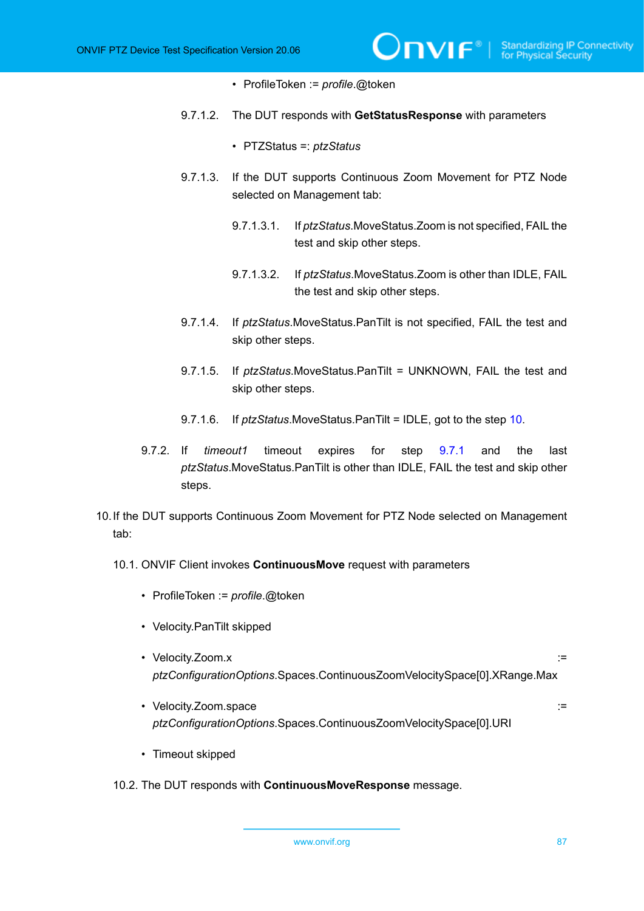- ProfileToken := *profile*.@token

9.7.1.2. The DUT responds with **GetStatusResponse** with parameters

- PTZStatus =: *ptzStatus*

9.7.1.3. If the DUT supports Continuous Zoom Movement for PTZ Node selected on Management tab:

9.7.1.3.1. If *ptzStatus*.MoveStatus.Zoom is not specified, FAIL the test and skip other steps.

9.7.1.3.2. If *ptzStatus*.MoveStatus.Zoom is other than IDLE, FAIL the test and skip other steps.

9.7.1.4. If *ptzStatus*.MoveStatus.PanTilt is not specified, FAIL the test and skip other steps.

9.7.1.5. If *ptzStatus*.MoveStatus.PanTilt = UNKNOWN, FAIL the test and skip other steps.

9.7.1.6. If *ptzStatus*.MoveStatus.PanTilt = IDLE, got to the step 10.

9.7.2. If *timeout1* timeout expires for step 9.7.1 and the last *ptzStatus*.MoveStatus.PanTilt is other than IDLE, FAIL the test and skip other steps.

10. If the DUT supports Continuous Zoom Movement for PTZ Node selected on Management tab:

10.1. ONVIF Client invokes **ContinuousMove** request with parameters

- ProfileToken := *profile*.@token
- Velocity.PanTilt skipped
- Velocity.Zoom.x := *ptzConfigurationOptions*.Spaces.ContinuousZoomVelocitySpace[0].XRange.Max
- Velocity.Zoom.space := *ptzConfigurationOptions*.Spaces.ContinuousZoomVelocitySpace[0].URI
- Timeout skipped

10.2. The DUT responds with **ContinuousMoveResponse** message.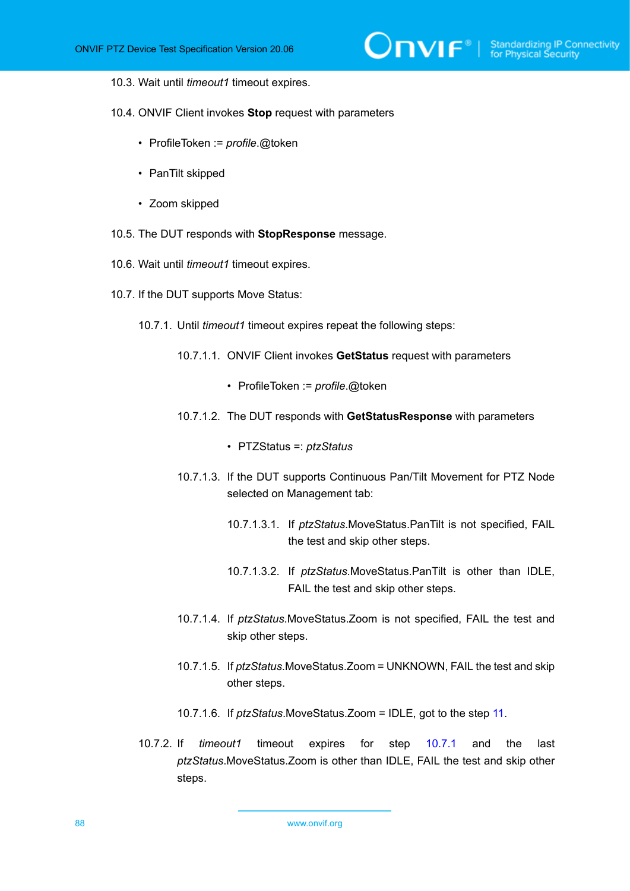10.3. Wait until *timeout1* timeout expires.

10.4. ONVIF Client invokes **Stop** request with parameters

- ProfileToken := *profile*.@token
- PanTilt skipped
- Zoom skipped

10.5. The DUT responds with **StopResponse** message.

10.6. Wait until *timeout1* timeout expires.

10.7. If the DUT supports Move Status:

10.7.1. Until *timeout1* timeout expires repeat the following steps:

10.7.1.1. ONVIF Client invokes **GetStatus** request with parameters

- ProfileToken := *profile*.@token

10.7.1.2. The DUT responds with **GetStatusResponse** with parameters

- PTZStatus =: *ptzStatus*

10.7.1.3. If the DUT supports Continuous Pan/Tilt Movement for PTZ Node selected on Management tab:

10.7.1.3.1. If *ptzStatus*.MoveStatus.PanTilt is not specified, FAIL the test and skip other steps.

10.7.1.3.2. If *ptzStatus*.MoveStatus.PanTilt is other than IDLE, FAIL the test and skip other steps.

10.7.1.4. If *ptzStatus*.MoveStatus.Zoom is not specified, FAIL the test and skip other steps.

10.7.1.5. If *ptzStatus*.MoveStatus.Zoom = UNKNOWN, FAIL the test and skip other steps.

10.7.1.6. If *ptzStatus*.MoveStatus.Zoom = IDLE, got to the step 11.

10.7.2. If *timeout1* timeout expires for step 10.7.1 and the last *ptzStatus*.MoveStatus.Zoom is other than IDLE, FAIL the test and skip other steps.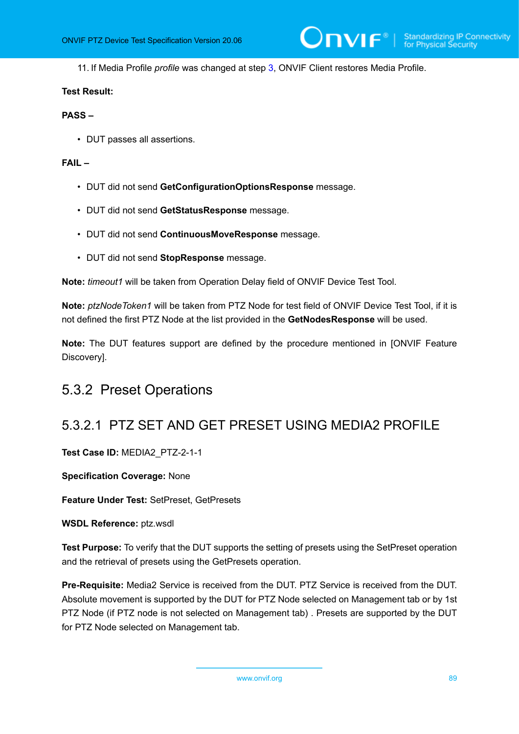11. If Media Profile *profile* was changed at step 3, ONVIF Client restores Media Profile.

**Test Result:**

**PASS –**

- DUT passes all assertions.

**FAIL –**

- DUT did not send **GetConfigurationOptionsResponse** message.
- DUT did not send **GetStatusResponse** message.
- DUT did not send **ContinuousMoveResponse** message.
- DUT did not send **StopResponse** message.

**Note:** *timeout1* will be taken from Operation Delay field of ONVIF Device Test Tool.

**Note:** *ptzNodeToken1* will be taken from PTZ Node for test field of ONVIF Device Test Tool, if it is not defined the first PTZ Node at the list provided in the **GetNodesResponse** will be used.

**Note:** The DUT features support are defined by the procedure mentioned in [ONVIF Feature Discovery].

## 5.3.2 Preset Operations

### 5.3.2.1 PTZ SET AND GET PRESET USING MEDIA2 PROFILE

**Test Case ID:** MEDIA2_PTZ-2-1-1

**Specification Coverage:** None

**Feature Under Test:** SetPreset, GetPresets

**WSDL Reference:** ptz.wsdl

**Test Purpose:** To verify that the DUT supports the setting of presets using the SetPreset operation and the retrieval of presets using the GetPresets operation.

**Pre-Requisite:** Media2 Service is received from the DUT. PTZ Service is received from the DUT. Absolute movement is supported by the DUT for PTZ Node selected on Management tab or by 1st PTZ Node (if PTZ node is not selected on Management tab) . Presets are supported by the DUT for PTZ Node selected on Management tab.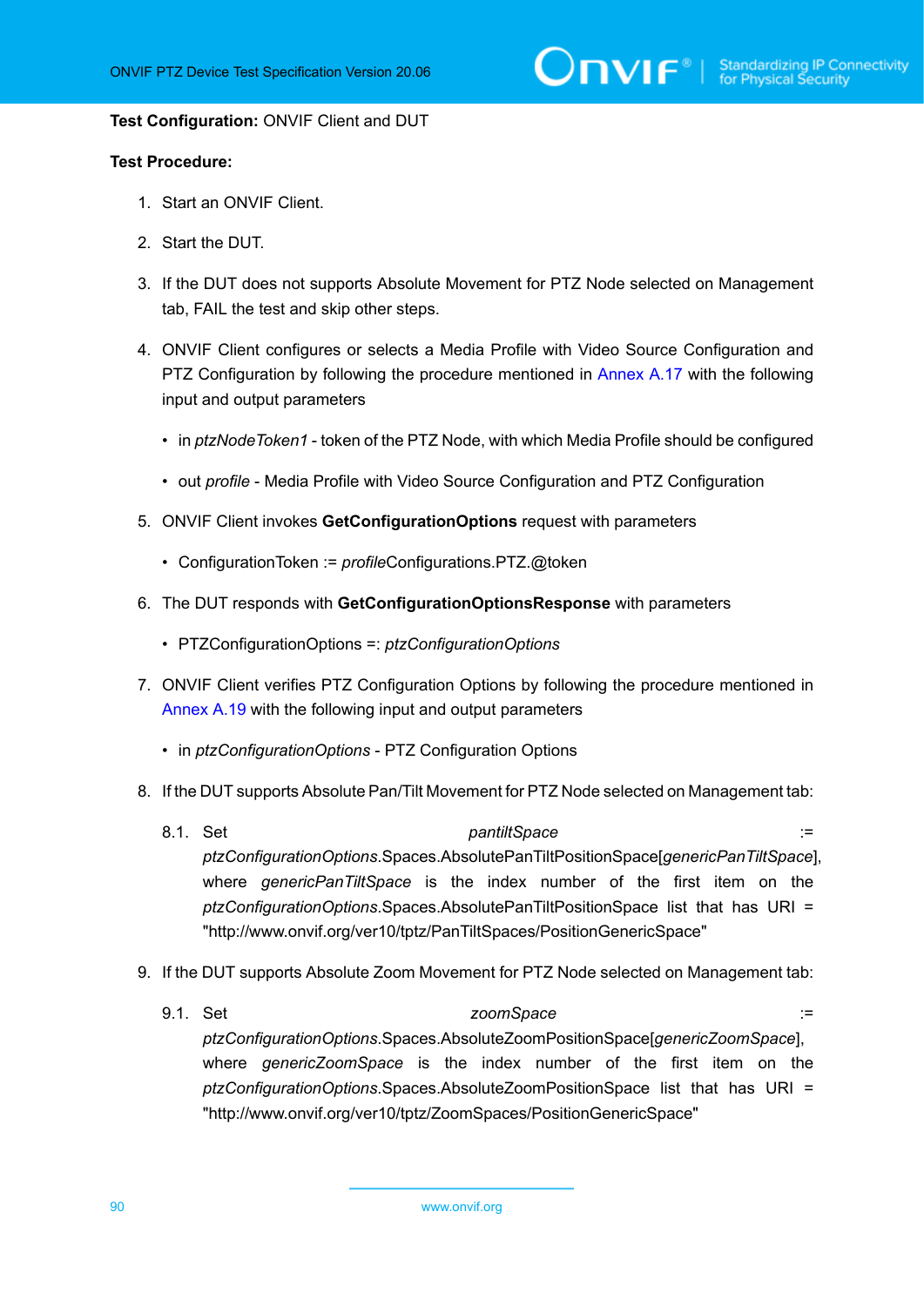**Test Configuration:** ONVIF Client and DUT

**Test Procedure:**

1. Start an ONVIF Client.

2. Start the DUT.

3. If the DUT does not supports Absolute Movement for PTZ Node selected on Management tab, FAIL the test and skip other steps.

4. ONVIF Client configures or selects a Media Profile with Video Source Configuration and PTZ Configuration by following the procedure mentioned in Annex A.17 with the following input and output parameters

   - in *ptzNodeToken1* - token of the PTZ Node, with which Media Profile should be configured

   - out *profile* - Media Profile with Video Source Configuration and PTZ Configuration

5. ONVIF Client invokes **GetConfigurationOptions** request with parameters

   - ConfigurationToken := *profile*Configurations.PTZ.@token

6. The DUT responds with **GetConfigurationOptionsResponse** with parameters

   - PTZConfigurationOptions =: *ptzConfigurationOptions*

7. ONVIF Client verifies PTZ Configuration Options by following the procedure mentioned in Annex A.19 with the following input and output parameters

   - in *ptzConfigurationOptions* - PTZ Configuration Options

8. If the DUT supports Absolute Pan/Tilt Movement for PTZ Node selected on Management tab:

   8.1. Set *pantiltSpace* := *ptzConfigurationOptions*.Spaces.AbsolutePanTiltPositionSpace[*genericPanTiltSpace*], where *genericPanTiltSpace* is the index number of the first item on the *ptzConfigurationOptions*.Spaces.AbsolutePanTiltPositionSpace list that has URI = "http://www.onvif.org/ver10/tptz/PanTiltSpaces/PositionGenericSpace"

9. If the DUT supports Absolute Zoom Movement for PTZ Node selected on Management tab:

   9.1. Set *zoomSpace* := *ptzConfigurationOptions*.Spaces.AbsoluteZoomPositionSpace[*genericZoomSpace*], where *genericZoomSpace* is the index number of the first item on the *ptzConfigurationOptions*.Spaces.AbsoluteZoomPositionSpace list that has URI = "http://www.onvif.org/ver10/tptz/ZoomSpaces/PositionGenericSpace"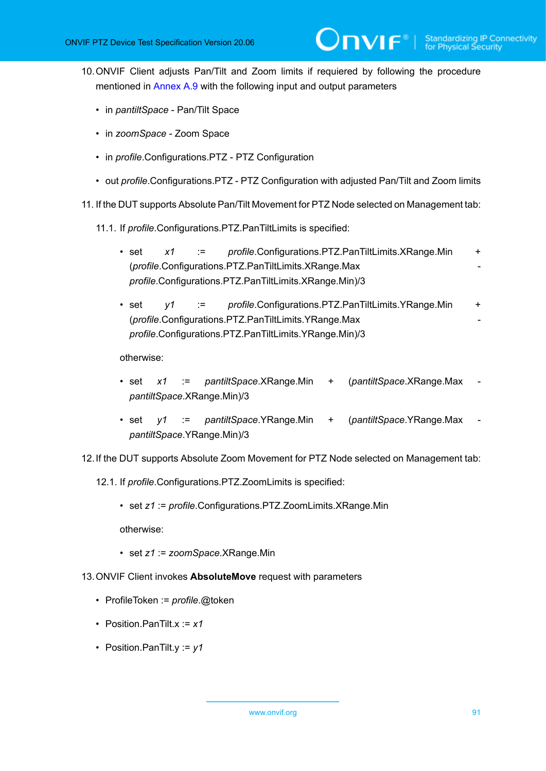10. ONVIF Client adjusts Pan/Tilt and Zoom limits if requiered by following the procedure mentioned in Annex A.9 with the following input and output parameters

    - in *pantiltSpace* - Pan/Tilt Space
    - in *zoomSpace* - Zoom Space
    - in *profile*.Configurations.PTZ - PTZ Configuration
    - out *profile*.Configurations.PTZ - PTZ Configuration with adjusted Pan/Tilt and Zoom limits

11. If the DUT supports Absolute Pan/Tilt Movement for PTZ Node selected on Management tab:

    11.1. If *profile*.Configurations.PTZ.PanTiltLimits is specified:

    - set *x1* := *profile*.Configurations.PTZ.PanTiltLimits.XRange.Min + (*profile*.Configurations.PTZ.PanTiltLimits.XRange.Max - *profile*.Configurations.PTZ.PanTiltLimits.XRange.Min)/3
    - set *y1* := *profile*.Configurations.PTZ.PanTiltLimits.YRange.Min + (*profile*.Configurations.PTZ.PanTiltLimits.YRange.Max - *profile*.Configurations.PTZ.PanTiltLimits.YRange.Min)/3

    otherwise:

    - set *x1* := *pantiltSpace*.XRange.Min + (*pantiltSpace*.XRange.Max - *pantiltSpace*.XRange.Min)/3
    - set *y1* := *pantiltSpace*.YRange.Min + (*pantiltSpace*.YRange.Max - *pantiltSpace*.YRange.Min)/3

12. If the DUT supports Absolute Zoom Movement for PTZ Node selected on Management tab:

    12.1. If *profile*.Configurations.PTZ.ZoomLimits is specified:

    - set *z1* := *profile*.Configurations.PTZ.ZoomLimits.XRange.Min

    otherwise:

    - set *z1* := *zoomSpace*.XRange.Min

13. ONVIF Client invokes **AbsoluteMove** request with parameters

    - ProfileToken := *profile*.@token
    - Position.PanTilt.x := *x1*
    - Position.PanTilt.y := *y1*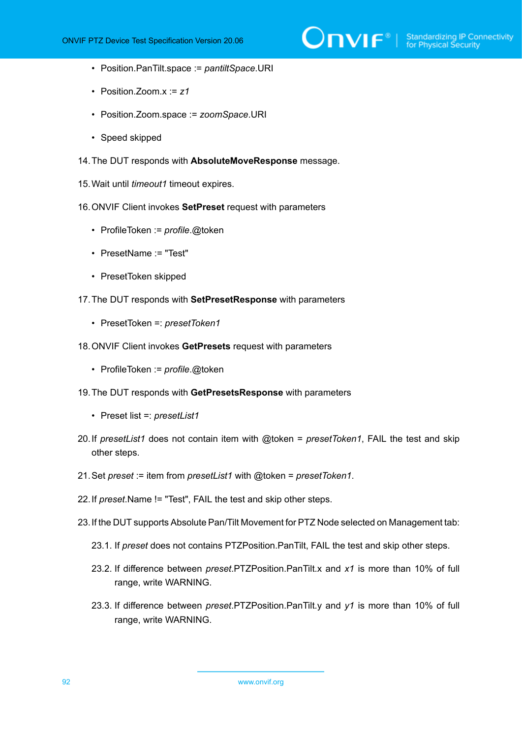- Position.PanTilt.space := *pantiltSpace*.URI

- Position.Zoom.x := *z1*

- Position.Zoom.space := *zoomSpace*.URI

- Speed skipped

14. The DUT responds with **AbsoluteMoveResponse** message.

15. Wait until *timeout1* timeout expires.

16. ONVIF Client invokes **SetPreset** request with parameters

    - ProfileToken := *profile*.@token

    - PresetName := "Test"

    - PresetToken skipped

17. The DUT responds with **SetPresetResponse** with parameters

    - PresetToken =: *presetToken1*

18. ONVIF Client invokes **GetPresets** request with parameters

    - ProfileToken := *profile*.@token

19. The DUT responds with **GetPresetsResponse** with parameters

    - Preset list =: *presetList1*

20. If *presetList1* does not contain item with @token = *presetToken1*, FAIL the test and skip other steps.

21. Set *preset* := item from *presetList1* with @token = *presetToken1*.

22. If *preset*.Name != "Test", FAIL the test and skip other steps.

23. If the DUT supports Absolute Pan/Tilt Movement for PTZ Node selected on Management tab:

    23.1. If *preset* does not contains PTZPosition.PanTilt, FAIL the test and skip other steps.

    23.2. If difference between *preset*.PTZPosition.PanTilt.x and *x1* is more than 10% of full range, write WARNING.

    23.3. If difference between *preset*.PTZPosition.PanTilt.y and *y1* is more than 10% of full range, write WARNING.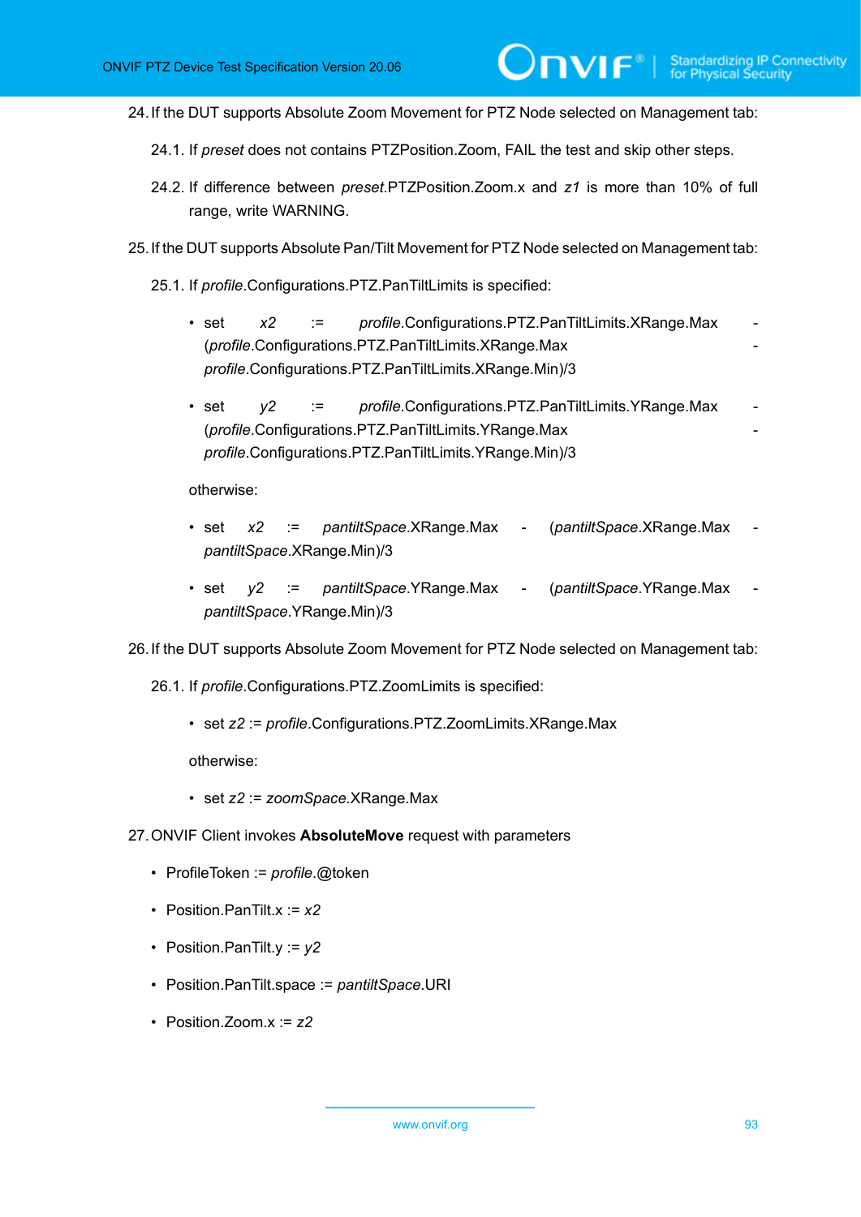24. If the DUT supports Absolute Zoom Movement for PTZ Node selected on Management tab:

    24.1. If *preset* does not contains PTZPosition.Zoom, FAIL the test and skip other steps.

    24.2. If difference between *preset*.PTZPosition.Zoom.x and *z1* is more than 10% of full range, write WARNING.

25. If the DUT supports Absolute Pan/Tilt Movement for PTZ Node selected on Management tab:

    25.1. If *profile*.Configurations.PTZ.PanTiltLimits is specified:

    - set *x2* := *profile*.Configurations.PTZ.PanTiltLimits.XRange.Max - (*profile*.Configurations.PTZ.PanTiltLimits.XRange.Max - *profile*.Configurations.PTZ.PanTiltLimits.XRange.Min)/3

    - set *y2* := *profile*.Configurations.PTZ.PanTiltLimits.YRange.Max - (*profile*.Configurations.PTZ.PanTiltLimits.YRange.Max - *profile*.Configurations.PTZ.PanTiltLimits.YRange.Min)/3

    otherwise:

    - set *x2* := *pantiltSpace*.XRange.Max - (*pantiltSpace*.XRange.Max - *pantiltSpace*.XRange.Min)/3

    - set *y2* := *pantiltSpace*.YRange.Max - (*pantiltSpace*.YRange.Max - *pantiltSpace*.YRange.Min)/3

26. If the DUT supports Absolute Zoom Movement for PTZ Node selected on Management tab:

    26.1. If *profile*.Configurations.PTZ.ZoomLimits is specified:

    - set *z2* := *profile*.Configurations.PTZ.ZoomLimits.XRange.Max

    otherwise:

    - set *z2* := *zoomSpace*.XRange.Max

27. ONVIF Client invokes **AbsoluteMove** request with parameters

    - ProfileToken := *profile*.@token

    - Position.PanTilt.x := *x2*

    - Position.PanTilt.y := *y2*

    - Position.PanTilt.space := *pantiltSpace*.URI

    - Position.Zoom.x := *z2*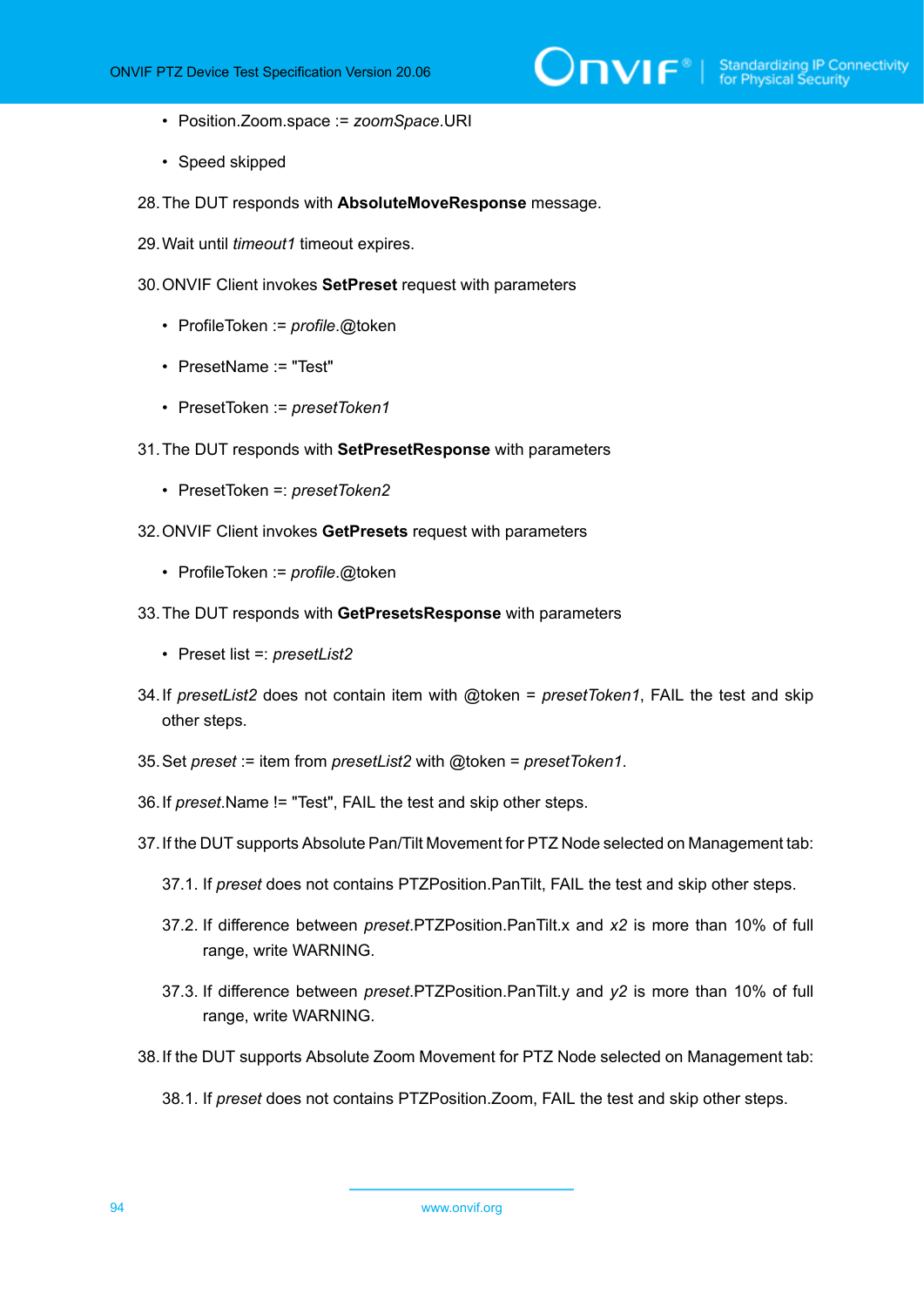- Position.Zoom.space := *zoomSpace*.URI
- Speed skipped

28. The DUT responds with **AbsoluteMoveResponse** message.

29. Wait until *timeout1* timeout expires.

30. ONVIF Client invokes **SetPreset** request with parameters

    - ProfileToken := *profile*.@token
    - PresetName := "Test"
    - PresetToken := *presetToken1*

31. The DUT responds with **SetPresetResponse** with parameters

    - PresetToken =: *presetToken2*

32. ONVIF Client invokes **GetPresets** request with parameters

    - ProfileToken := *profile*.@token

33. The DUT responds with **GetPresetsResponse** with parameters

    - Preset list =: *presetList2*

34. If *presetList2* does not contain item with @token = *presetToken1*, FAIL the test and skip other steps.

35. Set *preset* := item from *presetList2* with @token = *presetToken1*.

36. If *preset*.Name != "Test", FAIL the test and skip other steps.

37. If the DUT supports Absolute Pan/Tilt Movement for PTZ Node selected on Management tab:

    37.1. If *preset* does not contains PTZPosition.PanTilt, FAIL the test and skip other steps.

    37.2. If difference between *preset*.PTZPosition.PanTilt.x and *x2* is more than 10% of full range, write WARNING.

    37.3. If difference between *preset*.PTZPosition.PanTilt.y and *y2* is more than 10% of full range, write WARNING.

38. If the DUT supports Absolute Zoom Movement for PTZ Node selected on Management tab:

    38.1. If *preset* does not contains PTZPosition.Zoom, FAIL the test and skip other steps.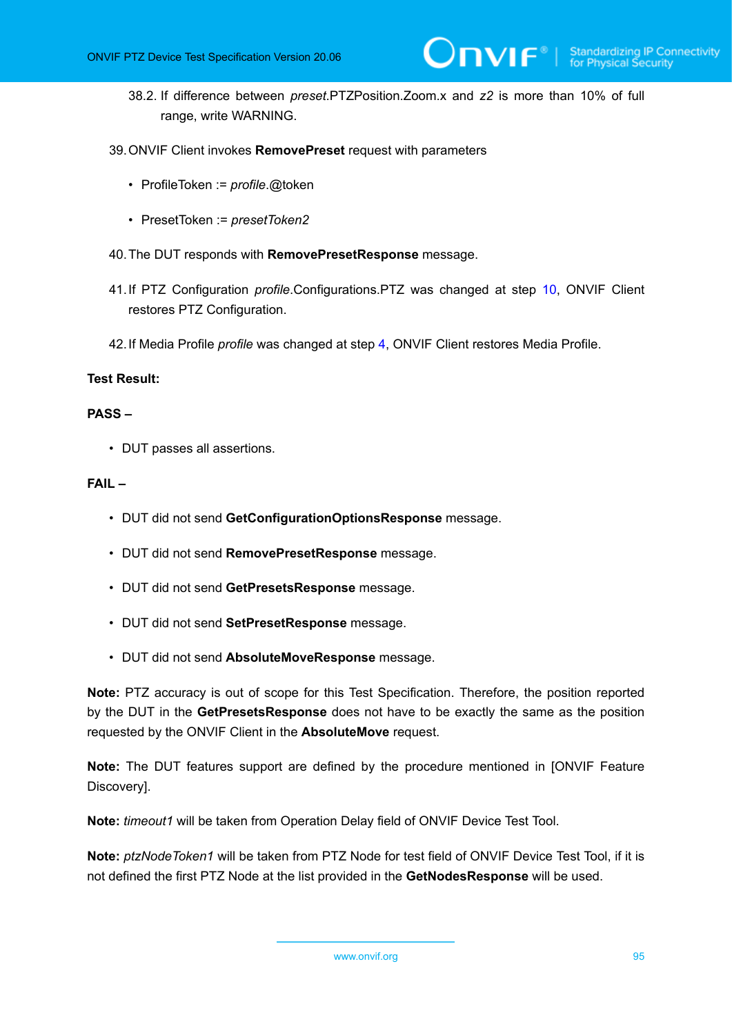38.2. If difference between *preset*.PTZPosition.Zoom.x and *z2* is more than 10% of full range, write WARNING.

39. ONVIF Client invokes **RemovePreset** request with parameters

- ProfileToken := *profile*.@token
- PresetToken := *presetToken2*

40. The DUT responds with **RemovePresetResponse** message.

41. If PTZ Configuration *profile*.Configurations.PTZ was changed at step 10, ONVIF Client restores PTZ Configuration.

42. If Media Profile *profile* was changed at step 4, ONVIF Client restores Media Profile.

**Test Result:**

**PASS –**

- DUT passes all assertions.

**FAIL –**

- DUT did not send **GetConfigurationOptionsResponse** message.
- DUT did not send **RemovePresetResponse** message.
- DUT did not send **GetPresetsResponse** message.
- DUT did not send **SetPresetResponse** message.
- DUT did not send **AbsoluteMoveResponse** message.

**Note:** PTZ accuracy is out of scope for this Test Specification. Therefore, the position reported by the DUT in the **GetPresetsResponse** does not have to be exactly the same as the position requested by the ONVIF Client in the **AbsoluteMove** request.

**Note:** The DUT features support are defined by the procedure mentioned in [ONVIF Feature Discovery].

**Note:** *timeout1* will be taken from Operation Delay field of ONVIF Device Test Tool.

**Note:** *ptzNodeToken1* will be taken from PTZ Node for test field of ONVIF Device Test Tool, if it is not defined the first PTZ Node at the list provided in the **GetNodesResponse** will be used.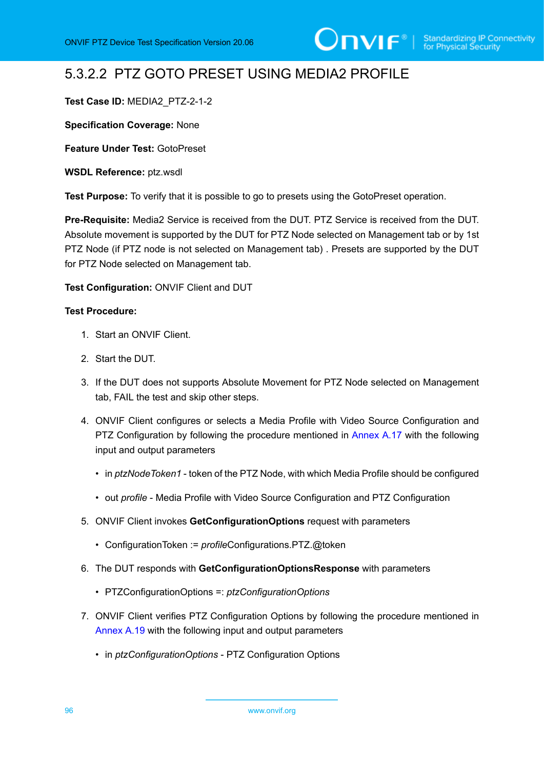### 5.3.2.2 PTZ GOTO PRESET USING MEDIA2 PROFILE

**Test Case ID:** MEDIA2_PTZ-2-1-2

**Specification Coverage:** None

**Feature Under Test:** GotoPreset

**WSDL Reference:** ptz.wsdl

**Test Purpose:** To verify that it is possible to go to presets using the GotoPreset operation.

**Pre-Requisite:** Media2 Service is received from the DUT. PTZ Service is received from the DUT. Absolute movement is supported by the DUT for PTZ Node selected on Management tab or by 1st PTZ Node (if PTZ node is not selected on Management tab) . Presets are supported by the DUT for PTZ Node selected on Management tab.

**Test Configuration:** ONVIF Client and DUT

**Test Procedure:**

1. Start an ONVIF Client.
2. Start the DUT.
3. If the DUT does not supports Absolute Movement for PTZ Node selected on Management tab, FAIL the test and skip other steps.
4. ONVIF Client configures or selects a Media Profile with Video Source Configuration and PTZ Configuration by following the procedure mentioned in Annex A.17 with the following input and output parameters
   - in *ptzNodeToken1* - token of the PTZ Node, with which Media Profile should be configured
   - out *profile* - Media Profile with Video Source Configuration and PTZ Configuration
5. ONVIF Client invokes **GetConfigurationOptions** request with parameters
   - ConfigurationToken := *profile*Configurations.PTZ.@token
6. The DUT responds with **GetConfigurationOptionsResponse** with parameters
   - PTZConfigurationOptions =: *ptzConfigurationOptions*
7. ONVIF Client verifies PTZ Configuration Options by following the procedure mentioned in Annex A.19 with the following input and output parameters
   - in *ptzConfigurationOptions* - PTZ Configuration Options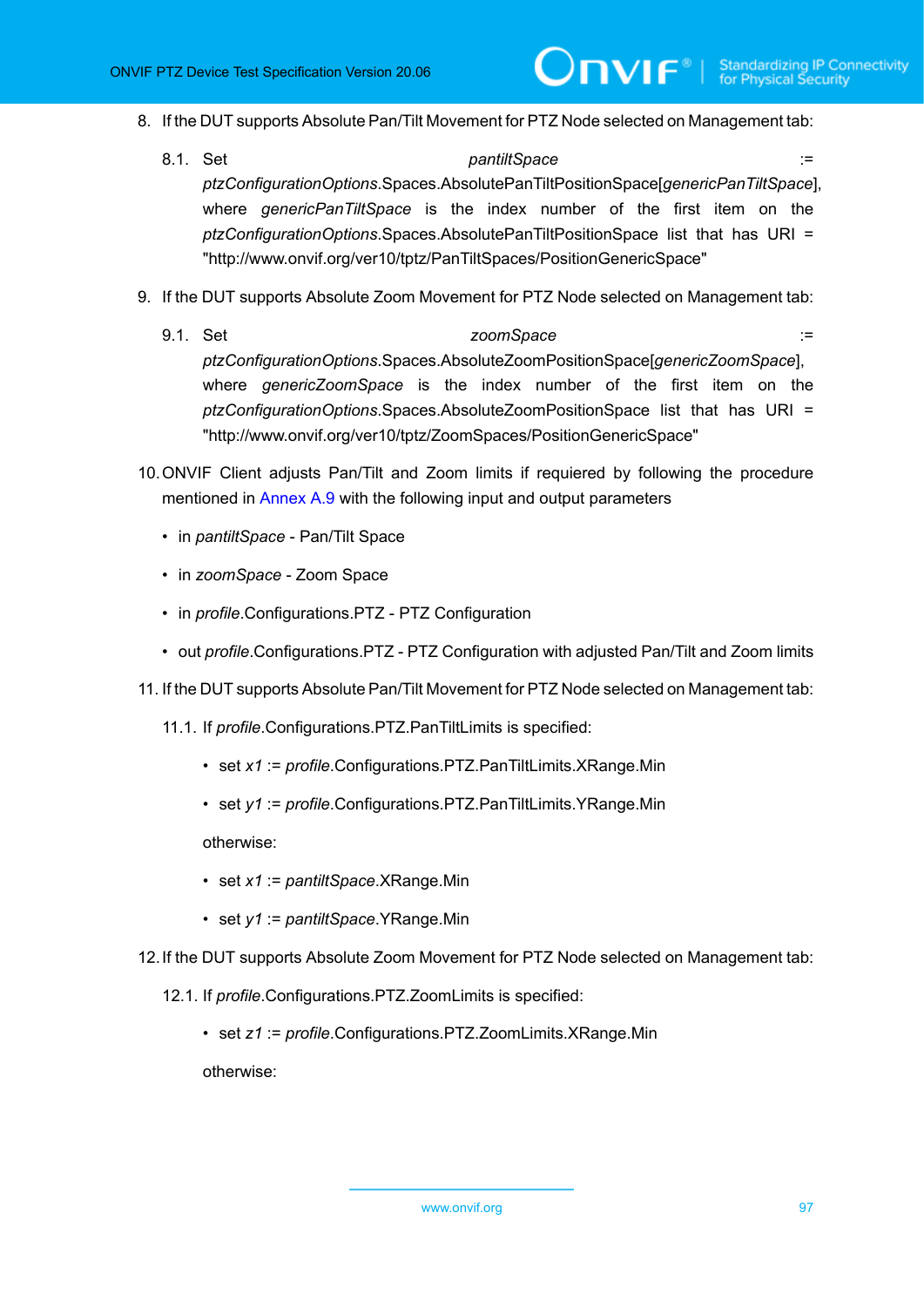8. If the DUT supports Absolute Pan/Tilt Movement for PTZ Node selected on Management tab:

   8.1. Set *pantiltSpace* := *ptzConfigurationOptions*.Spaces.AbsolutePanTiltPositionSpace[*genericPanTiltSpace*], where *genericPanTiltSpace* is the index number of the first item on the *ptzConfigurationOptions*.Spaces.AbsolutePanTiltPositionSpace list that has URI = "http://www.onvif.org/ver10/tptz/PanTiltSpaces/PositionGenericSpace"

9. If the DUT supports Absolute Zoom Movement for PTZ Node selected on Management tab:

   9.1. Set *zoomSpace* := *ptzConfigurationOptions*.Spaces.AbsoluteZoomPositionSpace[*genericZoomSpace*], where *genericZoomSpace* is the index number of the first item on the *ptzConfigurationOptions*.Spaces.AbsoluteZoomPositionSpace list that has URI = "http://www.onvif.org/ver10/tptz/ZoomSpaces/PositionGenericSpace"

10. ONVIF Client adjusts Pan/Tilt and Zoom limits if requiered by following the procedure mentioned in Annex A.9 with the following input and output parameters

    - in *pantiltSpace* - Pan/Tilt Space
    - in *zoomSpace* - Zoom Space
    - in *profile*.Configurations.PTZ - PTZ Configuration
    - out *profile*.Configurations.PTZ - PTZ Configuration with adjusted Pan/Tilt and Zoom limits

11. If the DUT supports Absolute Pan/Tilt Movement for PTZ Node selected on Management tab:

    11.1. If *profile*.Configurations.PTZ.PanTiltLimits is specified:

    - set *x1* := *profile*.Configurations.PTZ.PanTiltLimits.XRange.Min
    - set *y1* := *profile*.Configurations.PTZ.PanTiltLimits.YRange.Min

    otherwise:

    - set *x1* := *pantiltSpace*.XRange.Min
    - set *y1* := *pantiltSpace*.YRange.Min

12. If the DUT supports Absolute Zoom Movement for PTZ Node selected on Management tab:

    12.1. If *profile*.Configurations.PTZ.ZoomLimits is specified:

    - set *z1* := *profile*.Configurations.PTZ.ZoomLimits.XRange.Min

    otherwise: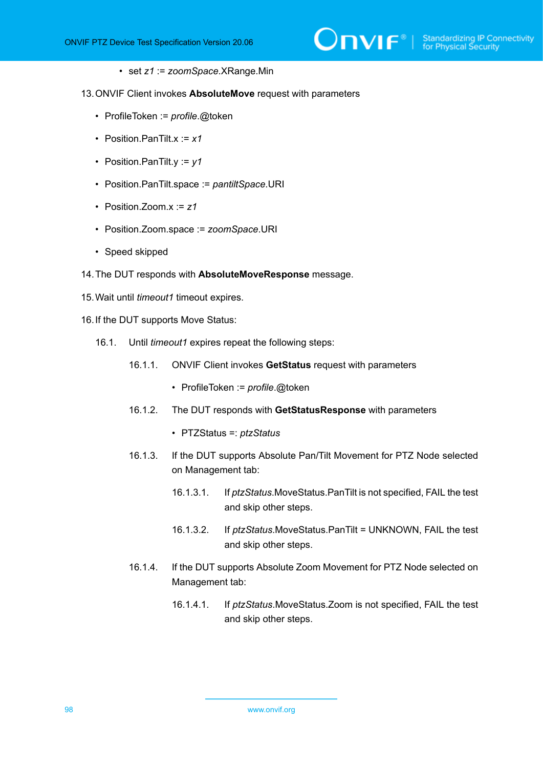- set *z1* := *zoomSpace*.XRange.Min

13. ONVIF Client invokes **AbsoluteMove** request with parameters

    - ProfileToken := *profile*.@token
    - Position.PanTilt.x := *x1*
    - Position.PanTilt.y := *y1*
    - Position.PanTilt.space := *pantiltSpace*.URI
    - Position.Zoom.x := *z1*
    - Position.Zoom.space := *zoomSpace*.URI
    - Speed skipped

14. The DUT responds with **AbsoluteMoveResponse** message.

15. Wait until *timeout1* timeout expires.

16. If the DUT supports Move Status:

    16.1. Until *timeout1* expires repeat the following steps:

    16.1.1. ONVIF Client invokes **GetStatus** request with parameters

    - ProfileToken := *profile*.@token

    16.1.2. The DUT responds with **GetStatusResponse** with parameters

    - PTZStatus =: *ptzStatus*

    16.1.3. If the DUT supports Absolute Pan/Tilt Movement for PTZ Node selected on Management tab:

    16.1.3.1. If *ptzStatus*.MoveStatus.PanTilt is not specified, FAIL the test and skip other steps.

    16.1.3.2. If *ptzStatus*.MoveStatus.PanTilt = UNKNOWN, FAIL the test and skip other steps.

    16.1.4. If the DUT supports Absolute Zoom Movement for PTZ Node selected on Management tab:

    16.1.4.1. If *ptzStatus*.MoveStatus.Zoom is not specified, FAIL the test and skip other steps.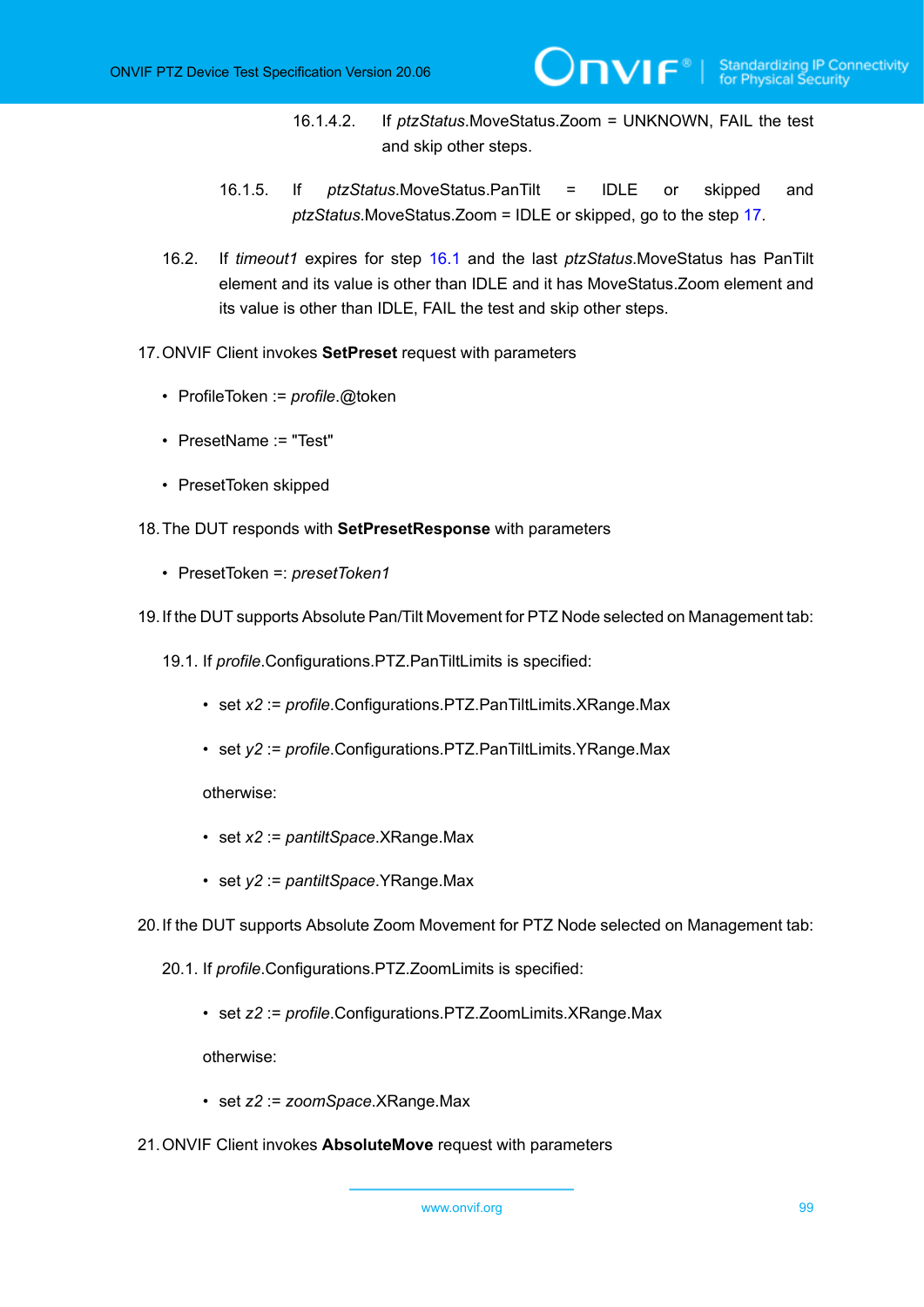16.1.4.2. If *ptzStatus*.MoveStatus.Zoom = UNKNOWN, FAIL the test and skip other steps.

16.1.5. If *ptzStatus*.MoveStatus.PanTilt = IDLE or skipped and *ptzStatus*.MoveStatus.Zoom = IDLE or skipped, go to the step 17.

16.2. If *timeout1* expires for step 16.1 and the last *ptzStatus*.MoveStatus has PanTilt element and its value is other than IDLE and it has MoveStatus.Zoom element and its value is other than IDLE, FAIL the test and skip other steps.

17. ONVIF Client invokes **SetPreset** request with parameters

- ProfileToken := *profile*.@token
- PresetName := "Test"
- PresetToken skipped

18. The DUT responds with **SetPresetResponse** with parameters

- PresetToken =: *presetToken1*

19. If the DUT supports Absolute Pan/Tilt Movement for PTZ Node selected on Management tab:

19.1. If *profile*.Configurations.PTZ.PanTiltLimits is specified:

- set *x2* := *profile*.Configurations.PTZ.PanTiltLimits.XRange.Max
- set *y2* := *profile*.Configurations.PTZ.PanTiltLimits.YRange.Max

otherwise:

- set *x2* := *pantiltSpace*.XRange.Max
- set *y2* := *pantiltSpace*.YRange.Max

20. If the DUT supports Absolute Zoom Movement for PTZ Node selected on Management tab:

20.1. If *profile*.Configurations.PTZ.ZoomLimits is specified:

- set *z2* := *profile*.Configurations.PTZ.ZoomLimits.XRange.Max

otherwise:

- set *z2* := *zoomSpace*.XRange.Max

21. ONVIF Client invokes **AbsoluteMove** request with parameters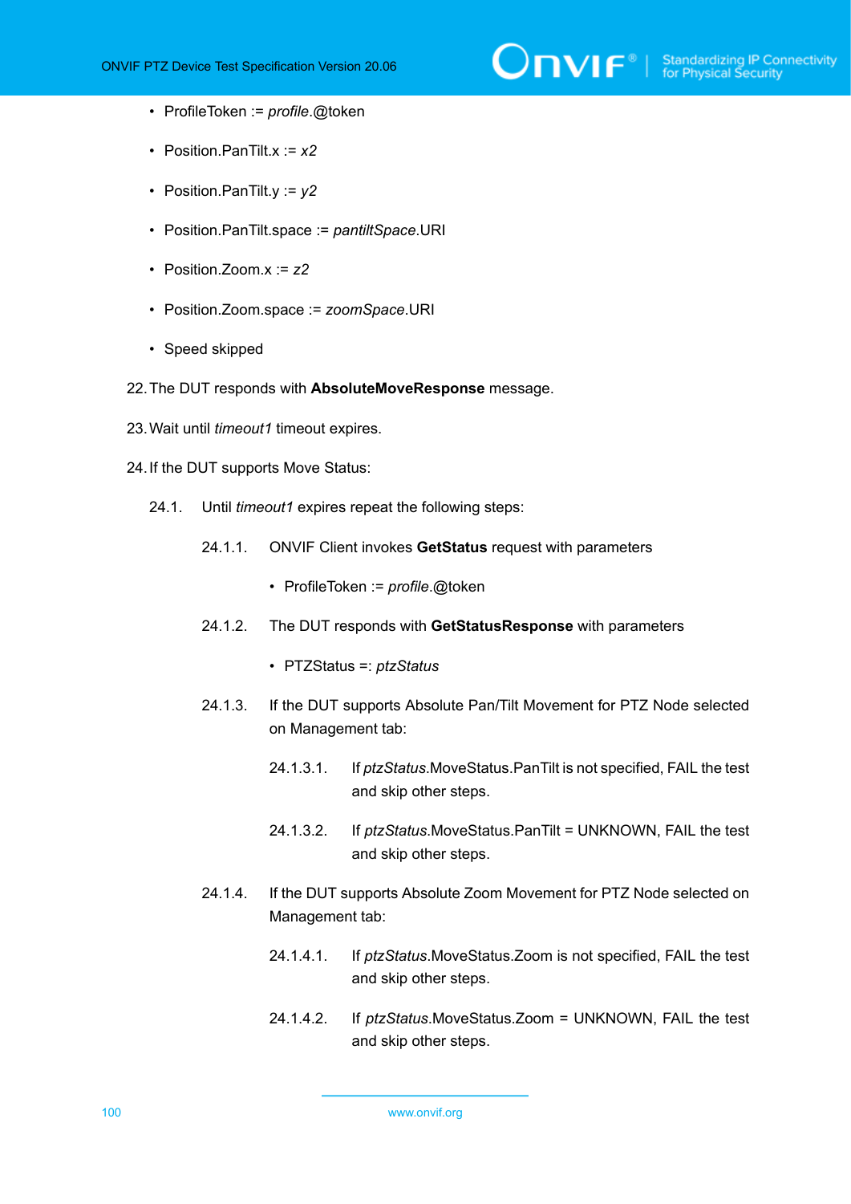- ProfileToken := *profile*.@token
- Position.PanTilt.x := *x2*
- Position.PanTilt.y := *y2*
- Position.PanTilt.space := *pantiltSpace*.URI
- Position.Zoom.x := *z2*
- Position.Zoom.space := *zoomSpace*.URI
- Speed skipped

22. The DUT responds with **AbsoluteMoveResponse** message.

23. Wait until *timeout1* timeout expires.

24. If the DUT supports Move Status:

    24.1. Until *timeout1* expires repeat the following steps:

    24.1.1. ONVIF Client invokes **GetStatus** request with parameters

    - ProfileToken := *profile*.@token

    24.1.2. The DUT responds with **GetStatusResponse** with parameters

    - PTZStatus =: *ptzStatus*

    24.1.3. If the DUT supports Absolute Pan/Tilt Movement for PTZ Node selected on Management tab:

    24.1.3.1. If *ptzStatus*.MoveStatus.PanTilt is not specified, FAIL the test and skip other steps.

    24.1.3.2. If *ptzStatus*.MoveStatus.PanTilt = UNKNOWN, FAIL the test and skip other steps.

    24.1.4. If the DUT supports Absolute Zoom Movement for PTZ Node selected on Management tab:

    24.1.4.1. If *ptzStatus*.MoveStatus.Zoom is not specified, FAIL the test and skip other steps.

    24.1.4.2. If *ptzStatus*.MoveStatus.Zoom = UNKNOWN, FAIL the test and skip other steps.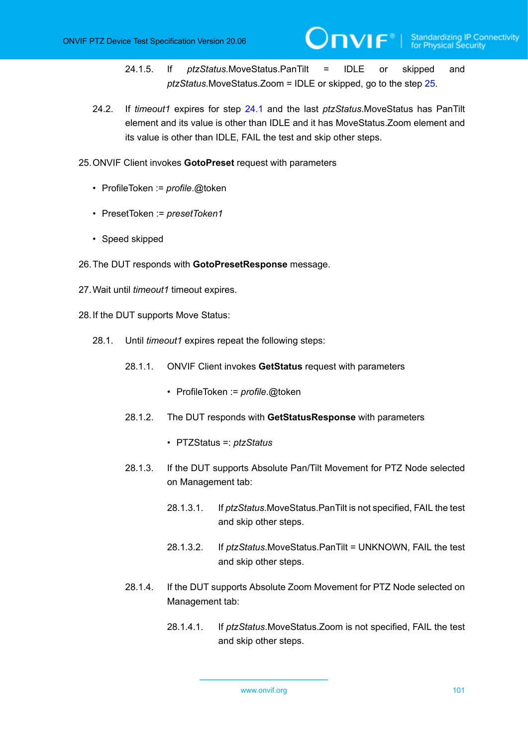24.1.5. If *ptzStatus*.MoveStatus.PanTilt = IDLE or skipped and *ptzStatus*.MoveStatus.Zoom = IDLE or skipped, go to the step 25.

24.2. If *timeout1* expires for step 24.1 and the last *ptzStatus*.MoveStatus has PanTilt element and its value is other than IDLE and it has MoveStatus.Zoom element and its value is other than IDLE, FAIL the test and skip other steps.

25. ONVIF Client invokes **GotoPreset** request with parameters

- ProfileToken := *profile*.@token
- PresetToken := *presetToken1*
- Speed skipped

26. The DUT responds with **GotoPresetResponse** message.

27. Wait until *timeout1* timeout expires.

28. If the DUT supports Move Status:

28.1. Until *timeout1* expires repeat the following steps:

28.1.1. ONVIF Client invokes **GetStatus** request with parameters

- ProfileToken := *profile*.@token

28.1.2. The DUT responds with **GetStatusResponse** with parameters

- PTZStatus =: *ptzStatus*

28.1.3. If the DUT supports Absolute Pan/Tilt Movement for PTZ Node selected on Management tab:

28.1.3.1. If *ptzStatus*.MoveStatus.PanTilt is not specified, FAIL the test and skip other steps.

28.1.3.2. If *ptzStatus*.MoveStatus.PanTilt = UNKNOWN, FAIL the test and skip other steps.

28.1.4. If the DUT supports Absolute Zoom Movement for PTZ Node selected on Management tab:

28.1.4.1. If *ptzStatus*.MoveStatus.Zoom is not specified, FAIL the test and skip other steps.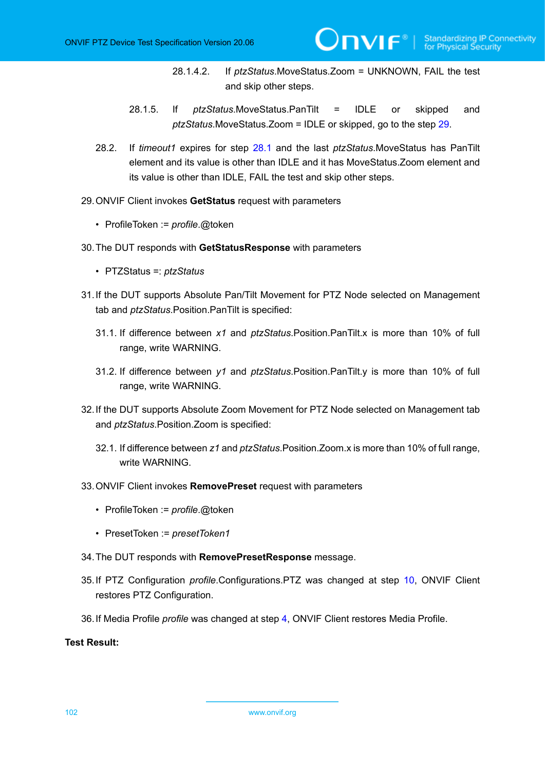28.1.4.2. If *ptzStatus*.MoveStatus.Zoom = UNKNOWN, FAIL the test and skip other steps.

28.1.5. If *ptzStatus*.MoveStatus.PanTilt = IDLE or skipped and *ptzStatus*.MoveStatus.Zoom = IDLE or skipped, go to the step 29.

28.2. If *timeout1* expires for step 28.1 and the last *ptzStatus*.MoveStatus has PanTilt element and its value is other than IDLE and it has MoveStatus.Zoom element and its value is other than IDLE, FAIL the test and skip other steps.

29. ONVIF Client invokes **GetStatus** request with parameters

    - ProfileToken := *profile*.@token

30. The DUT responds with **GetStatusResponse** with parameters

    - PTZStatus =: *ptzStatus*

31. If the DUT supports Absolute Pan/Tilt Movement for PTZ Node selected on Management tab and *ptzStatus*.Position.PanTilt is specified:

    31.1. If difference between *x1* and *ptzStatus*.Position.PanTilt.x is more than 10% of full range, write WARNING.

    31.2. If difference between *y1* and *ptzStatus*.Position.PanTilt.y is more than 10% of full range, write WARNING.

32. If the DUT supports Absolute Zoom Movement for PTZ Node selected on Management tab and *ptzStatus*.Position.Zoom is specified:

    32.1. If difference between *z1* and *ptzStatus*.Position.Zoom.x is more than 10% of full range, write WARNING.

33. ONVIF Client invokes **RemovePreset** request with parameters

    - ProfileToken := *profile*.@token
    - PresetToken := *presetToken1*

34. The DUT responds with **RemovePresetResponse** message.

35. If PTZ Configuration *profile*.Configurations.PTZ was changed at step 10, ONVIF Client restores PTZ Configuration.

36. If Media Profile *profile* was changed at step 4, ONVIF Client restores Media Profile.

**Test Result:**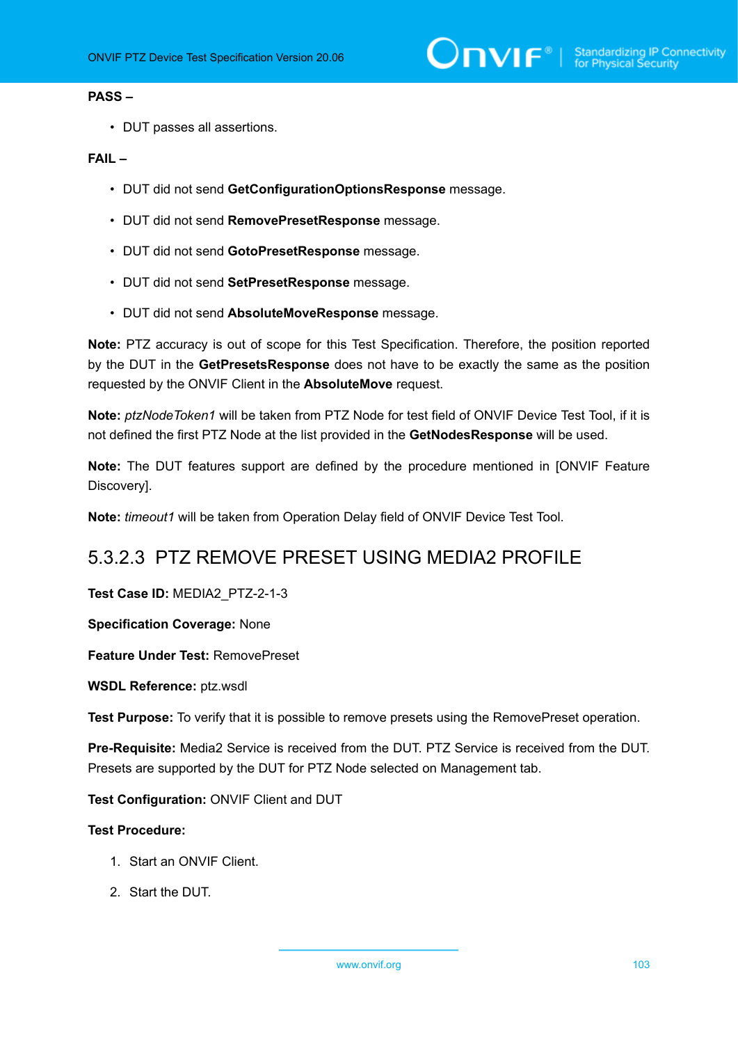**PASS –**

- DUT passes all assertions.

**FAIL –**

- DUT did not send **GetConfigurationOptionsResponse** message.
- DUT did not send **RemovePresetResponse** message.
- DUT did not send **GotoPresetResponse** message.
- DUT did not send **SetPresetResponse** message.
- DUT did not send **AbsoluteMoveResponse** message.

**Note:** PTZ accuracy is out of scope for this Test Specification. Therefore, the position reported by the DUT in the **GetPresetsResponse** does not have to be exactly the same as the position requested by the ONVIF Client in the **AbsoluteMove** request.

**Note:** *ptzNodeToken1* will be taken from PTZ Node for test field of ONVIF Device Test Tool, if it is not defined the first PTZ Node at the list provided in the **GetNodesResponse** will be used.

**Note:** The DUT features support are defined by the procedure mentioned in [ONVIF Feature Discovery].

**Note:** *timeout1* will be taken from Operation Delay field of ONVIF Device Test Tool.

### 5.3.2.3 PTZ REMOVE PRESET USING MEDIA2 PROFILE

**Test Case ID:** MEDIA2_PTZ-2-1-3

**Specification Coverage:** None

**Feature Under Test:** RemovePreset

**WSDL Reference:** ptz.wsdl

**Test Purpose:** To verify that it is possible to remove presets using the RemovePreset operation.

**Pre-Requisite:** Media2 Service is received from the DUT. PTZ Service is received from the DUT. Presets are supported by the DUT for PTZ Node selected on Management tab.

**Test Configuration:** ONVIF Client and DUT

**Test Procedure:**

1. Start an ONVIF Client.
2. Start the DUT.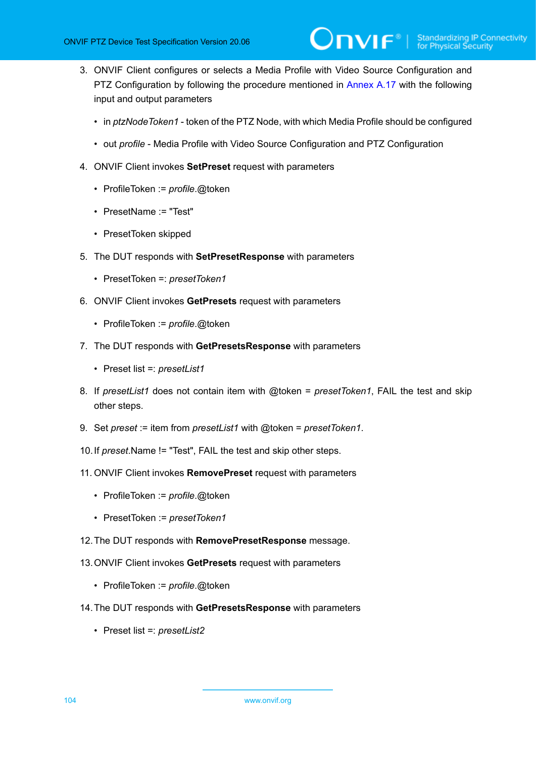3. ONVIF Client configures or selects a Media Profile with Video Source Configuration and PTZ Configuration by following the procedure mentioned in Annex A.17 with the following input and output parameters

   - in *ptzNodeToken1* - token of the PTZ Node, with which Media Profile should be configured
   - out *profile* - Media Profile with Video Source Configuration and PTZ Configuration

4. ONVIF Client invokes **SetPreset** request with parameters

   - ProfileToken := *profile*.@token
   - PresetName := "Test"
   - PresetToken skipped

5. The DUT responds with **SetPresetResponse** with parameters

   - PresetToken =: *presetToken1*

6. ONVIF Client invokes **GetPresets** request with parameters

   - ProfileToken := *profile*.@token

7. The DUT responds with **GetPresetsResponse** with parameters

   - Preset list =: *presetList1*

8. If *presetList1* does not contain item with @token = *presetToken1*, FAIL the test and skip other steps.

9. Set *preset* := item from *presetList1* with @token = *presetToken1*.

10. If *preset*.Name != "Test", FAIL the test and skip other steps.

11. ONVIF Client invokes **RemovePreset** request with parameters

    - ProfileToken := *profile*.@token
    - PresetToken := *presetToken1*

12. The DUT responds with **RemovePresetResponse** message.

13. ONVIF Client invokes **GetPresets** request with parameters

    - ProfileToken := *profile*.@token

14. The DUT responds with **GetPresetsResponse** with parameters

    - Preset list =: *presetList2*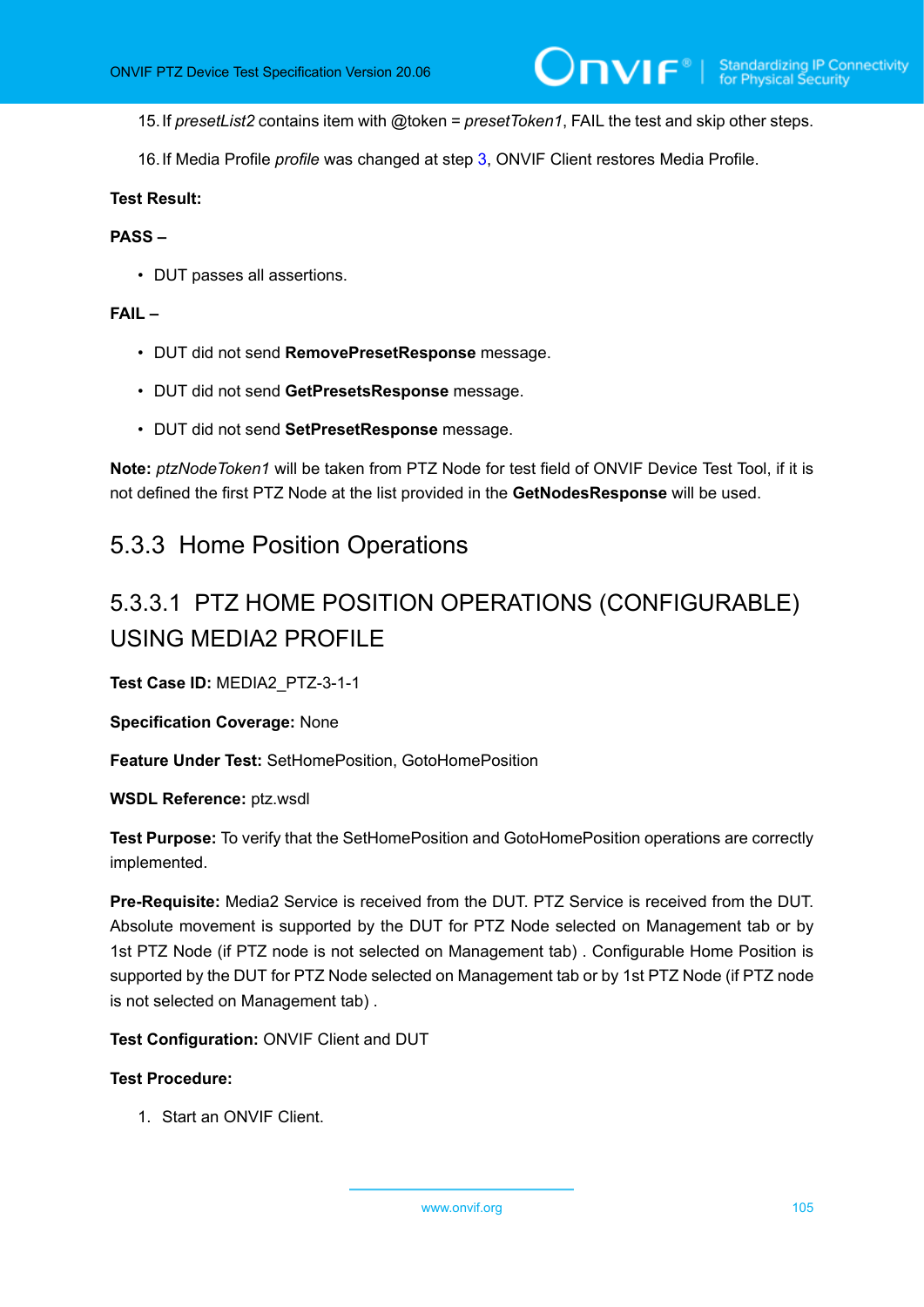15. If *presetList2* contains item with @token = *presetToken1*, FAIL the test and skip other steps.

16. If Media Profile *profile* was changed at step 3, ONVIF Client restores Media Profile.

**Test Result:**

**PASS –**

- DUT passes all assertions.

**FAIL –**

- DUT did not send **RemovePresetResponse** message.
- DUT did not send **GetPresetsResponse** message.
- DUT did not send **SetPresetResponse** message.

**Note:** *ptzNodeToken1* will be taken from PTZ Node for test field of ONVIF Device Test Tool, if it is not defined the first PTZ Node at the list provided in the **GetNodesResponse** will be used.

## 5.3.3 Home Position Operations

### 5.3.3.1 PTZ HOME POSITION OPERATIONS (CONFIGURABLE) USING MEDIA2 PROFILE

**Test Case ID:** MEDIA2_PTZ-3-1-1

**Specification Coverage:** None

**Feature Under Test:** SetHomePosition, GotoHomePosition

**WSDL Reference:** ptz.wsdl

**Test Purpose:** To verify that the SetHomePosition and GotoHomePosition operations are correctly implemented.

**Pre-Requisite:** Media2 Service is received from the DUT. PTZ Service is received from the DUT. Absolute movement is supported by the DUT for PTZ Node selected on Management tab or by 1st PTZ Node (if PTZ node is not selected on Management tab) . Configurable Home Position is supported by the DUT for PTZ Node selected on Management tab or by 1st PTZ Node (if PTZ node is not selected on Management tab) .

**Test Configuration:** ONVIF Client and DUT

**Test Procedure:**

1. Start an ONVIF Client.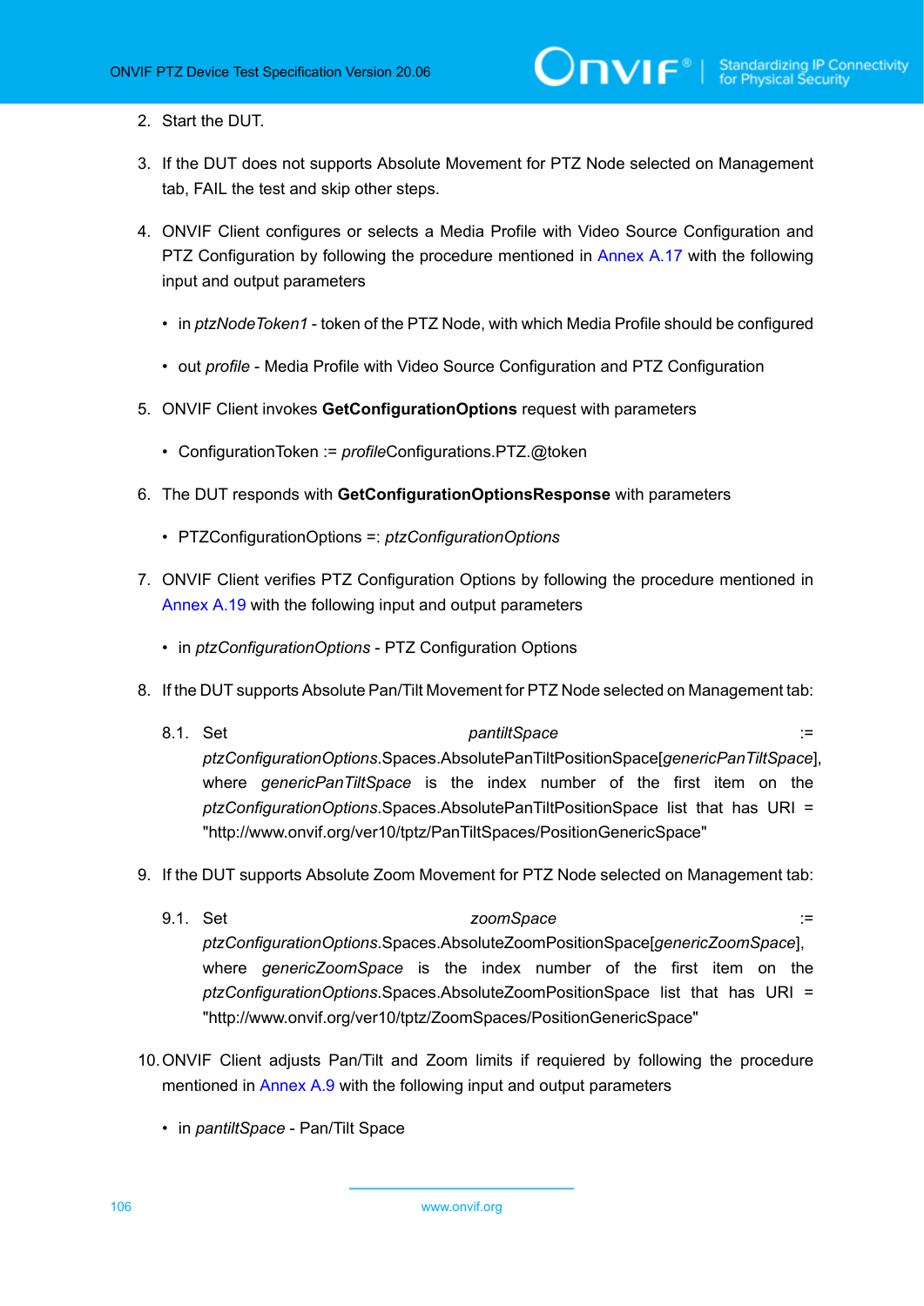2. Start the DUT.

3. If the DUT does not supports Absolute Movement for PTZ Node selected on Management tab, FAIL the test and skip other steps.

4. ONVIF Client configures or selects a Media Profile with Video Source Configuration and PTZ Configuration by following the procedure mentioned in Annex A.17 with the following input and output parameters

   - in *ptzNodeToken1* - token of the PTZ Node, with which Media Profile should be configured

   - out *profile* - Media Profile with Video Source Configuration and PTZ Configuration

5. ONVIF Client invokes **GetConfigurationOptions** request with parameters

   - ConfigurationToken := *profile*Configurations.PTZ.@token

6. The DUT responds with **GetConfigurationOptionsResponse** with parameters

   - PTZConfigurationOptions =: *ptzConfigurationOptions*

7. ONVIF Client verifies PTZ Configuration Options by following the procedure mentioned in Annex A.19 with the following input and output parameters

   - in *ptzConfigurationOptions* - PTZ Configuration Options

8. If the DUT supports Absolute Pan/Tilt Movement for PTZ Node selected on Management tab:

   8.1. Set *pantiltSpace* := *ptzConfigurationOptions*.Spaces.AbsolutePanTiltPositionSpace[*genericPanTiltSpace*], where *genericPanTiltSpace* is the index number of the first item on the *ptzConfigurationOptions*.Spaces.AbsolutePanTiltPositionSpace list that has URI = "http://www.onvif.org/ver10/tptz/PanTiltSpaces/PositionGenericSpace"

9. If the DUT supports Absolute Zoom Movement for PTZ Node selected on Management tab:

   9.1. Set *zoomSpace* := *ptzConfigurationOptions*.Spaces.AbsoluteZoomPositionSpace[*genericZoomSpace*], where *genericZoomSpace* is the index number of the first item on the *ptzConfigurationOptions*.Spaces.AbsoluteZoomPositionSpace list that has URI = "http://www.onvif.org/ver10/tptz/ZoomSpaces/PositionGenericSpace"

10. ONVIF Client adjusts Pan/Tilt and Zoom limits if requiered by following the procedure mentioned in Annex A.9 with the following input and output parameters

    - in *pantiltSpace* - Pan/Tilt Space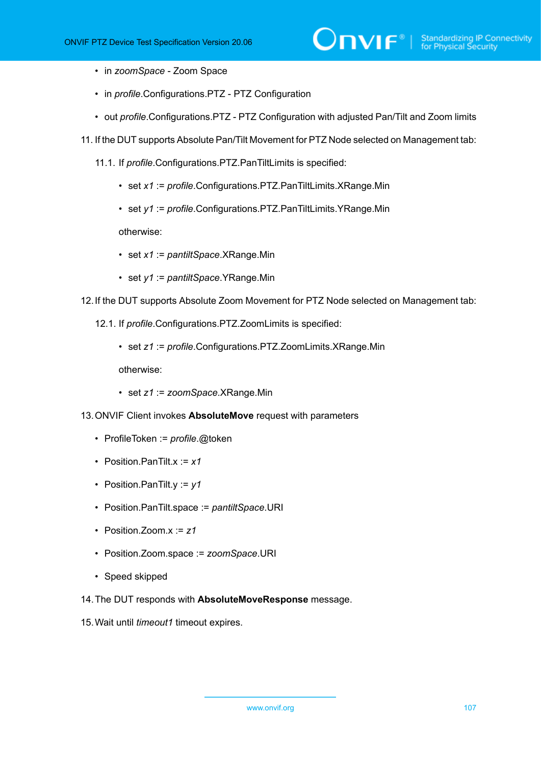- in *zoomSpace* - Zoom Space
- in *profile*.Configurations.PTZ - PTZ Configuration
- out *profile*.Configurations.PTZ - PTZ Configuration with adjusted Pan/Tilt and Zoom limits

11. If the DUT supports Absolute Pan/Tilt Movement for PTZ Node selected on Management tab:

    11.1. If *profile*.Configurations.PTZ.PanTiltLimits is specified:

    - set *x1* := *profile*.Configurations.PTZ.PanTiltLimits.XRange.Min
    - set *y1* := *profile*.Configurations.PTZ.PanTiltLimits.YRange.Min

    otherwise:

    - set *x1* := *pantiltSpace*.XRange.Min
    - set *y1* := *pantiltSpace*.YRange.Min

12. If the DUT supports Absolute Zoom Movement for PTZ Node selected on Management tab:

    12.1. If *profile*.Configurations.PTZ.ZoomLimits is specified:

    - set *z1* := *profile*.Configurations.PTZ.ZoomLimits.XRange.Min

    otherwise:

    - set *z1* := *zoomSpace*.XRange.Min

13. ONVIF Client invokes **AbsoluteMove** request with parameters

    - ProfileToken := *profile*.@token
    - Position.PanTilt.x := *x1*
    - Position.PanTilt.y := *y1*
    - Position.PanTilt.space := *pantiltSpace*.URI
    - Position.Zoom.x := *z1*
    - Position.Zoom.space := *zoomSpace*.URI
    - Speed skipped

14. The DUT responds with **AbsoluteMoveResponse** message.

15. Wait until *timeout1* timeout expires.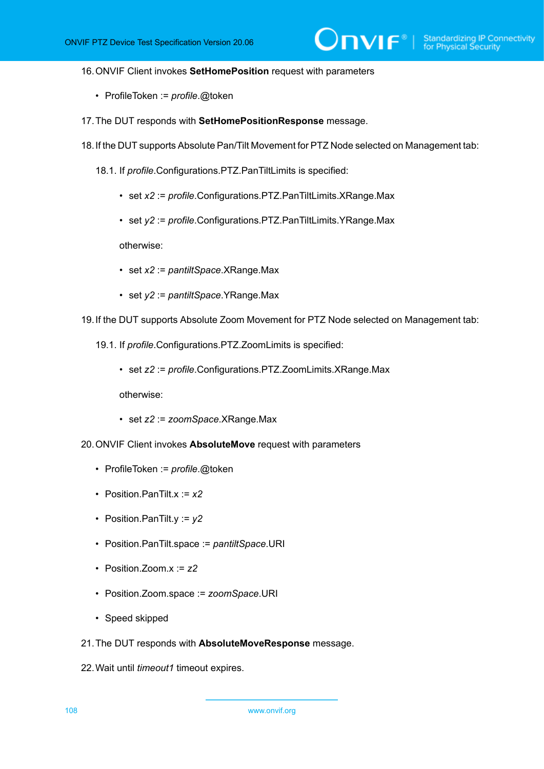16. ONVIF Client invokes **SetHomePosition** request with parameters

    - ProfileToken := *profile*.@token

17. The DUT responds with **SetHomePositionResponse** message.

18. If the DUT supports Absolute Pan/Tilt Movement for PTZ Node selected on Management tab:

    18.1. If *profile*.Configurations.PTZ.PanTiltLimits is specified:

    - set *x2* := *profile*.Configurations.PTZ.PanTiltLimits.XRange.Max
    - set *y2* := *profile*.Configurations.PTZ.PanTiltLimits.YRange.Max

    otherwise:

    - set *x2* := *pantiltSpace*.XRange.Max
    - set *y2* := *pantiltSpace*.YRange.Max

19. If the DUT supports Absolute Zoom Movement for PTZ Node selected on Management tab:

    19.1. If *profile*.Configurations.PTZ.ZoomLimits is specified:

    - set *z2* := *profile*.Configurations.PTZ.ZoomLimits.XRange.Max

    otherwise:

    - set *z2* := *zoomSpace*.XRange.Max

20. ONVIF Client invokes **AbsoluteMove** request with parameters

    - ProfileToken := *profile*.@token
    - Position.PanTilt.x := *x2*
    - Position.PanTilt.y := *y2*
    - Position.PanTilt.space := *pantiltSpace*.URI
    - Position.Zoom.x := *z2*
    - Position.Zoom.space := *zoomSpace*.URI
    - Speed skipped

21. The DUT responds with **AbsoluteMoveResponse** message.

22. Wait until *timeout1* timeout expires.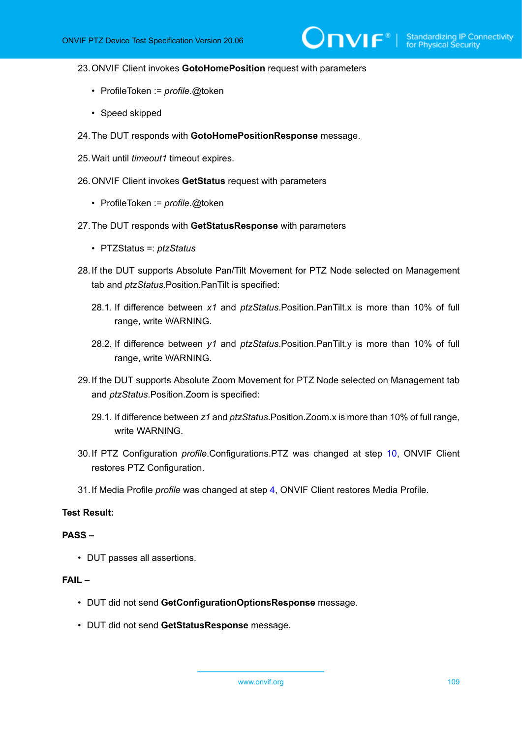23. ONVIF Client invokes **GotoHomePosition** request with parameters

    - ProfileToken := *profile*.@token
    - Speed skipped

24. The DUT responds with **GotoHomePositionResponse** message.

25. Wait until *timeout1* timeout expires.

26. ONVIF Client invokes **GetStatus** request with parameters

    - ProfileToken := *profile*.@token

27. The DUT responds with **GetStatusResponse** with parameters

    - PTZStatus =: *ptzStatus*

28. If the DUT supports Absolute Pan/Tilt Movement for PTZ Node selected on Management tab and *ptzStatus*.Position.PanTilt is specified:

    28.1. If difference between *x1* and *ptzStatus*.Position.PanTilt.x is more than 10% of full range, write WARNING.

    28.2. If difference between *y1* and *ptzStatus*.Position.PanTilt.y is more than 10% of full range, write WARNING.

29. If the DUT supports Absolute Zoom Movement for PTZ Node selected on Management tab and *ptzStatus*.Position.Zoom is specified:

    29.1. If difference between *z1* and *ptzStatus*.Position.Zoom.x is more than 10% of full range, write WARNING.

30. If PTZ Configuration *profile*.Configurations.PTZ was changed at step 10, ONVIF Client restores PTZ Configuration.

31. If Media Profile *profile* was changed at step 4, ONVIF Client restores Media Profile.

**Test Result:**

**PASS –**

- DUT passes all assertions.

**FAIL –**

- DUT did not send **GetConfigurationOptionsResponse** message.
- DUT did not send **GetStatusResponse** message.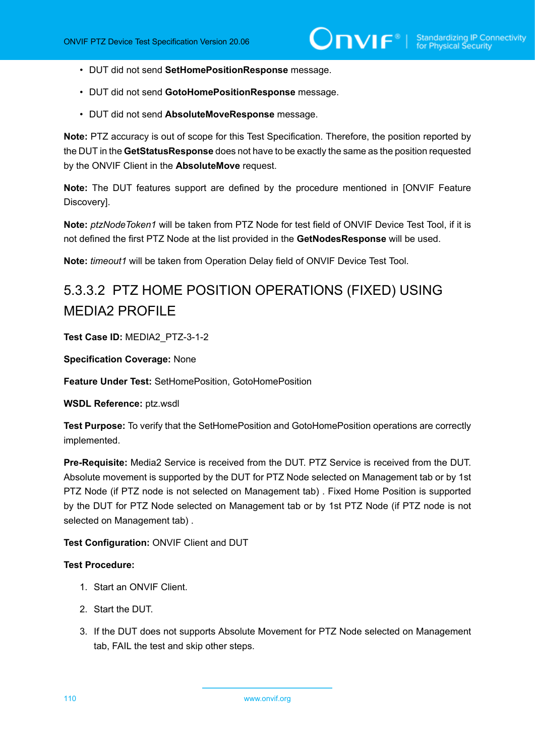- DUT did not send **SetHomePositionResponse** message.
- DUT did not send **GotoHomePositionResponse** message.
- DUT did not send **AbsoluteMoveResponse** message.

**Note:** PTZ accuracy is out of scope for this Test Specification. Therefore, the position reported by the DUT in the **GetStatusResponse** does not have to be exactly the same as the position requested by the ONVIF Client in the **AbsoluteMove** request.

**Note:** The DUT features support are defined by the procedure mentioned in [ONVIF Feature Discovery].

**Note:** *ptzNodeToken1* will be taken from PTZ Node for test field of ONVIF Device Test Tool, if it is not defined the first PTZ Node at the list provided in the **GetNodesResponse** will be used.

**Note:** *timeout1* will be taken from Operation Delay field of ONVIF Device Test Tool.

### 5.3.3.2 PTZ HOME POSITION OPERATIONS (FIXED) USING MEDIA2 PROFILE

**Test Case ID:** MEDIA2_PTZ-3-1-2

**Specification Coverage:** None

**Feature Under Test:** SetHomePosition, GotoHomePosition

**WSDL Reference:** ptz.wsdl

**Test Purpose:** To verify that the SetHomePosition and GotoHomePosition operations are correctly implemented.

**Pre-Requisite:** Media2 Service is received from the DUT. PTZ Service is received from the DUT. Absolute movement is supported by the DUT for PTZ Node selected on Management tab or by 1st PTZ Node (if PTZ node is not selected on Management tab) . Fixed Home Position is supported by the DUT for PTZ Node selected on Management tab or by 1st PTZ Node (if PTZ node is not selected on Management tab) .

**Test Configuration:** ONVIF Client and DUT

**Test Procedure:**

1. Start an ONVIF Client.
2. Start the DUT.
3. If the DUT does not supports Absolute Movement for PTZ Node selected on Management tab, FAIL the test and skip other steps.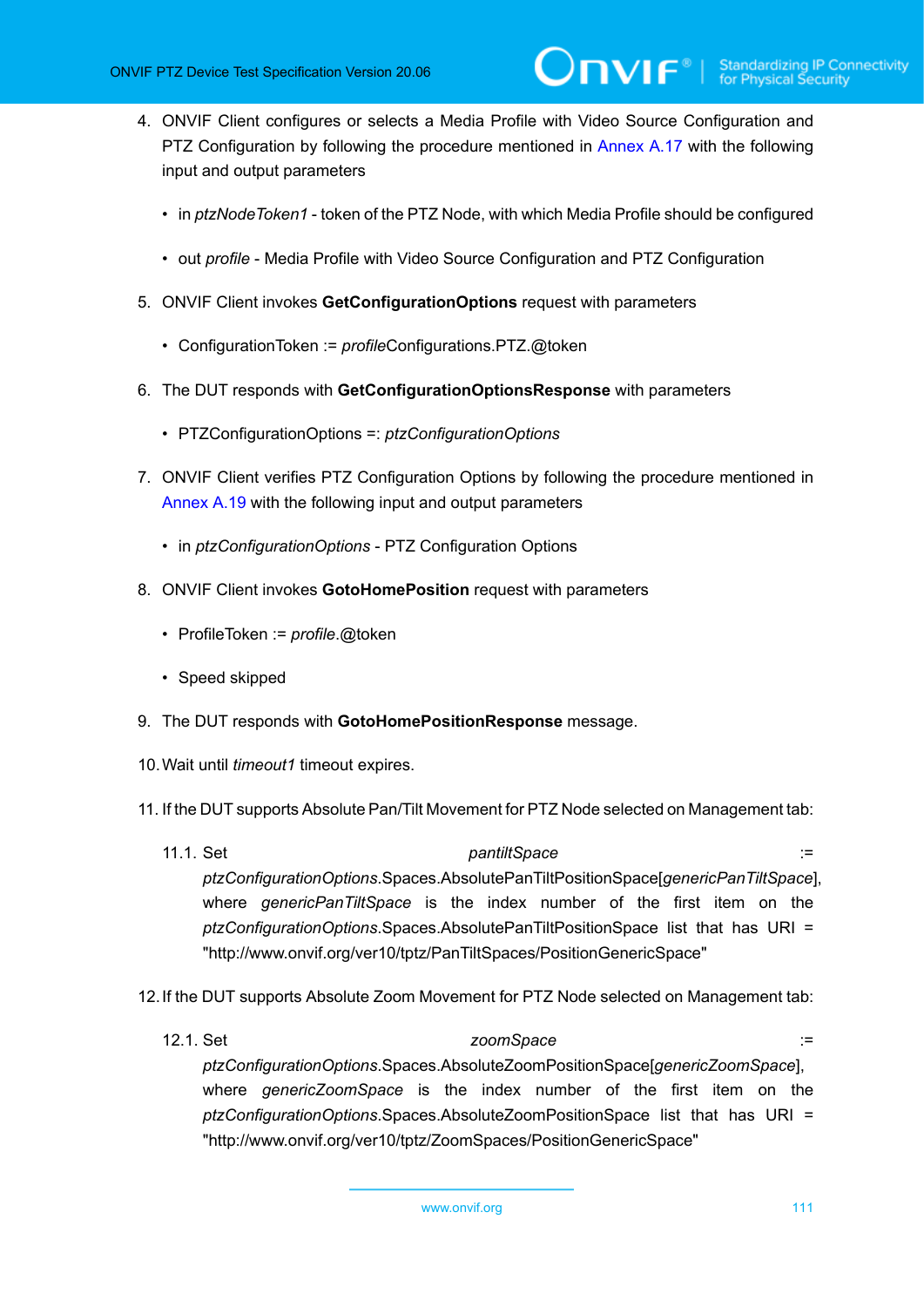4. ONVIF Client configures or selects a Media Profile with Video Source Configuration and PTZ Configuration by following the procedure mentioned in Annex A.17 with the following input and output parameters

   - in *ptzNodeToken1* - token of the PTZ Node, with which Media Profile should be configured
   - out *profile* - Media Profile with Video Source Configuration and PTZ Configuration

5. ONVIF Client invokes **GetConfigurationOptions** request with parameters

   - ConfigurationToken := *profile*Configurations.PTZ.@token

6. The DUT responds with **GetConfigurationOptionsResponse** with parameters

   - PTZConfigurationOptions =: *ptzConfigurationOptions*

7. ONVIF Client verifies PTZ Configuration Options by following the procedure mentioned in Annex A.19 with the following input and output parameters

   - in *ptzConfigurationOptions* - PTZ Configuration Options

8. ONVIF Client invokes **GotoHomePosition** request with parameters

   - ProfileToken := *profile*.@token
   - Speed skipped

9. The DUT responds with **GotoHomePositionResponse** message.

10. Wait until *timeout1* timeout expires.

11. If the DUT supports Absolute Pan/Tilt Movement for PTZ Node selected on Management tab:

    11.1. Set *pantiltSpace* := *ptzConfigurationOptions*.Spaces.AbsolutePanTiltPositionSpace[*genericPanTiltSpace*], where *genericPanTiltSpace* is the index number of the first item on the *ptzConfigurationOptions*.Spaces.AbsolutePanTiltPositionSpace list that has URI = "http://www.onvif.org/ver10/tptz/PanTiltSpaces/PositionGenericSpace"

12. If the DUT supports Absolute Zoom Movement for PTZ Node selected on Management tab:

    12.1. Set *zoomSpace* := *ptzConfigurationOptions*.Spaces.AbsoluteZoomPositionSpace[*genericZoomSpace*], where *genericZoomSpace* is the index number of the first item on the *ptzConfigurationOptions*.Spaces.AbsoluteZoomPositionSpace list that has URI = "http://www.onvif.org/ver10/tptz/ZoomSpaces/PositionGenericSpace"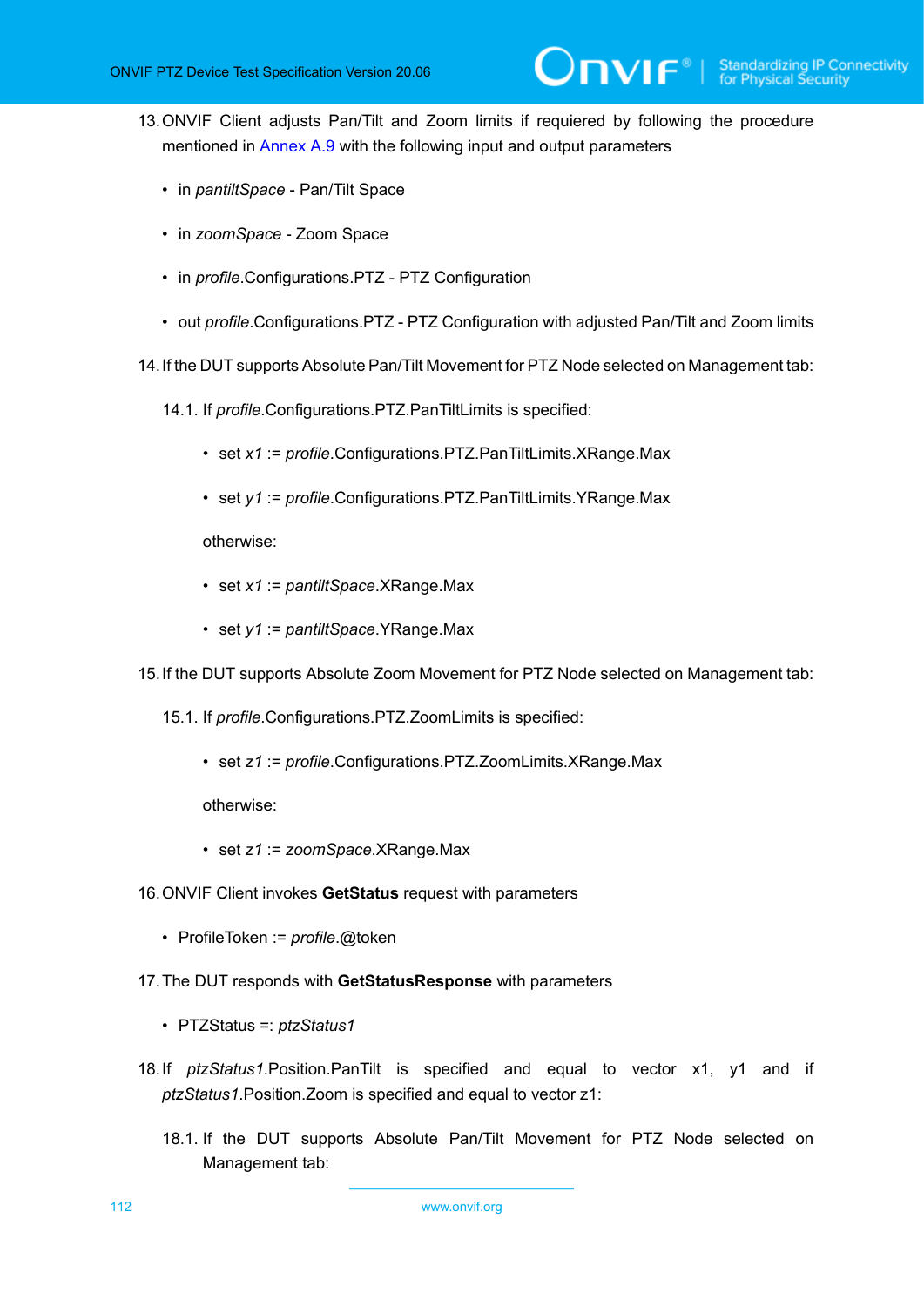13. ONVIF Client adjusts Pan/Tilt and Zoom limits if requiered by following the procedure mentioned in Annex A.9 with the following input and output parameters

    - in *pantiltSpace* - Pan/Tilt Space
    - in *zoomSpace* - Zoom Space
    - in *profile*.Configurations.PTZ - PTZ Configuration
    - out *profile*.Configurations.PTZ - PTZ Configuration with adjusted Pan/Tilt and Zoom limits

14. If the DUT supports Absolute Pan/Tilt Movement for PTZ Node selected on Management tab:

    14.1. If *profile*.Configurations.PTZ.PanTiltLimits is specified:

    - set *x1* := *profile*.Configurations.PTZ.PanTiltLimits.XRange.Max
    - set *y1* := *profile*.Configurations.PTZ.PanTiltLimits.YRange.Max

    otherwise:

    - set *x1* := *pantiltSpace*.XRange.Max
    - set *y1* := *pantiltSpace*.YRange.Max

15. If the DUT supports Absolute Zoom Movement for PTZ Node selected on Management tab:

    15.1. If *profile*.Configurations.PTZ.ZoomLimits is specified:

    - set *z1* := *profile*.Configurations.PTZ.ZoomLimits.XRange.Max

    otherwise:

    - set *z1* := *zoomSpace*.XRange.Max

16. ONVIF Client invokes **GetStatus** request with parameters

    - ProfileToken := *profile*.@token

17. The DUT responds with **GetStatusResponse** with parameters

    - PTZStatus =: *ptzStatus1*

18. If *ptzStatus1*.Position.PanTilt is specified and equal to vector x1, y1 and if *ptzStatus1*.Position.Zoom is specified and equal to vector z1:

    18.1. If the DUT supports Absolute Pan/Tilt Movement for PTZ Node selected on Management tab: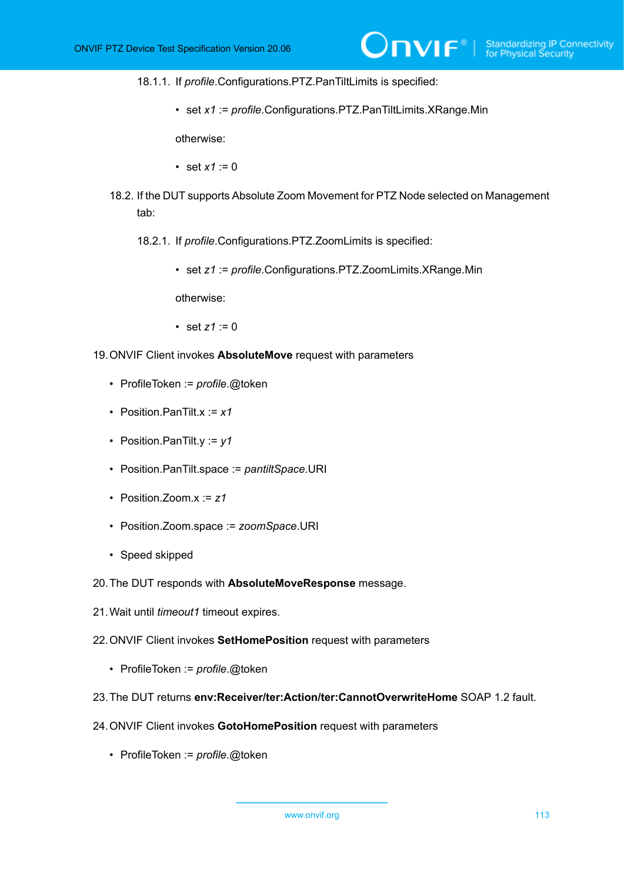18.1.1. If *profile*.Configurations.PTZ.PanTiltLimits is specified:

- set *x1* := *profile*.Configurations.PTZ.PanTiltLimits.XRange.Min

otherwise:

- set *x1* := 0

18.2. If the DUT supports Absolute Zoom Movement for PTZ Node selected on Management tab:

18.2.1. If *profile*.Configurations.PTZ.ZoomLimits is specified:

- set *z1* := *profile*.Configurations.PTZ.ZoomLimits.XRange.Min

otherwise:

- set *z1* := 0

19. ONVIF Client invokes **AbsoluteMove** request with parameters

- ProfileToken := *profile*.@token
- Position.PanTilt.x := *x1*
- Position.PanTilt.y := *y1*
- Position.PanTilt.space := *pantiltSpace*.URI
- Position.Zoom.x := *z1*
- Position.Zoom.space := *zoomSpace*.URI
- Speed skipped

20. The DUT responds with **AbsoluteMoveResponse** message.

21. Wait until *timeout1* timeout expires.

22. ONVIF Client invokes **SetHomePosition** request with parameters

- ProfileToken := *profile*.@token

23. The DUT returns **env:Receiver/ter:Action/ter:CannotOverwriteHome** SOAP 1.2 fault.

24. ONVIF Client invokes **GotoHomePosition** request with parameters

- ProfileToken := *profile*.@token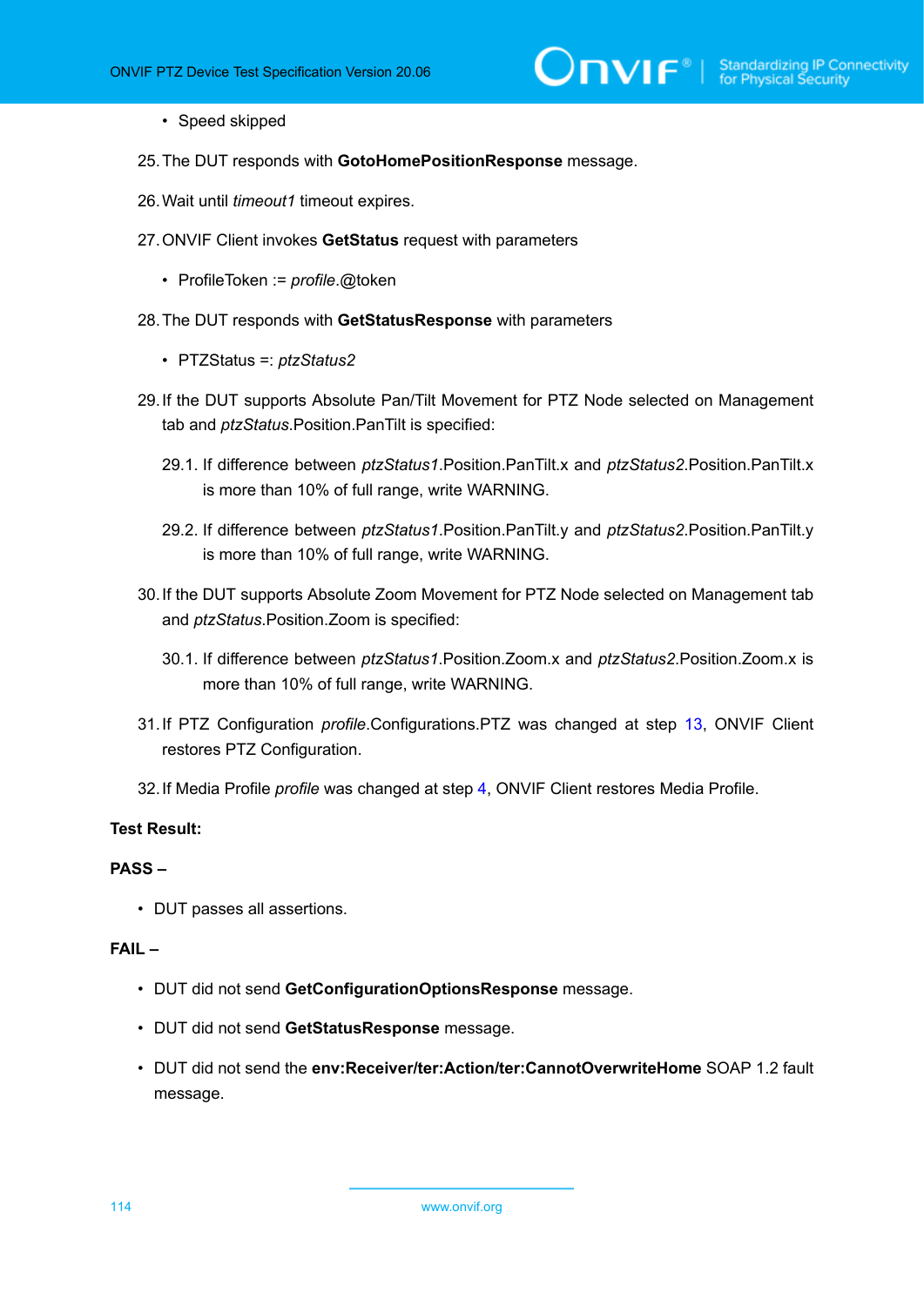- Speed skipped

25. The DUT responds with **GotoHomePositionResponse** message.

26. Wait until *timeout1* timeout expires.

27. ONVIF Client invokes **GetStatus** request with parameters

    - ProfileToken := *profile*.@token

28. The DUT responds with **GetStatusResponse** with parameters

    - PTZStatus =: *ptzStatus2*

29. If the DUT supports Absolute Pan/Tilt Movement for PTZ Node selected on Management tab and *ptzStatus*.Position.PanTilt is specified:

    29.1. If difference between *ptzStatus1*.Position.PanTilt.x and *ptzStatus2*.Position.PanTilt.x is more than 10% of full range, write WARNING.

    29.2. If difference between *ptzStatus1*.Position.PanTilt.y and *ptzStatus2*.Position.PanTilt.y is more than 10% of full range, write WARNING.

30. If the DUT supports Absolute Zoom Movement for PTZ Node selected on Management tab and *ptzStatus*.Position.Zoom is specified:

    30.1. If difference between *ptzStatus1*.Position.Zoom.x and *ptzStatus2*.Position.Zoom.x is more than 10% of full range, write WARNING.

31. If PTZ Configuration *profile*.Configurations.PTZ was changed at step 13, ONVIF Client restores PTZ Configuration.

32. If Media Profile *profile* was changed at step 4, ONVIF Client restores Media Profile.

**Test Result:**

**PASS –**

- DUT passes all assertions.

**FAIL –**

- DUT did not send **GetConfigurationOptionsResponse** message.
- DUT did not send **GetStatusResponse** message.
- DUT did not send the **env:Receiver/ter:Action/ter:CannotOverwriteHome** SOAP 1.2 fault message.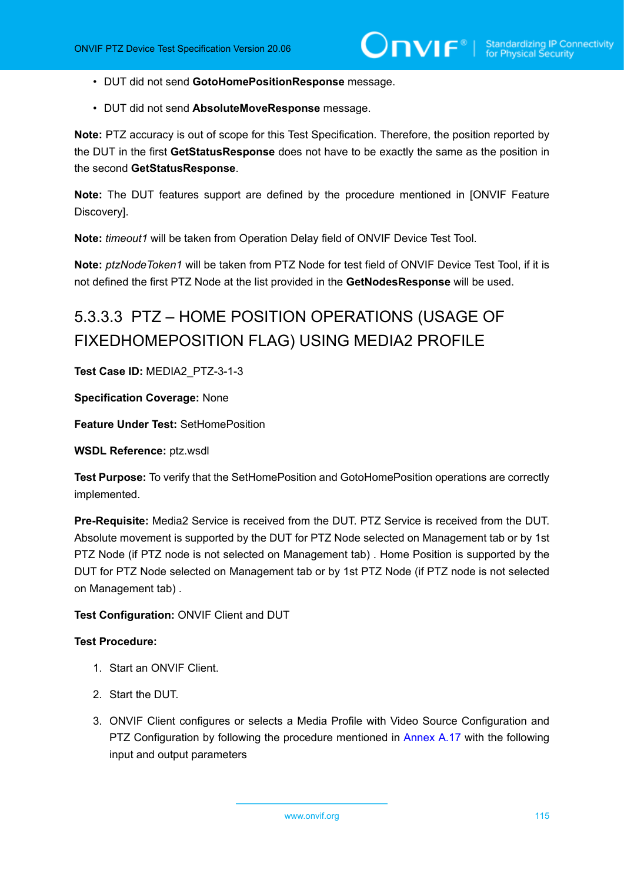- DUT did not send **GotoHomePositionResponse** message.
- DUT did not send **AbsoluteMoveResponse** message.

**Note:** PTZ accuracy is out of scope for this Test Specification. Therefore, the position reported by the DUT in the first **GetStatusResponse** does not have to be exactly the same as the position in the second **GetStatusResponse**.

**Note:** The DUT features support are defined by the procedure mentioned in [ONVIF Feature Discovery].

**Note:** *timeout1* will be taken from Operation Delay field of ONVIF Device Test Tool.

**Note:** *ptzNodeToken1* will be taken from PTZ Node for test field of ONVIF Device Test Tool, if it is not defined the first PTZ Node at the list provided in the **GetNodesResponse** will be used.

#### 5.3.3.3 PTZ – HOME POSITION OPERATIONS (USAGE OF FIXEDHOMEPOSITION FLAG) USING MEDIA2 PROFILE

**Test Case ID:** MEDIA2_PTZ-3-1-3

**Specification Coverage:** None

**Feature Under Test:** SetHomePosition

**WSDL Reference:** ptz.wsdl

**Test Purpose:** To verify that the SetHomePosition and GotoHomePosition operations are correctly implemented.

**Pre-Requisite:** Media2 Service is received from the DUT. PTZ Service is received from the DUT. Absolute movement is supported by the DUT for PTZ Node selected on Management tab or by 1st PTZ Node (if PTZ node is not selected on Management tab) . Home Position is supported by the DUT for PTZ Node selected on Management tab or by 1st PTZ Node (if PTZ node is not selected on Management tab) .

**Test Configuration:** ONVIF Client and DUT

**Test Procedure:**

1. Start an ONVIF Client.
2. Start the DUT.
3. ONVIF Client configures or selects a Media Profile with Video Source Configuration and PTZ Configuration by following the procedure mentioned in Annex A.17 with the following input and output parameters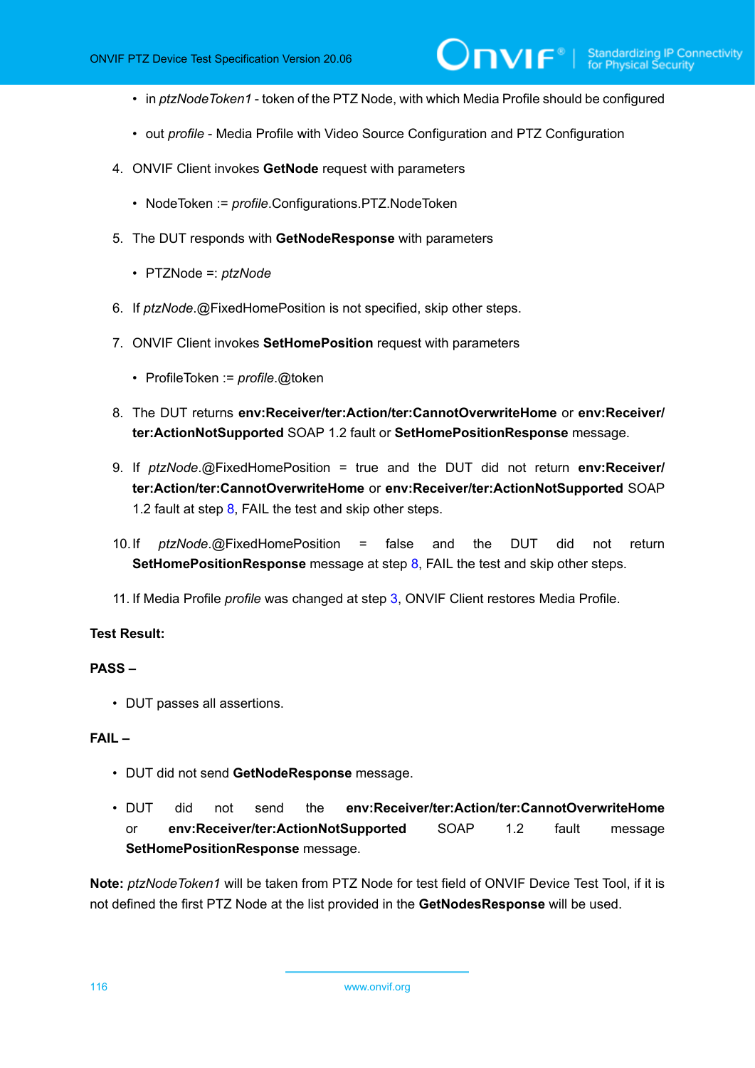- in *ptzNodeToken1* - token of the PTZ Node, with which Media Profile should be configured
- out *profile* - Media Profile with Video Source Configuration and PTZ Configuration

4. ONVIF Client invokes **GetNode** request with parameters
   - NodeToken := *profile*.Configurations.PTZ.NodeToken
5. The DUT responds with **GetNodeResponse** with parameters
   - PTZNode =: *ptzNode*
6. If *ptzNode*.@FixedHomePosition is not specified, skip other steps.
7. ONVIF Client invokes **SetHomePosition** request with parameters
   - ProfileToken := *profile*.@token
8. The DUT returns **env:Receiver/ter:Action/ter:CannotOverwriteHome** or **env:Receiver/ter:ActionNotSupported** SOAP 1.2 fault or **SetHomePositionResponse** message.
9. If *ptzNode*.@FixedHomePosition = true and the DUT did not return **env:Receiver/ter:Action/ter:CannotOverwriteHome** or **env:Receiver/ter:ActionNotSupported** SOAP 1.2 fault at step 8, FAIL the test and skip other steps.
10. If *ptzNode*.@FixedHomePosition = false and the DUT did not return **SetHomePositionResponse** message at step 8, FAIL the test and skip other steps.
11. If Media Profile *profile* was changed at step 3, ONVIF Client restores Media Profile.

**Test Result:**

**PASS –**

- DUT passes all assertions.

**FAIL –**

- DUT did not send **GetNodeResponse** message.
- DUT did not send the **env:Receiver/ter:Action/ter:CannotOverwriteHome** or **env:Receiver/ter:ActionNotSupported** SOAP 1.2 fault message **SetHomePositionResponse** message.

**Note:** *ptzNodeToken1* will be taken from PTZ Node for test field of ONVIF Device Test Tool, if it is not defined the first PTZ Node at the list provided in the **GetNodesResponse** will be used.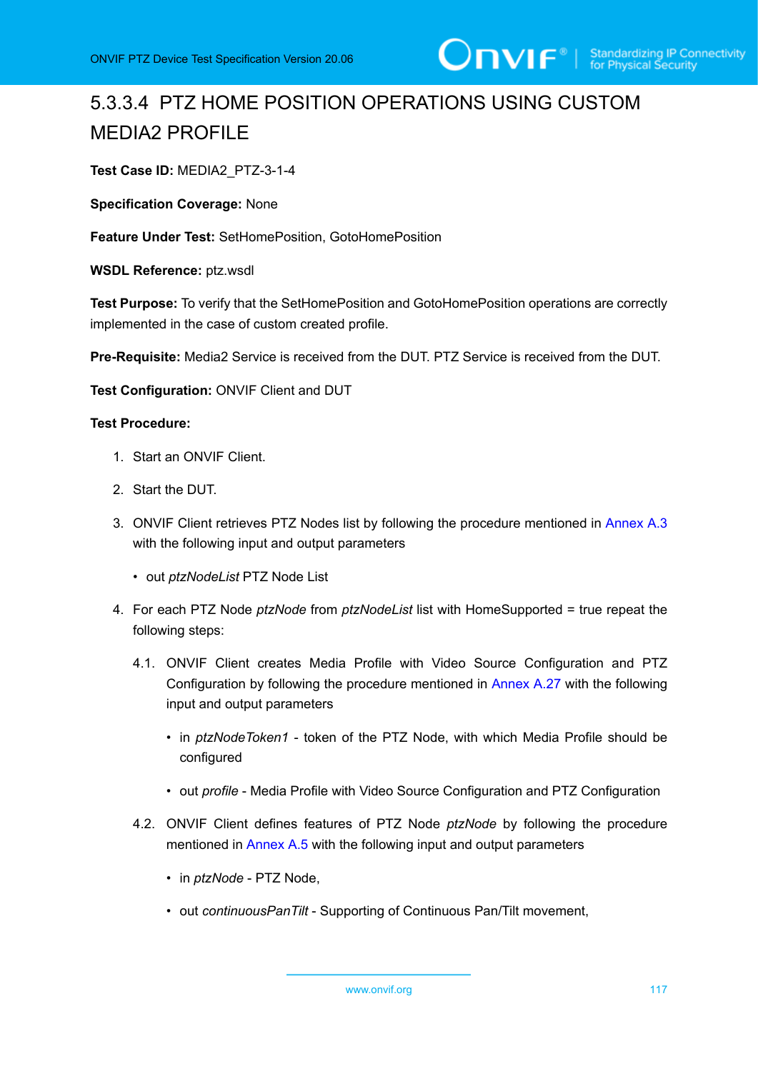### 5.3.3.4 PTZ HOME POSITION OPERATIONS USING CUSTOM MEDIA2 PROFILE

**Test Case ID:** MEDIA2_PTZ-3-1-4

**Specification Coverage:** None

**Feature Under Test:** SetHomePosition, GotoHomePosition

**WSDL Reference:** ptz.wsdl

**Test Purpose:** To verify that the SetHomePosition and GotoHomePosition operations are correctly implemented in the case of custom created profile.

**Pre-Requisite:** Media2 Service is received from the DUT. PTZ Service is received from the DUT.

**Test Configuration:** ONVIF Client and DUT

**Test Procedure:**

1. Start an ONVIF Client.
2. Start the DUT.
3. ONVIF Client retrieves PTZ Nodes list by following the procedure mentioned in Annex A.3 with the following input and output parameters
   - out *ptzNodeList* PTZ Node List
4. For each PTZ Node *ptzNode* from *ptzNodeList* list with HomeSupported = true repeat the following steps:

   4.1. ONVIF Client creates Media Profile with Video Source Configuration and PTZ Configuration by following the procedure mentioned in Annex A.27 with the following input and output parameters
   - in *ptzNodeToken1* - token of the PTZ Node, with which Media Profile should be configured
   - out *profile* - Media Profile with Video Source Configuration and PTZ Configuration

   4.2. ONVIF Client defines features of PTZ Node *ptzNode* by following the procedure mentioned in Annex A.5 with the following input and output parameters
   - in *ptzNode* - PTZ Node,
   - out *continuousPanTilt* - Supporting of Continuous Pan/Tilt movement,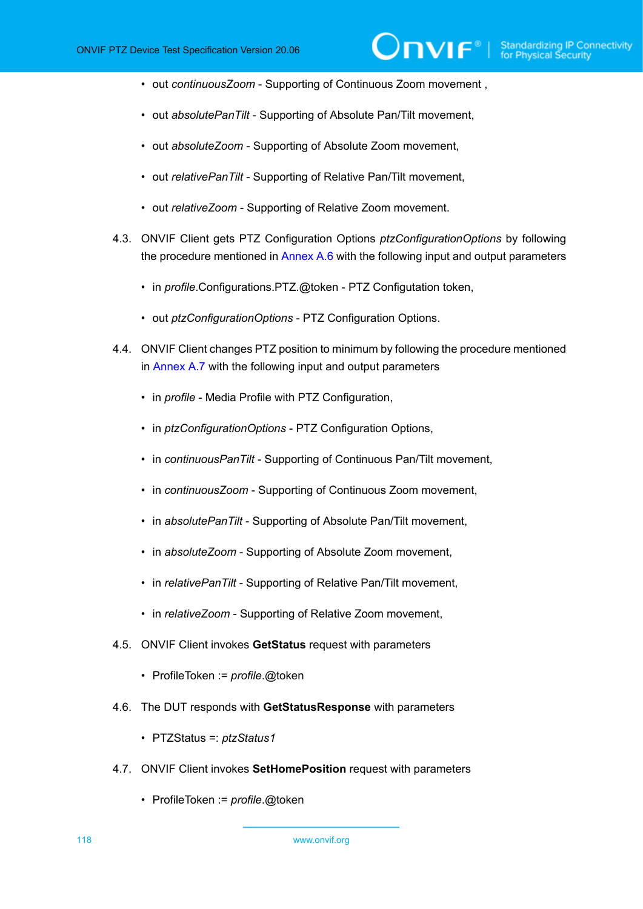- out *continuousZoom* - Supporting of Continuous Zoom movement ,
- out *absolutePanTilt* - Supporting of Absolute Pan/Tilt movement,
- out *absoluteZoom* - Supporting of Absolute Zoom movement,
- out *relativePanTilt* - Supporting of Relative Pan/Tilt movement,
- out *relativeZoom* - Supporting of Relative Zoom movement.

4.3. ONVIF Client gets PTZ Configuration Options *ptzConfigurationOptions* by following the procedure mentioned in Annex A.6 with the following input and output parameters

- in *profile*.Configurations.PTZ.@token - PTZ Configutation token,
- out *ptzConfigurationOptions* - PTZ Configuration Options.

4.4. ONVIF Client changes PTZ position to minimum by following the procedure mentioned in Annex A.7 with the following input and output parameters

- in *profile* - Media Profile with PTZ Configuration,
- in *ptzConfigurationOptions* - PTZ Configuration Options,
- in *continuousPanTilt* - Supporting of Continuous Pan/Tilt movement,
- in *continuousZoom* - Supporting of Continuous Zoom movement,
- in *absolutePanTilt* - Supporting of Absolute Pan/Tilt movement,
- in *absoluteZoom* - Supporting of Absolute Zoom movement,
- in *relativePanTilt* - Supporting of Relative Pan/Tilt movement,
- in *relativeZoom* - Supporting of Relative Zoom movement,

4.5. ONVIF Client invokes **GetStatus** request with parameters

- ProfileToken := *profile*.@token

4.6. The DUT responds with **GetStatusResponse** with parameters

- PTZStatus =: *ptzStatus1*

4.7. ONVIF Client invokes **SetHomePosition** request with parameters

- ProfileToken := *profile*.@token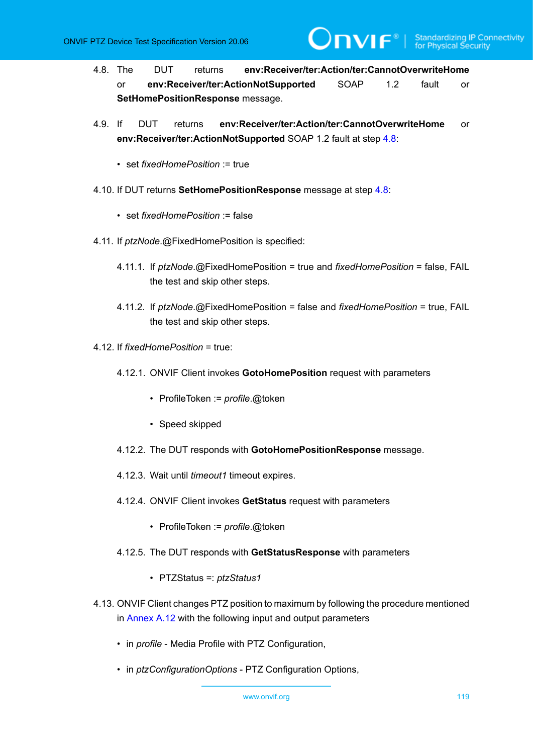4.8. The DUT returns **env:Receiver/ter:Action/ter:CannotOverwriteHome** or **env:Receiver/ter:ActionNotSupported** SOAP 1.2 fault or **SetHomePositionResponse** message.

4.9. If DUT returns **env:Receiver/ter:Action/ter:CannotOverwriteHome** or **env:Receiver/ter:ActionNotSupported** SOAP 1.2 fault at step 4.8:

- set *fixedHomePosition* := true

4.10. If DUT returns **SetHomePositionResponse** message at step 4.8:

- set *fixedHomePosition* := false

4.11. If *ptzNode*.@FixedHomePosition is specified:

4.11.1. If *ptzNode*.@FixedHomePosition = true and *fixedHomePosition* = false, FAIL the test and skip other steps.

4.11.2. If *ptzNode*.@FixedHomePosition = false and *fixedHomePosition* = true, FAIL the test and skip other steps.

4.12. If *fixedHomePosition* = true:

4.12.1. ONVIF Client invokes **GotoHomePosition** request with parameters

- ProfileToken := *profile*.@token
- Speed skipped

4.12.2. The DUT responds with **GotoHomePositionResponse** message.

4.12.3. Wait until *timeout1* timeout expires.

4.12.4. ONVIF Client invokes **GetStatus** request with parameters

- ProfileToken := *profile*.@token

4.12.5. The DUT responds with **GetStatusResponse** with parameters

- PTZStatus =: *ptzStatus1*

4.13. ONVIF Client changes PTZ position to maximum by following the procedure mentioned in Annex A.12 with the following input and output parameters

- in *profile* - Media Profile with PTZ Configuration,
- in *ptzConfigurationOptions* - PTZ Configuration Options,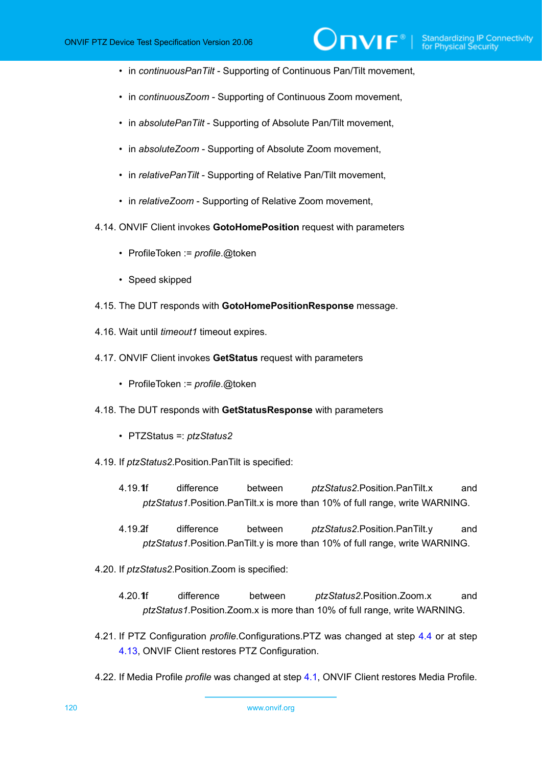- in *continuousPanTilt* - Supporting of Continuous Pan/Tilt movement,
- in *continuousZoom* - Supporting of Continuous Zoom movement,
- in *absolutePanTilt* - Supporting of Absolute Pan/Tilt movement,
- in *absoluteZoom* - Supporting of Absolute Zoom movement,
- in *relativePanTilt* - Supporting of Relative Pan/Tilt movement,
- in *relativeZoom* - Supporting of Relative Zoom movement,

4.14. ONVIF Client invokes **GotoHomePosition** request with parameters

- ProfileToken := *profile*.@token
- Speed skipped

4.15. The DUT responds with **GotoHomePositionResponse** message.

4.16. Wait until *timeout1* timeout expires.

4.17. ONVIF Client invokes **GetStatus** request with parameters

- ProfileToken := *profile*.@token

4.18. The DUT responds with **GetStatusResponse** with parameters

- PTZStatus =: *ptzStatus2*

4.19. If *ptzStatus2*.Position.PanTilt is specified:

4.19.1. If difference between *ptzStatus2*.Position.PanTilt.x and *ptzStatus1*.Position.PanTilt.x is more than 10% of full range, write WARNING.

4.19.2. If difference between *ptzStatus2*.Position.PanTilt.y and *ptzStatus1*.Position.PanTilt.y is more than 10% of full range, write WARNING.

4.20. If *ptzStatus2*.Position.Zoom is specified:

4.20.1. If difference between *ptzStatus2*.Position.Zoom.x and *ptzStatus1*.Position.Zoom.x is more than 10% of full range, write WARNING.

4.21. If PTZ Configuration *profile*.Configurations.PTZ was changed at step 4.4 or at step 4.13, ONVIF Client restores PTZ Configuration.

4.22. If Media Profile *profile* was changed at step 4.1, ONVIF Client restores Media Profile.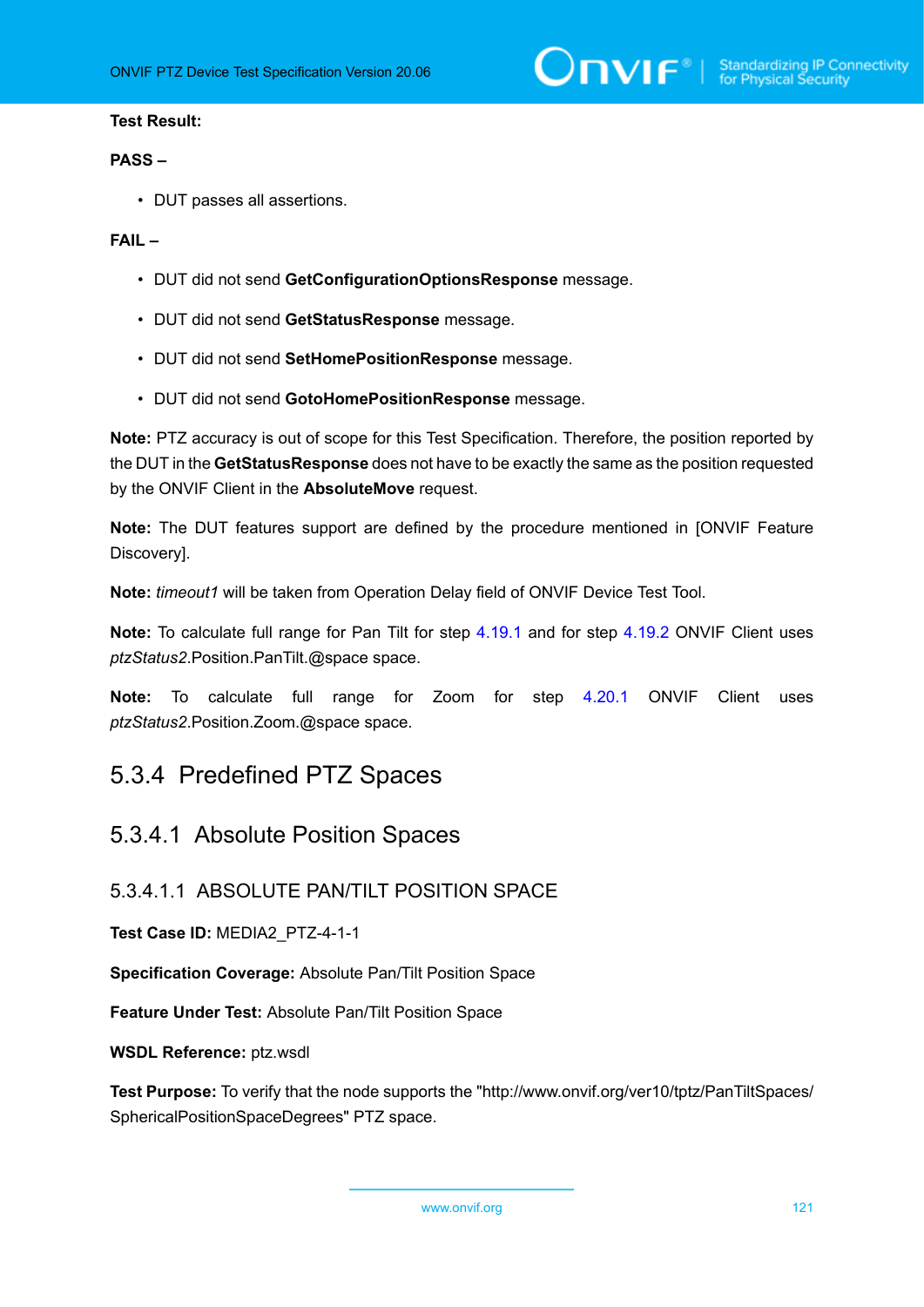**Test Result:**

**PASS –**

- DUT passes all assertions.

**FAIL –**

- DUT did not send **GetConfigurationOptionsResponse** message.
- DUT did not send **GetStatusResponse** message.
- DUT did not send **SetHomePositionResponse** message.
- DUT did not send **GotoHomePositionResponse** message.

**Note:** PTZ accuracy is out of scope for this Test Specification. Therefore, the position reported by the DUT in the **GetStatusResponse** does not have to be exactly the same as the position requested by the ONVIF Client in the **AbsoluteMove** request.

**Note:** The DUT features support are defined by the procedure mentioned in [ONVIF Feature Discovery].

**Note:** *timeout1* will be taken from Operation Delay field of ONVIF Device Test Tool.

**Note:** To calculate full range for Pan Tilt for step 4.19.1 and for step 4.19.2 ONVIF Client uses *ptzStatus2*.Position.PanTilt.@space space.

**Note:** To calculate full range for Zoom for step 4.20.1 ONVIF Client uses *ptzStatus2*.Position.Zoom.@space space.

## 5.3.4 Predefined PTZ Spaces

### 5.3.4.1 Absolute Position Spaces

#### 5.3.4.1.1 ABSOLUTE PAN/TILT POSITION SPACE

**Test Case ID:** MEDIA2_PTZ-4-1-1

**Specification Coverage:** Absolute Pan/Tilt Position Space

**Feature Under Test:** Absolute Pan/Tilt Position Space

**WSDL Reference:** ptz.wsdl

**Test Purpose:** To verify that the node supports the "http://www.onvif.org/ver10/tptz/PanTiltSpaces/SphericalPositionSpaceDegrees" PTZ space.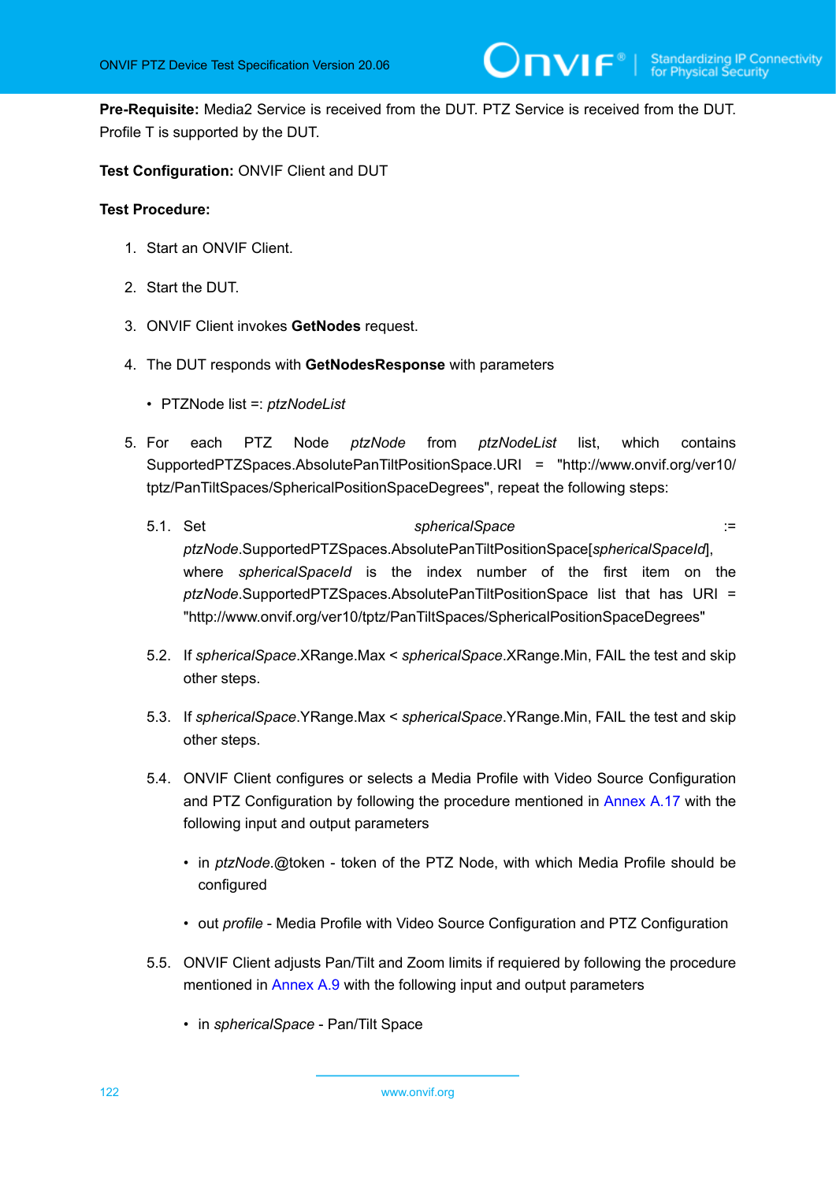**Pre-Requisite:** Media2 Service is received from the DUT. PTZ Service is received from the DUT. Profile T is supported by the DUT.

**Test Configuration:** ONVIF Client and DUT

**Test Procedure:**

1. Start an ONVIF Client.
2. Start the DUT.
3. ONVIF Client invokes **GetNodes** request.
4. The DUT responds with **GetNodesResponse** with parameters
   - PTZNode list =: *ptzNodeList*
5. For each PTZ Node *ptzNode* from *ptzNodeList* list, which contains SupportedPTZSpaces.AbsolutePanTiltPositionSpace.URI = "http://www.onvif.org/ver10/tptz/PanTiltSpaces/SphericalPositionSpaceDegrees", repeat the following steps:

   5.1. Set *sphericalSpace* := *ptzNode*.SupportedPTZSpaces.AbsolutePanTiltPositionSpace[*sphericalSpaceId*], where *sphericalSpaceId* is the index number of the first item on the *ptzNode*.SupportedPTZSpaces.AbsolutePanTiltPositionSpace list that has URI = "http://www.onvif.org/ver10/tptz/PanTiltSpaces/SphericalPositionSpaceDegrees"

   5.2. If *sphericalSpace*.XRange.Max < *sphericalSpace*.XRange.Min, FAIL the test and skip other steps.

   5.3. If *sphericalSpace*.YRange.Max < *sphericalSpace*.YRange.Min, FAIL the test and skip other steps.

   5.4. ONVIF Client configures or selects a Media Profile with Video Source Configuration and PTZ Configuration by following the procedure mentioned in Annex A.17 with the following input and output parameters

   - in *ptzNode*.@token - token of the PTZ Node, with which Media Profile should be configured
   - out *profile* - Media Profile with Video Source Configuration and PTZ Configuration

   5.5. ONVIF Client adjusts Pan/Tilt and Zoom limits if requiered by following the procedure mentioned in Annex A.9 with the following input and output parameters

   - in *sphericalSpace* - Pan/Tilt Space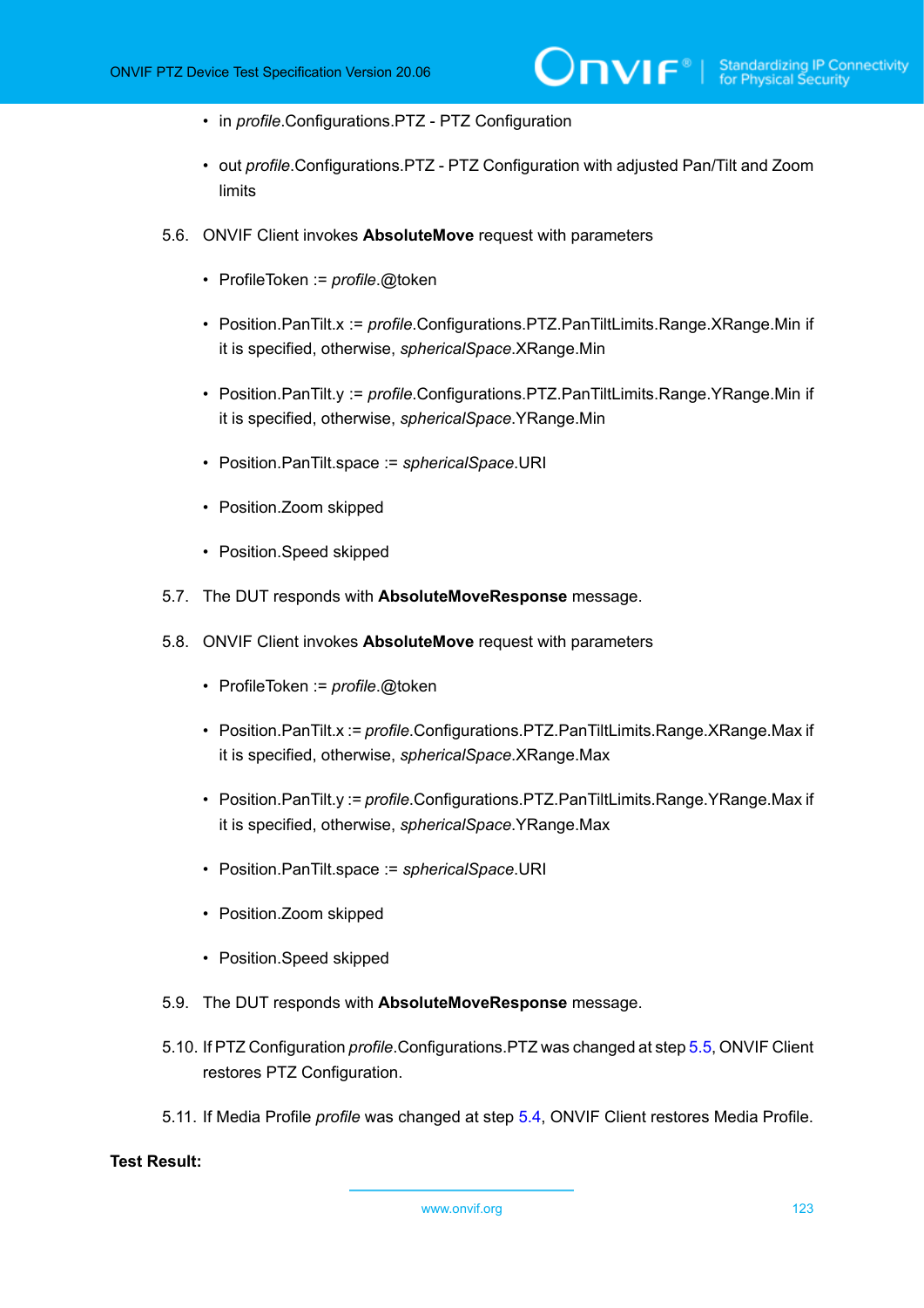- in *profile*.Configurations.PTZ - PTZ Configuration

- out *profile*.Configurations.PTZ - PTZ Configuration with adjusted Pan/Tilt and Zoom limits

5.6. ONVIF Client invokes **AbsoluteMove** request with parameters

- ProfileToken := *profile*.@token

- Position.PanTilt.x := *profile*.Configurations.PTZ.PanTiltLimits.Range.XRange.Min if it is specified, otherwise, *sphericalSpace*.XRange.Min

- Position.PanTilt.y := *profile*.Configurations.PTZ.PanTiltLimits.Range.YRange.Min if it is specified, otherwise, *sphericalSpace*.YRange.Min

- Position.PanTilt.space := *sphericalSpace*.URI

- Position.Zoom skipped

- Position.Speed skipped

5.7. The DUT responds with **AbsoluteMoveResponse** message.

5.8. ONVIF Client invokes **AbsoluteMove** request with parameters

- ProfileToken := *profile*.@token

- Position.PanTilt.x := *profile*.Configurations.PTZ.PanTiltLimits.Range.XRange.Max if it is specified, otherwise, *sphericalSpace*.XRange.Max

- Position.PanTilt.y := *profile*.Configurations.PTZ.PanTiltLimits.Range.YRange.Max if it is specified, otherwise, *sphericalSpace*.YRange.Max

- Position.PanTilt.space := *sphericalSpace*.URI

- Position.Zoom skipped

- Position.Speed skipped

5.9. The DUT responds with **AbsoluteMoveResponse** message.

5.10. If PTZ Configuration *profile*.Configurations.PTZ was changed at step 5.5, ONVIF Client restores PTZ Configuration.

5.11. If Media Profile *profile* was changed at step 5.4, ONVIF Client restores Media Profile.

**Test Result:**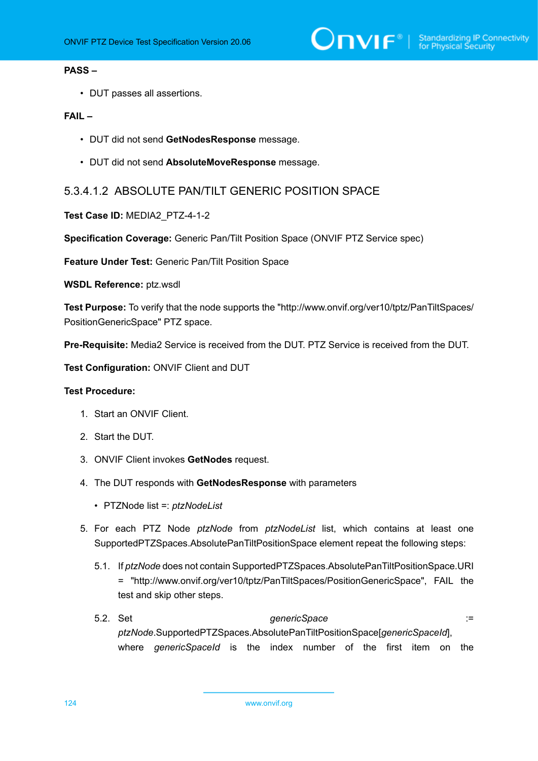**PASS –**

- DUT passes all assertions.

**FAIL –**

- DUT did not send **GetNodesResponse** message.
- DUT did not send **AbsoluteMoveResponse** message.

### 5.3.4.1.2 ABSOLUTE PAN/TILT GENERIC POSITION SPACE

**Test Case ID:** MEDIA2_PTZ-4-1-2

**Specification Coverage:** Generic Pan/Tilt Position Space (ONVIF PTZ Service spec)

**Feature Under Test:** Generic Pan/Tilt Position Space

**WSDL Reference:** ptz.wsdl

**Test Purpose:** To verify that the node supports the "http://www.onvif.org/ver10/tptz/PanTiltSpaces/PositionGenericSpace" PTZ space.

**Pre-Requisite:** Media2 Service is received from the DUT. PTZ Service is received from the DUT.

**Test Configuration:** ONVIF Client and DUT

**Test Procedure:**

1. Start an ONVIF Client.
2. Start the DUT.
3. ONVIF Client invokes **GetNodes** request.
4. The DUT responds with **GetNodesResponse** with parameters
   - PTZNode list =: *ptzNodeList*
5. For each PTZ Node *ptzNode* from *ptzNodeList* list, which contains at least one SupportedPTZSpaces.AbsolutePanTiltPositionSpace element repeat the following steps:

   5.1. If *ptzNode* does not contain SupportedPTZSpaces.AbsolutePanTiltPositionSpace.URI = "http://www.onvif.org/ver10/tptz/PanTiltSpaces/PositionGenericSpace", FAIL the test and skip other steps.

   5.2. Set *genericSpace* := *ptzNode*.SupportedPTZSpaces.AbsolutePanTiltPositionSpace[*genericSpaceId*], where *genericSpaceId* is the index number of the first item on the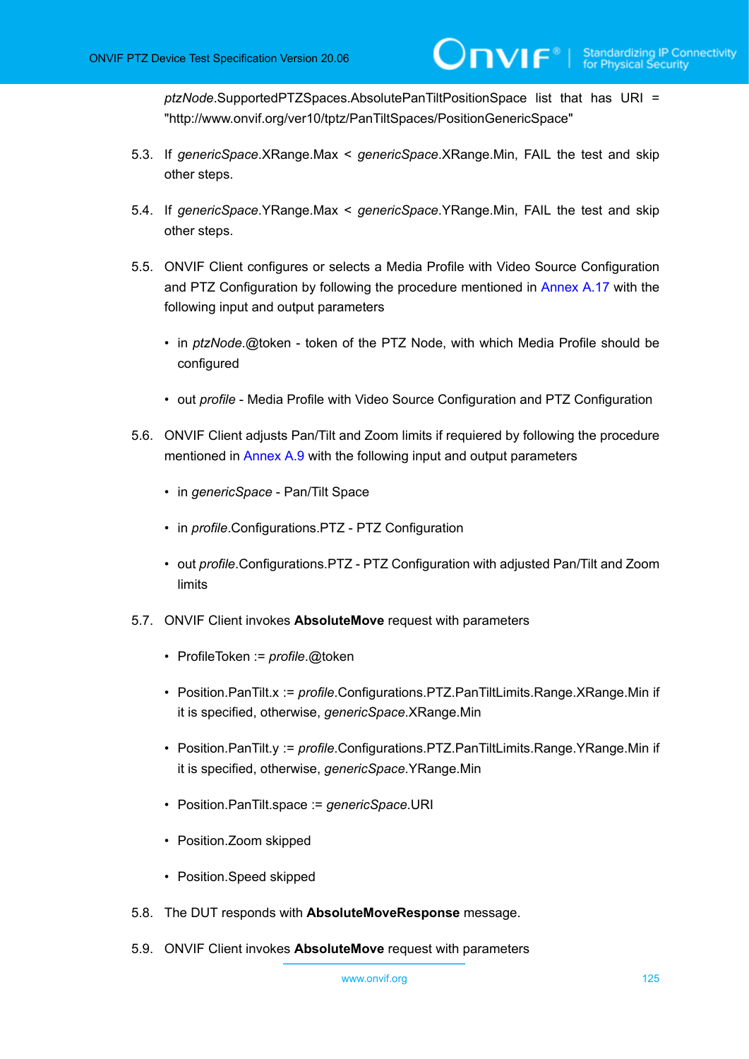*ptzNode*.SupportedPTZSpaces.AbsolutePanTiltPositionSpace list that has URI = "http://www.onvif.org/ver10/tptz/PanTiltSpaces/PositionGenericSpace"

5.3. If *genericSpace*.XRange.Max < *genericSpace*.XRange.Min, FAIL the test and skip other steps.

5.4. If *genericSpace*.YRange.Max < *genericSpace*.YRange.Min, FAIL the test and skip other steps.

5.5. ONVIF Client configures or selects a Media Profile with Video Source Configuration and PTZ Configuration by following the procedure mentioned in Annex A.17 with the following input and output parameters

- in *ptzNode*.@token - token of the PTZ Node, with which Media Profile should be configured
- out *profile* - Media Profile with Video Source Configuration and PTZ Configuration

5.6. ONVIF Client adjusts Pan/Tilt and Zoom limits if requiered by following the procedure mentioned in Annex A.9 with the following input and output parameters

- in *genericSpace* - Pan/Tilt Space
- in *profile*.Configurations.PTZ - PTZ Configuration
- out *profile*.Configurations.PTZ - PTZ Configuration with adjusted Pan/Tilt and Zoom limits

5.7. ONVIF Client invokes **AbsoluteMove** request with parameters

- ProfileToken := *profile*.@token
- Position.PanTilt.x := *profile*.Configurations.PTZ.PanTiltLimits.Range.XRange.Min if it is specified, otherwise, *genericSpace*.XRange.Min
- Position.PanTilt.y := *profile*.Configurations.PTZ.PanTiltLimits.Range.YRange.Min if it is specified, otherwise, *genericSpace*.YRange.Min
- Position.PanTilt.space := *genericSpace*.URI
- Position.Zoom skipped
- Position.Speed skipped

5.8. The DUT responds with **AbsoluteMoveResponse** message.

5.9. ONVIF Client invokes **AbsoluteMove** request with parameters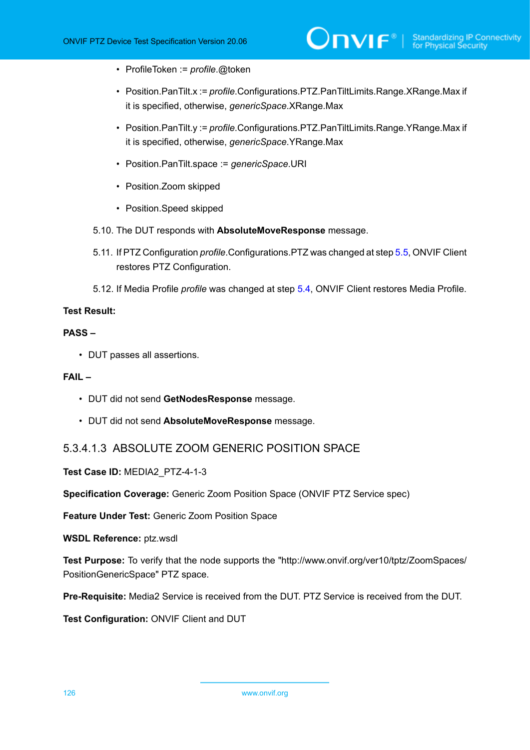- ProfileToken := *profile*.@token
- Position.PanTilt.x := *profile*.Configurations.PTZ.PanTiltLimits.Range.XRange.Max if it is specified, otherwise, *genericSpace*.XRange.Max
- Position.PanTilt.y := *profile*.Configurations.PTZ.PanTiltLimits.Range.YRange.Max if it is specified, otherwise, *genericSpace*.YRange.Max
- Position.PanTilt.space := *genericSpace*.URI
- Position.Zoom skipped
- Position.Speed skipped

5.10. The DUT responds with **AbsoluteMoveResponse** message.

5.11. If PTZ Configuration *profile*.Configurations.PTZ was changed at step 5.5, ONVIF Client restores PTZ Configuration.

5.12. If Media Profile *profile* was changed at step 5.4, ONVIF Client restores Media Profile.

**Test Result:**

**PASS –**

- DUT passes all assertions.

**FAIL –**

- DUT did not send **GetNodesResponse** message.
- DUT did not send **AbsoluteMoveResponse** message.

#### 5.3.4.1.3 ABSOLUTE ZOOM GENERIC POSITION SPACE

**Test Case ID:** MEDIA2_PTZ-4-1-3

**Specification Coverage:** Generic Zoom Position Space (ONVIF PTZ Service spec)

**Feature Under Test:** Generic Zoom Position Space

**WSDL Reference:** ptz.wsdl

**Test Purpose:** To verify that the node supports the "http://www.onvif.org/ver10/tptz/ZoomSpaces/PositionGenericSpace" PTZ space.

**Pre-Requisite:** Media2 Service is received from the DUT. PTZ Service is received from the DUT.

**Test Configuration:** ONVIF Client and DUT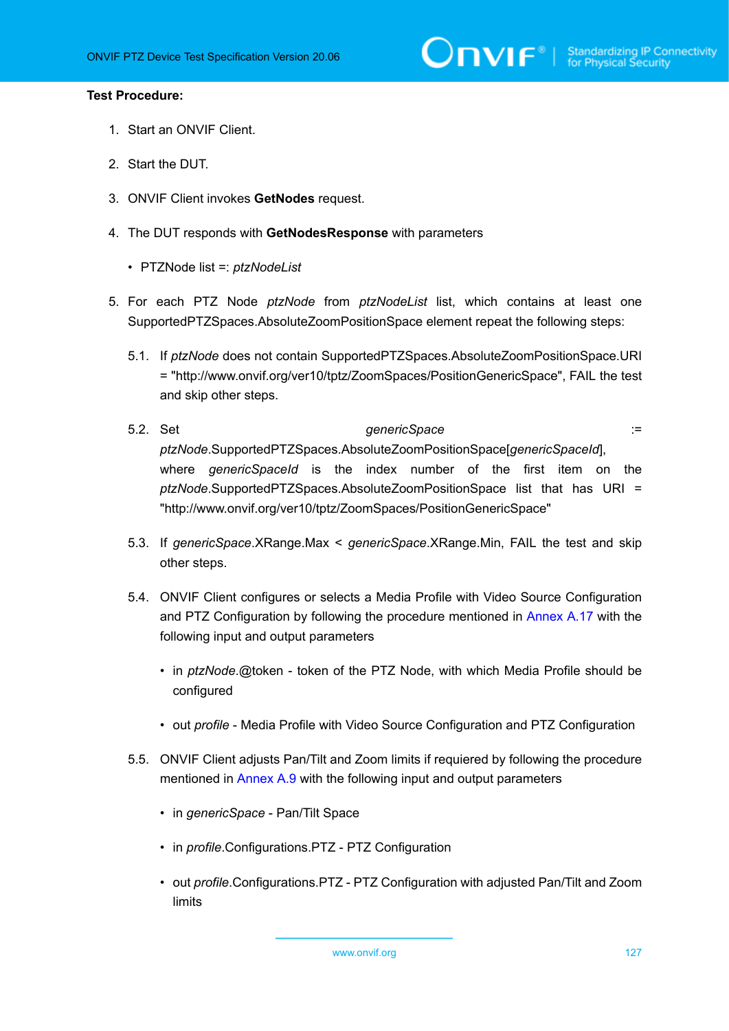**Test Procedure:**

1. Start an ONVIF Client.

2. Start the DUT.

3. ONVIF Client invokes **GetNodes** request.

4. The DUT responds with **GetNodesResponse** with parameters

   - PTZNode list =: *ptzNodeList*

5. For each PTZ Node *ptzNode* from *ptzNodeList* list, which contains at least one SupportedPTZSpaces.AbsoluteZoomPositionSpace element repeat the following steps:

   5.1. If *ptzNode* does not contain SupportedPTZSpaces.AbsoluteZoomPositionSpace.URI = "http://www.onvif.org/ver10/tptz/ZoomSpaces/PositionGenericSpace", FAIL the test and skip other steps.

   5.2. Set *genericSpace* := *ptzNode*.SupportedPTZSpaces.AbsoluteZoomPositionSpace[*genericSpaceId*], where *genericSpaceId* is the index number of the first item on the *ptzNode*.SupportedPTZSpaces.AbsoluteZoomPositionSpace list that has URI = "http://www.onvif.org/ver10/tptz/ZoomSpaces/PositionGenericSpace"

   5.3. If *genericSpace*.XRange.Max < *genericSpace*.XRange.Min, FAIL the test and skip other steps.

   5.4. ONVIF Client configures or selects a Media Profile with Video Source Configuration and PTZ Configuration by following the procedure mentioned in Annex A.17 with the following input and output parameters

      - in *ptzNode*.@token - token of the PTZ Node, with which Media Profile should be configured

      - out *profile* - Media Profile with Video Source Configuration and PTZ Configuration

   5.5. ONVIF Client adjusts Pan/Tilt and Zoom limits if requiered by following the procedure mentioned in Annex A.9 with the following input and output parameters

      - in *genericSpace* - Pan/Tilt Space

      - in *profile*.Configurations.PTZ - PTZ Configuration

      - out *profile*.Configurations.PTZ - PTZ Configuration with adjusted Pan/Tilt and Zoom limits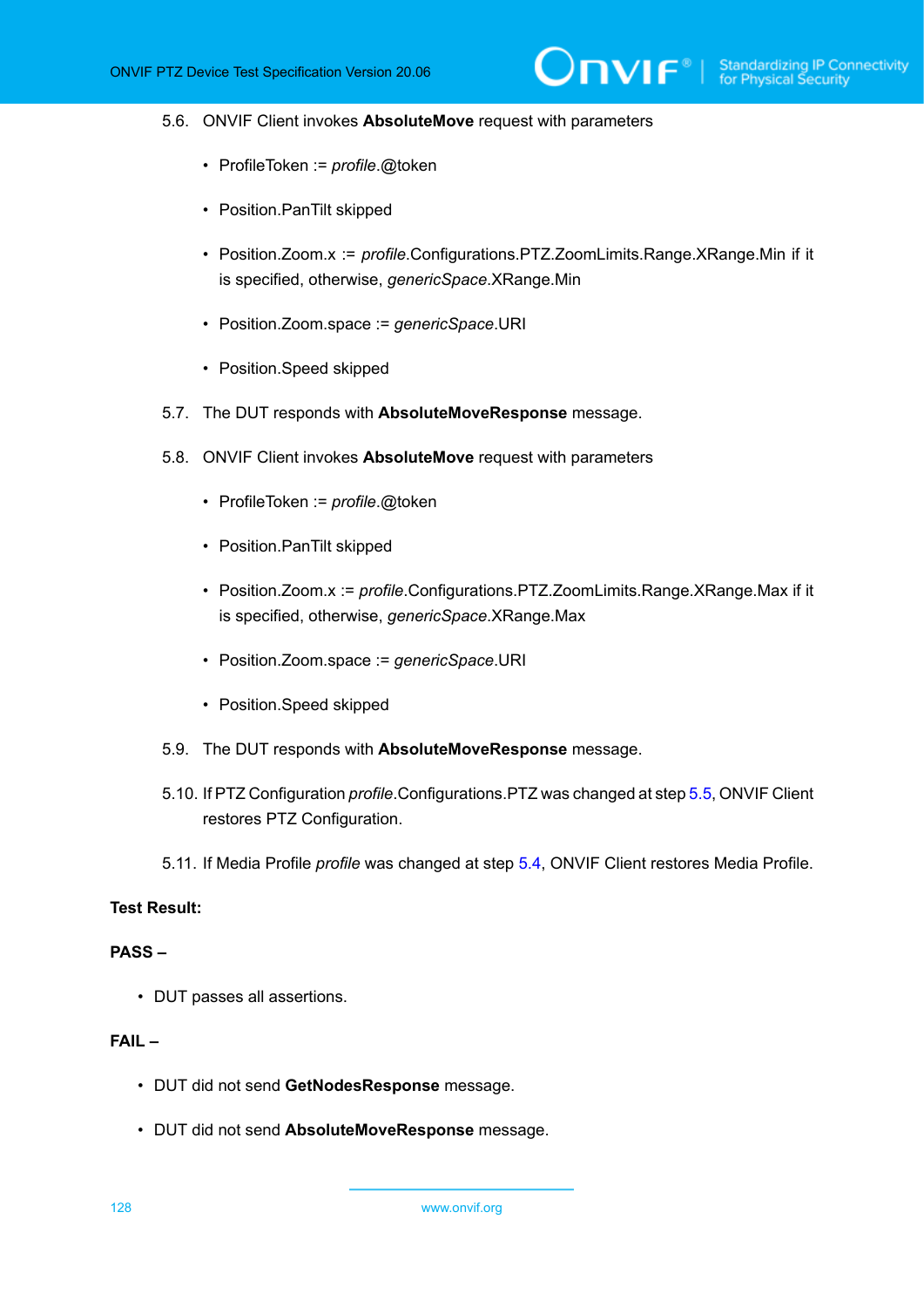5.6. ONVIF Client invokes **AbsoluteMove** request with parameters

- ProfileToken := *profile*.@token
- Position.PanTilt skipped
- Position.Zoom.x := *profile*.Configurations.PTZ.ZoomLimits.Range.XRange.Min if it is specified, otherwise, *genericSpace*.XRange.Min
- Position.Zoom.space := *genericSpace*.URI
- Position.Speed skipped

5.7. The DUT responds with **AbsoluteMoveResponse** message.

5.8. ONVIF Client invokes **AbsoluteMove** request with parameters

- ProfileToken := *profile*.@token
- Position.PanTilt skipped
- Position.Zoom.x := *profile*.Configurations.PTZ.ZoomLimits.Range.XRange.Max if it is specified, otherwise, *genericSpace*.XRange.Max
- Position.Zoom.space := *genericSpace*.URI
- Position.Speed skipped

5.9. The DUT responds with **AbsoluteMoveResponse** message.

5.10. If PTZ Configuration *profile*.Configurations.PTZ was changed at step 5.5, ONVIF Client restores PTZ Configuration.

5.11. If Media Profile *profile* was changed at step 5.4, ONVIF Client restores Media Profile.

**Test Result:**

**PASS –**

- DUT passes all assertions.

**FAIL –**

- DUT did not send **GetNodesResponse** message.
- DUT did not send **AbsoluteMoveResponse** message.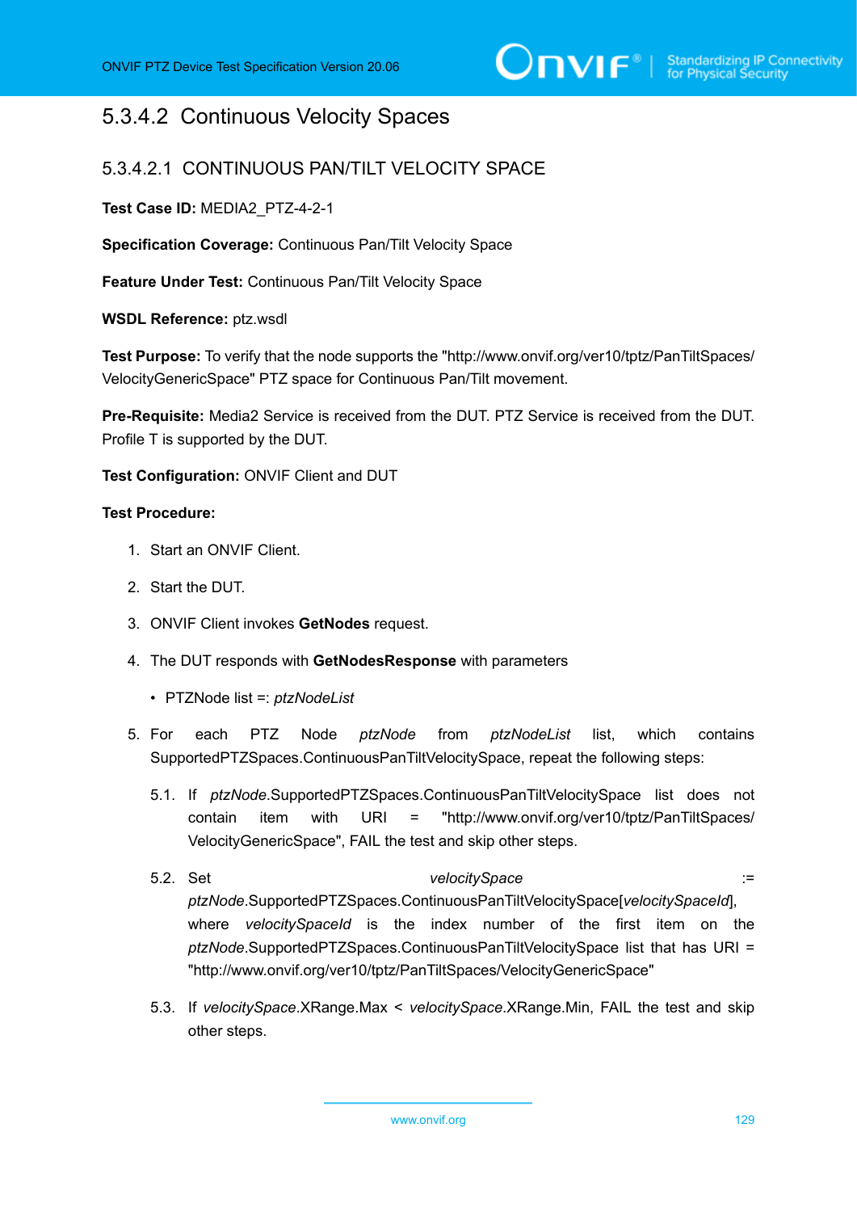### 5.3.4.2 Continuous Velocity Spaces

#### 5.3.4.2.1 CONTINUOUS PAN/TILT VELOCITY SPACE

**Test Case ID:** MEDIA2_PTZ-4-2-1

**Specification Coverage:** Continuous Pan/Tilt Velocity Space

**Feature Under Test:** Continuous Pan/Tilt Velocity Space

**WSDL Reference:** ptz.wsdl

**Test Purpose:** To verify that the node supports the "http://www.onvif.org/ver10/tptz/PanTiltSpaces/VelocityGenericSpace" PTZ space for Continuous Pan/Tilt movement.

**Pre-Requisite:** Media2 Service is received from the DUT. PTZ Service is received from the DUT. Profile T is supported by the DUT.

**Test Configuration:** ONVIF Client and DUT

**Test Procedure:**

1. Start an ONVIF Client.
2. Start the DUT.
3. ONVIF Client invokes **GetNodes** request.
4. The DUT responds with **GetNodesResponse** with parameters
   - PTZNode list =: *ptzNodeList*
5. For each PTZ Node *ptzNode* from *ptzNodeList* list, which contains SupportedPTZSpaces.ContinuousPanTiltVelocitySpace, repeat the following steps:
   5.1. If *ptzNode*.SupportedPTZSpaces.ContinuousPanTiltVelocitySpace list does not contain item with URI = "http://www.onvif.org/ver10/tptz/PanTiltSpaces/VelocityGenericSpace", FAIL the test and skip other steps.
   5.2. Set *velocitySpace* := *ptzNode*.SupportedPTZSpaces.ContinuousPanTiltVelocitySpace[*velocitySpaceId*], where *velocitySpaceId* is the index number of the first item on the *ptzNode*.SupportedPTZSpaces.ContinuousPanTiltVelocitySpace list that has URI = "http://www.onvif.org/ver10/tptz/PanTiltSpaces/VelocityGenericSpace"
   5.3. If *velocitySpace*.XRange.Max < *velocitySpace*.XRange.Min, FAIL the test and skip other steps.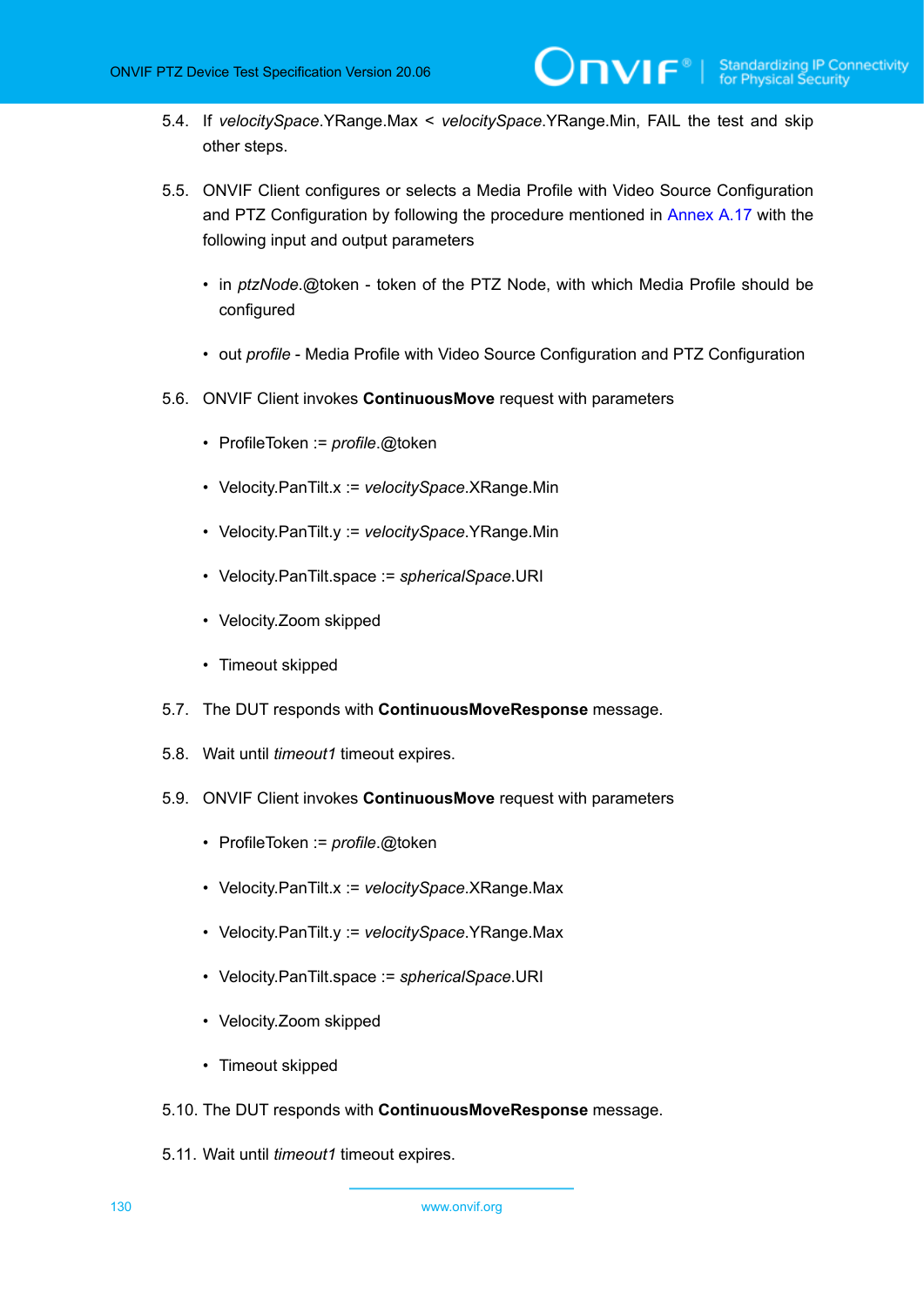5.4. If *velocitySpace*.YRange.Max < *velocitySpace*.YRange.Min, FAIL the test and skip other steps.

5.5. ONVIF Client configures or selects a Media Profile with Video Source Configuration and PTZ Configuration by following the procedure mentioned in Annex A.17 with the following input and output parameters

- in *ptzNode*.@token - token of the PTZ Node, with which Media Profile should be configured
- out *profile* - Media Profile with Video Source Configuration and PTZ Configuration

5.6. ONVIF Client invokes **ContinuousMove** request with parameters

- ProfileToken := *profile*.@token
- Velocity.PanTilt.x := *velocitySpace*.XRange.Min
- Velocity.PanTilt.y := *velocitySpace*.YRange.Min
- Velocity.PanTilt.space := *sphericalSpace*.URI
- Velocity.Zoom skipped
- Timeout skipped

5.7. The DUT responds with **ContinuousMoveResponse** message.

5.8. Wait until *timeout1* timeout expires.

5.9. ONVIF Client invokes **ContinuousMove** request with parameters

- ProfileToken := *profile*.@token
- Velocity.PanTilt.x := *velocitySpace*.XRange.Max
- Velocity.PanTilt.y := *velocitySpace*.YRange.Max
- Velocity.PanTilt.space := *sphericalSpace*.URI
- Velocity.Zoom skipped
- Timeout skipped

5.10. The DUT responds with **ContinuousMoveResponse** message.

5.11. Wait until *timeout1* timeout expires.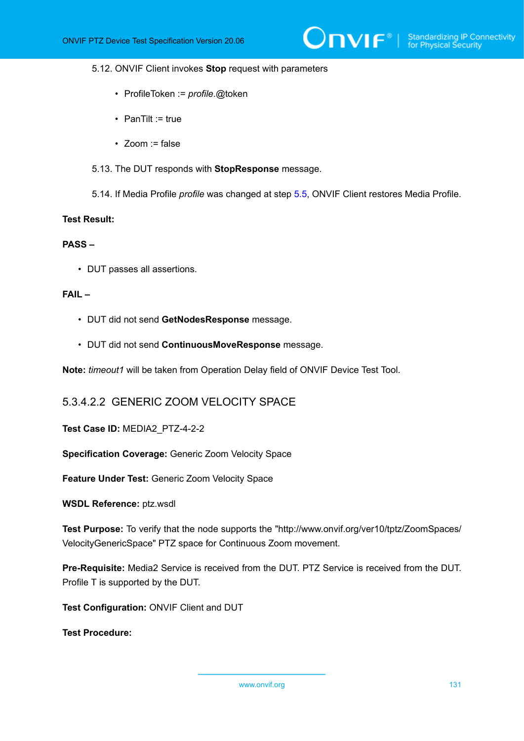5.12. ONVIF Client invokes **Stop** request with parameters

- ProfileToken := *profile*.@token
- PanTilt := true
- Zoom := false

5.13. The DUT responds with **StopResponse** message.

5.14. If Media Profile *profile* was changed at step 5.5, ONVIF Client restores Media Profile.

**Test Result:**

**PASS –**

- DUT passes all assertions.

**FAIL –**

- DUT did not send **GetNodesResponse** message.
- DUT did not send **ContinuousMoveResponse** message.

**Note:** *timeout1* will be taken from Operation Delay field of ONVIF Device Test Tool.

#### 5.3.4.2.2 GENERIC ZOOM VELOCITY SPACE

**Test Case ID:** MEDIA2_PTZ-4-2-2

**Specification Coverage:** Generic Zoom Velocity Space

**Feature Under Test:** Generic Zoom Velocity Space

**WSDL Reference:** ptz.wsdl

**Test Purpose:** To verify that the node supports the "http://www.onvif.org/ver10/tptz/ZoomSpaces/VelocityGenericSpace" PTZ space for Continuous Zoom movement.

**Pre-Requisite:** Media2 Service is received from the DUT. PTZ Service is received from the DUT. Profile T is supported by the DUT.

**Test Configuration:** ONVIF Client and DUT

**Test Procedure:**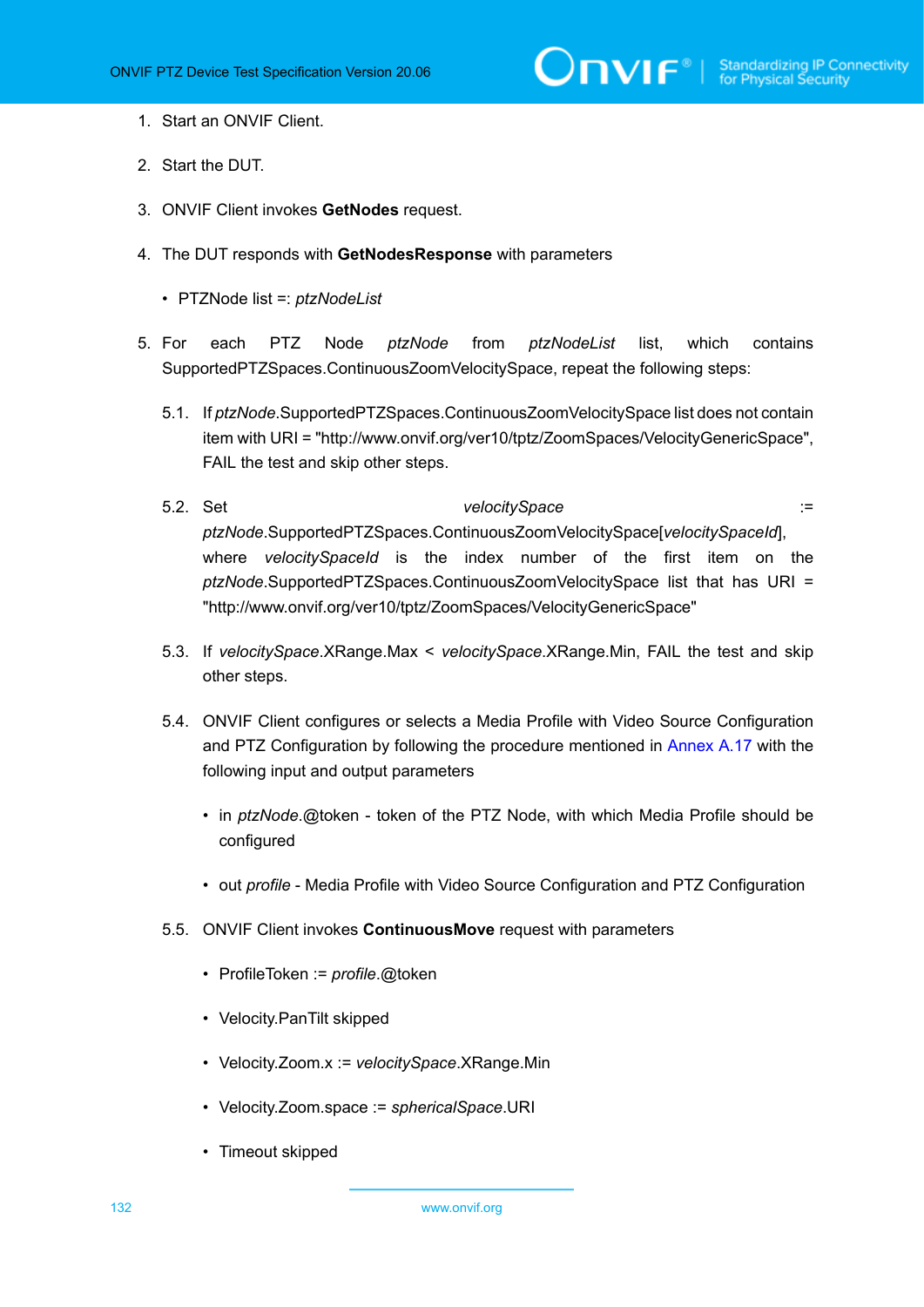1. Start an ONVIF Client.

2. Start the DUT.

3. ONVIF Client invokes **GetNodes** request.

4. The DUT responds with **GetNodesResponse** with parameters

   - PTZNode list =: *ptzNodeList*

5. For each PTZ Node *ptzNode* from *ptzNodeList* list, which contains SupportedPTZSpaces.ContinuousZoomVelocitySpace, repeat the following steps:

   5.1. If *ptzNode*.SupportedPTZSpaces.ContinuousZoomVelocitySpace list does not contain item with URI = "http://www.onvif.org/ver10/tptz/ZoomSpaces/VelocityGenericSpace", FAIL the test and skip other steps.

   5.2. Set *velocitySpace* := *ptzNode*.SupportedPTZSpaces.ContinuousZoomVelocitySpace[*velocitySpaceId*], where *velocitySpaceId* is the index number of the first item on the *ptzNode*.SupportedPTZSpaces.ContinuousZoomVelocitySpace list that has URI = "http://www.onvif.org/ver10/tptz/ZoomSpaces/VelocityGenericSpace"

   5.3. If *velocitySpace*.XRange.Max < *velocitySpace*.XRange.Min, FAIL the test and skip other steps.

   5.4. ONVIF Client configures or selects a Media Profile with Video Source Configuration and PTZ Configuration by following the procedure mentioned in Annex A.17 with the following input and output parameters

   - in *ptzNode*.@token - token of the PTZ Node, with which Media Profile should be configured
   - out *profile* - Media Profile with Video Source Configuration and PTZ Configuration

   5.5. ONVIF Client invokes **ContinuousMove** request with parameters

   - ProfileToken := *profile*.@token
   - Velocity.PanTilt skipped
   - Velocity.Zoom.x := *velocitySpace*.XRange.Min
   - Velocity.Zoom.space := *sphericalSpace*.URI
   - Timeout skipped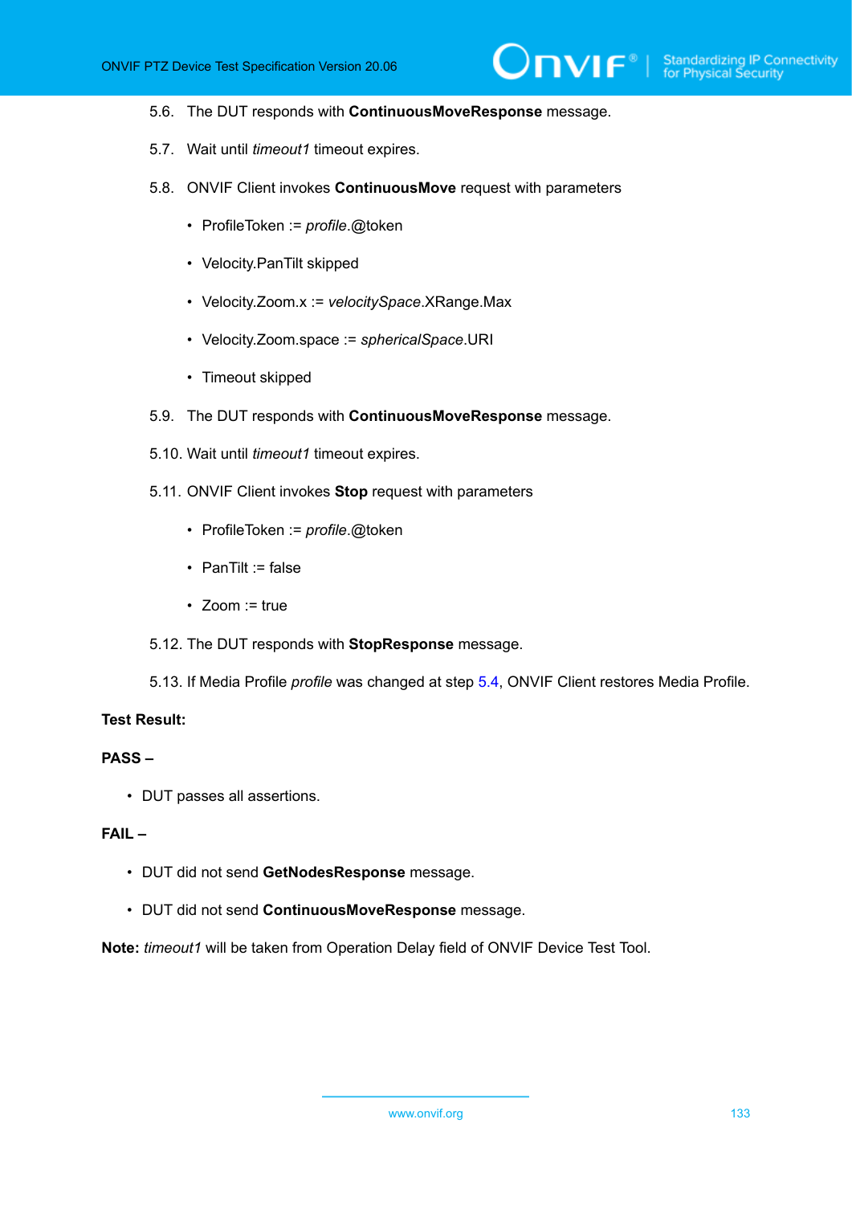5.6. The DUT responds with **ContinuousMoveResponse** message.

5.7. Wait until *timeout1* timeout expires.

5.8. ONVIF Client invokes **ContinuousMove** request with parameters

- ProfileToken := *profile*.@token
- Velocity.PanTilt skipped
- Velocity.Zoom.x := *velocitySpace*.XRange.Max
- Velocity.Zoom.space := *sphericalSpace*.URI
- Timeout skipped

5.9. The DUT responds with **ContinuousMoveResponse** message.

5.10. Wait until *timeout1* timeout expires.

5.11. ONVIF Client invokes **Stop** request with parameters

- ProfileToken := *profile*.@token
- PanTilt := false
- Zoom := true

5.12. The DUT responds with **StopResponse** message.

5.13. If Media Profile *profile* was changed at step 5.4, ONVIF Client restores Media Profile.

**Test Result:**

**PASS –**

- DUT passes all assertions.

**FAIL –**

- DUT did not send **GetNodesResponse** message.
- DUT did not send **ContinuousMoveResponse** message.

**Note:** *timeout1* will be taken from Operation Delay field of ONVIF Device Test Tool.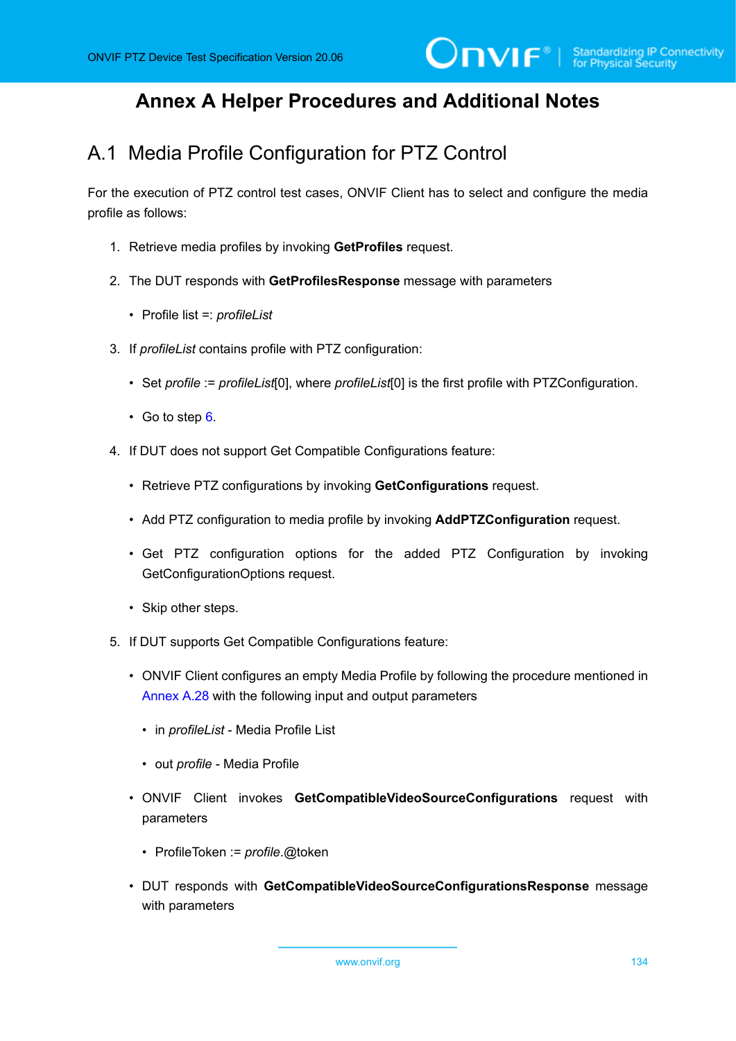# Annex A Helper Procedures and Additional Notes

## A.1 Media Profile Configuration for PTZ Control

For the execution of PTZ control test cases, ONVIF Client has to select and configure the media profile as follows:

1. Retrieve media profiles by invoking **GetProfiles** request.

2. The DUT responds with **GetProfilesResponse** message with parameters

   - Profile list =: *profileList*

3. If *profileList* contains profile with PTZ configuration:

   - Set *profile* := *profileList*[0], where *profileList*[0] is the first profile with PTZConfiguration.

   - Go to step 6.

4. If DUT does not support Get Compatible Configurations feature:

   - Retrieve PTZ configurations by invoking **GetConfigurations** request.

   - Add PTZ configuration to media profile by invoking **AddPTZConfiguration** request.

   - Get PTZ configuration options for the added PTZ Configuration by invoking GetConfigurationOptions request.

   - Skip other steps.

5. If DUT supports Get Compatible Configurations feature:

   - ONVIF Client configures an empty Media Profile by following the procedure mentioned in Annex A.28 with the following input and output parameters

     - in *profileList* - Media Profile List

     - out *profile* - Media Profile

   - ONVIF Client invokes **GetCompatibleVideoSourceConfigurations** request with parameters

     - ProfileToken := *profile*.@token

   - DUT responds with **GetCompatibleVideoSourceConfigurationsResponse** message with parameters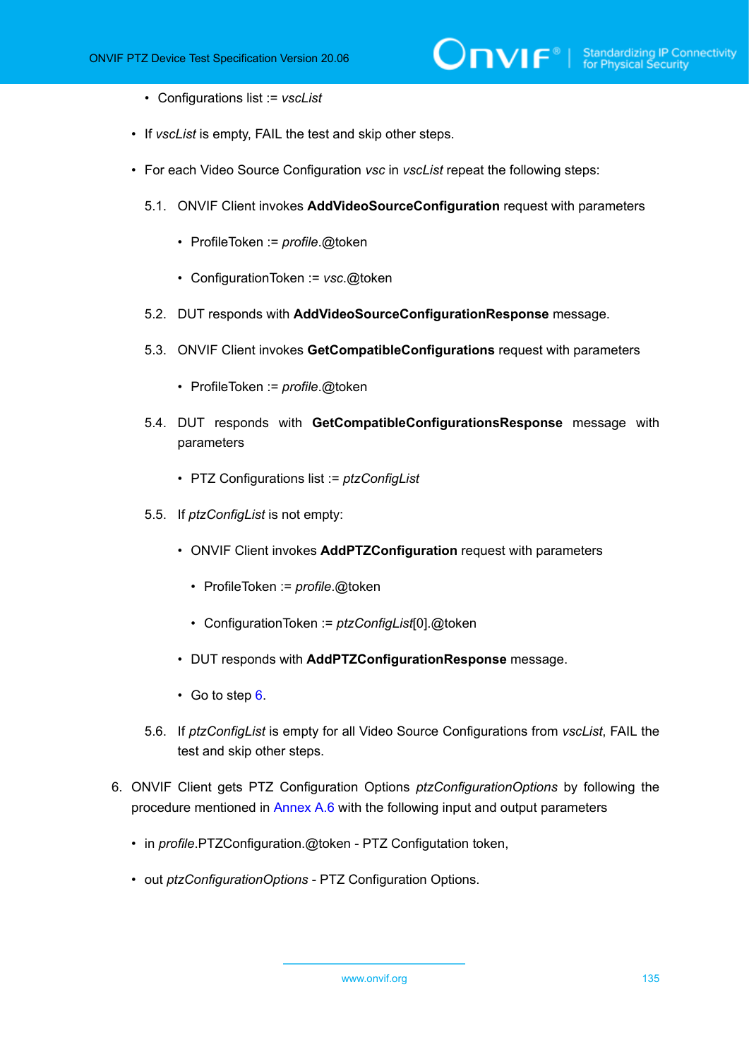- Configurations list := *vscList*

- If *vscList* is empty, FAIL the test and skip other steps.

- For each Video Source Configuration *vsc* in *vscList* repeat the following steps:

    5.1. ONVIF Client invokes **AddVideoSourceConfiguration** request with parameters

    - ProfileToken := *profile*.@token

    - ConfigurationToken := *vsc*.@token

    5.2. DUT responds with **AddVideoSourceConfigurationResponse** message.

    5.3. ONVIF Client invokes **GetCompatibleConfigurations** request with parameters

    - ProfileToken := *profile*.@token

    5.4. DUT responds with **GetCompatibleConfigurationsResponse** message with parameters

    - PTZ Configurations list := *ptzConfigList*

    5.5. If *ptzConfigList* is not empty:

    - ONVIF Client invokes **AddPTZConfiguration** request with parameters

        - ProfileToken := *profile*.@token

        - ConfigurationToken := *ptzConfigList*[0].@token

    - DUT responds with **AddPTZConfigurationResponse** message.

    - Go to step 6.

    5.6. If *ptzConfigList* is empty for all Video Source Configurations from *vscList*, FAIL the test and skip other steps.

6. ONVIF Client gets PTZ Configuration Options *ptzConfigurationOptions* by following the procedure mentioned in Annex A.6 with the following input and output parameters

- in *profile*.PTZConfiguration.@token - PTZ Configutation token,

- out *ptzConfigurationOptions* - PTZ Configuration Options.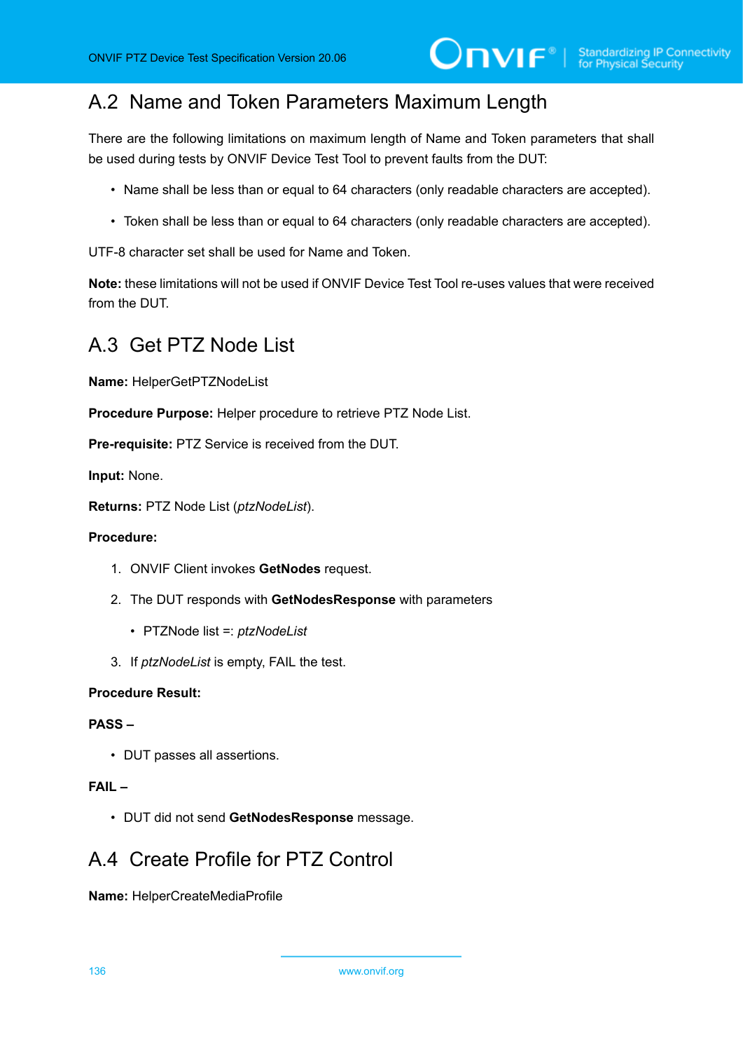## A.2 Name and Token Parameters Maximum Length

There are the following limitations on maximum length of Name and Token parameters that shall be used during tests by ONVIF Device Test Tool to prevent faults from the DUT:

- Name shall be less than or equal to 64 characters (only readable characters are accepted).
- Token shall be less than or equal to 64 characters (only readable characters are accepted).

UTF-8 character set shall be used for Name and Token.

**Note:** these limitations will not be used if ONVIF Device Test Tool re-uses values that were received from the DUT.

## A.3 Get PTZ Node List

**Name:** HelperGetPTZNodeList

**Procedure Purpose:** Helper procedure to retrieve PTZ Node List.

**Pre-requisite:** PTZ Service is received from the DUT.

**Input:** None.

**Returns:** PTZ Node List (*ptzNodeList*).

**Procedure:**

1. ONVIF Client invokes **GetNodes** request.
2. The DUT responds with **GetNodesResponse** with parameters
   - PTZNode list =: *ptzNodeList*
3. If *ptzNodeList* is empty, FAIL the test.

**Procedure Result:**

**PASS –**

- DUT passes all assertions.

**FAIL –**

- DUT did not send **GetNodesResponse** message.

## A.4 Create Profile for PTZ Control

**Name:** HelperCreateMediaProfile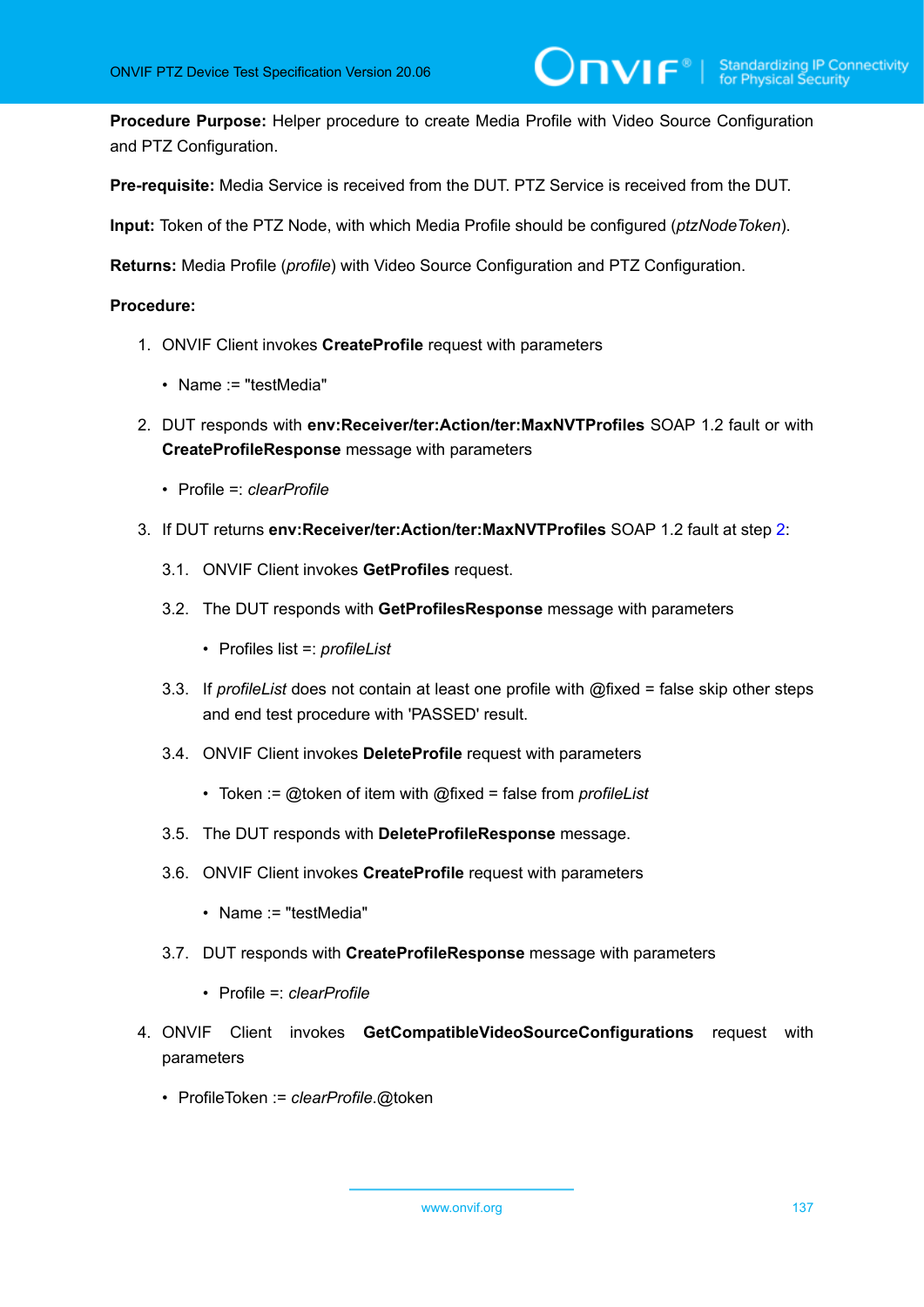**Procedure Purpose:** Helper procedure to create Media Profile with Video Source Configuration and PTZ Configuration.

**Pre-requisite:** Media Service is received from the DUT. PTZ Service is received from the DUT.

**Input:** Token of the PTZ Node, with which Media Profile should be configured (*ptzNodeToken*).

**Returns:** Media Profile (*profile*) with Video Source Configuration and PTZ Configuration.

**Procedure:**

1. ONVIF Client invokes **CreateProfile** request with parameters
   - Name := "testMedia"
2. DUT responds with **env:Receiver/ter:Action/ter:MaxNVTProfiles** SOAP 1.2 fault or with **CreateProfileResponse** message with parameters
   - Profile =: *clearProfile*
3. If DUT returns **env:Receiver/ter:Action/ter:MaxNVTProfiles** SOAP 1.2 fault at step 2:
   
   3.1. ONVIF Client invokes **GetProfiles** request.
   
   3.2. The DUT responds with **GetProfilesResponse** message with parameters
   - Profiles list =: *profileList*
   
   3.3. If *profileList* does not contain at least one profile with @fixed = false skip other steps and end test procedure with 'PASSED' result.
   
   3.4. ONVIF Client invokes **DeleteProfile** request with parameters
   - Token := @token of item with @fixed = false from *profileList*
   
   3.5. The DUT responds with **DeleteProfileResponse** message.
   
   3.6. ONVIF Client invokes **CreateProfile** request with parameters
   - Name := "testMedia"
   
   3.7. DUT responds with **CreateProfileResponse** message with parameters
   - Profile =: *clearProfile*
4. ONVIF Client invokes **GetCompatibleVideoSourceConfigurations** request with parameters
   - ProfileToken := *clearProfile*.@token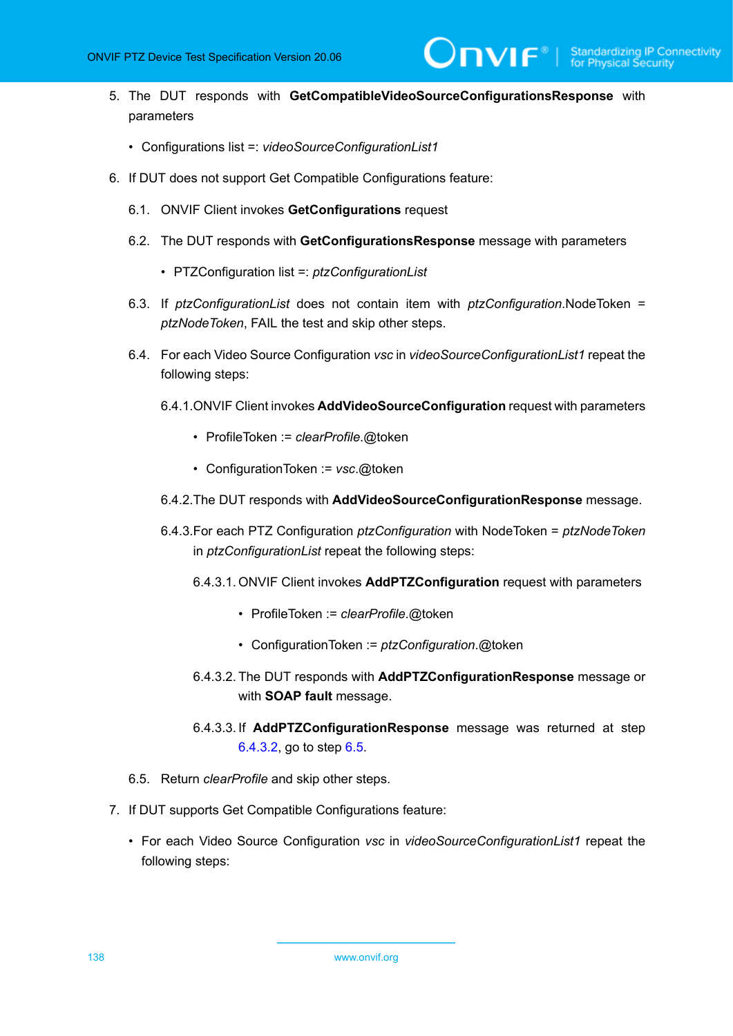5. The DUT responds with **GetCompatibleVideoSourceConfigurationsResponse** with parameters

    - Configurations list =: *videoSourceConfigurationList1*

6. If DUT does not support Get Compatible Configurations feature:

    6.1. ONVIF Client invokes **GetConfigurations** request

    6.2. The DUT responds with **GetConfigurationsResponse** message with parameters

    - PTZConfiguration list =: *ptzConfigurationList*

    6.3. If *ptzConfigurationList* does not contain item with *ptzConfiguration*.NodeToken = *ptzNodeToken*, FAIL the test and skip other steps.

    6.4. For each Video Source Configuration *vsc* in *videoSourceConfigurationList1* repeat the following steps:

    6.4.1. ONVIF Client invokes **AddVideoSourceConfiguration** request with parameters

    - ProfileToken := *clearProfile*.@token
    - ConfigurationToken := *vsc*.@token

    6.4.2. The DUT responds with **AddVideoSourceConfigurationResponse** message.

    6.4.3. For each PTZ Configuration *ptzConfiguration* with NodeToken = *ptzNodeToken* in *ptzConfigurationList* repeat the following steps:

    6.4.3.1. ONVIF Client invokes **AddPTZConfiguration** request with parameters

    - ProfileToken := *clearProfile*.@token
    - ConfigurationToken := *ptzConfiguration*.@token

    6.4.3.2. The DUT responds with **AddPTZConfigurationResponse** message or with **SOAP fault** message.

    6.4.3.3. If **AddPTZConfigurationResponse** message was returned at step 6.4.3.2, go to step 6.5.

    6.5. Return *clearProfile* and skip other steps.

7. If DUT supports Get Compatible Configurations feature:

    - For each Video Source Configuration *vsc* in *videoSourceConfigurationList1* repeat the following steps: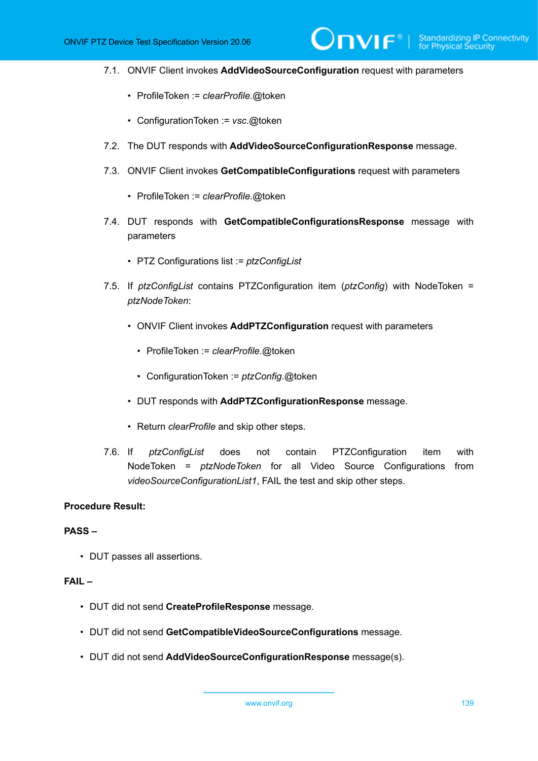7.1. ONVIF Client invokes **AddVideoSourceConfiguration** request with parameters

- ProfileToken := *clearProfile*.@token
- ConfigurationToken := *vsc*.@token

7.2. The DUT responds with **AddVideoSourceConfigurationResponse** message.

7.3. ONVIF Client invokes **GetCompatibleConfigurations** request with parameters

- ProfileToken := *clearProfile*.@token

7.4. DUT responds with **GetCompatibleConfigurationsResponse** message with parameters

- PTZ Configurations list := *ptzConfigList*

7.5. If *ptzConfigList* contains PTZConfiguration item (*ptzConfig*) with NodeToken = *ptzNodeToken*:

- ONVIF Client invokes **AddPTZConfiguration** request with parameters
  - ProfileToken := *clearProfile*.@token
  - ConfigurationToken := *ptzConfig*.@token
- DUT responds with **AddPTZConfigurationResponse** message.
- Return *clearProfile* and skip other steps.

7.6. If *ptzConfigList* does not contain PTZConfiguration item with NodeToken = *ptzNodeToken* for all Video Source Configurations from *videoSourceConfigurationList1*, FAIL the test and skip other steps.

**Procedure Result:**

**PASS –**

- DUT passes all assertions.

**FAIL –**

- DUT did not send **CreateProfileResponse** message.
- DUT did not send **GetCompatibleVideoSourceConfigurations** message.
- DUT did not send **AddVideoSourceConfigurationResponse** message(s).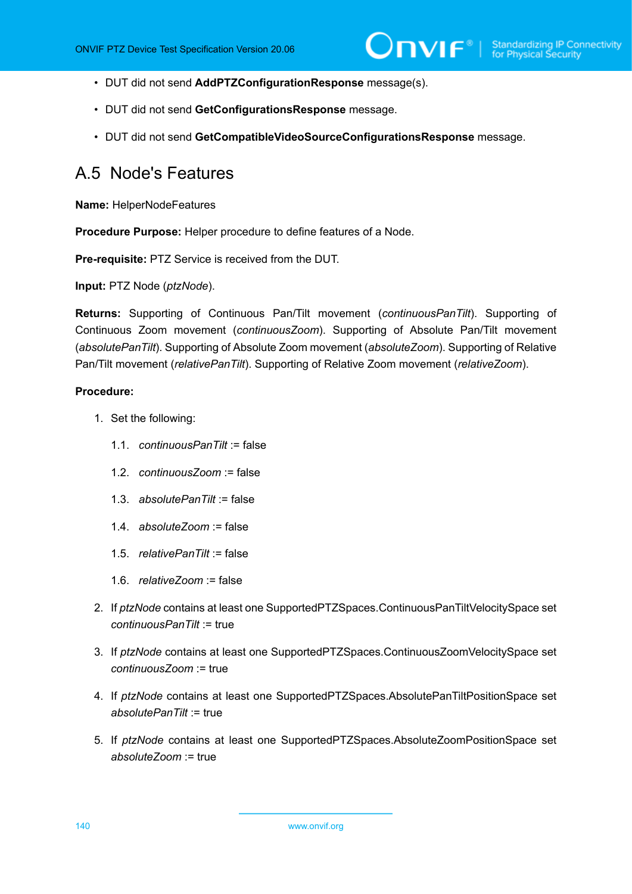- DUT did not send **AddPTZConfigurationResponse** message(s).
- DUT did not send **GetConfigurationsResponse** message.
- DUT did not send **GetCompatibleVideoSourceConfigurationsResponse** message.

## A.5 Node's Features

**Name:** HelperNodeFeatures

**Procedure Purpose:** Helper procedure to define features of a Node.

**Pre-requisite:** PTZ Service is received from the DUT.

**Input:** PTZ Node (*ptzNode*).

**Returns:** Supporting of Continuous Pan/Tilt movement (*continuousPanTilt*). Supporting of Continuous Zoom movement (*continuousZoom*). Supporting of Absolute Pan/Tilt movement (*absolutePanTilt*). Supporting of Absolute Zoom movement (*absoluteZoom*). Supporting of Relative Pan/Tilt movement (*relativePanTilt*). Supporting of Relative Zoom movement (*relativeZoom*).

**Procedure:**

1. Set the following:
   1.1. *continuousPanTilt* := false
   1.2. *continuousZoom* := false
   1.3. *absolutePanTilt* := false
   1.4. *absoluteZoom* := false
   1.5. *relativePanTilt* := false
   1.6. *relativeZoom* := false
2. If *ptzNode* contains at least one SupportedPTZSpaces.ContinuousPanTiltVelocitySpace set *continuousPanTilt* := true
3. If *ptzNode* contains at least one SupportedPTZSpaces.ContinuousZoomVelocitySpace set *continuousZoom* := true
4. If *ptzNode* contains at least one SupportedPTZSpaces.AbsolutePanTiltPositionSpace set *absolutePanTilt* := true
5. If *ptzNode* contains at least one SupportedPTZSpaces.AbsoluteZoomPositionSpace set *absoluteZoom* := true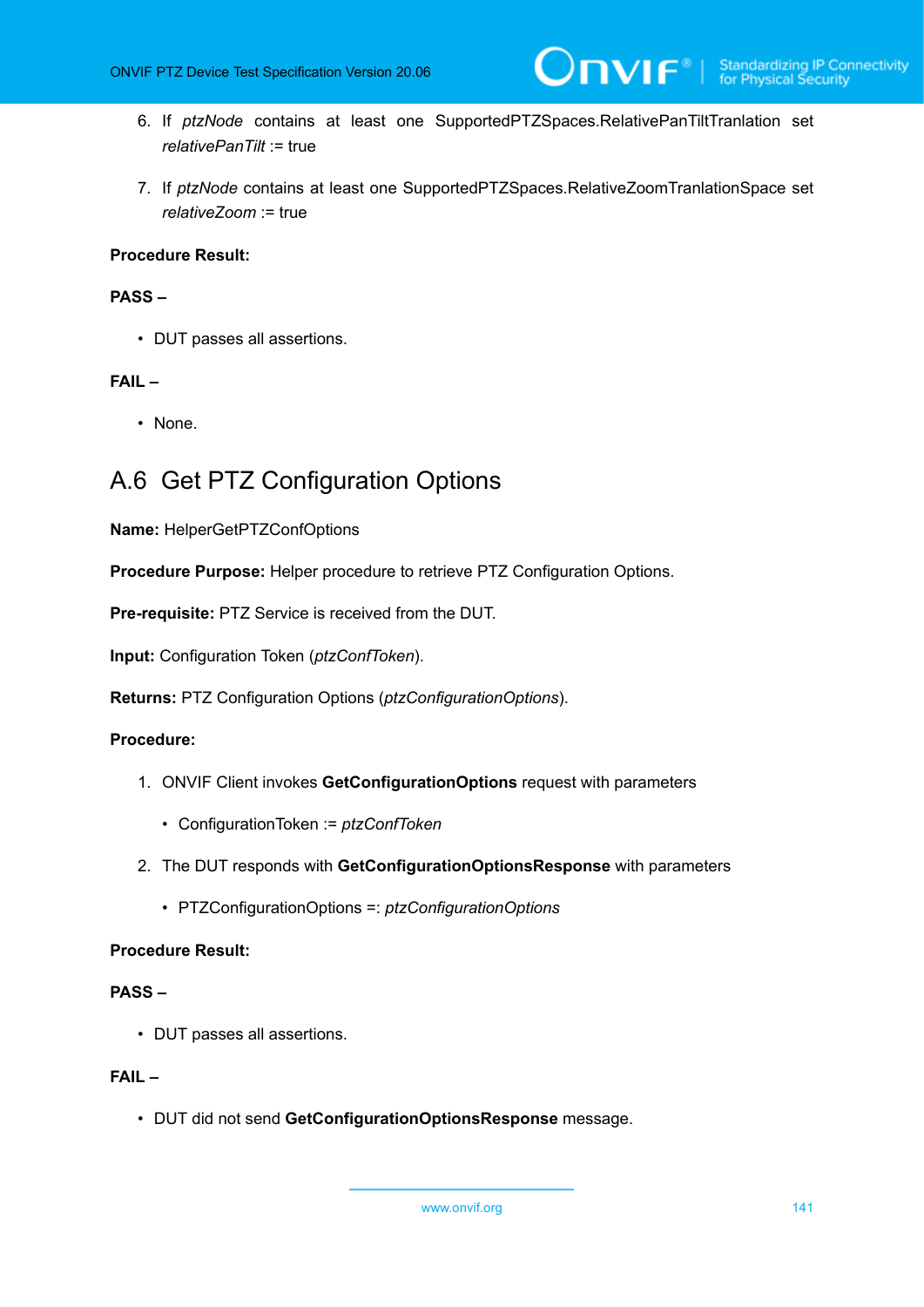6. If *ptzNode* contains at least one SupportedPTZSpaces.RelativePanTiltTranlation set *relativePanTilt* := true

7. If *ptzNode* contains at least one SupportedPTZSpaces.RelativeZoomTranlationSpace set *relativeZoom* := true

**Procedure Result:**

**PASS –**

- DUT passes all assertions.

**FAIL –**

- None.

## A.6 Get PTZ Configuration Options

**Name:** HelperGetPTZConfOptions

**Procedure Purpose:** Helper procedure to retrieve PTZ Configuration Options.

**Pre-requisite:** PTZ Service is received from the DUT.

**Input:** Configuration Token (*ptzConfToken*).

**Returns:** PTZ Configuration Options (*ptzConfigurationOptions*).

**Procedure:**

1. ONVIF Client invokes **GetConfigurationOptions** request with parameters
   - ConfigurationToken := *ptzConfToken*
2. The DUT responds with **GetConfigurationOptionsResponse** with parameters
   - PTZConfigurationOptions =: *ptzConfigurationOptions*

**Procedure Result:**

**PASS –**

- DUT passes all assertions.

**FAIL –**

- DUT did not send **GetConfigurationOptionsResponse** message.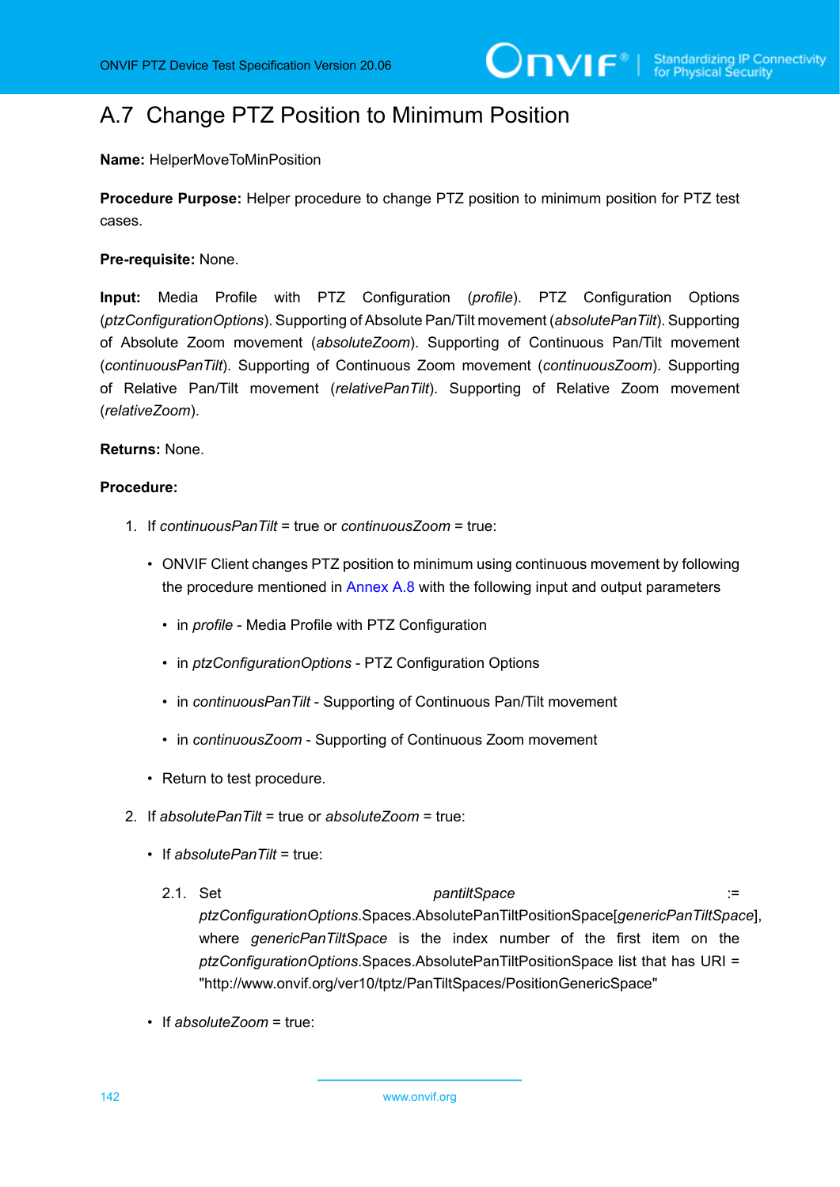## A.7 Change PTZ Position to Minimum Position

**Name:** HelperMoveToMinPosition

**Procedure Purpose:** Helper procedure to change PTZ position to minimum position for PTZ test cases.

**Pre-requisite:** None.

**Input:** Media Profile with PTZ Configuration (*profile*). PTZ Configuration Options (*ptzConfigurationOptions*). Supporting of Absolute Pan/Tilt movement (*absolutePanTilt*). Supporting of Absolute Zoom movement (*absoluteZoom*). Supporting of Continuous Pan/Tilt movement (*continuousPanTilt*). Supporting of Continuous Zoom movement (*continuousZoom*). Supporting of Relative Pan/Tilt movement (*relativePanTilt*). Supporting of Relative Zoom movement (*relativeZoom*).

**Returns:** None.

**Procedure:**

1. If *continuousPanTilt* = true or *continuousZoom* = true:
   - ONVIF Client changes PTZ position to minimum using continuous movement by following the procedure mentioned in Annex A.8 with the following input and output parameters
     - in *profile* - Media Profile with PTZ Configuration
     - in *ptzConfigurationOptions* - PTZ Configuration Options
     - in *continuousPanTilt* - Supporting of Continuous Pan/Tilt movement
     - in *continuousZoom* - Supporting of Continuous Zoom movement
   - Return to test procedure.
2. If *absolutePanTilt* = true or *absoluteZoom* = true:
   - If *absolutePanTilt* = true:
     2.1. Set *pantiltSpace* := *ptzConfigurationOptions*.Spaces.AbsolutePanTiltPositionSpace[*genericPanTiltSpace*], where *genericPanTiltSpace* is the index number of the first item on the *ptzConfigurationOptions*.Spaces.AbsolutePanTiltPositionSpace list that has URI = "http://www.onvif.org/ver10/tptz/PanTiltSpaces/PositionGenericSpace"
   - If *absoluteZoom* = true: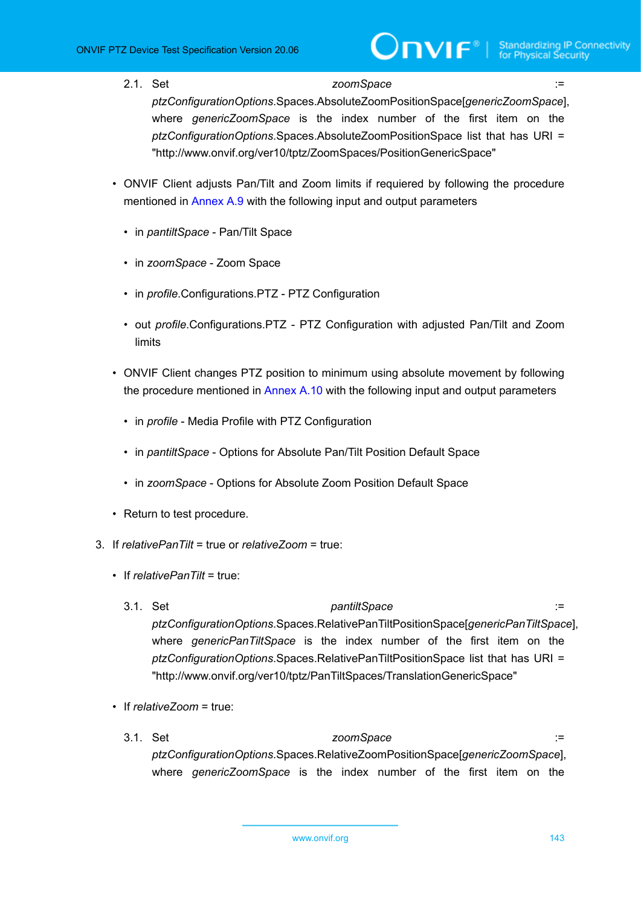2.1. Set *zoomSpace* := *ptzConfigurationOptions*.Spaces.AbsoluteZoomPositionSpace[*genericZoomSpace*], where *genericZoomSpace* is the index number of the first item on the *ptzConfigurationOptions*.Spaces.AbsoluteZoomPositionSpace list that has URI = "http://www.onvif.org/ver10/tptz/ZoomSpaces/PositionGenericSpace"

- ONVIF Client adjusts Pan/Tilt and Zoom limits if requiered by following the procedure mentioned in Annex A.9 with the following input and output parameters
  - in *pantiltSpace* - Pan/Tilt Space
  - in *zoomSpace* - Zoom Space
  - in *profile*.Configurations.PTZ - PTZ Configuration
  - out *profile*.Configurations.PTZ - PTZ Configuration with adjusted Pan/Tilt and Zoom limits
- ONVIF Client changes PTZ position to minimum using absolute movement by following the procedure mentioned in Annex A.10 with the following input and output parameters
  - in *profile* - Media Profile with PTZ Configuration
  - in *pantiltSpace* - Options for Absolute Pan/Tilt Position Default Space
  - in *zoomSpace* - Options for Absolute Zoom Position Default Space
- Return to test procedure.

3. If *relativePanTilt* = true or *relativeZoom* = true:

- If *relativePanTilt* = true:

3.1. Set *pantiltSpace* := *ptzConfigurationOptions*.Spaces.RelativePanTiltPositionSpace[*genericPanTiltSpace*], where *genericPanTiltSpace* is the index number of the first item on the *ptzConfigurationOptions*.Spaces.RelativePanTiltPositionSpace list that has URI = "http://www.onvif.org/ver10/tptz/PanTiltSpaces/TranslationGenericSpace"

- If *relativeZoom* = true:

3.1. Set *zoomSpace* := *ptzConfigurationOptions*.Spaces.RelativeZoomPositionSpace[*genericZoomSpace*], where *genericZoomSpace* is the index number of the first item on the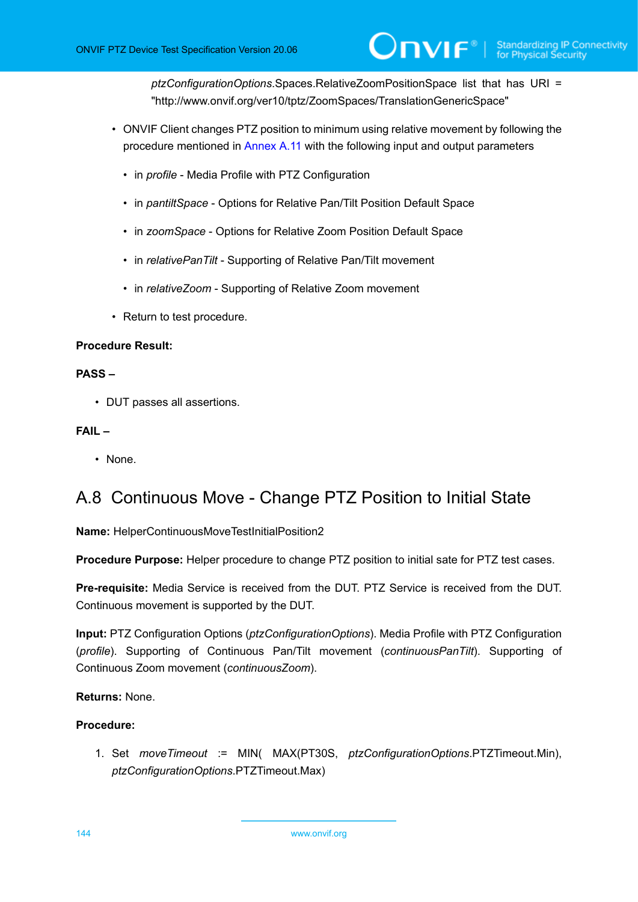*ptzConfigurationOptions*.Spaces.RelativeZoomPositionSpace list that has URI = "http://www.onvif.org/ver10/tptz/ZoomSpaces/TranslationGenericSpace"

- ONVIF Client changes PTZ position to minimum using relative movement by following the procedure mentioned in Annex A.11 with the following input and output parameters
  - in *profile* - Media Profile with PTZ Configuration
  - in *pantiltSpace* - Options for Relative Pan/Tilt Position Default Space
  - in *zoomSpace* - Options for Relative Zoom Position Default Space
  - in *relativePanTilt* - Supporting of Relative Pan/Tilt movement
  - in *relativeZoom* - Supporting of Relative Zoom movement
- Return to test procedure.

**Procedure Result:**

**PASS –**

- DUT passes all assertions.

**FAIL –**

- None.

## A.8 Continuous Move - Change PTZ Position to Initial State

**Name:** HelperContinuousMoveTestInitialPosition2

**Procedure Purpose:** Helper procedure to change PTZ position to initial sate for PTZ test cases.

**Pre-requisite:** Media Service is received from the DUT. PTZ Service is received from the DUT. Continuous movement is supported by the DUT.

**Input:** PTZ Configuration Options (*ptzConfigurationOptions*). Media Profile with PTZ Configuration (*profile*). Supporting of Continuous Pan/Tilt movement (*continuousPanTilt*). Supporting of Continuous Zoom movement (*continuousZoom*).

**Returns:** None.

**Procedure:**

1. Set *moveTimeout* := MIN( MAX(PT30S, *ptzConfigurationOptions*.PTZTimeout.Min), *ptzConfigurationOptions*.PTZTimeout.Max)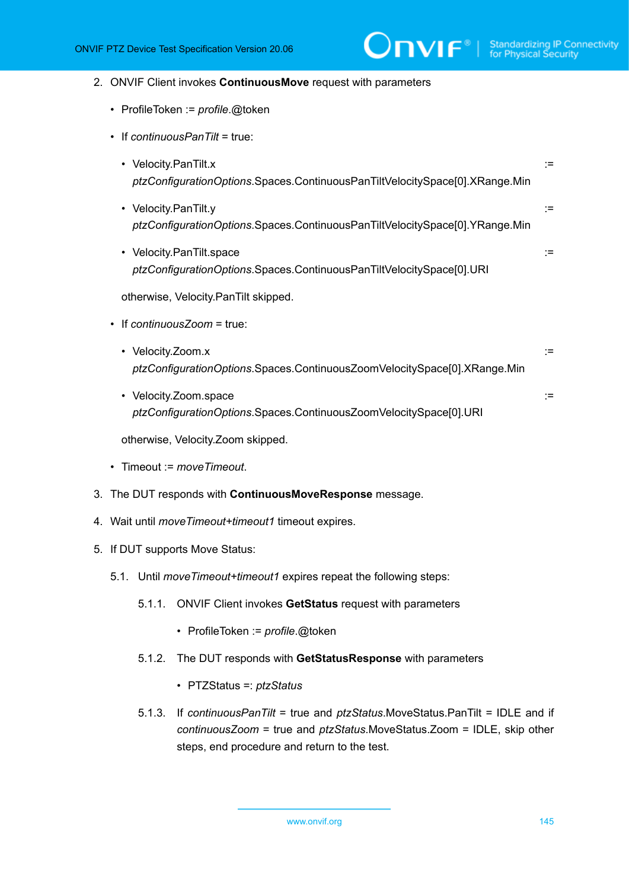2. ONVIF Client invokes **ContinuousMove** request with parameters

   - ProfileToken := *profile*.@token
   - If *continuousPanTilt* = true:
     - Velocity.PanTilt.x := *ptzConfigurationOptions*.Spaces.ContinuousPanTiltVelocitySpace[0].XRange.Min
     - Velocity.PanTilt.y := *ptzConfigurationOptions*.Spaces.ContinuousPanTiltVelocitySpace[0].YRange.Min
     - Velocity.PanTilt.space := *ptzConfigurationOptions*.Spaces.ContinuousPanTiltVelocitySpace[0].URI

     otherwise, Velocity.PanTilt skipped.
   - If *continuousZoom* = true:
     - Velocity.Zoom.x := *ptzConfigurationOptions*.Spaces.ContinuousZoomVelocitySpace[0].XRange.Min
     - Velocity.Zoom.space := *ptzConfigurationOptions*.Spaces.ContinuousZoomVelocitySpace[0].URI

     otherwise, Velocity.Zoom skipped.
   - Timeout := *moveTimeout*.

3. The DUT responds with **ContinuousMoveResponse** message.

4. Wait until *moveTimeout*+*timeout1* timeout expires.

5. If DUT supports Move Status:

   5.1. Until *moveTimeout*+*timeout1* expires repeat the following steps:

   5.1.1. ONVIF Client invokes **GetStatus** request with parameters

   - ProfileToken := *profile*.@token

   5.1.2. The DUT responds with **GetStatusResponse** with parameters

   - PTZStatus =: *ptzStatus*

   5.1.3. If *continuousPanTilt* = true and *ptzStatus*.MoveStatus.PanTilt = IDLE and if *continuousZoom* = true and *ptzStatus*.MoveStatus.Zoom = IDLE, skip other steps, end procedure and return to the test.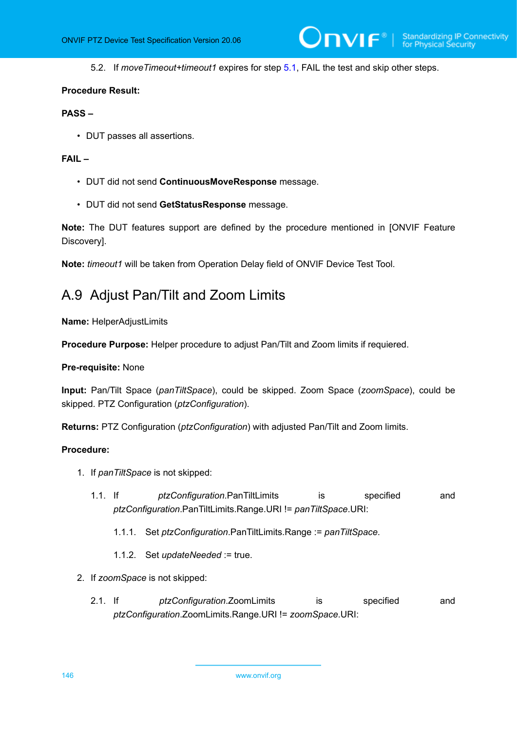5.2. If *moveTimeout*+*timeout1* expires for step 5.1, FAIL the test and skip other steps.

**Procedure Result:**

**PASS –**

- DUT passes all assertions.

**FAIL –**

- DUT did not send **ContinuousMoveResponse** message.
- DUT did not send **GetStatusResponse** message.

**Note:** The DUT features support are defined by the procedure mentioned in [ONVIF Feature Discovery].

**Note:** *timeout1* will be taken from Operation Delay field of ONVIF Device Test Tool.

## A.9 Adjust Pan/Tilt and Zoom Limits

**Name:** HelperAdjustLimits

**Procedure Purpose:** Helper procedure to adjust Pan/Tilt and Zoom limits if requiered.

**Pre-requisite:** None

**Input:** Pan/Tilt Space (*panTiltSpace*), could be skipped. Zoom Space (*zoomSpace*), could be skipped. PTZ Configuration (*ptzConfiguration*).

**Returns:** PTZ Configuration (*ptzConfiguration*) with adjusted Pan/Tilt and Zoom limits.

**Procedure:**

1. If *panTiltSpace* is not skipped:

   1.1. If *ptzConfiguration*.PanTiltLimits is specified and *ptzConfiguration*.PanTiltLimits.Range.URI != *panTiltSpace*.URI:

      1.1.1. Set *ptzConfiguration*.PanTiltLimits.Range := *panTiltSpace*.

      1.1.2. Set *updateNeeded* := true.

2. If *zoomSpace* is not skipped:

   2.1. If *ptzConfiguration*.ZoomLimits is specified and *ptzConfiguration*.ZoomLimits.Range.URI != *zoomSpace*.URI: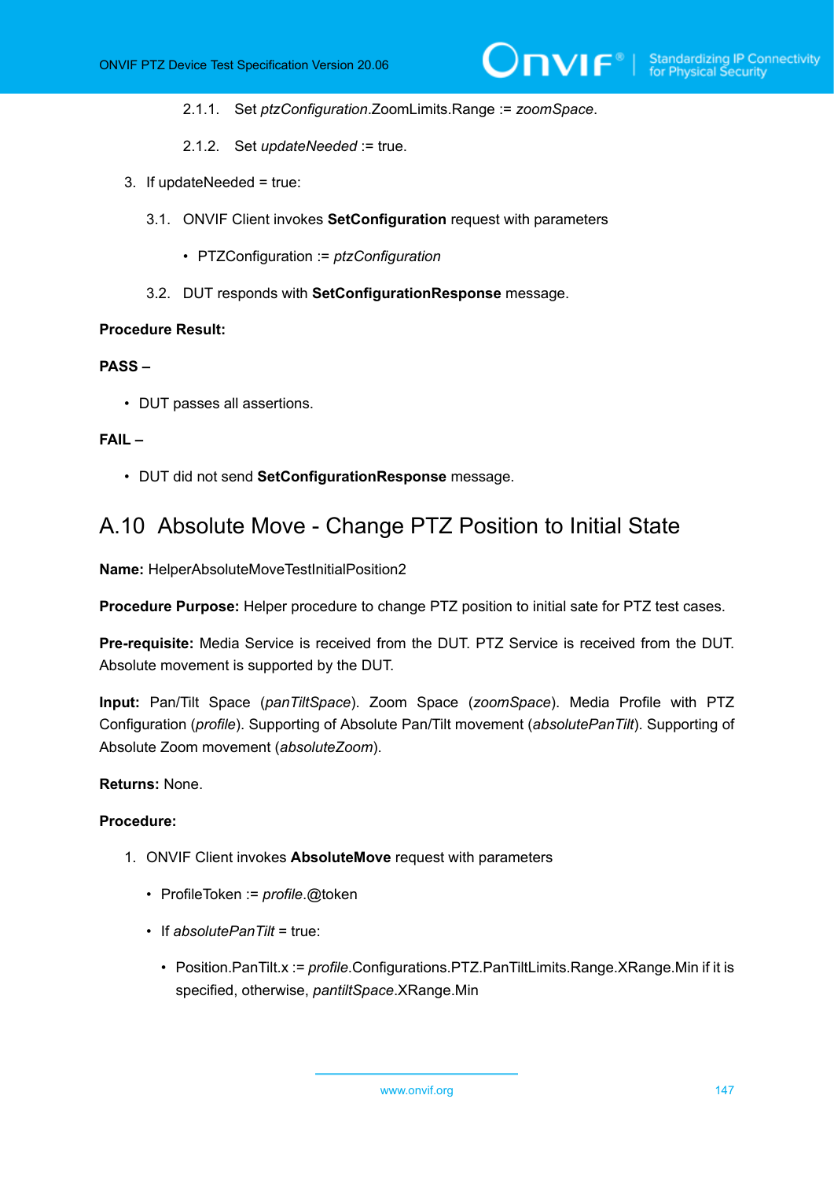2.1.1. Set *ptzConfiguration*.ZoomLimits.Range := *zoomSpace*.

2.1.2. Set *updateNeeded* := true.

3. If updateNeeded = true:

   3.1. ONVIF Client invokes **SetConfiguration** request with parameters

   - PTZConfiguration := *ptzConfiguration*

   3.2. DUT responds with **SetConfigurationResponse** message.

**Procedure Result:**

**PASS –**

- DUT passes all assertions.

**FAIL –**

- DUT did not send **SetConfigurationResponse** message.

## A.10 Absolute Move - Change PTZ Position to Initial State

**Name:** HelperAbsoluteMoveTestInitialPosition2

**Procedure Purpose:** Helper procedure to change PTZ position to initial sate for PTZ test cases.

**Pre-requisite:** Media Service is received from the DUT. PTZ Service is received from the DUT. Absolute movement is supported by the DUT.

**Input:** Pan/Tilt Space (*panTiltSpace*). Zoom Space (*zoomSpace*). Media Profile with PTZ Configuration (*profile*). Supporting of Absolute Pan/Tilt movement (*absolutePanTilt*). Supporting of Absolute Zoom movement (*absoluteZoom*).

**Returns:** None.

**Procedure:**

1. ONVIF Client invokes **AbsoluteMove** request with parameters

   - ProfileToken := *profile*.@token
   - If *absolutePanTilt* = true:
     - Position.PanTilt.x := *profile*.Configurations.PTZ.PanTiltLimits.Range.XRange.Min if it is specified, otherwise, *pantiltSpace*.XRange.Min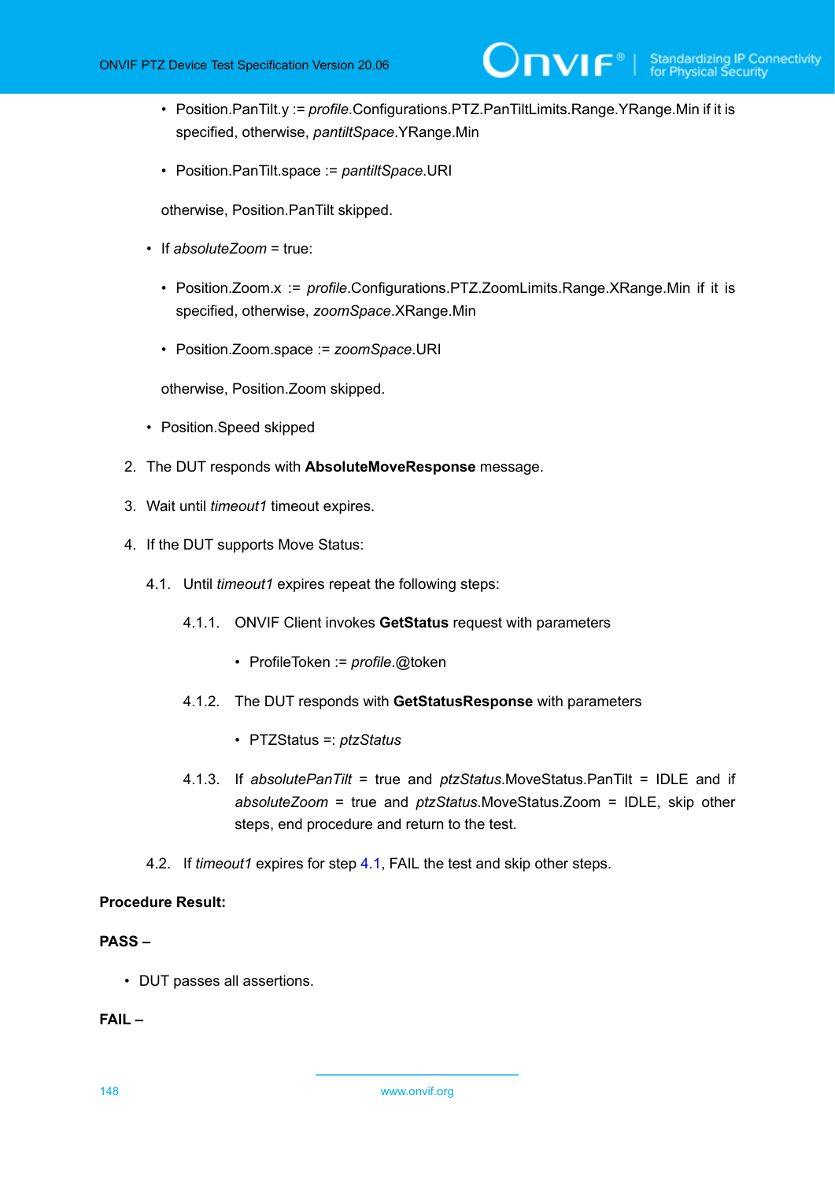- Position.PanTilt.y := *profile*.Configurations.PTZ.PanTiltLimits.Range.YRange.Min if it is specified, otherwise, *pantiltSpace*.YRange.Min

- Position.PanTilt.space := *pantiltSpace*.URI

otherwise, Position.PanTilt skipped.

- If *absoluteZoom* = true:

  - Position.Zoom.x := *profile*.Configurations.PTZ.ZoomLimits.Range.XRange.Min if it is specified, otherwise, *zoomSpace*.XRange.Min

  - Position.Zoom.space := *zoomSpace*.URI

  otherwise, Position.Zoom skipped.

- Position.Speed skipped

2. The DUT responds with **AbsoluteMoveResponse** message.

3. Wait until *timeout1* timeout expires.

4. If the DUT supports Move Status:

   4.1. Until *timeout1* expires repeat the following steps:

   4.1.1. ONVIF Client invokes **GetStatus** request with parameters

   - ProfileToken := *profile*.@token

   4.1.2. The DUT responds with **GetStatusResponse** with parameters

   - PTZStatus =: *ptzStatus*

   4.1.3. If *absolutePanTilt* = true and *ptzStatus*.MoveStatus.PanTilt = IDLE and if *absoluteZoom* = true and *ptzStatus*.MoveStatus.Zoom = IDLE, skip other steps, end procedure and return to the test.

   4.2. If *timeout1* expires for step 4.1, FAIL the test and skip other steps.

**Procedure Result:**

**PASS –**

- DUT passes all assertions.

**FAIL –**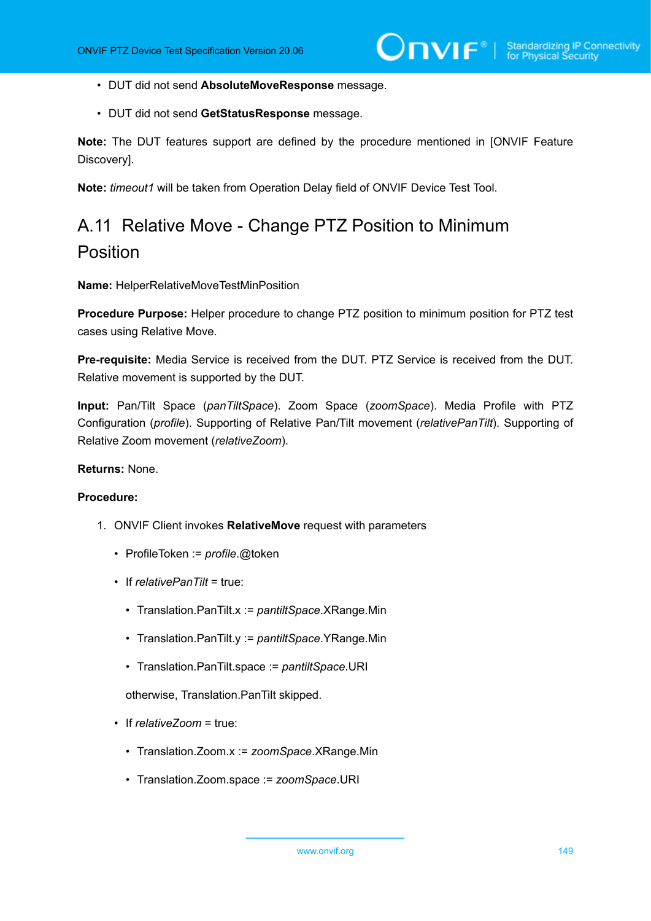- DUT did not send **AbsoluteMoveResponse** message.

- DUT did not send **GetStatusResponse** message.

**Note:** The DUT features support are defined by the procedure mentioned in [ONVIF Feature Discovery].

**Note:** *timeout1* will be taken from Operation Delay field of ONVIF Device Test Tool.

## A.11 Relative Move - Change PTZ Position to Minimum Position

**Name:** HelperRelativeMoveTestMinPosition

**Procedure Purpose:** Helper procedure to change PTZ position to minimum position for PTZ test cases using Relative Move.

**Pre-requisite:** Media Service is received from the DUT. PTZ Service is received from the DUT. Relative movement is supported by the DUT.

**Input:** Pan/Tilt Space (*panTiltSpace*). Zoom Space (*zoomSpace*). Media Profile with PTZ Configuration (*profile*). Supporting of Relative Pan/Tilt movement (*relativePanTilt*). Supporting of Relative Zoom movement (*relativeZoom*).

**Returns:** None.

**Procedure:**

1. ONVIF Client invokes **RelativeMove** request with parameters

   - ProfileToken := *profile*.@token

   - If *relativePanTilt* = true:

     - Translation.PanTilt.x := *pantiltSpace*.XRange.Min

     - Translation.PanTilt.y := *pantiltSpace*.YRange.Min

     - Translation.PanTilt.space := *pantiltSpace*.URI

     otherwise, Translation.PanTilt skipped.

   - If *relativeZoom* = true:

     - Translation.Zoom.x := *zoomSpace*.XRange.Min

     - Translation.Zoom.space := *zoomSpace*.URI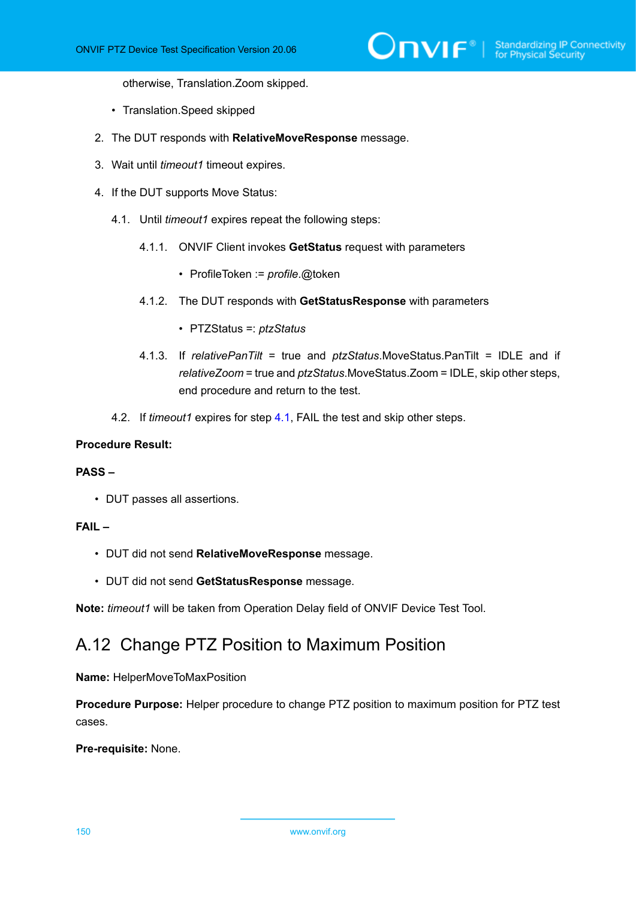otherwise, Translation.Zoom skipped.

- Translation.Speed skipped

2. The DUT responds with **RelativeMoveResponse** message.

3. Wait until *timeout1* timeout expires.

4. If the DUT supports Move Status:

   4.1. Until *timeout1* expires repeat the following steps:

      4.1.1. ONVIF Client invokes **GetStatus** request with parameters

      - ProfileToken := *profile*.@token

      4.1.2. The DUT responds with **GetStatusResponse** with parameters

      - PTZStatus =: *ptzStatus*

      4.1.3. If *relativePanTilt* = true and *ptzStatus*.MoveStatus.PanTilt = IDLE and if *relativeZoom* = true and *ptzStatus*.MoveStatus.Zoom = IDLE, skip other steps, end procedure and return to the test.

   4.2. If *timeout1* expires for step 4.1, FAIL the test and skip other steps.

**Procedure Result:**

**PASS –**

- DUT passes all assertions.

**FAIL –**

- DUT did not send **RelativeMoveResponse** message.
- DUT did not send **GetStatusResponse** message.

**Note:** *timeout1* will be taken from Operation Delay field of ONVIF Device Test Tool.

## A.12 Change PTZ Position to Maximum Position

**Name:** HelperMoveToMaxPosition

**Procedure Purpose:** Helper procedure to change PTZ position to maximum position for PTZ test cases.

**Pre-requisite:** None.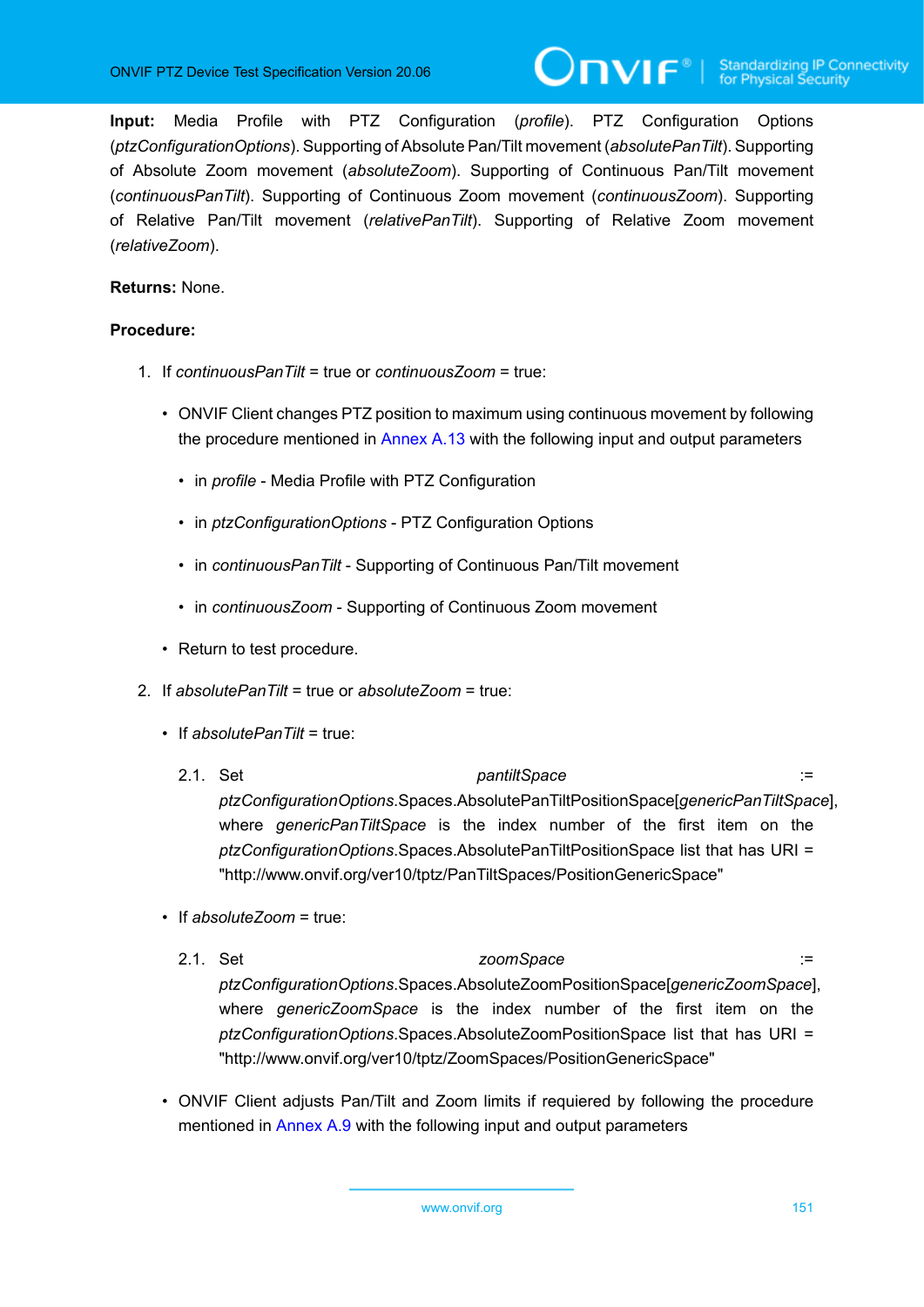**Input:** Media Profile with PTZ Configuration (*profile*). PTZ Configuration Options (*ptzConfigurationOptions*). Supporting of Absolute Pan/Tilt movement (*absolutePanTilt*). Supporting of Absolute Zoom movement (*absoluteZoom*). Supporting of Continuous Pan/Tilt movement (*continuousPanTilt*). Supporting of Continuous Zoom movement (*continuousZoom*). Supporting of Relative Pan/Tilt movement (*relativePanTilt*). Supporting of Relative Zoom movement (*relativeZoom*).

**Returns:** None.

**Procedure:**

1. If *continuousPanTilt* = true or *continuousZoom* = true:
   - ONVIF Client changes PTZ position to maximum using continuous movement by following the procedure mentioned in Annex A.13 with the following input and output parameters
     - in *profile* - Media Profile with PTZ Configuration
     - in *ptzConfigurationOptions* - PTZ Configuration Options
     - in *continuousPanTilt* - Supporting of Continuous Pan/Tilt movement
     - in *continuousZoom* - Supporting of Continuous Zoom movement
   - Return to test procedure.
2. If *absolutePanTilt* = true or *absoluteZoom* = true:
   - If *absolutePanTilt* = true:

     2.1. Set *pantiltSpace* := *ptzConfigurationOptions*.Spaces.AbsolutePanTiltPositionSpace[*genericPanTiltSpace*], where *genericPanTiltSpace* is the index number of the first item on the *ptzConfigurationOptions*.Spaces.AbsolutePanTiltPositionSpace list that has URI = "http://www.onvif.org/ver10/tptz/PanTiltSpaces/PositionGenericSpace"
   - If *absoluteZoom* = true:

     2.1. Set *zoomSpace* := *ptzConfigurationOptions*.Spaces.AbsoluteZoomPositionSpace[*genericZoomSpace*], where *genericZoomSpace* is the index number of the first item on the *ptzConfigurationOptions*.Spaces.AbsoluteZoomPositionSpace list that has URI = "http://www.onvif.org/ver10/tptz/ZoomSpaces/PositionGenericSpace"
   - ONVIF Client adjusts Pan/Tilt and Zoom limits if requiered by following the procedure mentioned in Annex A.9 with the following input and output parameters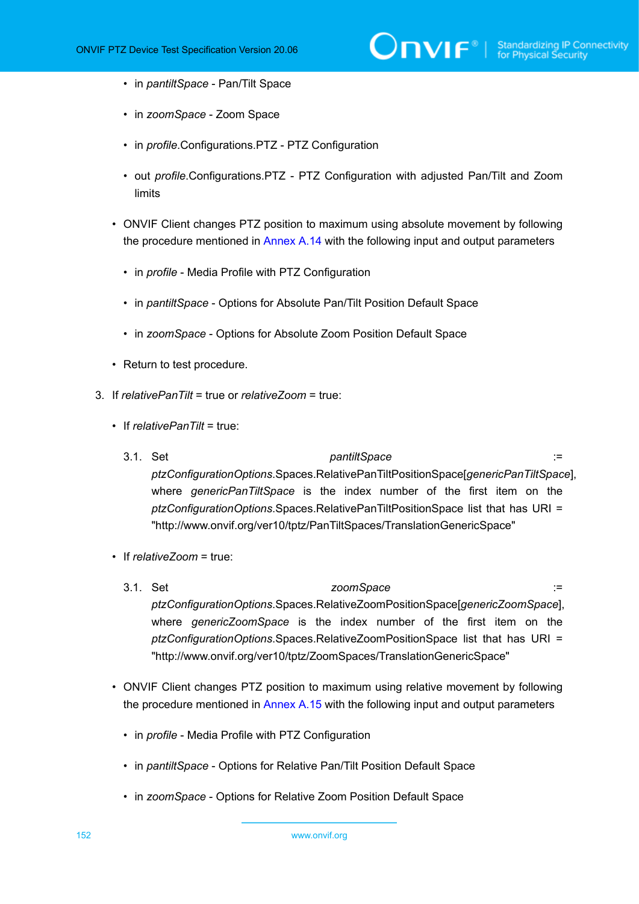- in *pantiltSpace* - Pan/Tilt Space
    - in *zoomSpace* - Zoom Space
    - in *profile*.Configurations.PTZ - PTZ Configuration
    - out *profile*.Configurations.PTZ - PTZ Configuration with adjusted Pan/Tilt and Zoom limits
- ONVIF Client changes PTZ position to maximum using absolute movement by following the procedure mentioned in Annex A.14 with the following input and output parameters
    - in *profile* - Media Profile with PTZ Configuration
    - in *pantiltSpace* - Options for Absolute Pan/Tilt Position Default Space
    - in *zoomSpace* - Options for Absolute Zoom Position Default Space
- Return to test procedure.

3. If *relativePanTilt* = true or *relativeZoom* = true:
    - If *relativePanTilt* = true:

        3.1. Set *pantiltSpace* := *ptzConfigurationOptions*.Spaces.RelativePanTiltPositionSpace[*genericPanTiltSpace*], where *genericPanTiltSpace* is the index number of the first item on the *ptzConfigurationOptions*.Spaces.RelativePanTiltPositionSpace list that has URI = "http://www.onvif.org/ver10/tptz/PanTiltSpaces/TranslationGenericSpace"

    - If *relativeZoom* = true:

        3.1. Set *zoomSpace* := *ptzConfigurationOptions*.Spaces.RelativeZoomPositionSpace[*genericZoomSpace*], where *genericZoomSpace* is the index number of the first item on the *ptzConfigurationOptions*.Spaces.RelativeZoomPositionSpace list that has URI = "http://www.onvif.org/ver10/tptz/ZoomSpaces/TranslationGenericSpace"

    - ONVIF Client changes PTZ position to maximum using relative movement by following the procedure mentioned in Annex A.15 with the following input and output parameters
        - in *profile* - Media Profile with PTZ Configuration
        - in *pantiltSpace* - Options for Relative Pan/Tilt Position Default Space
        - in *zoomSpace* - Options for Relative Zoom Position Default Space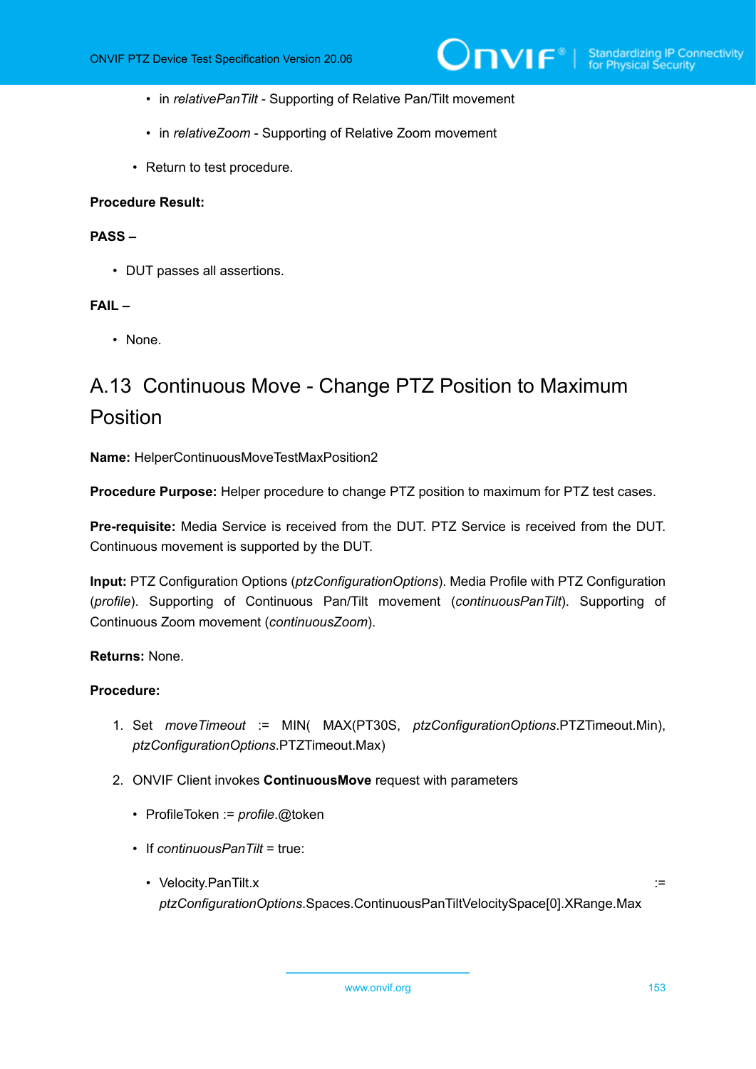- in *relativePanTilt* - Supporting of Relative Pan/Tilt movement
    - in *relativeZoom* - Supporting of Relative Zoom movement
  - Return to test procedure.

**Procedure Result:**

**PASS –**

- DUT passes all assertions.

**FAIL –**

- None.

## A.13 Continuous Move - Change PTZ Position to Maximum Position

**Name:** HelperContinuousMoveTestMaxPosition2

**Procedure Purpose:** Helper procedure to change PTZ position to maximum for PTZ test cases.

**Pre-requisite:** Media Service is received from the DUT. PTZ Service is received from the DUT. Continuous movement is supported by the DUT.

**Input:** PTZ Configuration Options (*ptzConfigurationOptions*). Media Profile with PTZ Configuration (*profile*). Supporting of Continuous Pan/Tilt movement (*continuousPanTilt*). Supporting of Continuous Zoom movement (*continuousZoom*).

**Returns:** None.

**Procedure:**

1. Set *moveTimeout* := MIN( MAX(PT30S, *ptzConfigurationOptions*.PTZTimeout.Min), *ptzConfigurationOptions*.PTZTimeout.Max)
2. ONVIF Client invokes **ContinuousMove** request with parameters
   - ProfileToken := *profile*.@token
   - If *continuousPanTilt* = true:
     - Velocity.PanTilt.x := *ptzConfigurationOptions*.Spaces.ContinuousPanTiltVelocitySpace[0].XRange.Max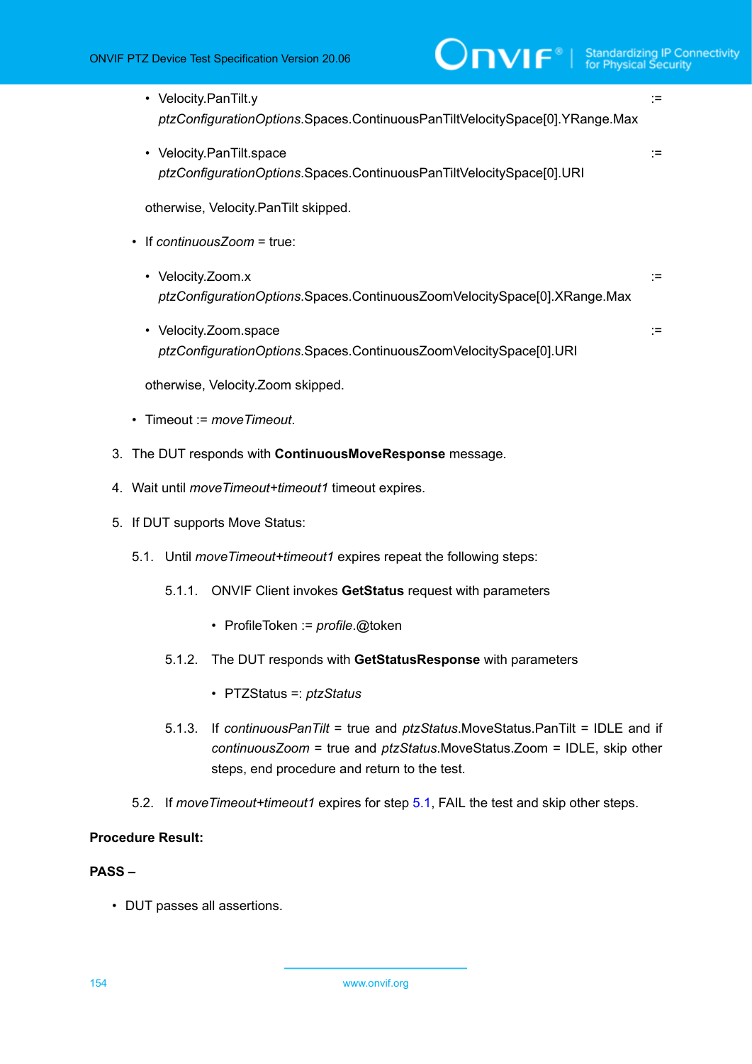- Velocity.PanTilt.y := *ptzConfigurationOptions*.Spaces.ContinuousPanTiltVelocitySpace[0].YRange.Max

- Velocity.PanTilt.space := *ptzConfigurationOptions*.Spaces.ContinuousPanTiltVelocitySpace[0].URI

  otherwise, Velocity.PanTilt skipped.

- If *continuousZoom* = true:

  - Velocity.Zoom.x := *ptzConfigurationOptions*.Spaces.ContinuousZoomVelocitySpace[0].XRange.Max

  - Velocity.Zoom.space := *ptzConfigurationOptions*.Spaces.ContinuousZoomVelocitySpace[0].URI

  otherwise, Velocity.Zoom skipped.

- Timeout := *moveTimeout*.

3. The DUT responds with **ContinuousMoveResponse** message.

4. Wait until *moveTimeout+timeout1* timeout expires.

5. If DUT supports Move Status:

   5.1. Until *moveTimeout+timeout1* expires repeat the following steps:

   5.1.1. ONVIF Client invokes **GetStatus** request with parameters

   - ProfileToken := *profile*.@token

   5.1.2. The DUT responds with **GetStatusResponse** with parameters

   - PTZStatus =: *ptzStatus*

   5.1.3. If *continuousPanTilt* = true and *ptzStatus*.MoveStatus.PanTilt = IDLE and if *continuousZoom* = true and *ptzStatus*.MoveStatus.Zoom = IDLE, skip other steps, end procedure and return to the test.

   5.2. If *moveTimeout+timeout1* expires for step 5.1, FAIL the test and skip other steps.

**Procedure Result:**

**PASS –**

- DUT passes all assertions.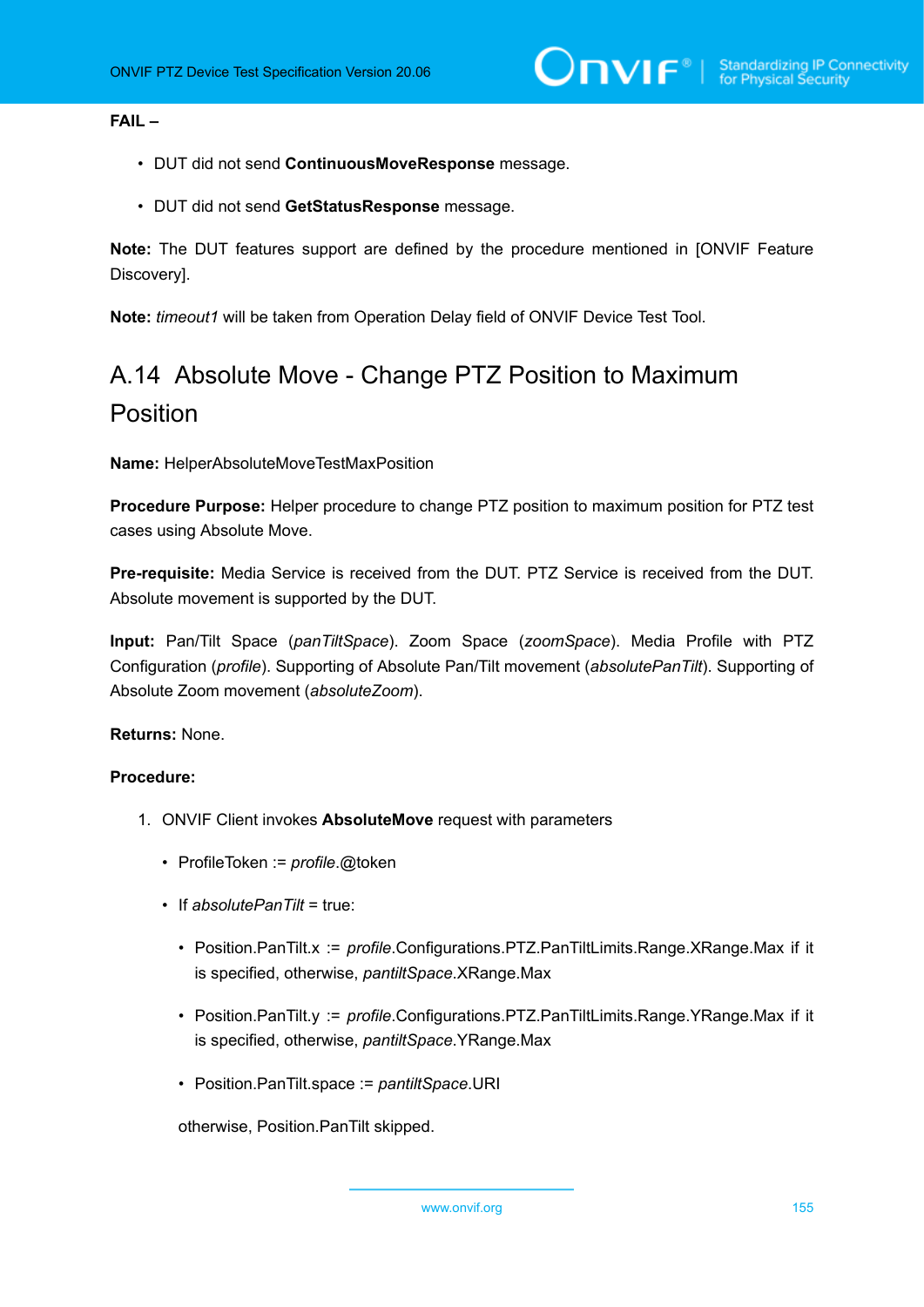**FAIL –**

- DUT did not send **ContinuousMoveResponse** message.
- DUT did not send **GetStatusResponse** message.

**Note:** The DUT features support are defined by the procedure mentioned in [ONVIF Feature Discovery].

**Note:** *timeout1* will be taken from Operation Delay field of ONVIF Device Test Tool.

## A.14 Absolute Move - Change PTZ Position to Maximum Position

**Name:** HelperAbsoluteMoveTestMaxPosition

**Procedure Purpose:** Helper procedure to change PTZ position to maximum position for PTZ test cases using Absolute Move.

**Pre-requisite:** Media Service is received from the DUT. PTZ Service is received from the DUT. Absolute movement is supported by the DUT.

**Input:** Pan/Tilt Space (*panTiltSpace*). Zoom Space (*zoomSpace*). Media Profile with PTZ Configuration (*profile*). Supporting of Absolute Pan/Tilt movement (*absolutePanTilt*). Supporting of Absolute Zoom movement (*absoluteZoom*).

**Returns:** None.

**Procedure:**

1. ONVIF Client invokes **AbsoluteMove** request with parameters
   - ProfileToken := *profile*.@token
   - If *absolutePanTilt* = true:
     - Position.PanTilt.x := *profile*.Configurations.PTZ.PanTiltLimits.Range.XRange.Max if it is specified, otherwise, *pantiltSpace*.XRange.Max
     - Position.PanTilt.y := *profile*.Configurations.PTZ.PanTiltLimits.Range.YRange.Max if it is specified, otherwise, *pantiltSpace*.YRange.Max
     - Position.PanTilt.space := *pantiltSpace*.URI

     otherwise, Position.PanTilt skipped.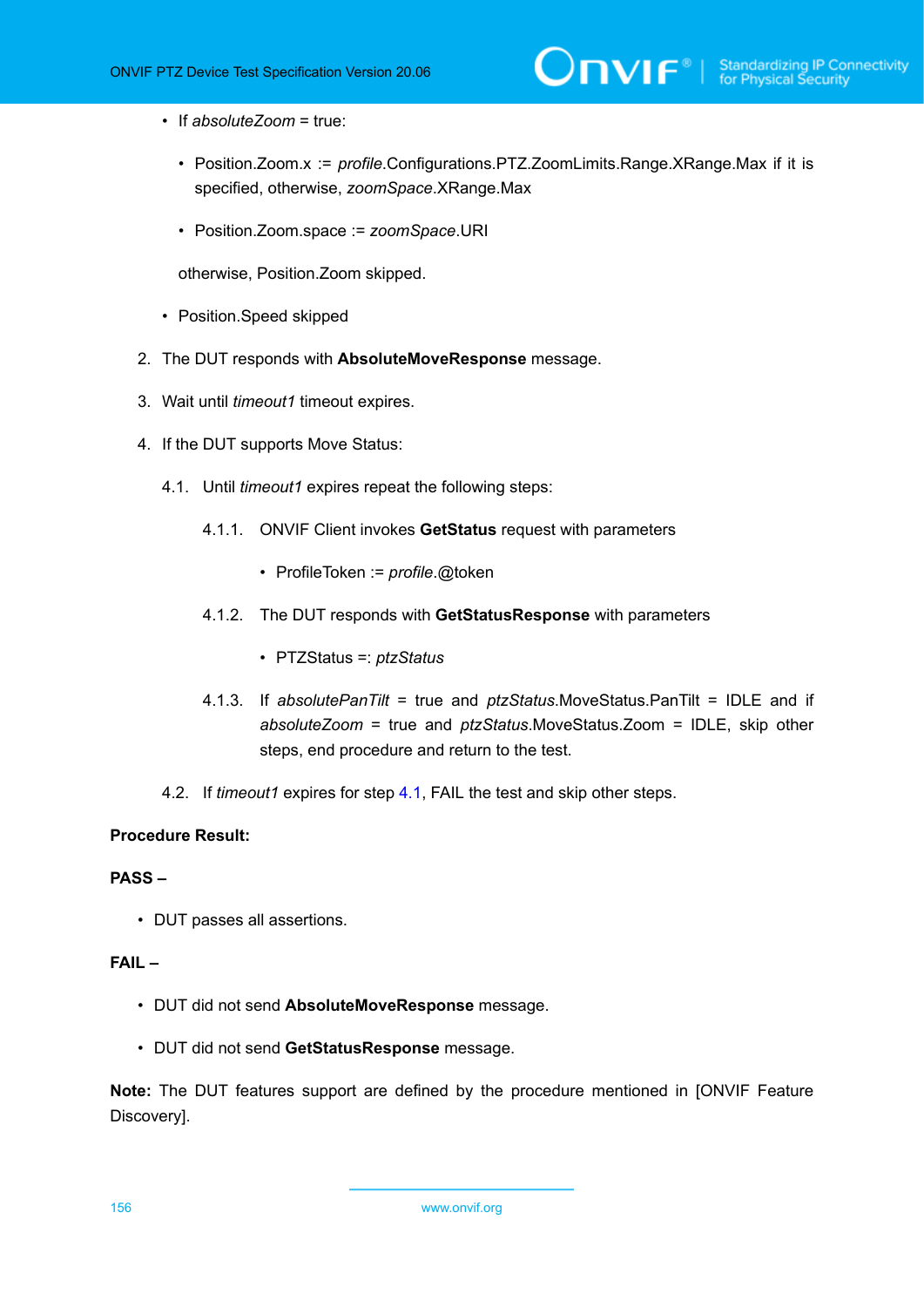- If *absoluteZoom* = true:
  - Position.Zoom.x := *profile*.Configurations.PTZ.ZoomLimits.Range.XRange.Max if it is specified, otherwise, *zoomSpace*.XRange.Max
  - Position.Zoom.space := *zoomSpace*.URI

  otherwise, Position.Zoom skipped.
- Position.Speed skipped

2. The DUT responds with **AbsoluteMoveResponse** message.
3. Wait until *timeout1* timeout expires.
4. If the DUT supports Move Status:

   4.1. Until *timeout1* expires repeat the following steps:

   4.1.1. ONVIF Client invokes **GetStatus** request with parameters
   - ProfileToken := *profile*.@token

   4.1.2. The DUT responds with **GetStatusResponse** with parameters
   - PTZStatus =: *ptzStatus*

   4.1.3. If *absolutePanTilt* = true and *ptzStatus*.MoveStatus.PanTilt = IDLE and if *absoluteZoom* = true and *ptzStatus*.MoveStatus.Zoom = IDLE, skip other steps, end procedure and return to the test.

   4.2. If *timeout1* expires for step 4.1, FAIL the test and skip other steps.

**Procedure Result:**

**PASS –**

- DUT passes all assertions.

**FAIL –**

- DUT did not send **AbsoluteMoveResponse** message.
- DUT did not send **GetStatusResponse** message.

**Note:** The DUT features support are defined by the procedure mentioned in [ONVIF Feature Discovery].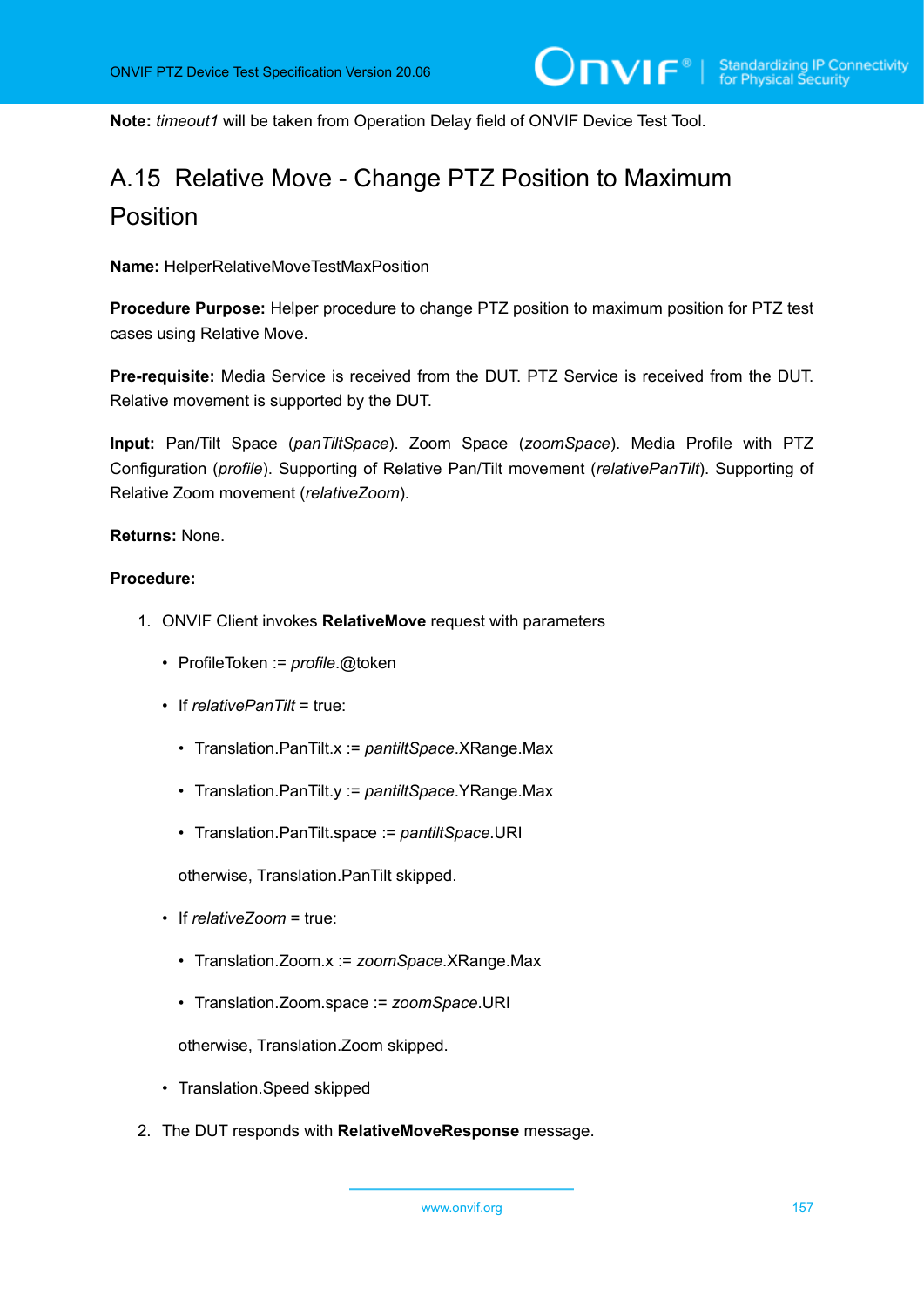**Note:** *timeout1* will be taken from Operation Delay field of ONVIF Device Test Tool.

## A.15 Relative Move - Change PTZ Position to Maximum Position

**Name:** HelperRelativeMoveTestMaxPosition

**Procedure Purpose:** Helper procedure to change PTZ position to maximum position for PTZ test cases using Relative Move.

**Pre-requisite:** Media Service is received from the DUT. PTZ Service is received from the DUT. Relative movement is supported by the DUT.

**Input:** Pan/Tilt Space (*panTiltSpace*). Zoom Space (*zoomSpace*). Media Profile with PTZ Configuration (*profile*). Supporting of Relative Pan/Tilt movement (*relativePanTilt*). Supporting of Relative Zoom movement (*relativeZoom*).

**Returns:** None.

**Procedure:**

1. ONVIF Client invokes **RelativeMove** request with parameters
   - ProfileToken := *profile*.@token
   - If *relativePanTilt* = true:
     - Translation.PanTilt.x := *pantiltSpace*.XRange.Max
     - Translation.PanTilt.y := *pantiltSpace*.YRange.Max
     - Translation.PanTilt.space := *pantiltSpace*.URI

     otherwise, Translation.PanTilt skipped.
   - If *relativeZoom* = true:
     - Translation.Zoom.x := *zoomSpace*.XRange.Max
     - Translation.Zoom.space := *zoomSpace*.URI

     otherwise, Translation.Zoom skipped.
   - Translation.Speed skipped
2. The DUT responds with **RelativeMoveResponse** message.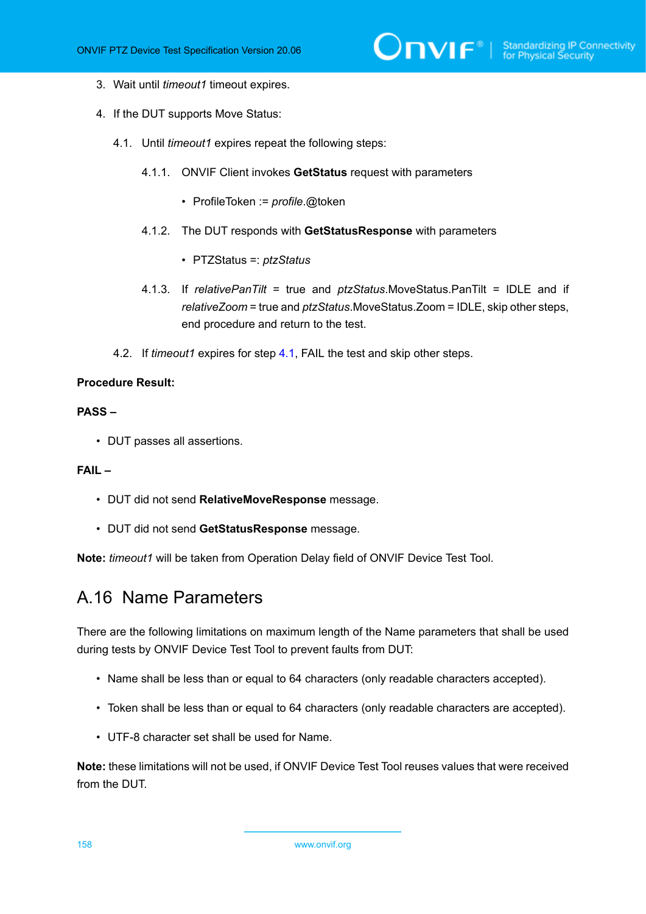3. Wait until *timeout1* timeout expires.

4. If the DUT supports Move Status:

   4.1. Until *timeout1* expires repeat the following steps:

      4.1.1. ONVIF Client invokes **GetStatus** request with parameters

      - ProfileToken := *profile*.@token

      4.1.2. The DUT responds with **GetStatusResponse** with parameters

      - PTZStatus =: *ptzStatus*

      4.1.3. If *relativePanTilt* = true and *ptzStatus*.MoveStatus.PanTilt = IDLE and if *relativeZoom* = true and *ptzStatus*.MoveStatus.Zoom = IDLE, skip other steps, end procedure and return to the test.

   4.2. If *timeout1* expires for step 4.1, FAIL the test and skip other steps.

**Procedure Result:**

**PASS –**

- DUT passes all assertions.

**FAIL –**

- DUT did not send **RelativeMoveResponse** message.

- DUT did not send **GetStatusResponse** message.

**Note:** *timeout1* will be taken from Operation Delay field of ONVIF Device Test Tool.

## A.16 Name Parameters

There are the following limitations on maximum length of the Name parameters that shall be used during tests by ONVIF Device Test Tool to prevent faults from DUT:

- Name shall be less than or equal to 64 characters (only readable characters accepted).

- Token shall be less than or equal to 64 characters (only readable characters are accepted).

- UTF-8 character set shall be used for Name.

**Note:** these limitations will not be used, if ONVIF Device Test Tool reuses values that were received from the DUT.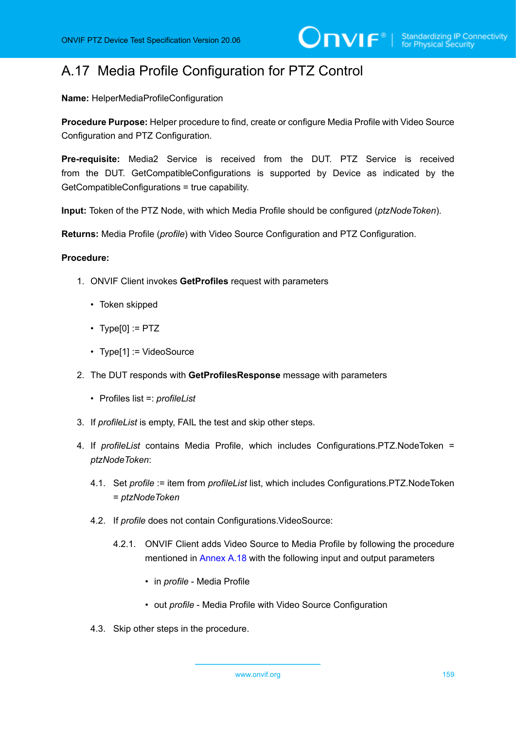## A.17 Media Profile Configuration for PTZ Control

**Name:** HelperMediaProfileConfiguration

**Procedure Purpose:** Helper procedure to find, create or configure Media Profile with Video Source Configuration and PTZ Configuration.

**Pre-requisite:** Media2 Service is received from the DUT. PTZ Service is received from the DUT. GetCompatibleConfigurations is supported by Device as indicated by the GetCompatibleConfigurations = true capability.

**Input:** Token of the PTZ Node, with which Media Profile should be configured (*ptzNodeToken*).

**Returns:** Media Profile (*profile*) with Video Source Configuration and PTZ Configuration.

**Procedure:**

1. ONVIF Client invokes **GetProfiles** request with parameters
   - Token skipped
   - Type[0] := PTZ
   - Type[1] := VideoSource
2. The DUT responds with **GetProfilesResponse** message with parameters
   - Profiles list =: *profileList*
3. If *profileList* is empty, FAIL the test and skip other steps.
4. If *profileList* contains Media Profile, which includes Configurations.PTZ.NodeToken = *ptzNodeToken*:

   4.1. Set *profile* := item from *profileList* list, which includes Configurations.PTZ.NodeToken = *ptzNodeToken*

   4.2. If *profile* does not contain Configurations.VideoSource:

   4.2.1. ONVIF Client adds Video Source to Media Profile by following the procedure mentioned in Annex A.18 with the following input and output parameters
   - in *profile* - Media Profile
   - out *profile* - Media Profile with Video Source Configuration

   4.3. Skip other steps in the procedure.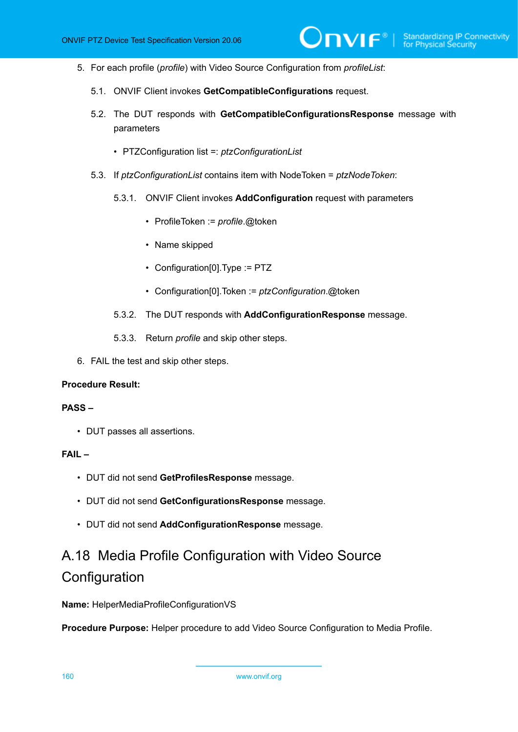5. For each profile (*profile*) with Video Source Configuration from *profileList*:

    5.1. ONVIF Client invokes **GetCompatibleConfigurations** request.

    5.2. The DUT responds with **GetCompatibleConfigurationsResponse** message with parameters

    - PTZConfiguration list =: *ptzConfigurationList*

    5.3. If *ptzConfigurationList* contains item with NodeToken = *ptzNodeToken*:

        5.3.1. ONVIF Client invokes **AddConfiguration** request with parameters

        - ProfileToken := *profile*.@token
        - Name skipped
        - Configuration[0].Type := PTZ
        - Configuration[0].Token := *ptzConfiguration*.@token

        5.3.2. The DUT responds with **AddConfigurationResponse** message.

        5.3.3. Return *profile* and skip other steps.

6. FAIL the test and skip other steps.

**Procedure Result:**

**PASS –**

- DUT passes all assertions.

**FAIL –**

- DUT did not send **GetProfilesResponse** message.
- DUT did not send **GetConfigurationsResponse** message.
- DUT did not send **AddConfigurationResponse** message.

## A.18 Media Profile Configuration with Video Source Configuration

**Name:** HelperMediaProfileConfigurationVS

**Procedure Purpose:** Helper procedure to add Video Source Configuration to Media Profile.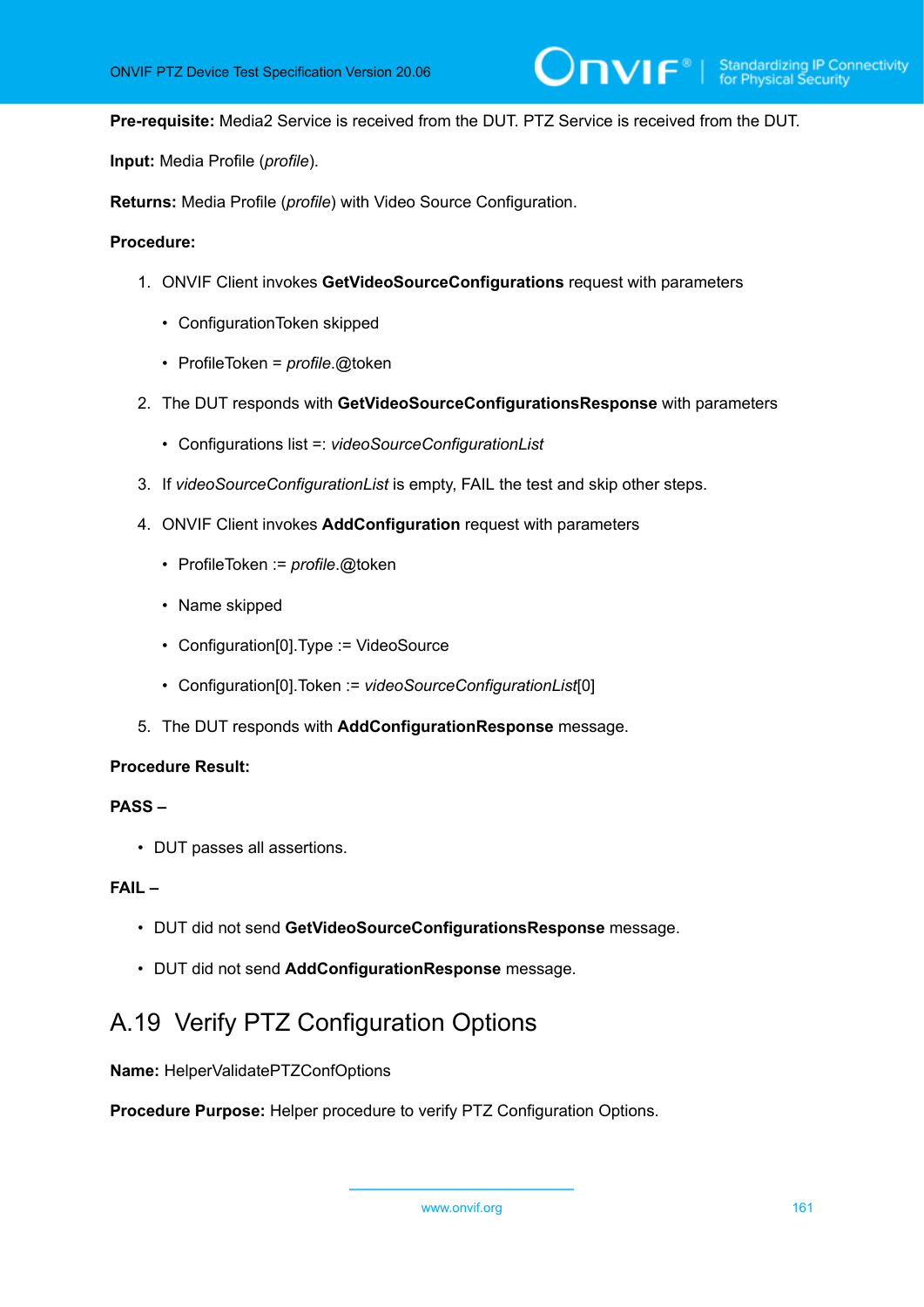**Pre-requisite:** Media2 Service is received from the DUT. PTZ Service is received from the DUT.

**Input:** Media Profile (*profile*).

**Returns:** Media Profile (*profile*) with Video Source Configuration.

**Procedure:**

1. ONVIF Client invokes **GetVideoSourceConfigurations** request with parameters
   - ConfigurationToken skipped
   - ProfileToken = *profile*.@token
2. The DUT responds with **GetVideoSourceConfigurationsResponse** with parameters
   - Configurations list =: *videoSourceConfigurationList*
3. If *videoSourceConfigurationList* is empty, FAIL the test and skip other steps.
4. ONVIF Client invokes **AddConfiguration** request with parameters
   - ProfileToken := *profile*.@token
   - Name skipped
   - Configuration[0].Type := VideoSource
   - Configuration[0].Token := *videoSourceConfigurationList*[0]
5. The DUT responds with **AddConfigurationResponse** message.

**Procedure Result:**

**PASS –**

- DUT passes all assertions.

**FAIL –**

- DUT did not send **GetVideoSourceConfigurationsResponse** message.
- DUT did not send **AddConfigurationResponse** message.

## A.19 Verify PTZ Configuration Options

**Name:** HelperValidatePTZConfOptions

**Procedure Purpose:** Helper procedure to verify PTZ Configuration Options.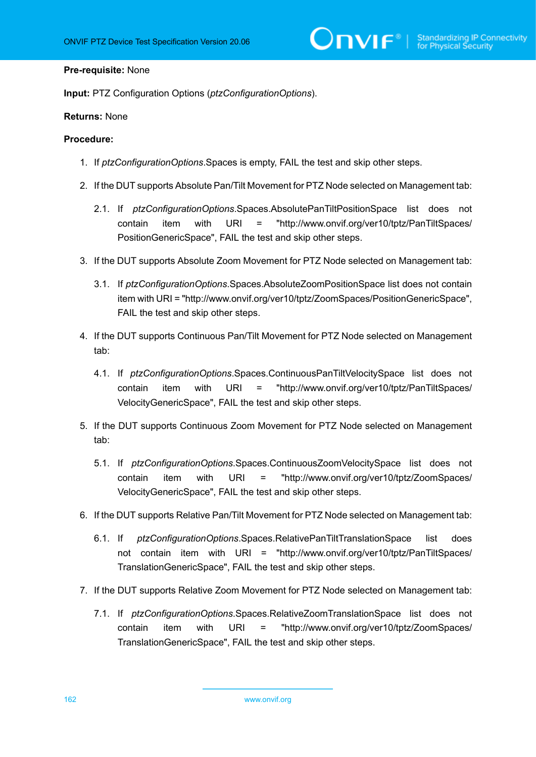**Pre-requisite:** None

**Input:** PTZ Configuration Options (*ptzConfigurationOptions*).

**Returns:** None

**Procedure:**

1. If *ptzConfigurationOptions*.Spaces is empty, FAIL the test and skip other steps.
2. If the DUT supports Absolute Pan/Tilt Movement for PTZ Node selected on Management tab:
   - 2.1. If *ptzConfigurationOptions*.Spaces.AbsolutePanTiltPositionSpace list does not contain item with URI = "http://www.onvif.org/ver10/tptz/PanTiltSpaces/PositionGenericSpace", FAIL the test and skip other steps.
3. If the DUT supports Absolute Zoom Movement for PTZ Node selected on Management tab:
   - 3.1. If *ptzConfigurationOptions*.Spaces.AbsoluteZoomPositionSpace list does not contain item with URI = "http://www.onvif.org/ver10/tptz/ZoomSpaces/PositionGenericSpace", FAIL the test and skip other steps.
4. If the DUT supports Continuous Pan/Tilt Movement for PTZ Node selected on Management tab:
   - 4.1. If *ptzConfigurationOptions*.Spaces.ContinuousPanTiltVelocitySpace list does not contain item with URI = "http://www.onvif.org/ver10/tptz/PanTiltSpaces/VelocityGenericSpace", FAIL the test and skip other steps.
5. If the DUT supports Continuous Zoom Movement for PTZ Node selected on Management tab:
   - 5.1. If *ptzConfigurationOptions*.Spaces.ContinuousZoomVelocitySpace list does not contain item with URI = "http://www.onvif.org/ver10/tptz/ZoomSpaces/VelocityGenericSpace", FAIL the test and skip other steps.
6. If the DUT supports Relative Pan/Tilt Movement for PTZ Node selected on Management tab:
   - 6.1. If *ptzConfigurationOptions*.Spaces.RelativePanTiltTranslationSpace list does not contain item with URI = "http://www.onvif.org/ver10/tptz/PanTiltSpaces/TranslationGenericSpace", FAIL the test and skip other steps.
7. If the DUT supports Relative Zoom Movement for PTZ Node selected on Management tab:
   - 7.1. If *ptzConfigurationOptions*.Spaces.RelativeZoomTranslationSpace list does not contain item with URI = "http://www.onvif.org/ver10/tptz/ZoomSpaces/TranslationGenericSpace", FAIL the test and skip other steps.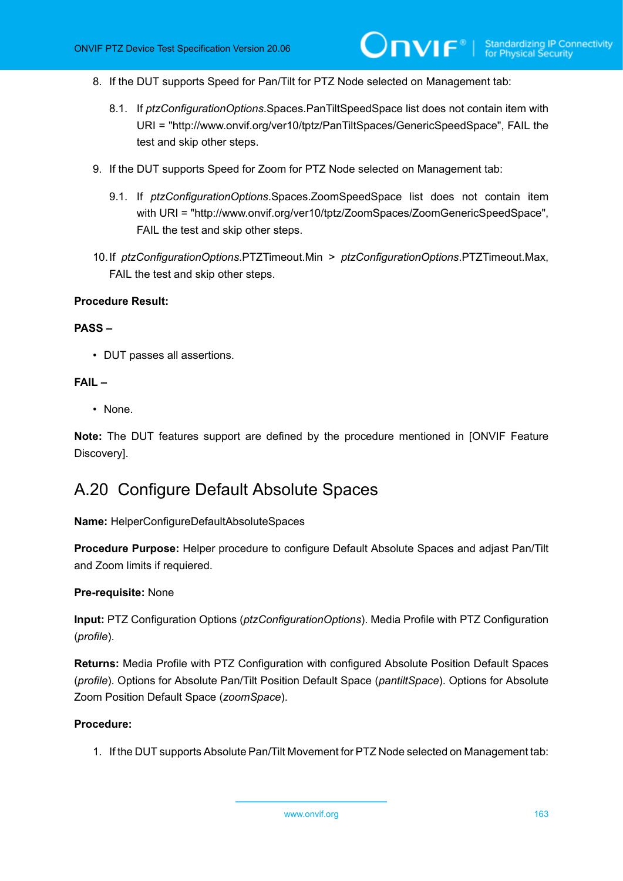8. If the DUT supports Speed for Pan/Tilt for PTZ Node selected on Management tab:

   8.1. If *ptzConfigurationOptions*.Spaces.PanTiltSpeedSpace list does not contain item with URI = "http://www.onvif.org/ver10/tptz/PanTiltSpaces/GenericSpeedSpace", FAIL the test and skip other steps.

9. If the DUT supports Speed for Zoom for PTZ Node selected on Management tab:

   9.1. If *ptzConfigurationOptions*.Spaces.ZoomSpeedSpace list does not contain item with URI = "http://www.onvif.org/ver10/tptz/ZoomSpaces/ZoomGenericSpeedSpace", FAIL the test and skip other steps.

10. If *ptzConfigurationOptions*.PTZTimeout.Min > *ptzConfigurationOptions*.PTZTimeout.Max, FAIL the test and skip other steps.

**Procedure Result:**

**PASS –**

- DUT passes all assertions.

**FAIL –**

- None.

**Note:** The DUT features support are defined by the procedure mentioned in [ONVIF Feature Discovery].

## A.20 Configure Default Absolute Spaces

**Name:** HelperConfigureDefaultAbsoluteSpaces

**Procedure Purpose:** Helper procedure to configure Default Absolute Spaces and adjust Pan/Tilt and Zoom limits if requiered.

**Pre-requisite:** None

**Input:** PTZ Configuration Options (*ptzConfigurationOptions*). Media Profile with PTZ Configuration (*profile*).

**Returns:** Media Profile with PTZ Configuration with configured Absolute Position Default Spaces (*profile*). Options for Absolute Pan/Tilt Position Default Space (*pantiltSpace*). Options for Absolute Zoom Position Default Space (*zoomSpace*).

**Procedure:**

1. If the DUT supports Absolute Pan/Tilt Movement for PTZ Node selected on Management tab: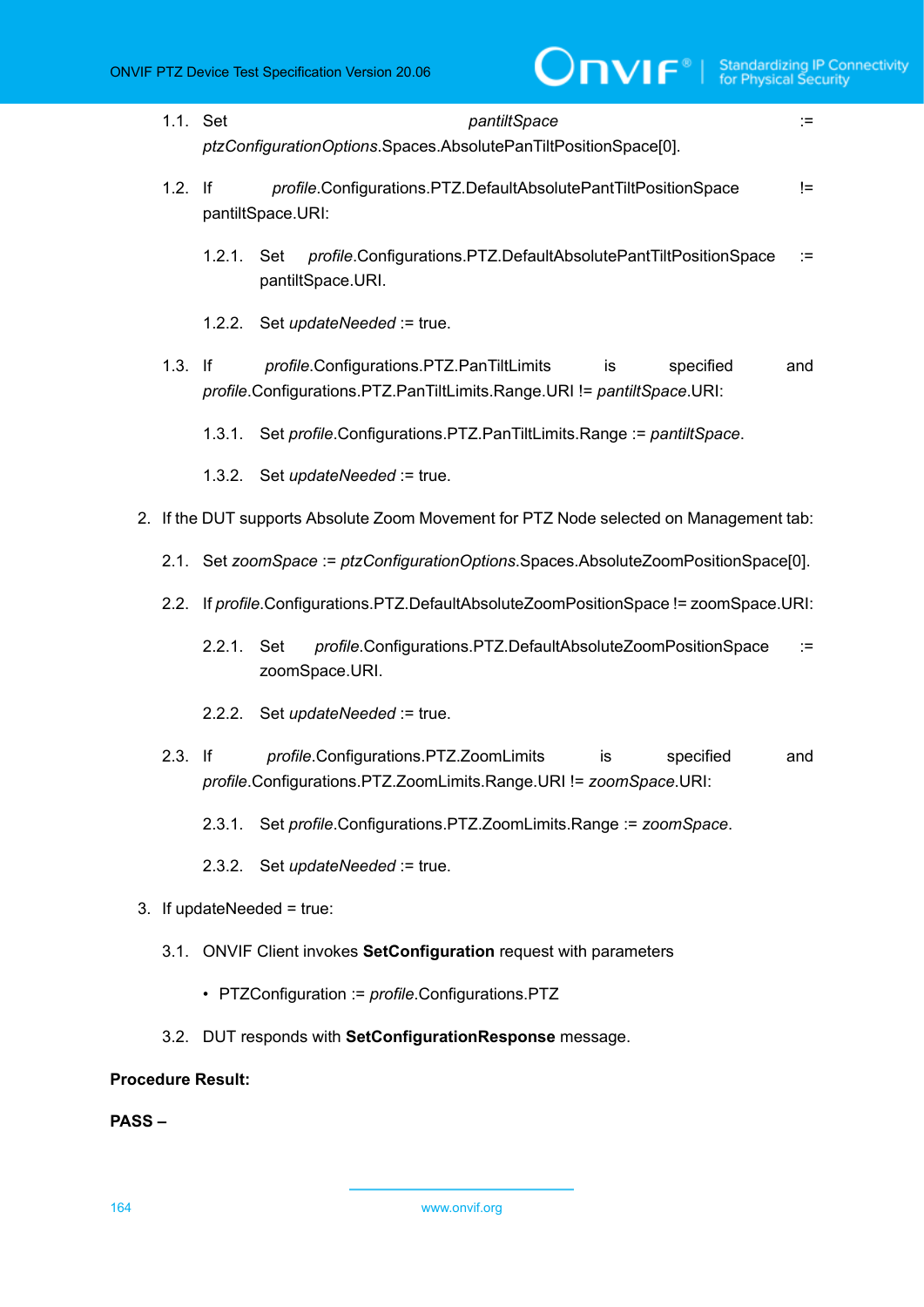1.1. Set *pantiltSpace* := *ptzConfigurationOptions*.Spaces.AbsolutePanTiltPositionSpace[0].

1.2. If *profile*.Configurations.PTZ.DefaultAbsolutePantTiltPositionSpace != pantiltSpace.URI:

1.2.1. Set *profile*.Configurations.PTZ.DefaultAbsolutePantTiltPositionSpace := pantiltSpace.URI.

1.2.2. Set *updateNeeded* := true.

1.3. If *profile*.Configurations.PTZ.PanTiltLimits is specified and *profile*.Configurations.PTZ.PanTiltLimits.Range.URI != *pantiltSpace*.URI:

1.3.1. Set *profile*.Configurations.PTZ.PanTiltLimits.Range := *pantiltSpace*.

1.3.2. Set *updateNeeded* := true.

2. If the DUT supports Absolute Zoom Movement for PTZ Node selected on Management tab:

2.1. Set *zoomSpace* := *ptzConfigurationOptions*.Spaces.AbsoluteZoomPositionSpace[0].

2.2. If *profile*.Configurations.PTZ.DefaultAbsoluteZoomPositionSpace != zoomSpace.URI:

2.2.1. Set *profile*.Configurations.PTZ.DefaultAbsoluteZoomPositionSpace := zoomSpace.URI.

2.2.2. Set *updateNeeded* := true.

2.3. If *profile*.Configurations.PTZ.ZoomLimits is specified and *profile*.Configurations.PTZ.ZoomLimits.Range.URI != *zoomSpace*.URI:

2.3.1. Set *profile*.Configurations.PTZ.ZoomLimits.Range := *zoomSpace*.

2.3.2. Set *updateNeeded* := true.

3. If updateNeeded = true:

3.1. ONVIF Client invokes **SetConfiguration** request with parameters

- PTZConfiguration := *profile*.Configurations.PTZ

3.2. DUT responds with **SetConfigurationResponse** message.

**Procedure Result:**

**PASS –**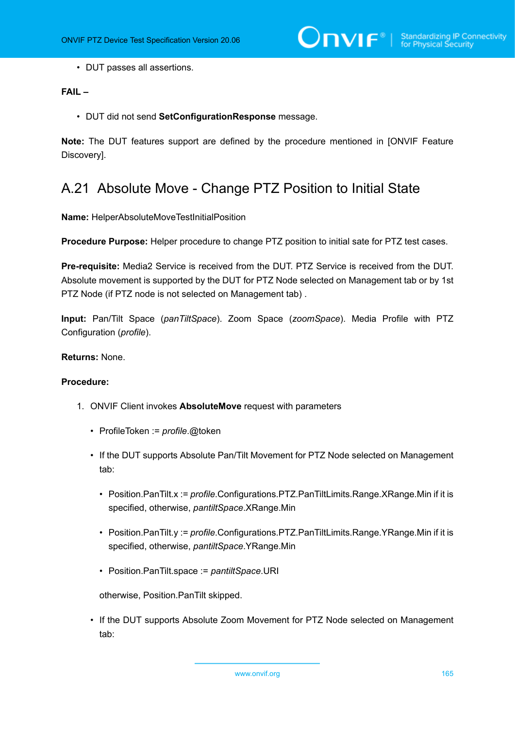- DUT passes all assertions.

**FAIL –**

- DUT did not send **SetConfigurationResponse** message.

**Note:** The DUT features support are defined by the procedure mentioned in [ONVIF Feature Discovery].

## A.21 Absolute Move - Change PTZ Position to Initial State

**Name:** HelperAbsoluteMoveTestInitialPosition

**Procedure Purpose:** Helper procedure to change PTZ position to initial sate for PTZ test cases.

**Pre-requisite:** Media2 Service is received from the DUT. PTZ Service is received from the DUT. Absolute movement is supported by the DUT for PTZ Node selected on Management tab or by 1st PTZ Node (if PTZ node is not selected on Management tab) .

**Input:** Pan/Tilt Space (*panTiltSpace*). Zoom Space (*zoomSpace*). Media Profile with PTZ Configuration (*profile*).

**Returns:** None.

**Procedure:**

1. ONVIF Client invokes **AbsoluteMove** request with parameters
   - ProfileToken := *profile*.@token
   - If the DUT supports Absolute Pan/Tilt Movement for PTZ Node selected on Management tab:
     - Position.PanTilt.x := *profile*.Configurations.PTZ.PanTiltLimits.Range.XRange.Min if it is specified, otherwise, *pantiltSpace*.XRange.Min
     - Position.PanTilt.y := *profile*.Configurations.PTZ.PanTiltLimits.Range.YRange.Min if it is specified, otherwise, *pantiltSpace*.YRange.Min
     - Position.PanTilt.space := *pantiltSpace*.URI

     otherwise, Position.PanTilt skipped.
   - If the DUT supports Absolute Zoom Movement for PTZ Node selected on Management tab: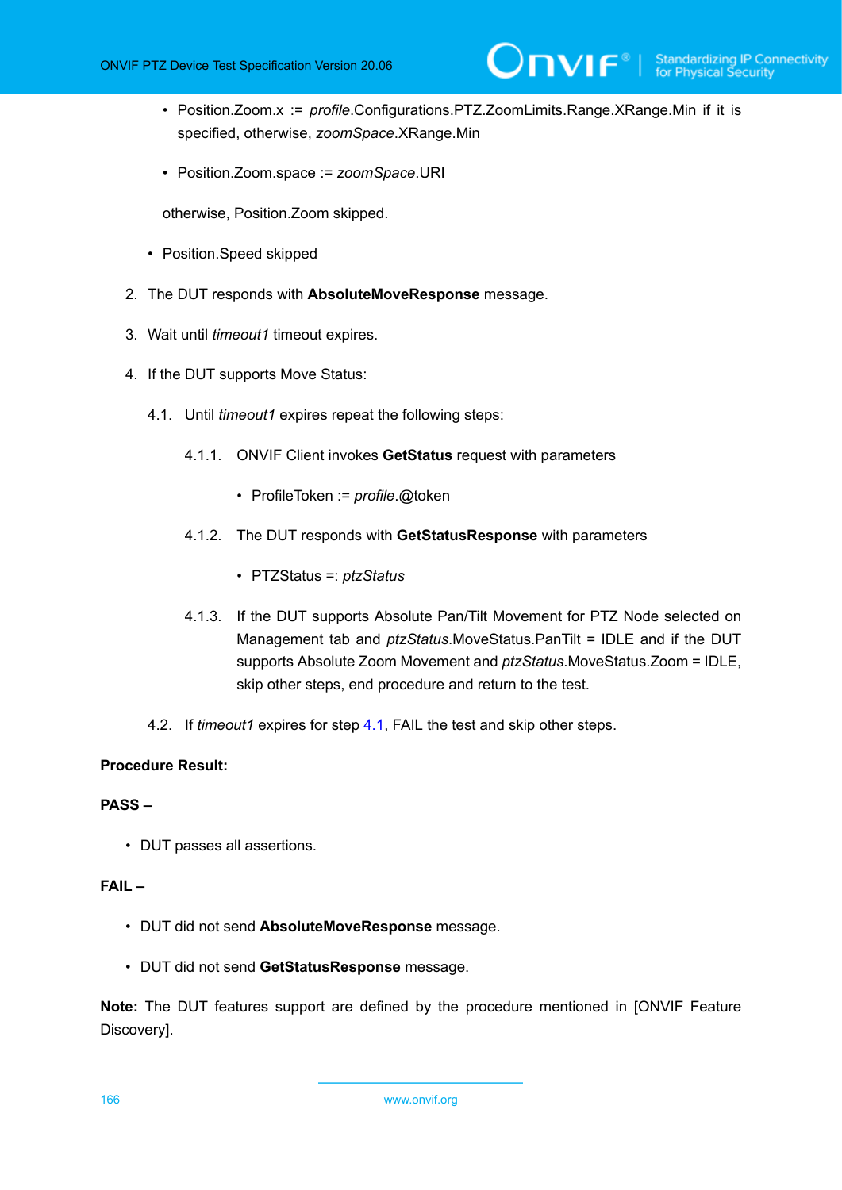- Position.Zoom.x := *profile*.Configurations.PTZ.ZoomLimits.Range.XRange.Min if it is specified, otherwise, *zoomSpace*.XRange.Min
        - Position.Zoom.space := *zoomSpace*.URI

      otherwise, Position.Zoom skipped.

    - Position.Speed skipped

2. The DUT responds with **AbsoluteMoveResponse** message.

3. Wait until *timeout1* timeout expires.

4. If the DUT supports Move Status:

   4.1. Until *timeout1* expires repeat the following steps:

   4.1.1. ONVIF Client invokes **GetStatus** request with parameters

   - ProfileToken := *profile*.@token

   4.1.2. The DUT responds with **GetStatusResponse** with parameters

   - PTZStatus =: *ptzStatus*

   4.1.3. If the DUT supports Absolute Pan/Tilt Movement for PTZ Node selected on Management tab and *ptzStatus*.MoveStatus.PanTilt = IDLE and if the DUT supports Absolute Zoom Movement and *ptzStatus*.MoveStatus.Zoom = IDLE, skip other steps, end procedure and return to the test.

   4.2. If *timeout1* expires for step 4.1, FAIL the test and skip other steps.

**Procedure Result:**

**PASS –**

- DUT passes all assertions.

**FAIL –**

- DUT did not send **AbsoluteMoveResponse** message.
- DUT did not send **GetStatusResponse** message.

**Note:** The DUT features support are defined by the procedure mentioned in [ONVIF Feature Discovery].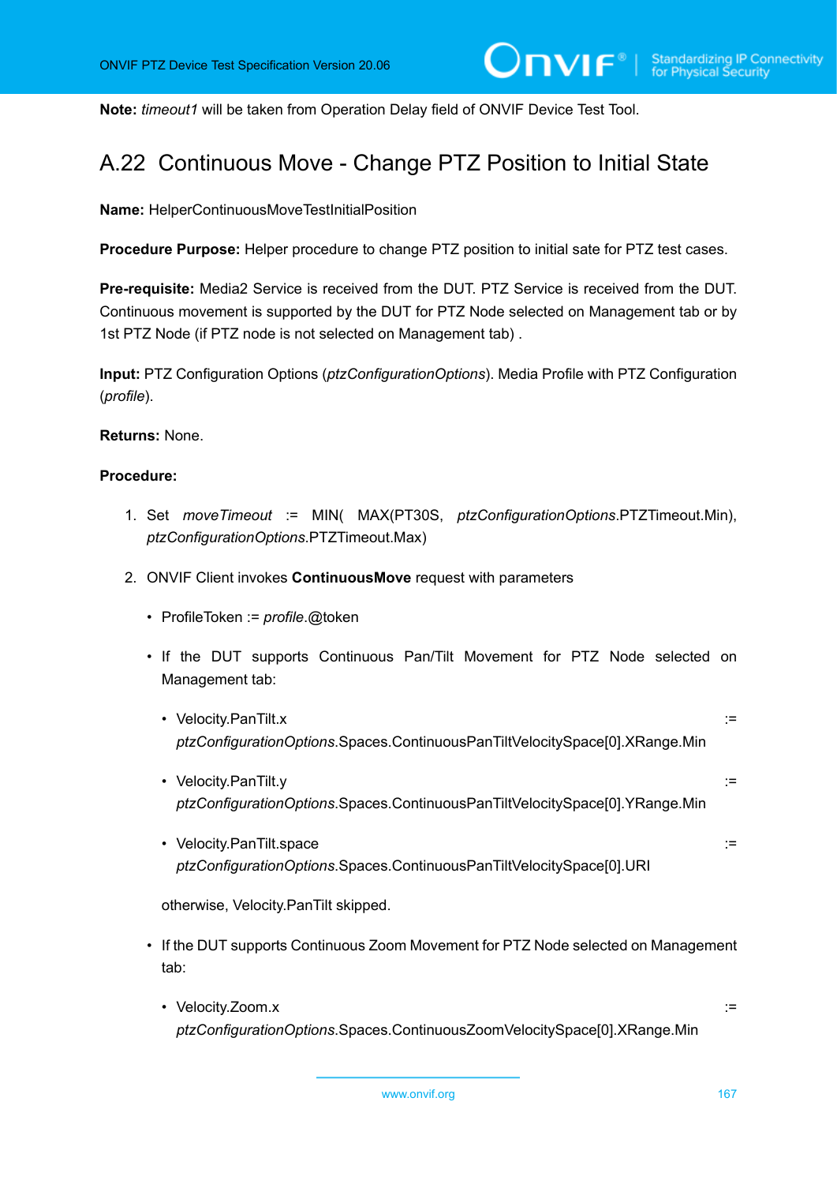**Note:** *timeout1* will be taken from Operation Delay field of ONVIF Device Test Tool.

## A.22 Continuous Move - Change PTZ Position to Initial State

**Name:** HelperContinuousMoveTestInitialPosition

**Procedure Purpose:** Helper procedure to change PTZ position to initial sate for PTZ test cases.

**Pre-requisite:** Media2 Service is received from the DUT. PTZ Service is received from the DUT. Continuous movement is supported by the DUT for PTZ Node selected on Management tab or by 1st PTZ Node (if PTZ node is not selected on Management tab) .

**Input:** PTZ Configuration Options (*ptzConfigurationOptions*). Media Profile with PTZ Configuration (*profile*).

**Returns:** None.

**Procedure:**

1. Set *moveTimeout* := MIN( MAX(PT30S, *ptzConfigurationOptions*.PTZTimeout.Min), *ptzConfigurationOptions*.PTZTimeout.Max)

2. ONVIF Client invokes **ContinuousMove** request with parameters

   - ProfileToken := *profile*.@token

   - If the DUT supports Continuous Pan/Tilt Movement for PTZ Node selected on Management tab:

     - Velocity.PanTilt.x := *ptzConfigurationOptions*.Spaces.ContinuousPanTiltVelocitySpace[0].XRange.Min

     - Velocity.PanTilt.y := *ptzConfigurationOptions*.Spaces.ContinuousPanTiltVelocitySpace[0].YRange.Min

     - Velocity.PanTilt.space := *ptzConfigurationOptions*.Spaces.ContinuousPanTiltVelocitySpace[0].URI

     otherwise, Velocity.PanTilt skipped.

   - If the DUT supports Continuous Zoom Movement for PTZ Node selected on Management tab:

     - Velocity.Zoom.x := *ptzConfigurationOptions*.Spaces.ContinuousZoomVelocitySpace[0].XRange.Min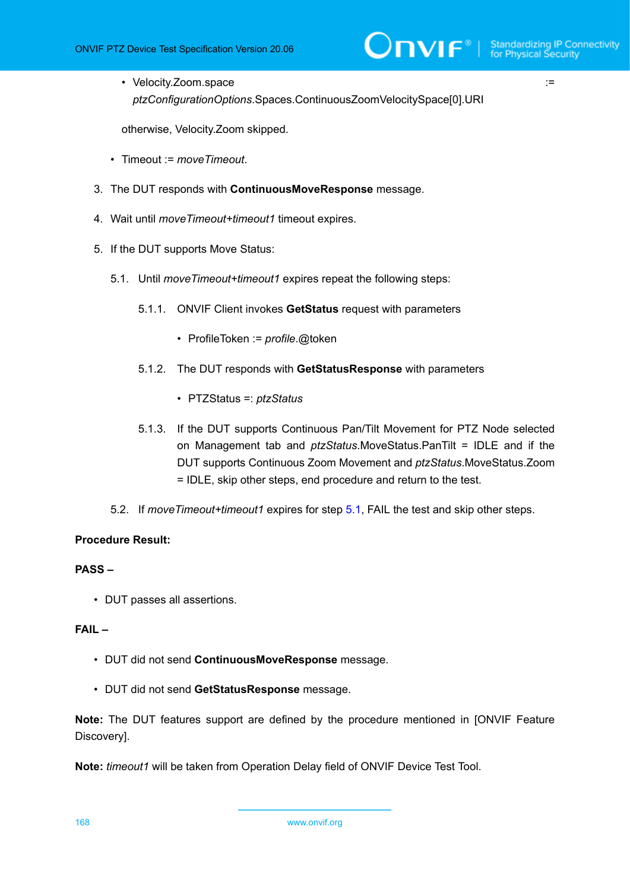- Velocity.Zoom.space := *ptzConfigurationOptions*.Spaces.ContinuousZoomVelocitySpace[0].URI

   otherwise, Velocity.Zoom skipped.

- Timeout := *moveTimeout*.

3. The DUT responds with **ContinuousMoveResponse** message.

4. Wait until *moveTimeout+timeout1* timeout expires.

5. If the DUT supports Move Status:

   5.1. Until *moveTimeout+timeout1* expires repeat the following steps:

      5.1.1. ONVIF Client invokes **GetStatus** request with parameters

      - ProfileToken := *profile*.@token

      5.1.2. The DUT responds with **GetStatusResponse** with parameters

      - PTZStatus =: *ptzStatus*

      5.1.3. If the DUT supports Continuous Pan/Tilt Movement for PTZ Node selected on Management tab and *ptzStatus*.MoveStatus.PanTilt = IDLE and if the DUT supports Continuous Zoom Movement and *ptzStatus*.MoveStatus.Zoom = IDLE, skip other steps, end procedure and return to the test.

   5.2. If *moveTimeout+timeout1* expires for step 5.1, FAIL the test and skip other steps.

**Procedure Result:**

**PASS –**

- DUT passes all assertions.

**FAIL –**

- DUT did not send **ContinuousMoveResponse** message.
- DUT did not send **GetStatusResponse** message.

**Note:** The DUT features support are defined by the procedure mentioned in [ONVIF Feature Discovery].

**Note:** *timeout1* will be taken from Operation Delay field of ONVIF Device Test Tool.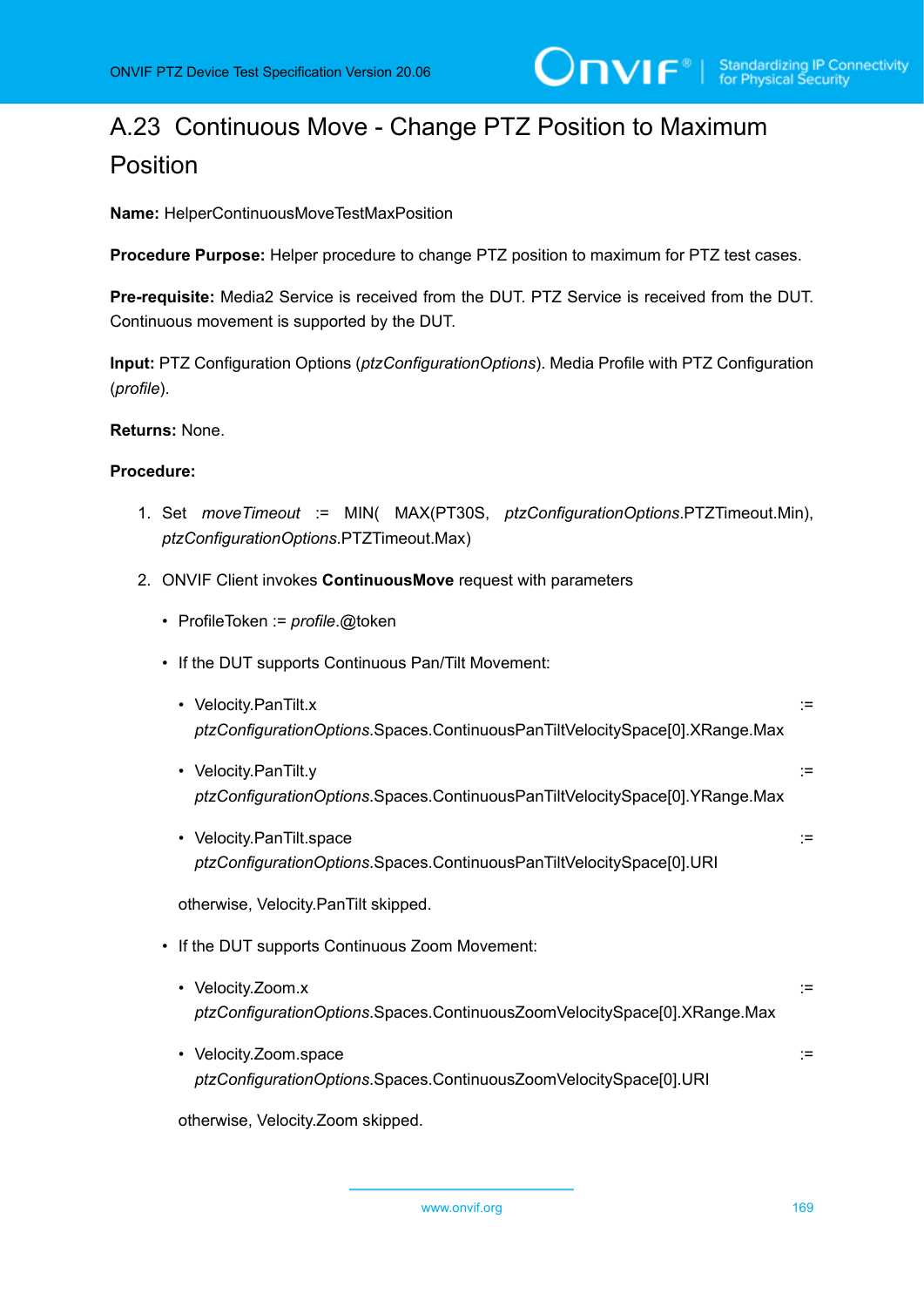## A.23 Continuous Move - Change PTZ Position to Maximum Position

**Name:** HelperContinuousMoveTestMaxPosition

**Procedure Purpose:** Helper procedure to change PTZ position to maximum for PTZ test cases.

**Pre-requisite:** Media2 Service is received from the DUT. PTZ Service is received from the DUT. Continuous movement is supported by the DUT.

**Input:** PTZ Configuration Options (*ptzConfigurationOptions*). Media Profile with PTZ Configuration (*profile*).

**Returns:** None.

**Procedure:**

1. Set *moveTimeout* := MIN( MAX(PT30S, *ptzConfigurationOptions*.PTZTimeout.Min), *ptzConfigurationOptions*.PTZTimeout.Max)

2. ONVIF Client invokes **ContinuousMove** request with parameters

   - ProfileToken := *profile*.@token

   - If the DUT supports Continuous Pan/Tilt Movement:

     - Velocity.PanTilt.x := *ptzConfigurationOptions*.Spaces.ContinuousPanTiltVelocitySpace[0].XRange.Max

     - Velocity.PanTilt.y := *ptzConfigurationOptions*.Spaces.ContinuousPanTiltVelocitySpace[0].YRange.Max

     - Velocity.PanTilt.space := *ptzConfigurationOptions*.Spaces.ContinuousPanTiltVelocitySpace[0].URI

     otherwise, Velocity.PanTilt skipped.

   - If the DUT supports Continuous Zoom Movement:

     - Velocity.Zoom.x := *ptzConfigurationOptions*.Spaces.ContinuousZoomVelocitySpace[0].XRange.Max

     - Velocity.Zoom.space := *ptzConfigurationOptions*.Spaces.ContinuousZoomVelocitySpace[0].URI

     otherwise, Velocity.Zoom skipped.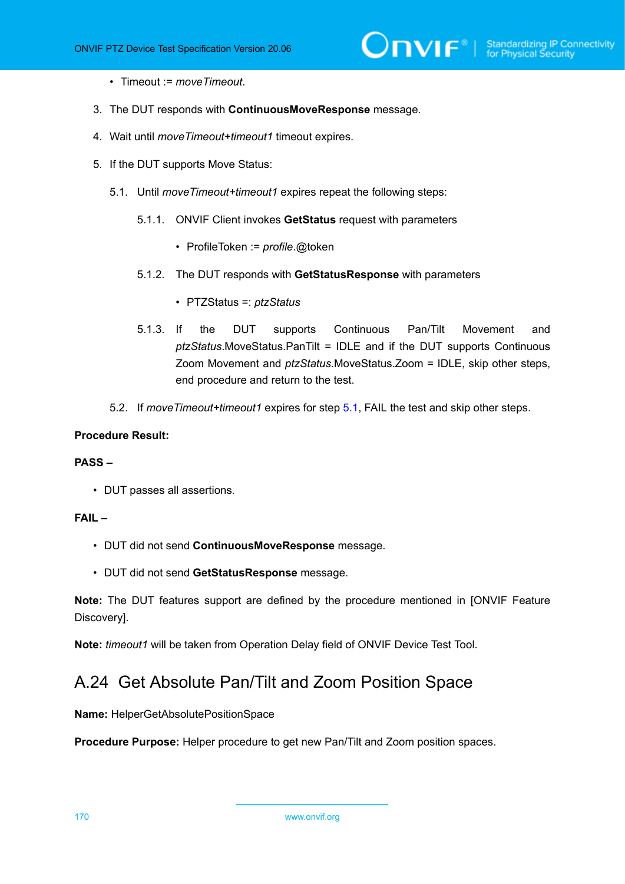- Timeout := *moveTimeout*.

3. The DUT responds with **ContinuousMoveResponse** message.

4. Wait until *moveTimeout*+*timeout1* timeout expires.

5. If the DUT supports Move Status:

   5.1. Until *moveTimeout*+*timeout1* expires repeat the following steps:

   5.1.1. ONVIF Client invokes **GetStatus** request with parameters

   - ProfileToken := *profile*.@token

   5.1.2. The DUT responds with **GetStatusResponse** with parameters

   - PTZStatus =: *ptzStatus*

   5.1.3. If the DUT supports Continuous Pan/Tilt Movement and *ptzStatus*.MoveStatus.PanTilt = IDLE and if the DUT supports Continuous Zoom Movement and *ptzStatus*.MoveStatus.Zoom = IDLE, skip other steps, end procedure and return to the test.

   5.2. If *moveTimeout*+*timeout1* expires for step 5.1, FAIL the test and skip other steps.

**Procedure Result:**

**PASS –**

- DUT passes all assertions.

**FAIL –**

- DUT did not send **ContinuousMoveResponse** message.
- DUT did not send **GetStatusResponse** message.

**Note:** The DUT features support are defined by the procedure mentioned in [ONVIF Feature Discovery].

**Note:** *timeout1* will be taken from Operation Delay field of ONVIF Device Test Tool.

## A.24 Get Absolute Pan/Tilt and Zoom Position Space

**Name:** HelperGetAbsolutePositionSpace

**Procedure Purpose:** Helper procedure to get new Pan/Tilt and Zoom position spaces.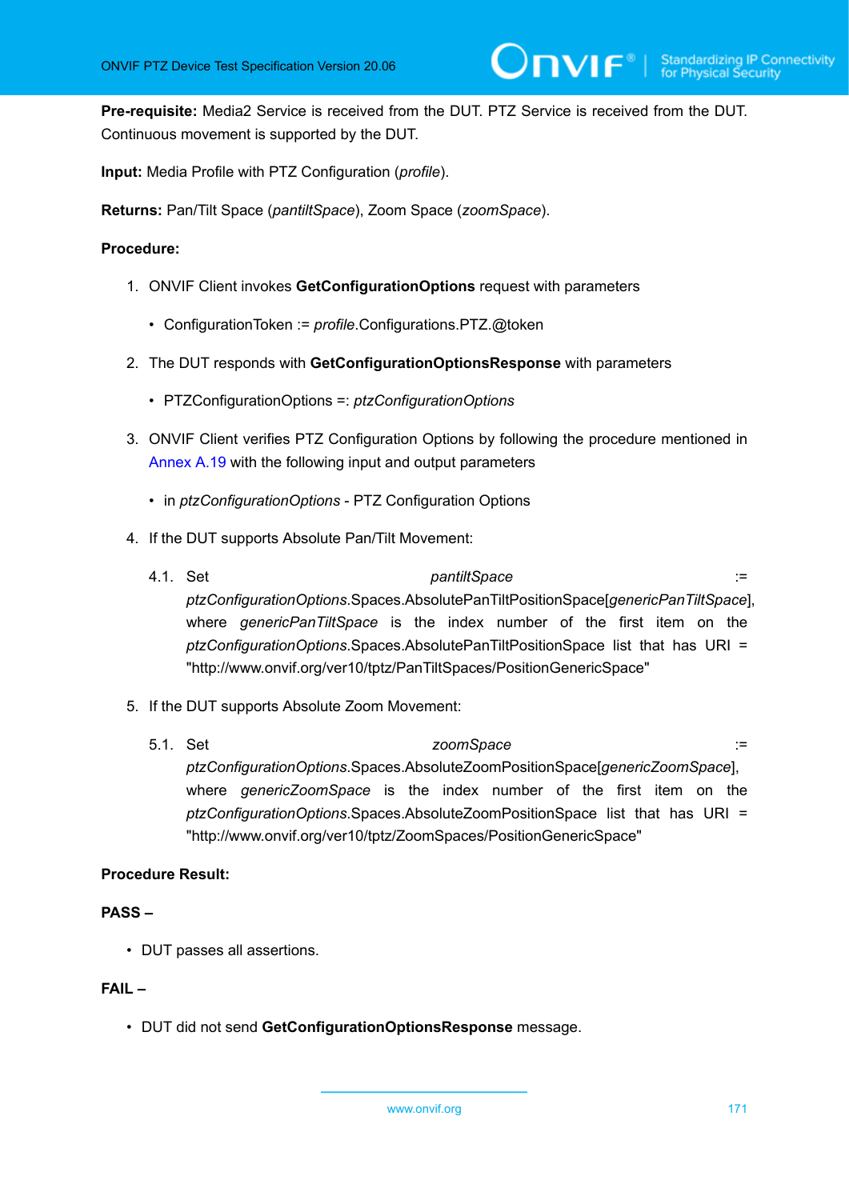**Pre-requisite:** Media2 Service is received from the DUT. PTZ Service is received from the DUT. Continuous movement is supported by the DUT.

**Input:** Media Profile with PTZ Configuration (*profile*).

**Returns:** Pan/Tilt Space (*pantiltSpace*), Zoom Space (*zoomSpace*).

**Procedure:**

1. ONVIF Client invokes **GetConfigurationOptions** request with parameters
   - ConfigurationToken := *profile*.Configurations.PTZ.@token
2. The DUT responds with **GetConfigurationOptionsResponse** with parameters
   - PTZConfigurationOptions =: *ptzConfigurationOptions*
3. ONVIF Client verifies PTZ Configuration Options by following the procedure mentioned in Annex A.19 with the following input and output parameters
   - in *ptzConfigurationOptions* - PTZ Configuration Options
4. If the DUT supports Absolute Pan/Tilt Movement:

   4.1. Set *pantiltSpace* := *ptzConfigurationOptions*.Spaces.AbsolutePanTiltPositionSpace[*genericPanTiltSpace*], where *genericPanTiltSpace* is the index number of the first item on the *ptzConfigurationOptions*.Spaces.AbsolutePanTiltPositionSpace list that has URI = "http://www.onvif.org/ver10/tptz/PanTiltSpaces/PositionGenericSpace"

5. If the DUT supports Absolute Zoom Movement:

   5.1. Set *zoomSpace* := *ptzConfigurationOptions*.Spaces.AbsoluteZoomPositionSpace[*genericZoomSpace*], where *genericZoomSpace* is the index number of the first item on the *ptzConfigurationOptions*.Spaces.AbsoluteZoomPositionSpace list that has URI = "http://www.onvif.org/ver10/tptz/ZoomSpaces/PositionGenericSpace"

**Procedure Result:**

**PASS –**

- DUT passes all assertions.

**FAIL –**

- DUT did not send **GetConfigurationOptionsResponse** message.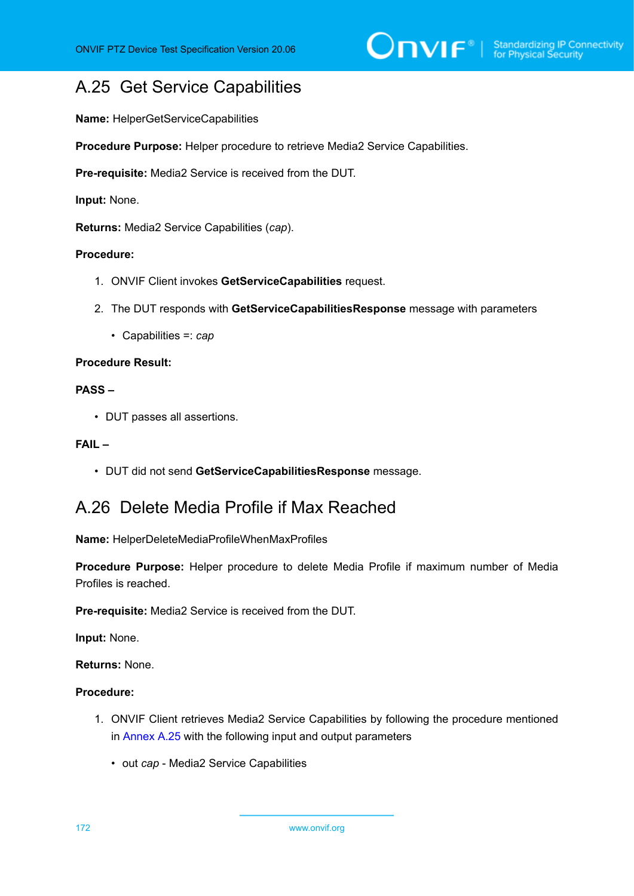## A.25 Get Service Capabilities

**Name:** HelperGetServiceCapabilities

**Procedure Purpose:** Helper procedure to retrieve Media2 Service Capabilities.

**Pre-requisite:** Media2 Service is received from the DUT.

**Input:** None.

**Returns:** Media2 Service Capabilities (*cap*).

**Procedure:**

1. ONVIF Client invokes **GetServiceCapabilities** request.
2. The DUT responds with **GetServiceCapabilitiesResponse** message with parameters
   - Capabilities =: *cap*

**Procedure Result:**

**PASS –**

- DUT passes all assertions.

**FAIL –**

- DUT did not send **GetServiceCapabilitiesResponse** message.

## A.26 Delete Media Profile if Max Reached

**Name:** HelperDeleteMediaProfileWhenMaxProfiles

**Procedure Purpose:** Helper procedure to delete Media Profile if maximum number of Media Profiles is reached.

**Pre-requisite:** Media2 Service is received from the DUT.

**Input:** None.

**Returns:** None.

**Procedure:**

1. ONVIF Client retrieves Media2 Service Capabilities by following the procedure mentioned in Annex A.25 with the following input and output parameters
   - out *cap* - Media2 Service Capabilities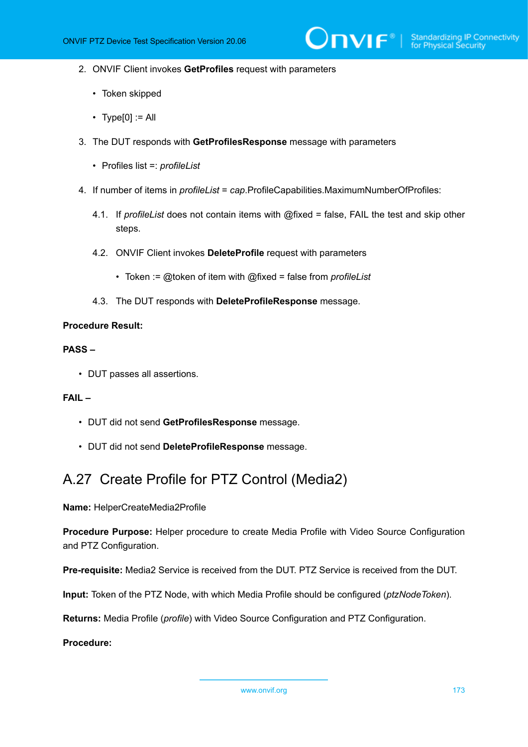2. ONVIF Client invokes **GetProfiles** request with parameters

    - Token skipped
    - Type[0] := All

3. The DUT responds with **GetProfilesResponse** message with parameters

    - Profiles list =: *profileList*

4. If number of items in *profileList* = *cap*.ProfileCapabilities.MaximumNumberOfProfiles:

    4.1. If *profileList* does not contain items with @fixed = false, FAIL the test and skip other steps.

    4.2. ONVIF Client invokes **DeleteProfile** request with parameters

    - Token := @token of item with @fixed = false from *profileList*

    4.3. The DUT responds with **DeleteProfileResponse** message.

**Procedure Result:**

**PASS –**

- DUT passes all assertions.

**FAIL –**

- DUT did not send **GetProfilesResponse** message.
- DUT did not send **DeleteProfileResponse** message.

## A.27 Create Profile for PTZ Control (Media2)

**Name:** HelperCreateMedia2Profile

**Procedure Purpose:** Helper procedure to create Media Profile with Video Source Configuration and PTZ Configuration.

**Pre-requisite:** Media2 Service is received from the DUT. PTZ Service is received from the DUT.

**Input:** Token of the PTZ Node, with which Media Profile should be configured (*ptzNodeToken*).

**Returns:** Media Profile (*profile*) with Video Source Configuration and PTZ Configuration.

**Procedure:**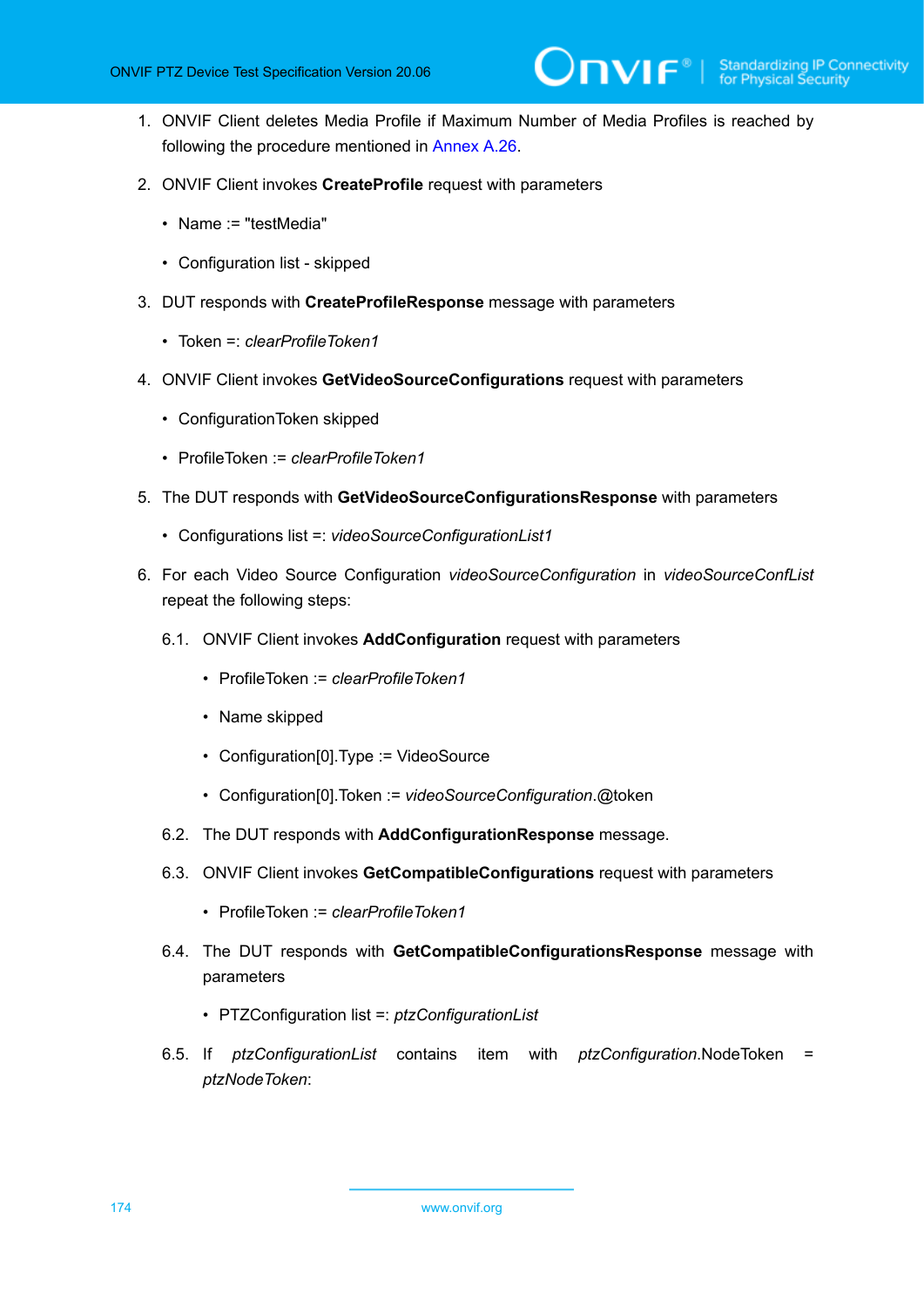1. ONVIF Client deletes Media Profile if Maximum Number of Media Profiles is reached by following the procedure mentioned in Annex A.26.

2. ONVIF Client invokes **CreateProfile** request with parameters

   - Name := "testMedia"
   - Configuration list - skipped

3. DUT responds with **CreateProfileResponse** message with parameters

   - Token =: *clearProfileToken1*

4. ONVIF Client invokes **GetVideoSourceConfigurations** request with parameters

   - ConfigurationToken skipped
   - ProfileToken := *clearProfileToken1*

5. The DUT responds with **GetVideoSourceConfigurationsResponse** with parameters

   - Configurations list =: *videoSourceConfigurationList1*

6. For each Video Source Configuration *videoSourceConfiguration* in *videoSourceConfList* repeat the following steps:

   6.1. ONVIF Client invokes **AddConfiguration** request with parameters

   - ProfileToken := *clearProfileToken1*
   - Name skipped
   - Configuration[0].Type := VideoSource
   - Configuration[0].Token := *videoSourceConfiguration*.@token

   6.2. The DUT responds with **AddConfigurationResponse** message.

   6.3. ONVIF Client invokes **GetCompatibleConfigurations** request with parameters

   - ProfileToken := *clearProfileToken1*

   6.4. The DUT responds with **GetCompatibleConfigurationsResponse** message with parameters

   - PTZConfiguration list =: *ptzConfigurationList*

   6.5. If *ptzConfigurationList* contains item with *ptzConfiguration*.NodeToken = *ptzNodeToken*: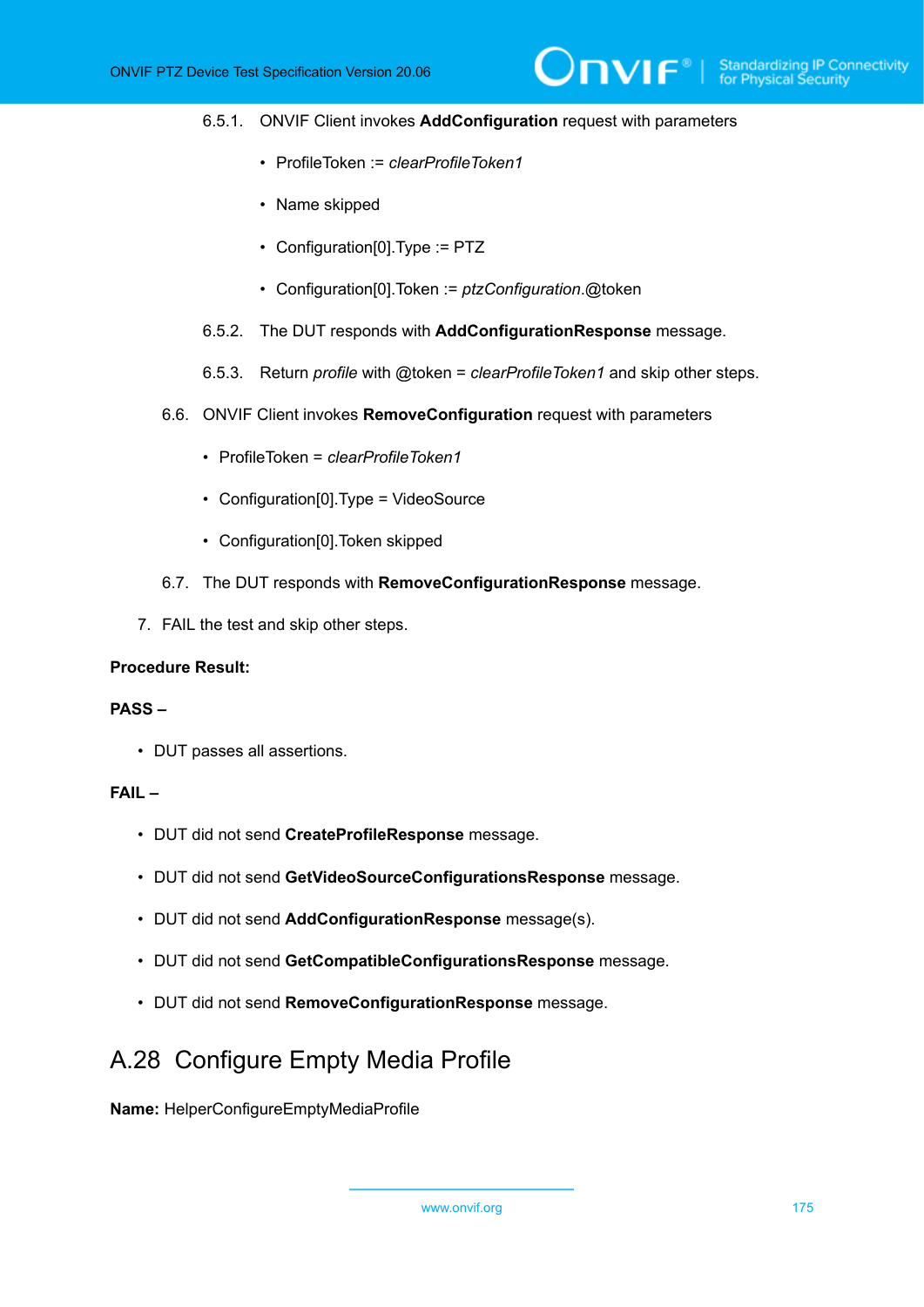6.5.1. ONVIF Client invokes **AddConfiguration** request with parameters

- ProfileToken := *clearProfileToken1*
- Name skipped
- Configuration[0].Type := PTZ
- Configuration[0].Token := *ptzConfiguration*.@token

6.5.2. The DUT responds with **AddConfigurationResponse** message.

6.5.3. Return *profile* with @token = *clearProfileToken1* and skip other steps.

6.6. ONVIF Client invokes **RemoveConfiguration** request with parameters

- ProfileToken = *clearProfileToken1*
- Configuration[0].Type = VideoSource
- Configuration[0].Token skipped

6.7. The DUT responds with **RemoveConfigurationResponse** message.

7. FAIL the test and skip other steps.

**Procedure Result:**

**PASS –**

- DUT passes all assertions.

**FAIL –**

- DUT did not send **CreateProfileResponse** message.
- DUT did not send **GetVideoSourceConfigurationsResponse** message.
- DUT did not send **AddConfigurationResponse** message(s).
- DUT did not send **GetCompatibleConfigurationsResponse** message.
- DUT did not send **RemoveConfigurationResponse** message.

## A.28 Configure Empty Media Profile

**Name:** HelperConfigureEmptyMediaProfile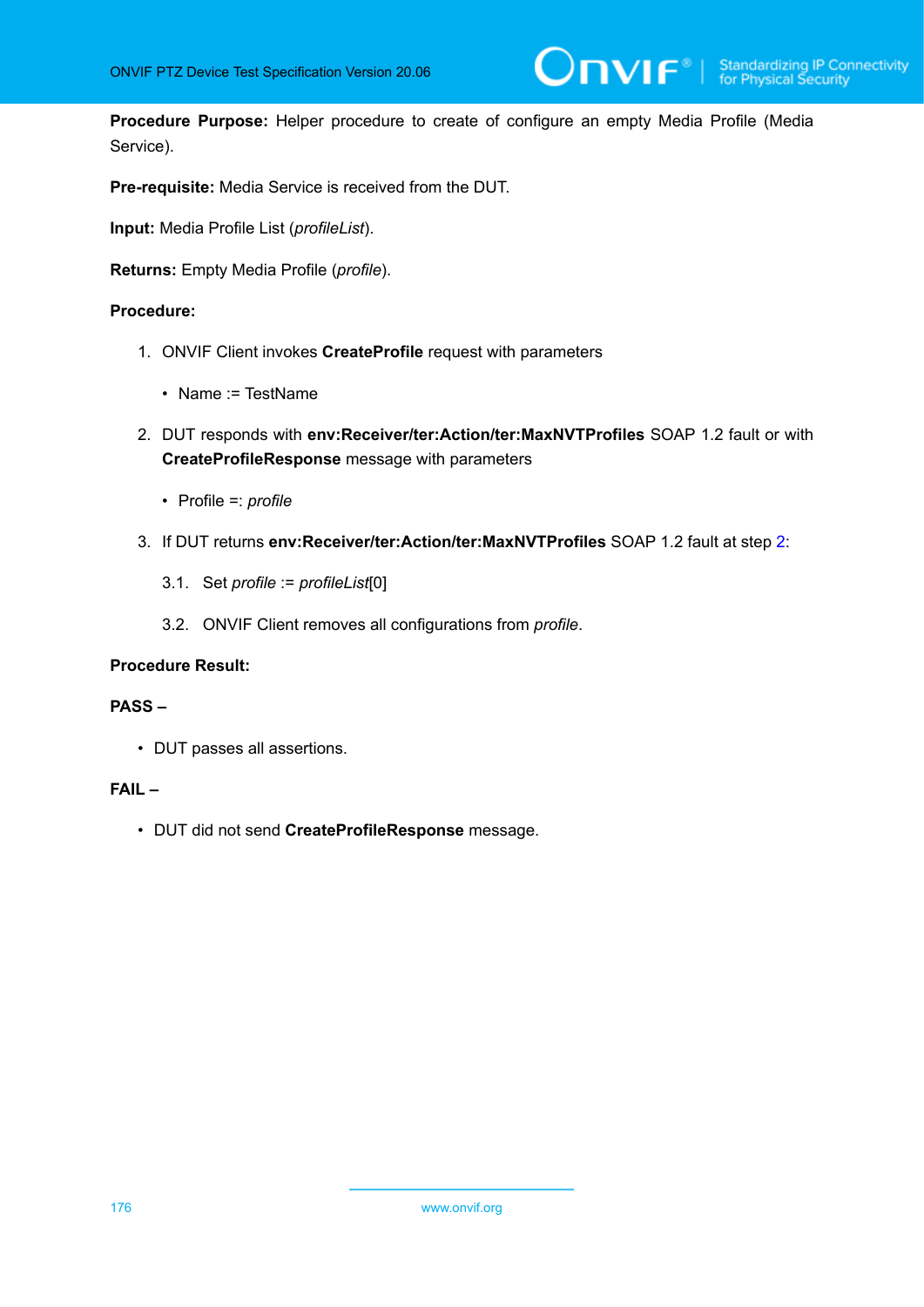**Procedure Purpose:** Helper procedure to create of configure an empty Media Profile (Media Service).

**Pre-requisite:** Media Service is received from the DUT.

**Input:** Media Profile List (*profileList*).

**Returns:** Empty Media Profile (*profile*).

**Procedure:**

1. ONVIF Client invokes **CreateProfile** request with parameters
   - Name := TestName
2. DUT responds with **env:Receiver/ter:Action/ter:MaxNVTProfiles** SOAP 1.2 fault or with **CreateProfileResponse** message with parameters
   - Profile =: *profile*
3. If DUT returns **env:Receiver/ter:Action/ter:MaxNVTProfiles** SOAP 1.2 fault at step 2:

   3.1. Set *profile* := *profileList*[0]

   3.2. ONVIF Client removes all configurations from *profile*.

**Procedure Result:**

**PASS –**

- DUT passes all assertions.

**FAIL –**

- DUT did not send **CreateProfileResponse** message.